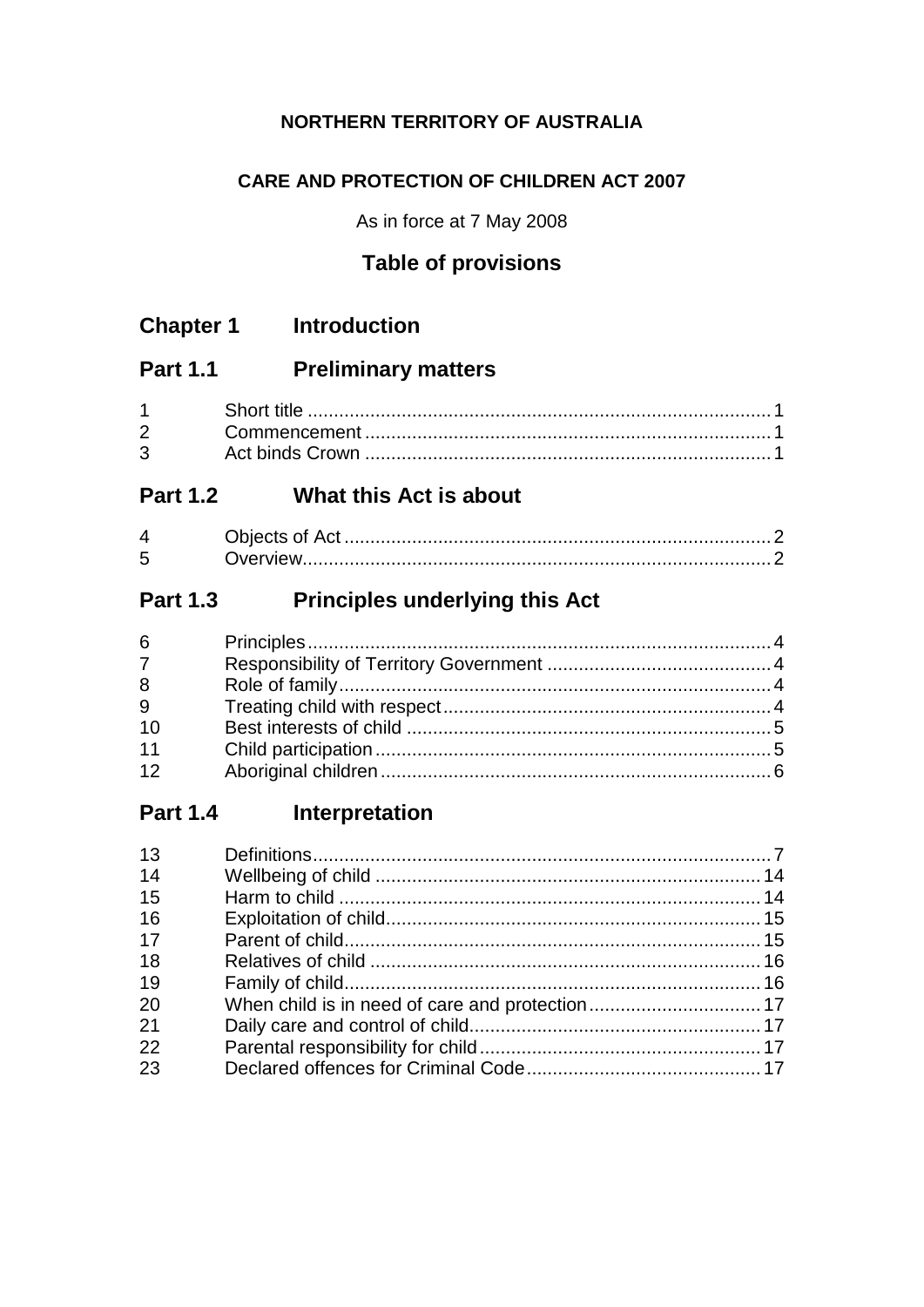**NORTHERN TERRITORY OF AUSTRALIA**

**CARE AND PROTECTION OF CHILDREN ACT 2007**

As in force at 7 May 2008

## Table of provisions

## Chapter 1 Introduction

### Part 1.1 Preliminary matters

| | | |
|---|---|---|
| 1 | Short title | 1 |
| 2 | Commencement | 1 |
| 3 | Act binds Crown | 1 |

### Part 1.2 What this Act is about

| | | |
|---|---|---|
| 4 | Objects of Act | 2 |
| 5 | Overview | 2 |

### Part 1.3 Principles underlying this Act

| | | |
|---|---|---|
| 6 | Principles | 4 |
| 7 | Responsibility of Territory Government | 4 |
| 8 | Role of family | 4 |
| 9 | Treating child with respect | 4 |
| 10 | Best interests of child | 5 |
| 11 | Child participation | 5 |
| 12 | Aboriginal children | 6 |

### Part 1.4 Interpretation

| | | |
|---|---|---|
| 13 | Definitions | 7 |
| 14 | Wellbeing of child | 14 |
| 15 | Harm to child | 14 |
| 16 | Exploitation of child | 15 |
| 17 | Parent of child | 15 |
| 18 | Relatives of child | 16 |
| 19 | Family of child | 16 |
| 20 | When child is in need of care and protection | 17 |
| 21 | Daily care and control of child | 17 |
| 22 | Parental responsibility for child | 17 |
| 23 | Declared offences for Criminal Code | 17 |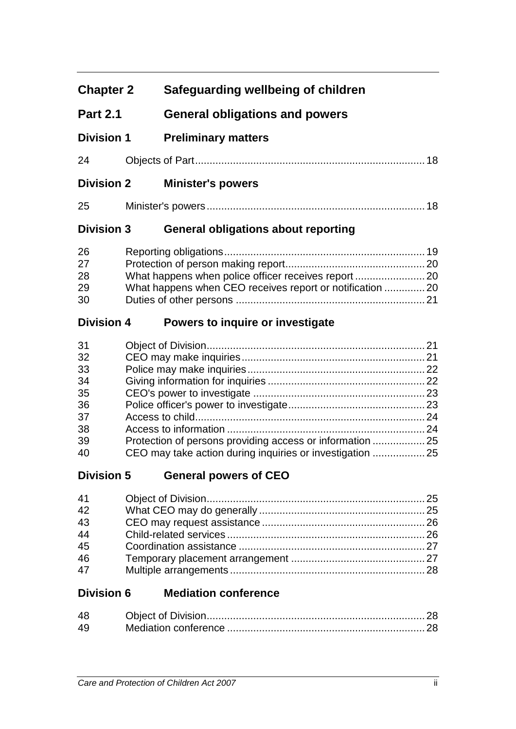## Chapter 2 Safeguarding wellbeing of children

### Part 2.1 General obligations and powers

#### Division 1 Preliminary matters

| | | |
|---|---|---|
| 24 | Objects of Part | 18 |

#### Division 2 Minister's powers

| | | |
|---|---|---|
| 25 | Minister's powers | 18 |

#### Division 3 General obligations about reporting

| | | |
|---|---|---|
| 26 | Reporting obligations | 19 |
| 27 | Protection of person making report | 20 |
| 28 | What happens when police officer receives report | 20 |
| 29 | What happens when CEO receives report or notification | 20 |
| 30 | Duties of other persons | 21 |

#### Division 4 Powers to inquire or investigate

| | | |
|---|---|---|
| 31 | Object of Division | 21 |
| 32 | CEO may make inquiries | 21 |
| 33 | Police may make inquiries | 22 |
| 34 | Giving information for inquiries | 22 |
| 35 | CEO's power to investigate | 23 |
| 36 | Police officer's power to investigate | 23 |
| 37 | Access to child | 24 |
| 38 | Access to information | 24 |
| 39 | Protection of persons providing access or information | 25 |
| 40 | CEO may take action during inquiries or investigation | 25 |

#### Division 5 General powers of CEO

| | | |
|---|---|---|
| 41 | Object of Division | 25 |
| 42 | What CEO may do generally | 25 |
| 43 | CEO may request assistance | 26 |
| 44 | Child-related services | 26 |
| 45 | Coordination assistance | 27 |
| 46 | Temporary placement arrangement | 27 |
| 47 | Multiple arrangements | 28 |

#### Division 6 Mediation conference

| | | |
|---|---|---|
| 48 | Object of Division | 28 |
| 49 | Mediation conference | 28 |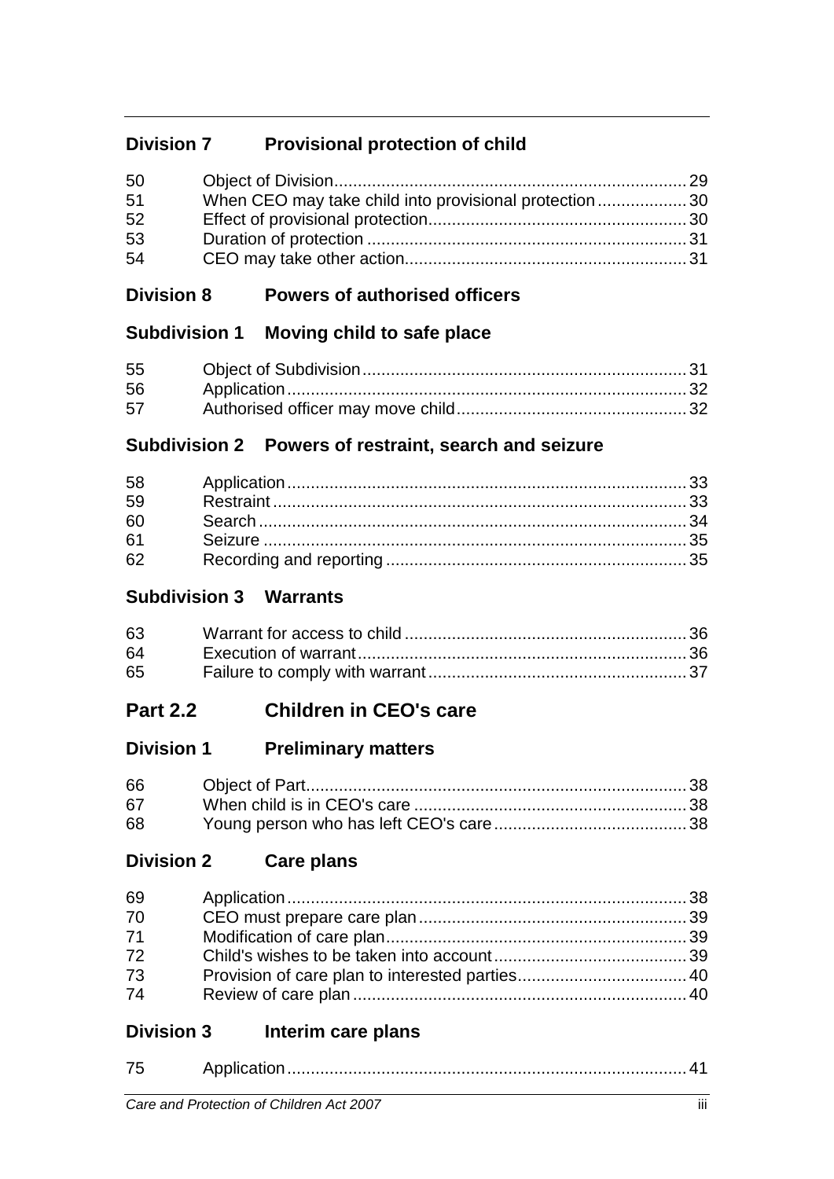## Division 7 Provisional protection of child

| | | |
|---|---|---|
| 50 | Object of Division | 29 |
| 51 | When CEO may take child into provisional protection | 30 |
| 52 | Effect of provisional protection | 30 |
| 53 | Duration of protection | 31 |
| 54 | CEO may take other action | 31 |

## Division 8 Powers of authorised officers

### Subdivision 1 Moving child to safe place

| | | |
|---|---|---|
| 55 | Object of Subdivision | 31 |
| 56 | Application | 32 |
| 57 | Authorised officer may move child | 32 |

### Subdivision 2 Powers of restraint, search and seizure

| | | |
|---|---|---|
| 58 | Application | 33 |
| 59 | Restraint | 33 |
| 60 | Search | 34 |
| 61 | Seizure | 35 |
| 62 | Recording and reporting | 35 |

### Subdivision 3 Warrants

| | | |
|---|---|---|
| 63 | Warrant for access to child | 36 |
| 64 | Execution of warrant | 36 |
| 65 | Failure to comply with warrant | 37 |

# Part 2.2 Children in CEO's care

## Division 1 Preliminary matters

| | | |
|---|---|---|
| 66 | Object of Part | 38 |
| 67 | When child is in CEO's care | 38 |
| 68 | Young person who has left CEO's care | 38 |

## Division 2 Care plans

| | | |
|---|---|---|
| 69 | Application | 38 |
| 70 | CEO must prepare care plan | 39 |
| 71 | Modification of care plan | 39 |
| 72 | Child's wishes to be taken into account | 39 |
| 73 | Provision of care plan to interested parties | 40 |
| 74 | Review of care plan | 40 |

## Division 3 Interim care plans

| | | |
|---|---|---|
| 75 | Application | 41 |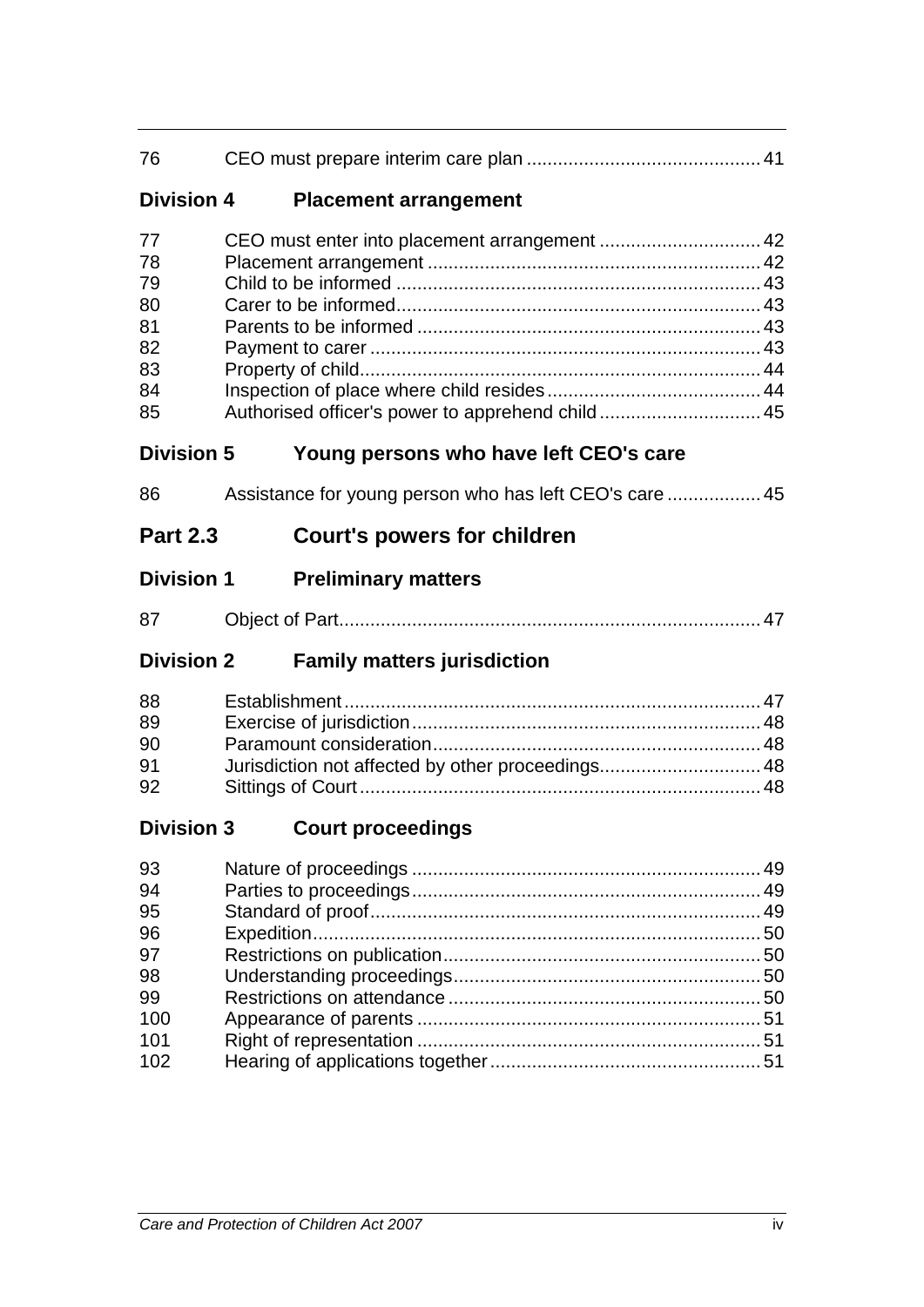| | | |
|---|---|---|
| 76 | CEO must prepare interim care plan | 41 |

## Division 4 Placement arrangement

| | | |
|---|---|---|
| 77 | CEO must enter into placement arrangement | 42 |
| 78 | Placement arrangement | 42 |
| 79 | Child to be informed | 43 |
| 80 | Carer to be informed | 43 |
| 81 | Parents to be informed | 43 |
| 82 | Payment to carer | 43 |
| 83 | Property of child | 44 |
| 84 | Inspection of place where child resides | 44 |
| 85 | Authorised officer's power to apprehend child | 45 |

## Division 5 Young persons who have left CEO's care

| | | |
|---|---|---|
| 86 | Assistance for young person who has left CEO's care | 45 |

# Part 2.3 Court's powers for children

## Division 1 Preliminary matters

| | | |
|---|---|---|
| 87 | Object of Part | 47 |

## Division 2 Family matters jurisdiction

| | | |
|---|---|---|
| 88 | Establishment | 47 |
| 89 | Exercise of jurisdiction | 48 |
| 90 | Paramount consideration | 48 |
| 91 | Jurisdiction not affected by other proceedings | 48 |
| 92 | Sittings of Court | 48 |

## Division 3 Court proceedings

| | | |
|---|---|---|
| 93 | Nature of proceedings | 49 |
| 94 | Parties to proceedings | 49 |
| 95 | Standard of proof | 49 |
| 96 | Expedition | 50 |
| 97 | Restrictions on publication | 50 |
| 98 | Understanding proceedings | 50 |
| 99 | Restrictions on attendance | 50 |
| 100 | Appearance of parents | 51 |
| 101 | Right of representation | 51 |
| 102 | Hearing of applications together | 51 |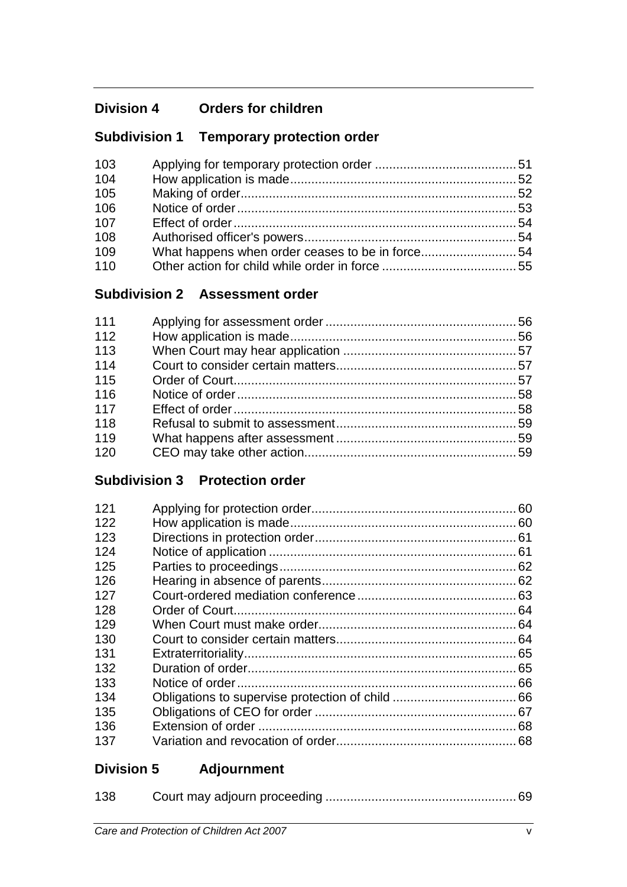## Division 4 Orders for children

### Subdivision 1 Temporary protection order

| | | |
|---|---|---|
| 103 | Applying for temporary protection order | 51 |
| 104 | How application is made | 52 |
| 105 | Making of order | 52 |
| 106 | Notice of order | 53 |
| 107 | Effect of order | 54 |
| 108 | Authorised officer's powers | 54 |
| 109 | What happens when order ceases to be in force | 54 |
| 110 | Other action for child while order in force | 55 |

### Subdivision 2 Assessment order

| | | |
|---|---|---|
| 111 | Applying for assessment order | 56 |
| 112 | How application is made | 56 |
| 113 | When Court may hear application | 57 |
| 114 | Court to consider certain matters | 57 |
| 115 | Order of Court | 57 |
| 116 | Notice of order | 58 |
| 117 | Effect of order | 58 |
| 118 | Refusal to submit to assessment | 59 |
| 119 | What happens after assessment | 59 |
| 120 | CEO may take other action | 59 |

### Subdivision 3 Protection order

| | | |
|---|---|---|
| 121 | Applying for protection order | 60 |
| 122 | How application is made | 60 |
| 123 | Directions in protection order | 61 |
| 124 | Notice of application | 61 |
| 125 | Parties to proceedings | 62 |
| 126 | Hearing in absence of parents | 62 |
| 127 | Court-ordered mediation conference | 63 |
| 128 | Order of Court | 64 |
| 129 | When Court must make order | 64 |
| 130 | Court to consider certain matters | 64 |
| 131 | Extraterritoriality | 65 |
| 132 | Duration of order | 65 |
| 133 | Notice of order | 66 |
| 134 | Obligations to supervise protection of child | 66 |
| 135 | Obligations of CEO for order | 67 |
| 136 | Extension of order | 68 |
| 137 | Variation and revocation of order | 68 |

## Division 5 Adjournment

| | | |
|---|---|---|
| 138 | Court may adjourn proceeding | 69 |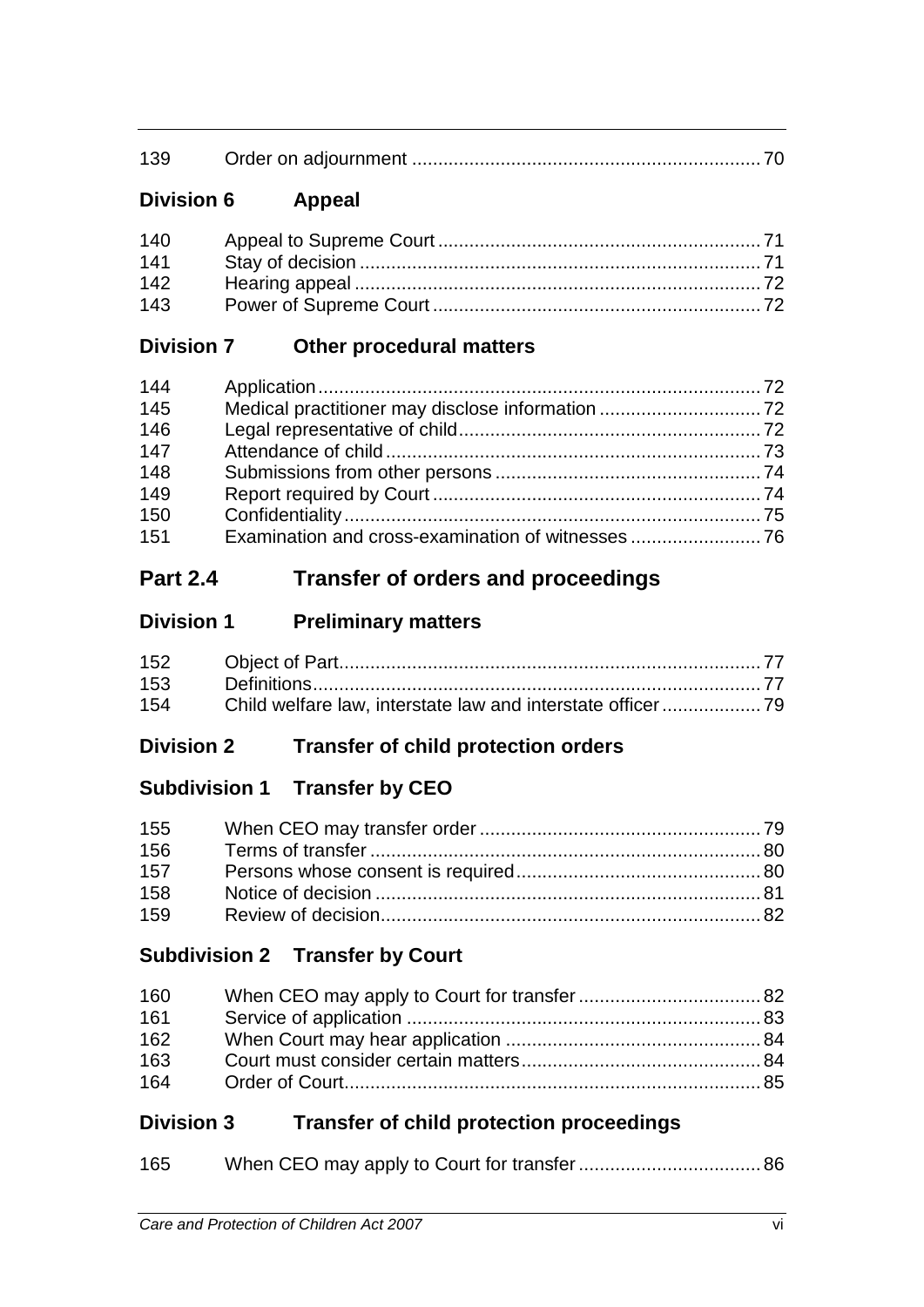| | | |
|---|---|---|
| 139 | Order on adjournment | 70 |

**Division 6 Appeal**

| | | |
|---|---|---|
| 140 | Appeal to Supreme Court | 71 |
| 141 | Stay of decision | 71 |
| 142 | Hearing appeal | 72 |
| 143 | Power of Supreme Court | 72 |

**Division 7 Other procedural matters**

| | | |
|---|---|---|
| 144 | Application | 72 |
| 145 | Medical practitioner may disclose information | 72 |
| 146 | Legal representative of child | 72 |
| 147 | Attendance of child | 73 |
| 148 | Submissions from other persons | 74 |
| 149 | Report required by Court | 74 |
| 150 | Confidentiality | 75 |
| 151 | Examination and cross-examination of witnesses | 76 |

## Part 2.4 Transfer of orders and proceedings

**Division 1 Preliminary matters**

| | | |
|---|---|---|
| 152 | Object of Part | 77 |
| 153 | Definitions | 77 |
| 154 | Child welfare law, interstate law and interstate officer | 79 |

**Division 2 Transfer of child protection orders**

**Subdivision 1 Transfer by CEO**

| | | |
|---|---|---|
| 155 | When CEO may transfer order | 79 |
| 156 | Terms of transfer | 80 |
| 157 | Persons whose consent is required | 80 |
| 158 | Notice of decision | 81 |
| 159 | Review of decision | 82 |

**Subdivision 2 Transfer by Court**

| | | |
|---|---|---|
| 160 | When CEO may apply to Court for transfer | 82 |
| 161 | Service of application | 83 |
| 162 | When Court may hear application | 84 |
| 163 | Court must consider certain matters | 84 |
| 164 | Order of Court | 85 |

**Division 3 Transfer of child protection proceedings**

| | | |
|---|---|---|
| 165 | When CEO may apply to Court for transfer | 86 |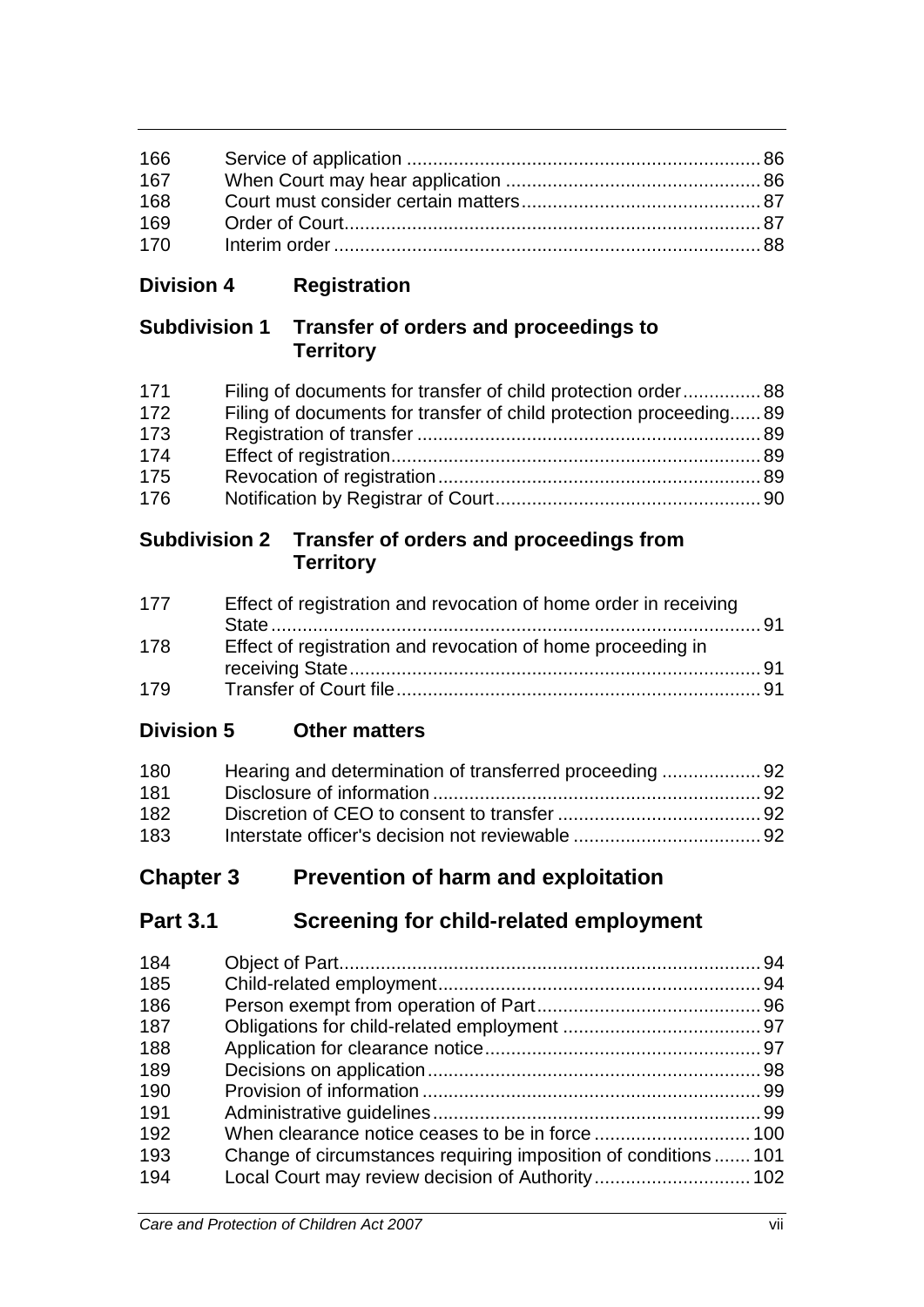| | | |
|---|---|---|
| 166 | Service of application | 86 |
| 167 | When Court may hear application | 86 |
| 168 | Court must consider certain matters | 87 |
| 169 | Order of Court | 87 |
| 170 | Interim order | 88 |

### Division 4 Registration

#### Subdivision 1 Transfer of orders and proceedings to Territory

| | | |
|---|---|---|
| 171 | Filing of documents for transfer of child protection order | 88 |
| 172 | Filing of documents for transfer of child protection proceeding | 89 |
| 173 | Registration of transfer | 89 |
| 174 | Effect of registration | 89 |
| 175 | Revocation of registration | 89 |
| 176 | Notification by Registrar of Court | 90 |

#### Subdivision 2 Transfer of orders and proceedings from Territory

| | | |
|---|---|---|
| 177 | Effect of registration and revocation of home order in receiving State | 91 |
| 178 | Effect of registration and revocation of home proceeding in receiving State | 91 |
| 179 | Transfer of Court file | 91 |

### Division 5 Other matters

| | | |
|---|---|---|
| 180 | Hearing and determination of transferred proceeding | 92 |
| 181 | Disclosure of information | 92 |
| 182 | Discretion of CEO to consent to transfer | 92 |
| 183 | Interstate officer's decision not reviewable | 92 |

## Chapter 3 Prevention of harm and exploitation

## Part 3.1 Screening for child-related employment

| | | |
|---|---|---|
| 184 | Object of Part | 94 |
| 185 | Child-related employment | 94 |
| 186 | Person exempt from operation of Part | 96 |
| 187 | Obligations for child-related employment | 97 |
| 188 | Application for clearance notice | 97 |
| 189 | Decisions on application | 98 |
| 190 | Provision of information | 99 |
| 191 | Administrative guidelines | 99 |
| 192 | When clearance notice ceases to be in force | 100 |
| 193 | Change of circumstances requiring imposition of conditions | 101 |
| 194 | Local Court may review decision of Authority | 102 |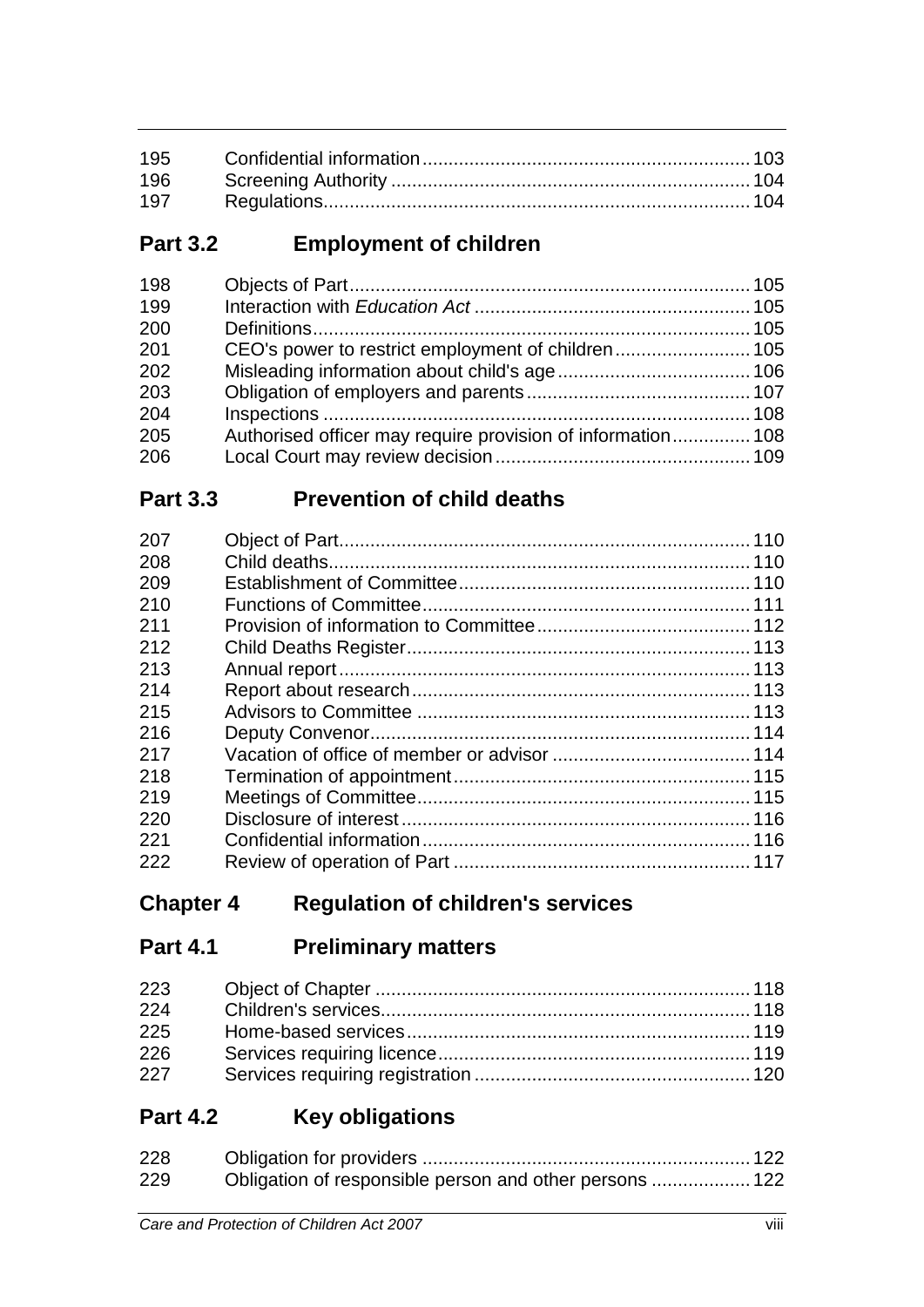| | | |
|---|---|---|
| 195 | Confidential information | 103 |
| 196 | Screening Authority | 104 |
| 197 | Regulations | 104 |

## Part 3.2 Employment of children

| | | |
|---|---|---|
| 198 | Objects of Part | 105 |
| 199 | Interaction with *Education Act* | 105 |
| 200 | Definitions | 105 |
| 201 | CEO's power to restrict employment of children | 105 |
| 202 | Misleading information about child's age | 106 |
| 203 | Obligation of employers and parents | 107 |
| 204 | Inspections | 108 |
| 205 | Authorised officer may require provision of information | 108 |
| 206 | Local Court may review decision | 109 |

## Part 3.3 Prevention of child deaths

| | | |
|---|---|---|
| 207 | Object of Part | 110 |
| 208 | Child deaths | 110 |
| 209 | Establishment of Committee | 110 |
| 210 | Functions of Committee | 111 |
| 211 | Provision of information to Committee | 112 |
| 212 | Child Deaths Register | 113 |
| 213 | Annual report | 113 |
| 214 | Report about research | 113 |
| 215 | Advisors to Committee | 113 |
| 216 | Deputy Convenor | 114 |
| 217 | Vacation of office of member or advisor | 114 |
| 218 | Termination of appointment | 115 |
| 219 | Meetings of Committee | 115 |
| 220 | Disclosure of interest | 116 |
| 221 | Confidential information | 116 |
| 222 | Review of operation of Part | 117 |

# Chapter 4 Regulation of children's services

## Part 4.1 Preliminary matters

| | | |
|---|---|---|
| 223 | Object of Chapter | 118 |
| 224 | Children's services | 118 |
| 225 | Home-based services | 119 |
| 226 | Services requiring licence | 119 |
| 227 | Services requiring registration | 120 |

## Part 4.2 Key obligations

| | | |
|---|---|---|
| 228 | Obligation for providers | 122 |
| 229 | Obligation of responsible person and other persons | 122 |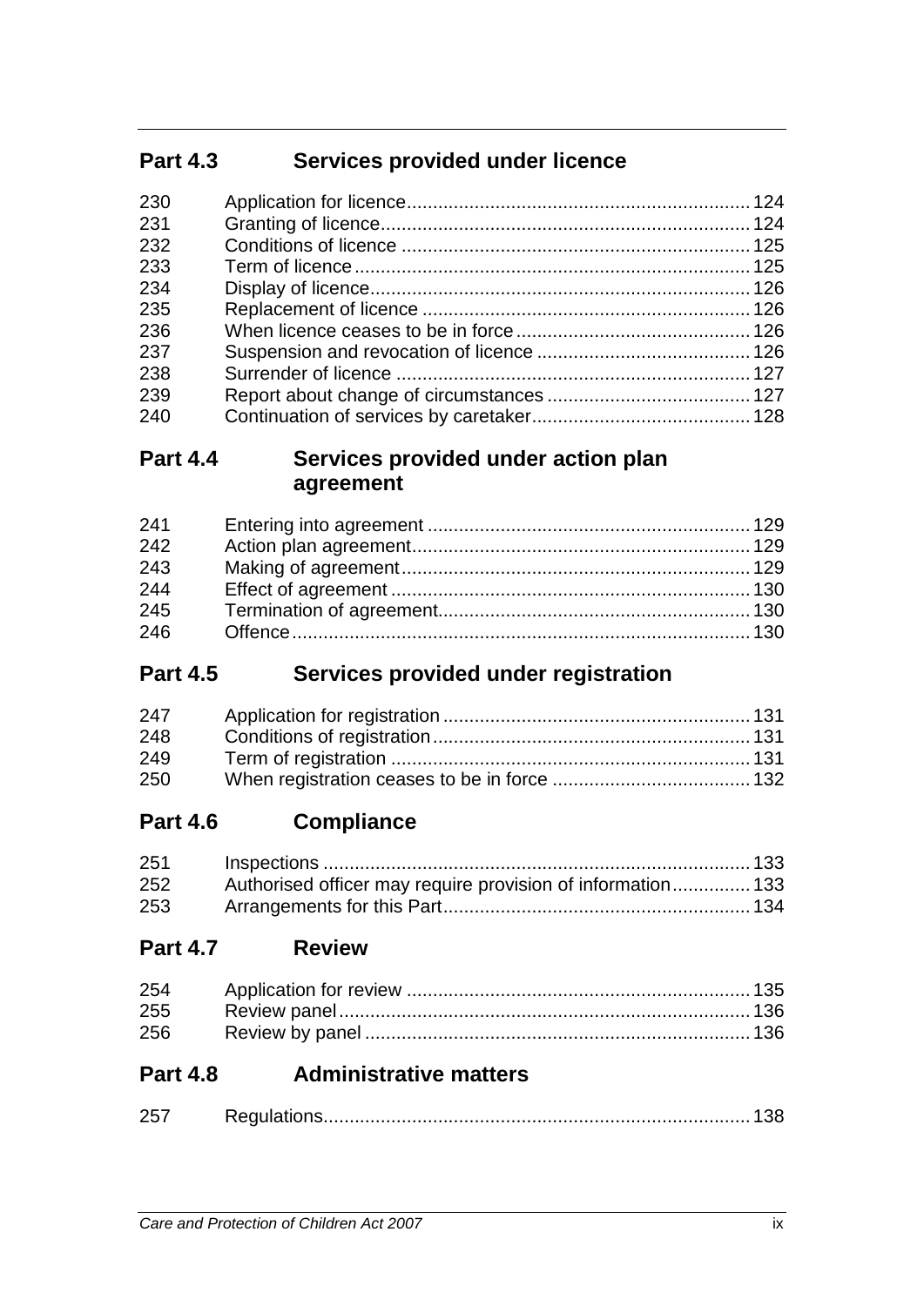## Part 4.3 Services provided under licence

| | | |
|---|---|---|
| 230 | Application for licence | 124 |
| 231 | Granting of licence | 124 |
| 232 | Conditions of licence | 125 |
| 233 | Term of licence | 125 |
| 234 | Display of licence | 126 |
| 235 | Replacement of licence | 126 |
| 236 | When licence ceases to be in force | 126 |
| 237 | Suspension and revocation of licence | 126 |
| 238 | Surrender of licence | 127 |
| 239 | Report about change of circumstances | 127 |
| 240 | Continuation of services by caretaker | 128 |

## Part 4.4 Services provided under action plan agreement

| | | |
|---|---|---|
| 241 | Entering into agreement | 129 |
| 242 | Action plan agreement | 129 |
| 243 | Making of agreement | 129 |
| 244 | Effect of agreement | 130 |
| 245 | Termination of agreement | 130 |
| 246 | Offence | 130 |

## Part 4.5 Services provided under registration

| | | |
|---|---|---|
| 247 | Application for registration | 131 |
| 248 | Conditions of registration | 131 |
| 249 | Term of registration | 131 |
| 250 | When registration ceases to be in force | 132 |

## Part 4.6 Compliance

| | | |
|---|---|---|
| 251 | Inspections | 133 |
| 252 | Authorised officer may require provision of information | 133 |
| 253 | Arrangements for this Part | 134 |

## Part 4.7 Review

| | | |
|---|---|---|
| 254 | Application for review | 135 |
| 255 | Review panel | 136 |
| 256 | Review by panel | 136 |

## Part 4.8 Administrative matters

| | | |
|---|---|---|
| 257 | Regulations | 138 |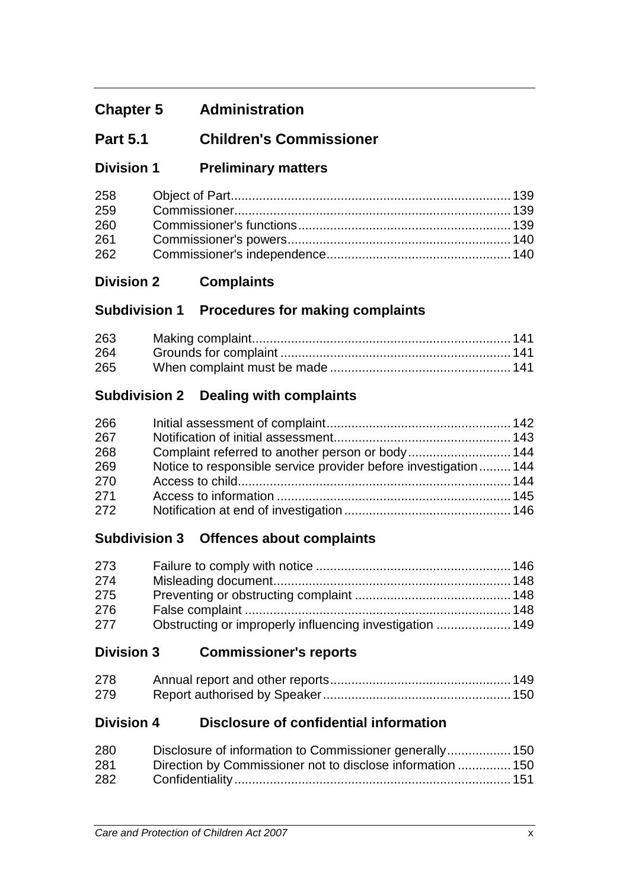## Chapter 5 Administration

### Part 5.1 Children's Commissioner

#### Division 1 Preliminary matters

| | | |
|---|---|---|
| 258 | Object of Part | 139 |
| 259 | Commissioner | 139 |
| 260 | Commissioner's functions | 139 |
| 261 | Commissioner's powers | 140 |
| 262 | Commissioner's independence | 140 |

#### Division 2 Complaints

##### Subdivision 1 Procedures for making complaints

| | | |
|---|---|---|
| 263 | Making complaint | 141 |
| 264 | Grounds for complaint | 141 |
| 265 | When complaint must be made | 141 |

##### Subdivision 2 Dealing with complaints

| | | |
|---|---|---|
| 266 | Initial assessment of complaint | 142 |
| 267 | Notification of initial assessment | 143 |
| 268 | Complaint referred to another person or body | 144 |
| 269 | Notice to responsible service provider before investigation | 144 |
| 270 | Access to child | 144 |
| 271 | Access to information | 145 |
| 272 | Notification at end of investigation | 146 |

##### Subdivision 3 Offences about complaints

| | | |
|---|---|---|
| 273 | Failure to comply with notice | 146 |
| 274 | Misleading document | 148 |
| 275 | Preventing or obstructing complaint | 148 |
| 276 | False complaint | 148 |
| 277 | Obstructing or improperly influencing investigation | 149 |

#### Division 3 Commissioner's reports

| | | |
|---|---|---|
| 278 | Annual report and other reports | 149 |
| 279 | Report authorised by Speaker | 150 |

#### Division 4 Disclosure of confidential information

| | | |
|---|---|---|
| 280 | Disclosure of information to Commissioner generally | 150 |
| 281 | Direction by Commissioner not to disclose information | 150 |
| 282 | Confidentiality | 151 |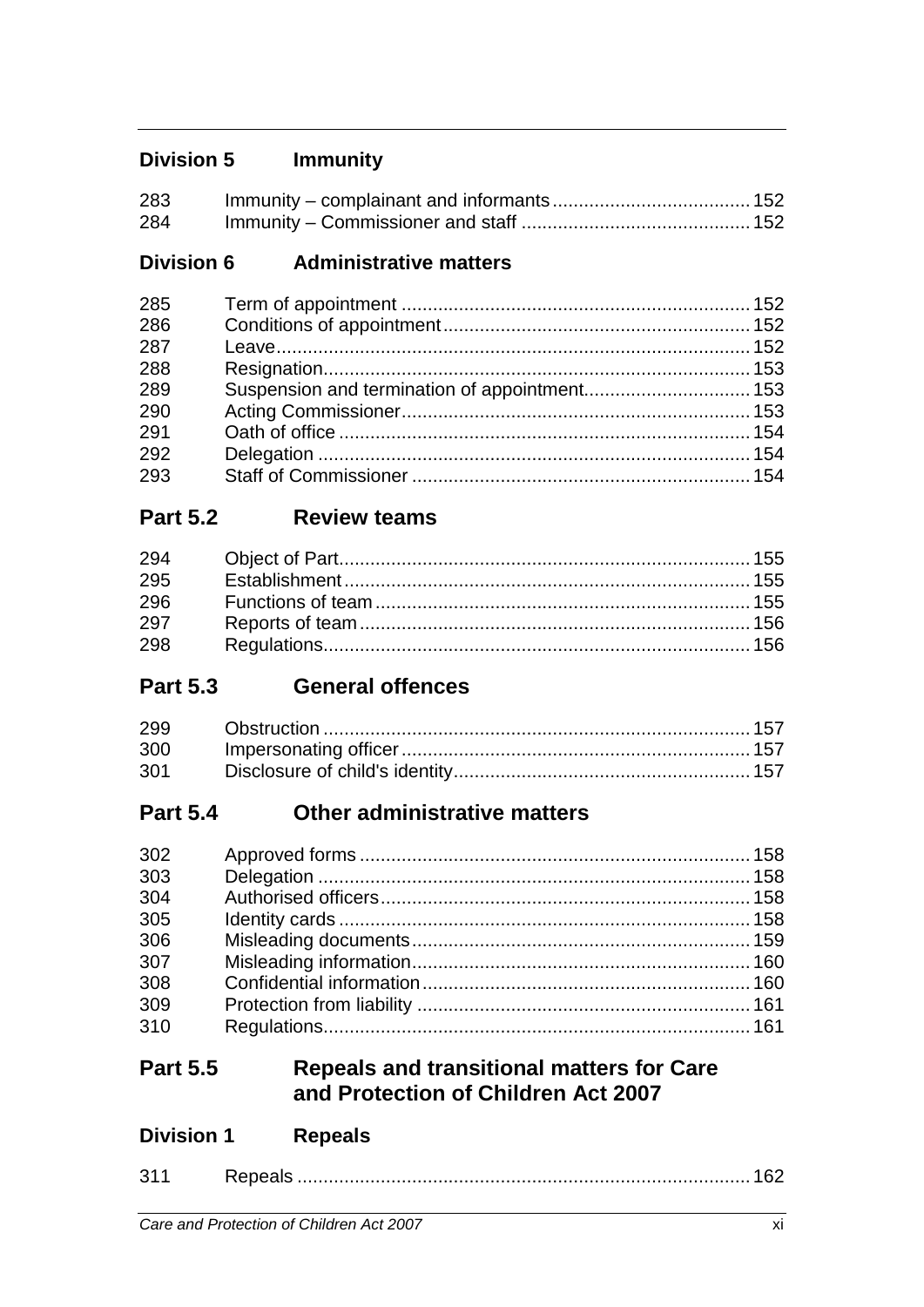## Division 5 Immunity

| | | |
|---|---|---|
| 283 | Immunity – complainant and informants | 152 |
| 284 | Immunity – Commissioner and staff | 152 |

## Division 6 Administrative matters

| | | |
|---|---|---|
| 285 | Term of appointment | 152 |
| 286 | Conditions of appointment | 152 |
| 287 | Leave | 152 |
| 288 | Resignation | 153 |
| 289 | Suspension and termination of appointment | 153 |
| 290 | Acting Commissioner | 153 |
| 291 | Oath of office | 154 |
| 292 | Delegation | 154 |
| 293 | Staff of Commissioner | 154 |

# Part 5.2 Review teams

| | | |
|---|---|---|
| 294 | Object of Part | 155 |
| 295 | Establishment | 155 |
| 296 | Functions of team | 155 |
| 297 | Reports of team | 156 |
| 298 | Regulations | 156 |

# Part 5.3 General offences

| | | |
|---|---|---|
| 299 | Obstruction | 157 |
| 300 | Impersonating officer | 157 |
| 301 | Disclosure of child's identity | 157 |

# Part 5.4 Other administrative matters

| | | |
|---|---|---|
| 302 | Approved forms | 158 |
| 303 | Delegation | 158 |
| 304 | Authorised officers | 158 |
| 305 | Identity cards | 158 |
| 306 | Misleading documents | 159 |
| 307 | Misleading information | 160 |
| 308 | Confidential information | 160 |
| 309 | Protection from liability | 161 |
| 310 | Regulations | 161 |

# Part 5.5 Repeals and transitional matters for Care and Protection of Children Act 2007

## Division 1 Repeals

| | | |
|---|---|---|
| 311 | Repeals | 162 |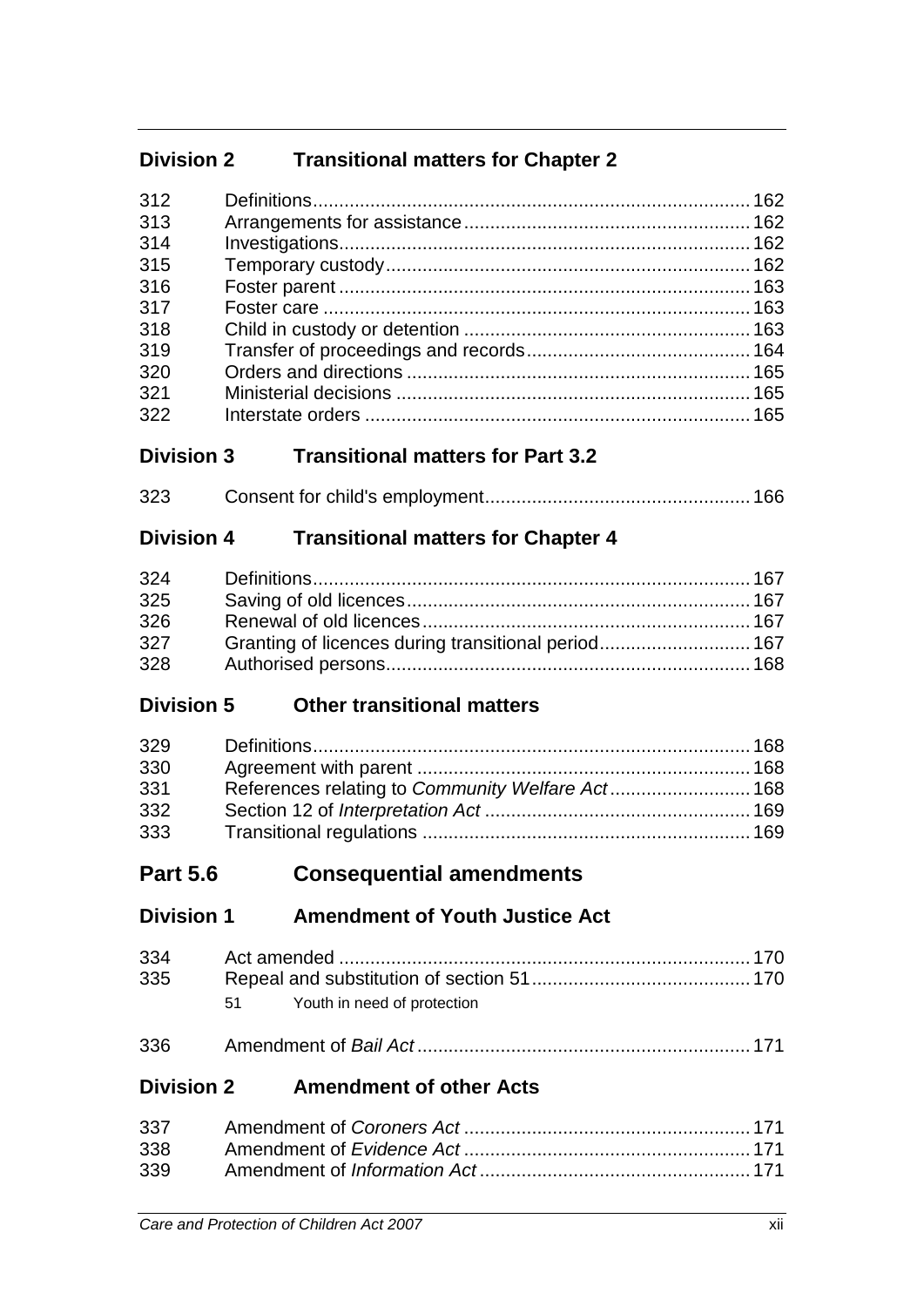## Division 2 Transitional matters for Chapter 2

| | | |
|---|---|---|
| 312 | Definitions | 162 |
| 313 | Arrangements for assistance | 162 |
| 314 | Investigations | 162 |
| 315 | Temporary custody | 162 |
| 316 | Foster parent | 163 |
| 317 | Foster care | 163 |
| 318 | Child in custody or detention | 163 |
| 319 | Transfer of proceedings and records | 164 |
| 320 | Orders and directions | 165 |
| 321 | Ministerial decisions | 165 |
| 322 | Interstate orders | 165 |

## Division 3 Transitional matters for Part 3.2

| | | |
|---|---|---|
| 323 | Consent for child's employment | 166 |

## Division 4 Transitional matters for Chapter 4

| | | |
|---|---|---|
| 324 | Definitions | 167 |
| 325 | Saving of old licences | 167 |
| 326 | Renewal of old licences | 167 |
| 327 | Granting of licences during transitional period | 167 |
| 328 | Authorised persons | 168 |

## Division 5 Other transitional matters

| | | |
|---|---|---|
| 329 | Definitions | 168 |
| 330 | Agreement with parent | 168 |
| 331 | References relating to *Community Welfare Act* | 168 |
| 332 | Section 12 of *Interpretation Act* | 169 |
| 333 | Transitional regulations | 169 |

# Part 5.6 Consequential amendments

## Division 1 Amendment of Youth Justice Act

| | | |
|---|---|---|
| 334 | Act amended | 170 |
| 335 | Repeal and substitution of section 51 | 170 |
| | 51 Youth in need of protection | |
| 336 | Amendment of *Bail Act* | 171 |

## Division 2 Amendment of other Acts

| | | |
|---|---|---|
| 337 | Amendment of *Coroners Act* | 171 |
| 338 | Amendment of *Evidence Act* | 171 |
| 339 | Amendment of *Information Act* | 171 |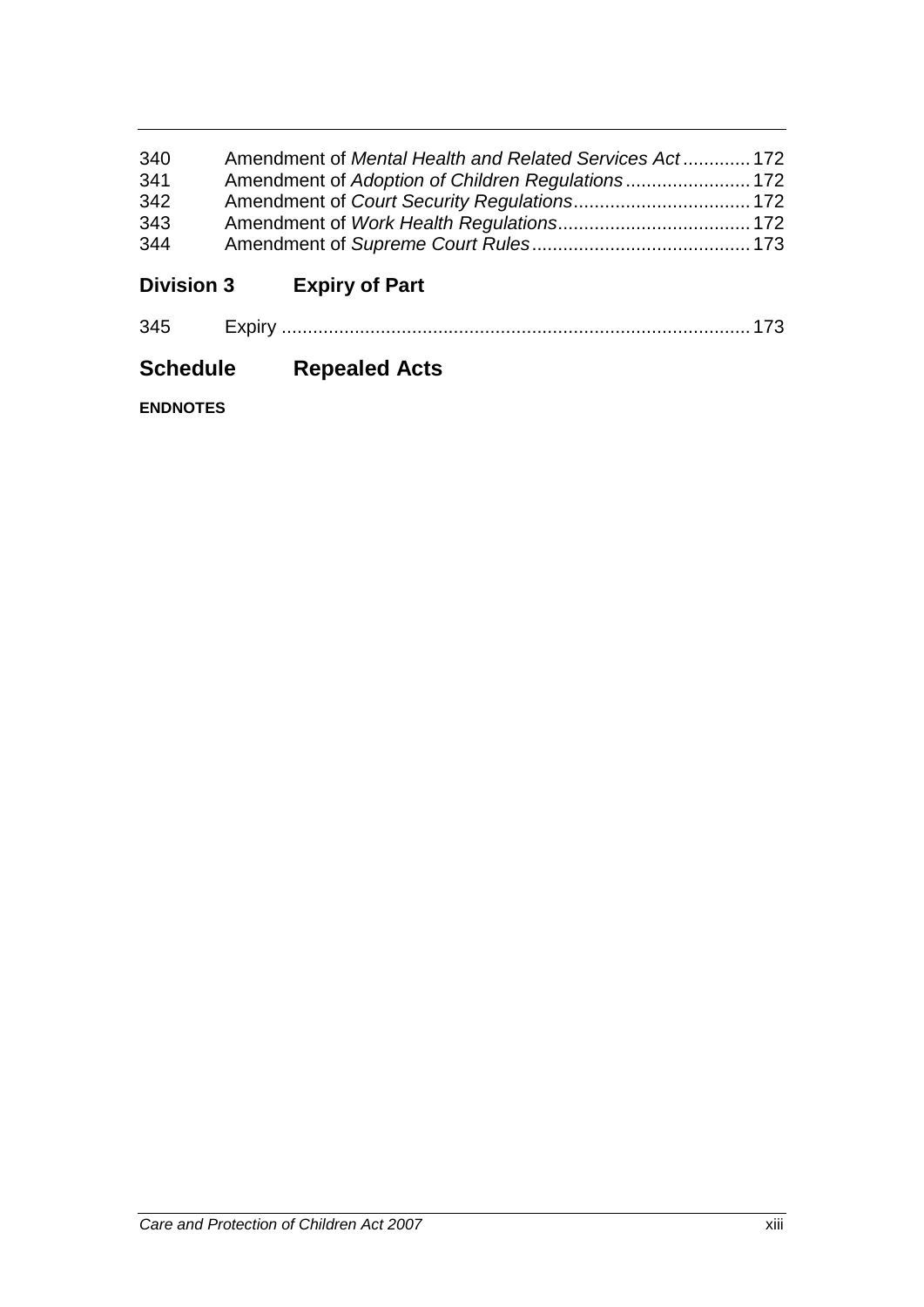340 Amendment of *Mental Health and Related Services Act* ............. 172
341 Amendment of *Adoption of Children Regulations* ........................ 172
342 Amendment of *Court Security Regulations* .................................. 172
343 Amendment of *Work Health Regulations* ..................................... 172
344 Amendment of *Supreme Court Rules* .......................................... 173

## Division 3 Expiry of Part

345 Expiry ......................................................................................... 173

## Schedule Repealed Acts

**ENDNOTES**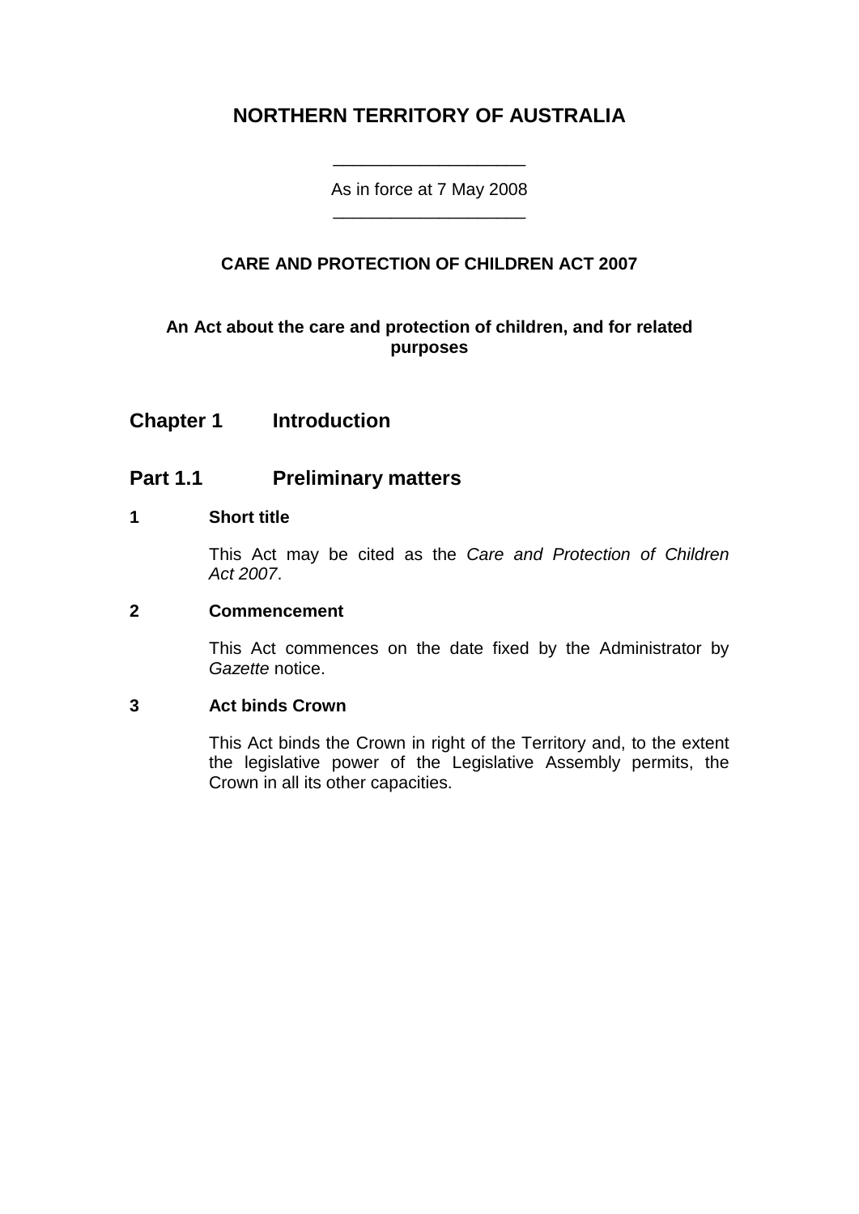# NORTHERN TERRITORY OF AUSTRALIA

As in force at 7 May 2008

## CARE AND PROTECTION OF CHILDREN ACT 2007

**An Act about the care and protection of children, and for related purposes**

## Chapter 1 Introduction

## Part 1.1 Preliminary matters

### 1 Short title

This Act may be cited as the *Care and Protection of Children Act 2007*.

### 2 Commencement

This Act commences on the date fixed by the Administrator by *Gazette* notice.

### 3 Act binds Crown

This Act binds the Crown in right of the Territory and, to the extent the legislative power of the Legislative Assembly permits, the Crown in all its other capacities.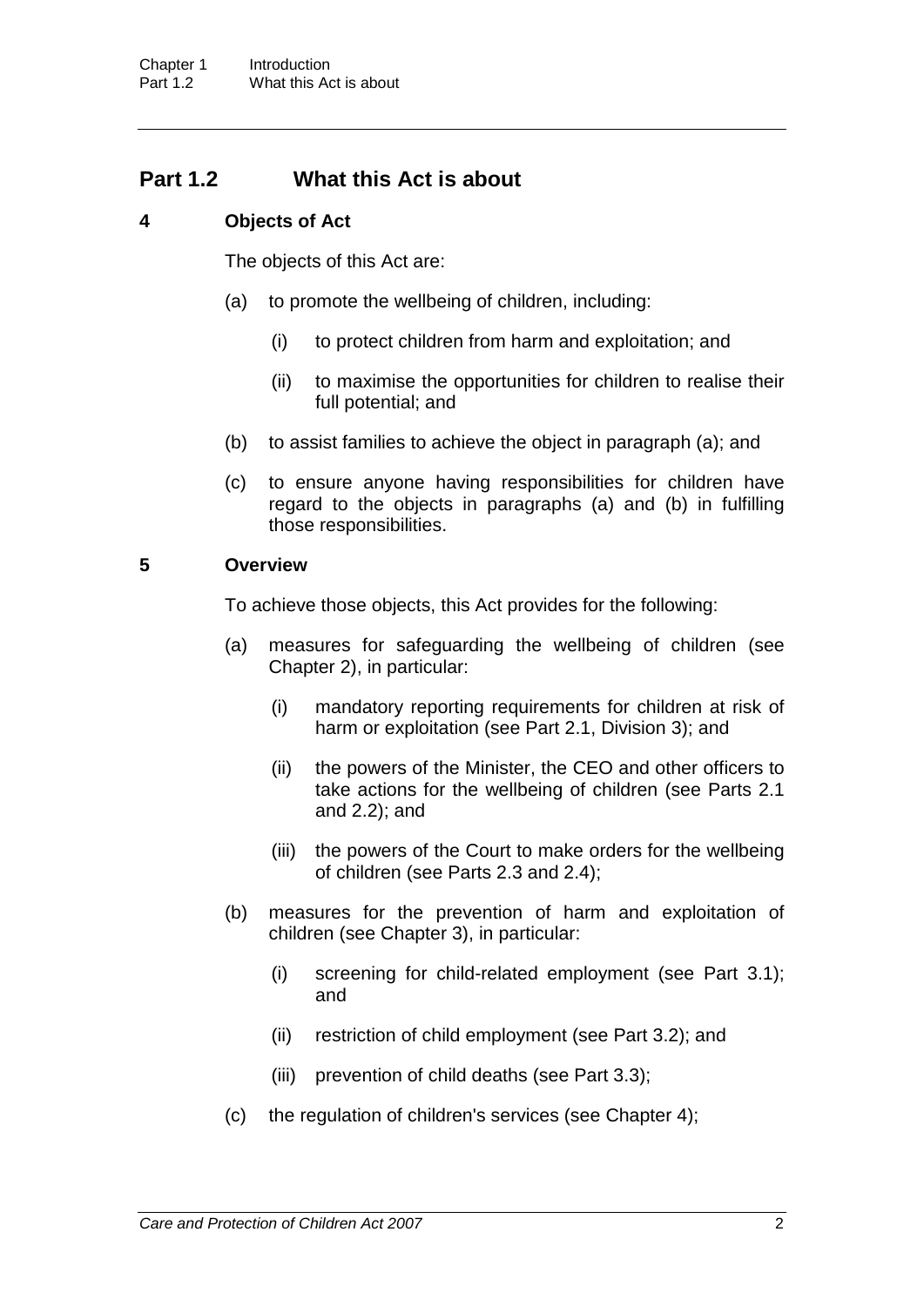## Part 1.2 What this Act is about

### 4 Objects of Act

The objects of this Act are:

- (a) to promote the wellbeing of children, including:
  - (i) to protect children from harm and exploitation; and
  - (ii) to maximise the opportunities for children to realise their full potential; and
- (b) to assist families to achieve the object in paragraph (a); and
- (c) to ensure anyone having responsibilities for children have regard to the objects in paragraphs (a) and (b) in fulfilling those responsibilities.

### 5 Overview

To achieve those objects, this Act provides for the following:

- (a) measures for safeguarding the wellbeing of children (see Chapter 2), in particular:
  - (i) mandatory reporting requirements for children at risk of harm or exploitation (see Part 2.1, Division 3); and
  - (ii) the powers of the Minister, the CEO and other officers to take actions for the wellbeing of children (see Parts 2.1 and 2.2); and
  - (iii) the powers of the Court to make orders for the wellbeing of children (see Parts 2.3 and 2.4);
- (b) measures for the prevention of harm and exploitation of children (see Chapter 3), in particular:
  - (i) screening for child-related employment (see Part 3.1); and
  - (ii) restriction of child employment (see Part 3.2); and
  - (iii) prevention of child deaths (see Part 3.3);
- (c) the regulation of children's services (see Chapter 4);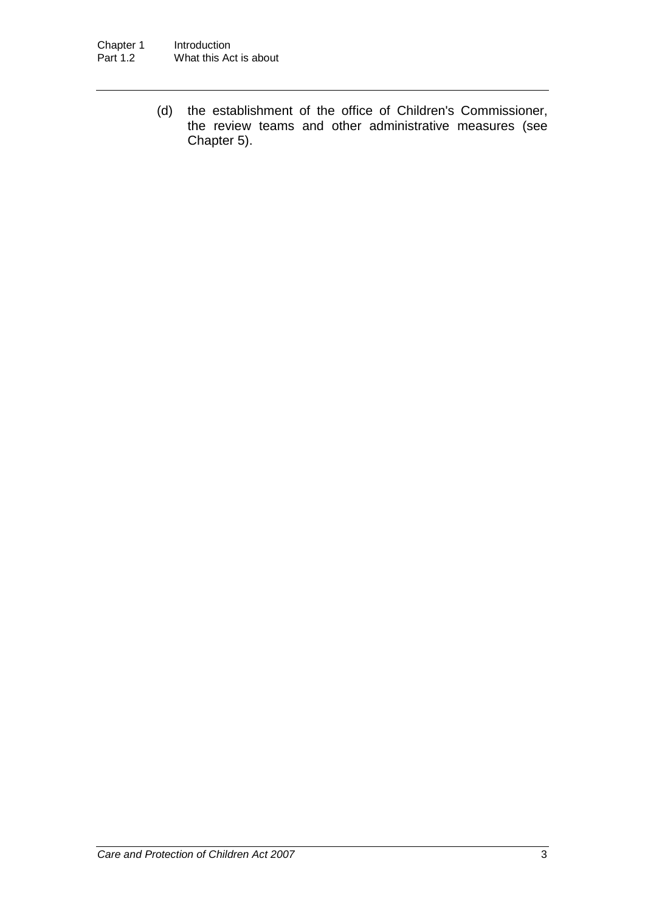(d) the establishment of the office of Children's Commissioner, the review teams and other administrative measures (see Chapter 5).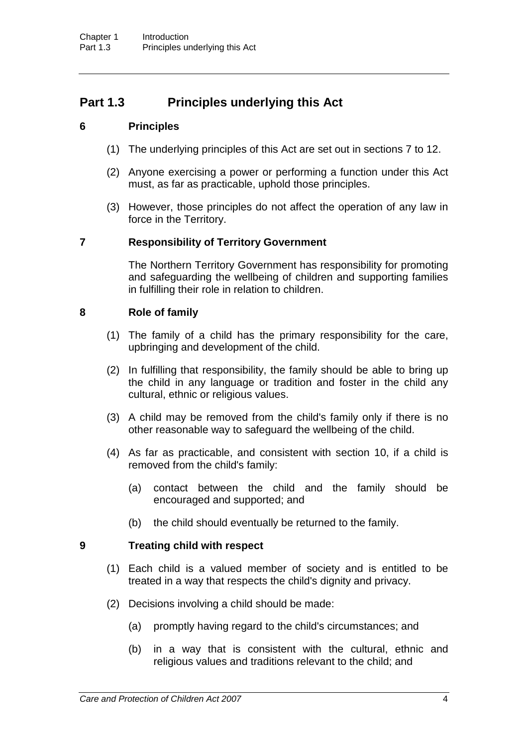## Part 1.3 Principles underlying this Act

### 6 Principles

(1) The underlying principles of this Act are set out in sections 7 to 12.

(2) Anyone exercising a power or performing a function under this Act must, as far as practicable, uphold those principles.

(3) However, those principles do not affect the operation of any law in force in the Territory.

### 7 Responsibility of Territory Government

The Northern Territory Government has responsibility for promoting and safeguarding the wellbeing of children and supporting families in fulfilling their role in relation to children.

### 8 Role of family

(1) The family of a child has the primary responsibility for the care, upbringing and development of the child.

(2) In fulfilling that responsibility, the family should be able to bring up the child in any language or tradition and foster in the child any cultural, ethnic or religious values.

(3) A child may be removed from the child's family only if there is no other reasonable way to safeguard the wellbeing of the child.

(4) As far as practicable, and consistent with section 10, if a child is removed from the child's family:

(a) contact between the child and the family should be encouraged and supported; and

(b) the child should eventually be returned to the family.

### 9 Treating child with respect

(1) Each child is a valued member of society and is entitled to be treated in a way that respects the child's dignity and privacy.

(2) Decisions involving a child should be made:

(a) promptly having regard to the child's circumstances; and

(b) in a way that is consistent with the cultural, ethnic and religious values and traditions relevant to the child; and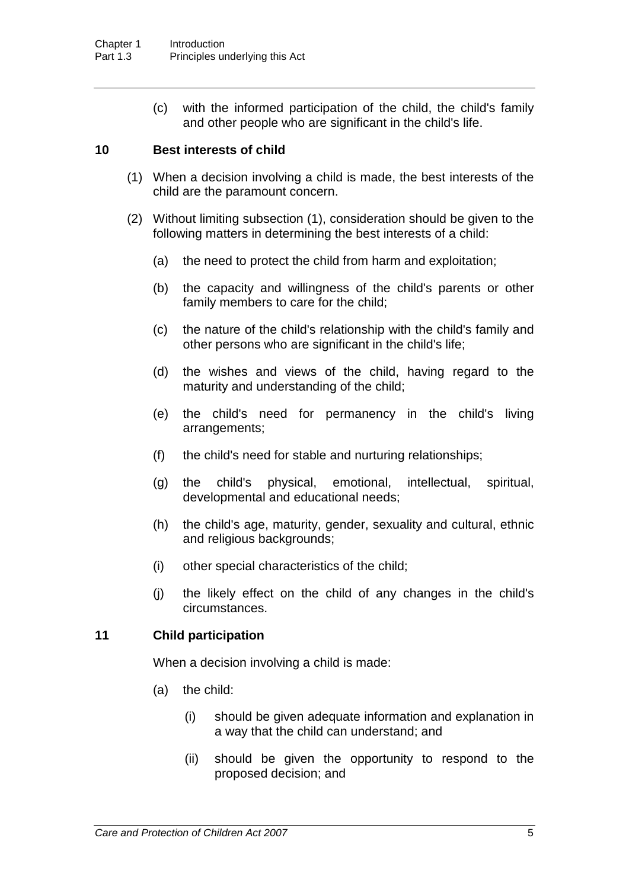(c) with the informed participation of the child, the child's family and other people who are significant in the child's life.

## 10 Best interests of child

(1) When a decision involving a child is made, the best interests of the child are the paramount concern.

(2) Without limiting subsection (1), consideration should be given to the following matters in determining the best interests of a child:

- (a) the need to protect the child from harm and exploitation;
- (b) the capacity and willingness of the child's parents or other family members to care for the child;
- (c) the nature of the child's relationship with the child's family and other persons who are significant in the child's life;
- (d) the wishes and views of the child, having regard to the maturity and understanding of the child;
- (e) the child's need for permanency in the child's living arrangements;
- (f) the child's need for stable and nurturing relationships;
- (g) the child's physical, emotional, intellectual, spiritual, developmental and educational needs;
- (h) the child's age, maturity, gender, sexuality and cultural, ethnic and religious backgrounds;
- (i) other special characteristics of the child;
- (j) the likely effect on the child of any changes in the child's circumstances.

## 11 Child participation

When a decision involving a child is made:

- (a) the child:
  - (i) should be given adequate information and explanation in a way that the child can understand; and
  - (ii) should be given the opportunity to respond to the proposed decision; and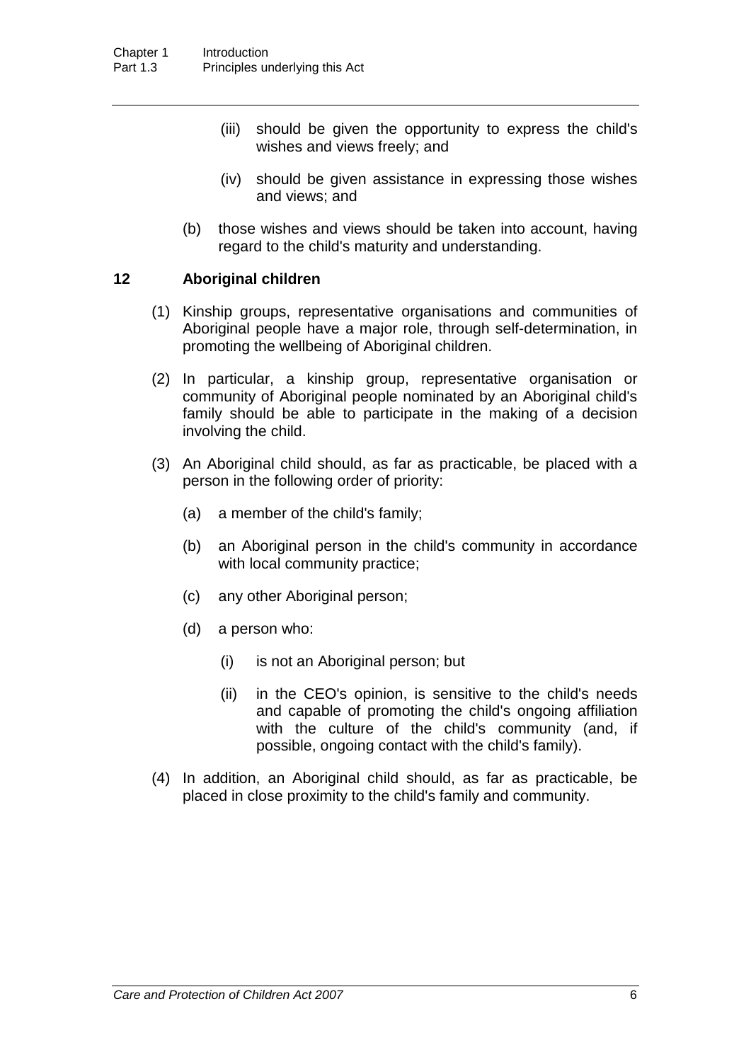(iii) should be given the opportunity to express the child's wishes and views freely; and

(iv) should be given assistance in expressing those wishes and views; and

(b) those wishes and views should be taken into account, having regard to the child's maturity and understanding.

### 12 Aboriginal children

(1) Kinship groups, representative organisations and communities of Aboriginal people have a major role, through self-determination, in promoting the wellbeing of Aboriginal children.

(2) In particular, a kinship group, representative organisation or community of Aboriginal people nominated by an Aboriginal child's family should be able to participate in the making of a decision involving the child.

(3) An Aboriginal child should, as far as practicable, be placed with a person in the following order of priority:

(a) a member of the child's family;

(b) an Aboriginal person in the child's community in accordance with local community practice;

(c) any other Aboriginal person;

(d) a person who:

(i) is not an Aboriginal person; but

(ii) in the CEO's opinion, is sensitive to the child's needs and capable of promoting the child's ongoing affiliation with the culture of the child's community (and, if possible, ongoing contact with the child's family).

(4) In addition, an Aboriginal child should, as far as practicable, be placed in close proximity to the child's family and community.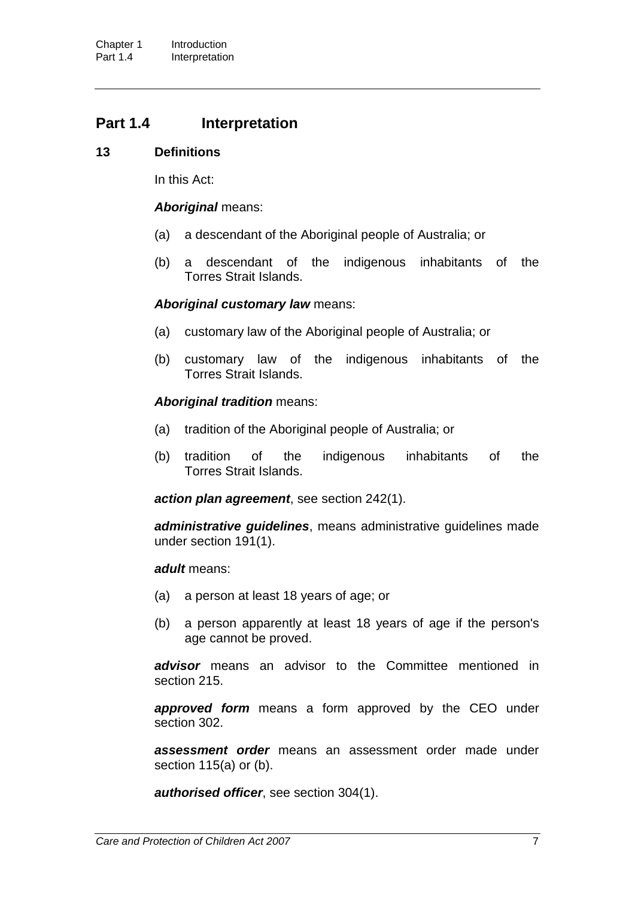## Part 1.4 Interpretation

### 13 Definitions

In this Act:

***Aboriginal*** means:

(a) a descendant of the Aboriginal people of Australia; or

(b) a descendant of the indigenous inhabitants of the Torres Strait Islands.

***Aboriginal customary law*** means:

(a) customary law of the Aboriginal people of Australia; or

(b) customary law of the indigenous inhabitants of the Torres Strait Islands.

***Aboriginal tradition*** means:

(a) tradition of the Aboriginal people of Australia; or

(b) tradition of the indigenous inhabitants of the Torres Strait Islands.

***action plan agreement***, see section 242(1).

***administrative guidelines***, means administrative guidelines made under section 191(1).

***adult*** means:

(a) a person at least 18 years of age; or

(b) a person apparently at least 18 years of age if the person's age cannot be proved.

***advisor*** means an advisor to the Committee mentioned in section 215.

***approved form*** means a form approved by the CEO under section 302.

***assessment order*** means an assessment order made under section 115(a) or (b).

***authorised officer***, see section 304(1).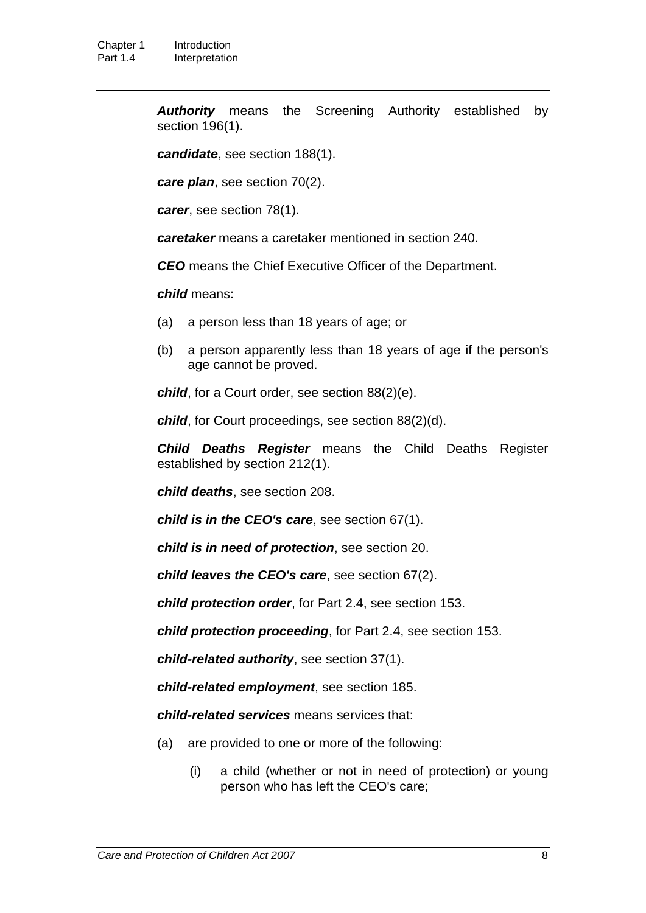***Authority*** means the Screening Authority established by section 196(1).

***candidate***, see section 188(1).

***care plan***, see section 70(2).

***carer***, see section 78(1).

***caretaker*** means a caretaker mentioned in section 240.

***CEO*** means the Chief Executive Officer of the Department.

***child*** means:

(a) a person less than 18 years of age; or

(b) a person apparently less than 18 years of age if the person's age cannot be proved.

***child***, for a Court order, see section 88(2)(e).

***child***, for Court proceedings, see section 88(2)(d).

***Child Deaths Register*** means the Child Deaths Register established by section 212(1).

***child deaths***, see section 208.

***child is in the CEO's care***, see section 67(1).

***child is in need of protection***, see section 20.

***child leaves the CEO's care***, see section 67(2).

***child protection order***, for Part 2.4, see section 153.

***child protection proceeding***, for Part 2.4, see section 153.

***child-related authority***, see section 37(1).

***child-related employment***, see section 185.

***child-related services*** means services that:

(a) are provided to one or more of the following:

(i) a child (whether or not in need of protection) or young person who has left the CEO's care;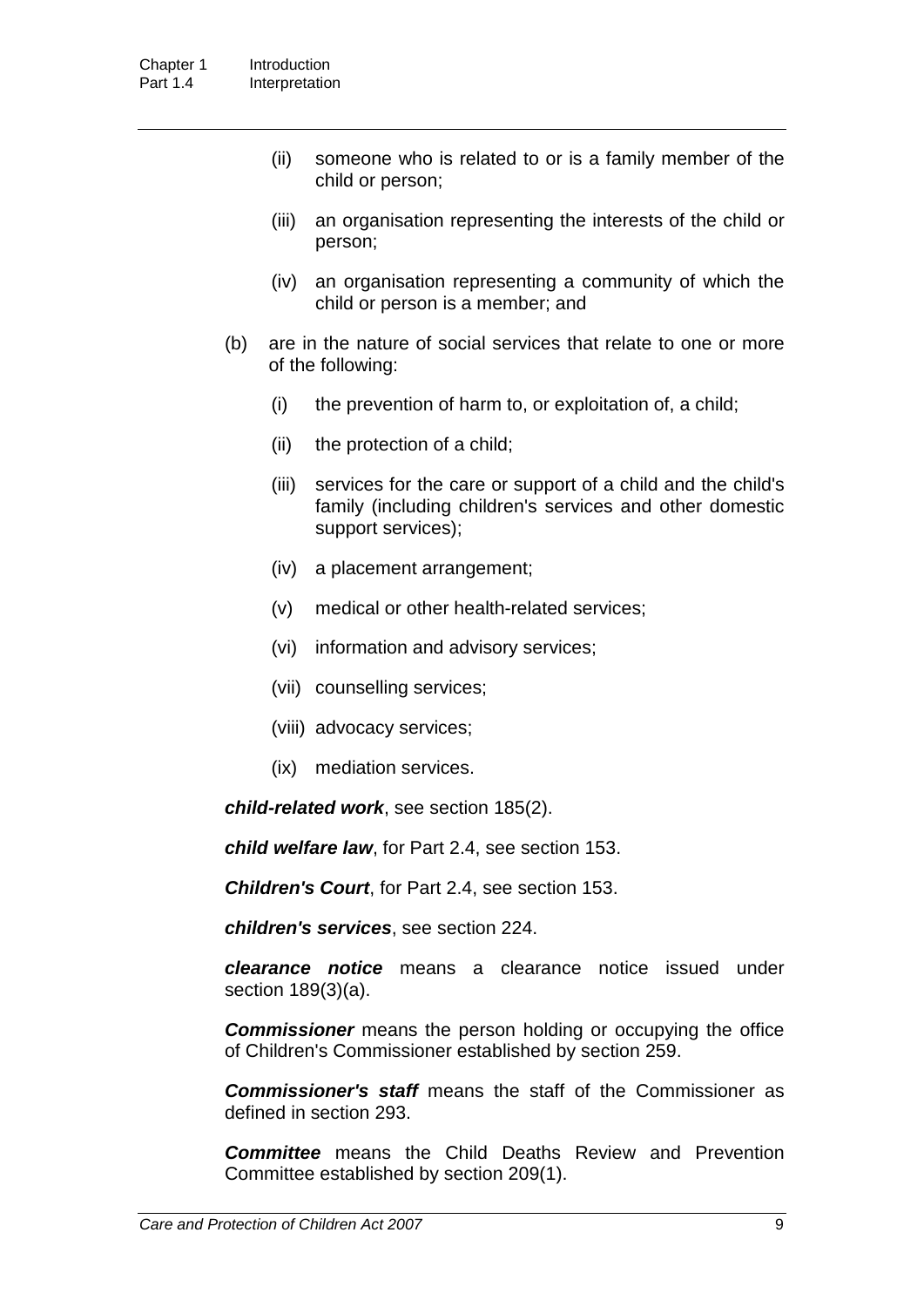(ii) someone who is related to or is a family member of the child or person;

(iii) an organisation representing the interests of the child or person;

(iv) an organisation representing a community of which the child or person is a member; and

(b) are in the nature of social services that relate to one or more of the following:

(i) the prevention of harm to, or exploitation of, a child;

(ii) the protection of a child;

(iii) services for the care or support of a child and the child's family (including children's services and other domestic support services);

(iv) a placement arrangement;

(v) medical or other health-related services;

(vi) information and advisory services;

(vii) counselling services;

(viii) advocacy services;

(ix) mediation services.

***child-related work***, see section 185(2).

***child welfare law***, for Part 2.4, see section 153.

***Children's Court***, for Part 2.4, see section 153.

***children's services***, see section 224.

***clearance notice*** means a clearance notice issued under section 189(3)(a).

***Commissioner*** means the person holding or occupying the office of Children's Commissioner established by section 259.

***Commissioner's staff*** means the staff of the Commissioner as defined in section 293.

***Committee*** means the Child Deaths Review and Prevention Committee established by section 209(1).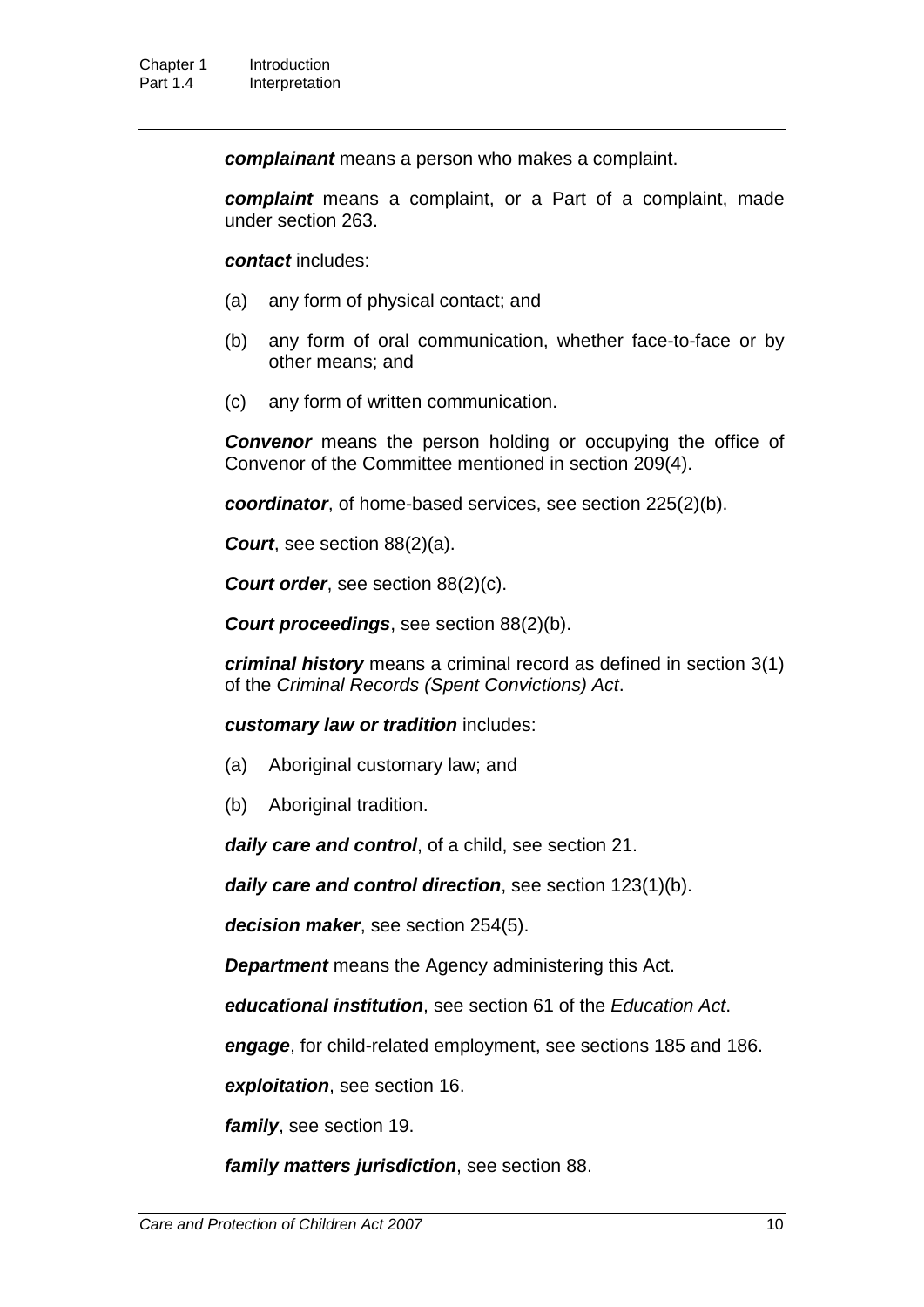***complainant*** means a person who makes a complaint.

***complaint*** means a complaint, or a Part of a complaint, made under section 263.

***contact*** includes:

(a) any form of physical contact; and

(b) any form of oral communication, whether face-to-face or by other means; and

(c) any form of written communication.

***Convenor*** means the person holding or occupying the office of Convenor of the Committee mentioned in section 209(4).

***coordinator***, of home-based services, see section 225(2)(b).

***Court***, see section 88(2)(a).

***Court order***, see section 88(2)(c).

***Court proceedings***, see section 88(2)(b).

***criminal history*** means a criminal record as defined in section 3(1) of the *Criminal Records (Spent Convictions) Act*.

***customary law or tradition*** includes:

(a) Aboriginal customary law; and

(b) Aboriginal tradition.

***daily care and control***, of a child, see section 21.

***daily care and control direction***, see section 123(1)(b).

***decision maker***, see section 254(5).

***Department*** means the Agency administering this Act.

***educational institution***, see section 61 of the *Education Act*.

***engage***, for child-related employment, see sections 185 and 186.

***exploitation***, see section 16.

***family***, see section 19.

***family matters jurisdiction***, see section 88.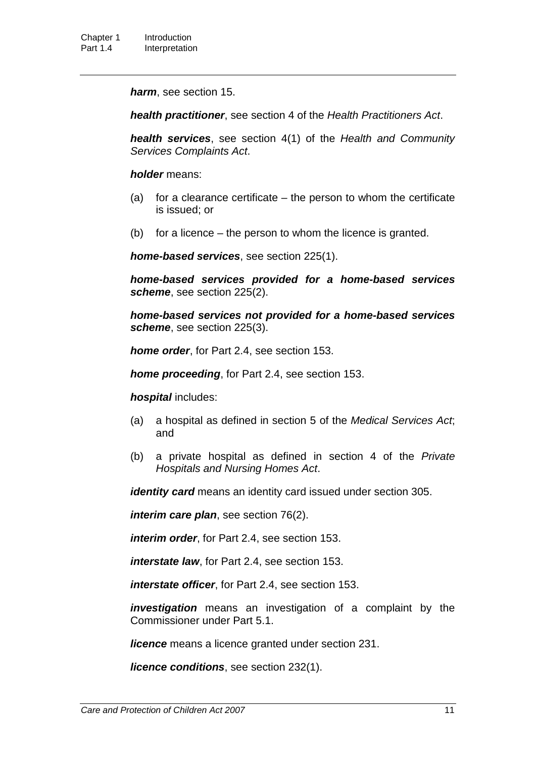***harm***, see section 15.

***health practitioner***, see section 4 of the *Health Practitioners Act*.

***health services***, see section 4(1) of the *Health and Community Services Complaints Act*.

***holder*** means:

(a) for a clearance certificate – the person to whom the certificate is issued; or

(b) for a licence – the person to whom the licence is granted.

***home-based services***, see section 225(1).

***home-based services provided for a home-based services scheme***, see section 225(2).

***home-based services not provided for a home-based services scheme***, see section 225(3).

***home order***, for Part 2.4, see section 153.

***home proceeding***, for Part 2.4, see section 153.

***hospital*** includes:

(a) a hospital as defined in section 5 of the *Medical Services Act*; and

(b) a private hospital as defined in section 4 of the *Private Hospitals and Nursing Homes Act*.

***identity card*** means an identity card issued under section 305.

***interim care plan***, see section 76(2).

***interim order***, for Part 2.4, see section 153.

***interstate law***, for Part 2.4, see section 153.

***interstate officer***, for Part 2.4, see section 153.

***investigation*** means an investigation of a complaint by the Commissioner under Part 5.1.

***licence*** means a licence granted under section 231.

***licence conditions***, see section 232(1).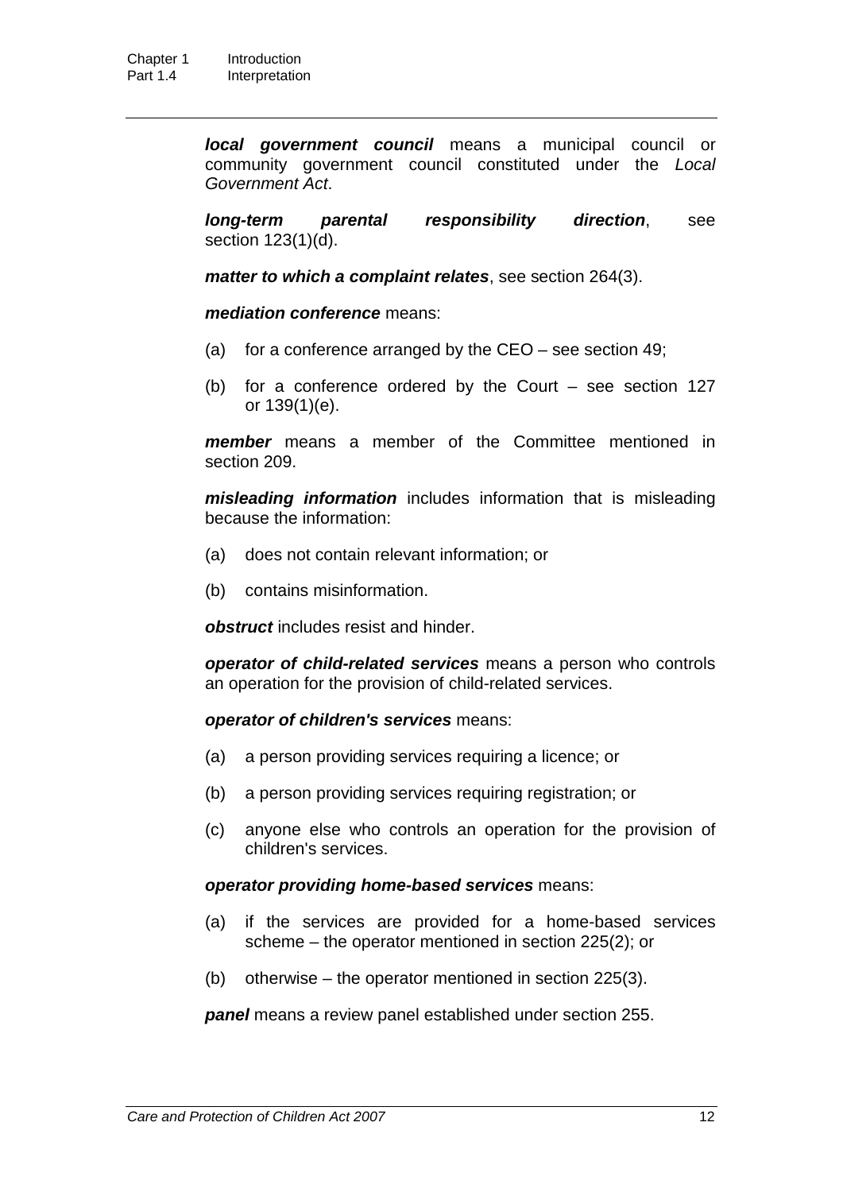***local government council*** means a municipal council or community government council constituted under the *Local Government Act*.

***long-term parental responsibility direction***, see section 123(1)(d).

***matter to which a complaint relates***, see section 264(3).

***mediation conference*** means:

(a) for a conference arranged by the CEO – see section 49;

(b) for a conference ordered by the Court – see section 127 or 139(1)(e).

***member*** means a member of the Committee mentioned in section 209.

***misleading information*** includes information that is misleading because the information:

(a) does not contain relevant information; or

(b) contains misinformation.

***obstruct*** includes resist and hinder.

***operator of child-related services*** means a person who controls an operation for the provision of child-related services.

***operator of children's services*** means:

(a) a person providing services requiring a licence; or

(b) a person providing services requiring registration; or

(c) anyone else who controls an operation for the provision of children's services.

***operator providing home-based services*** means:

(a) if the services are provided for a home-based services scheme – the operator mentioned in section 225(2); or

(b) otherwise – the operator mentioned in section 225(3).

***panel*** means a review panel established under section 255.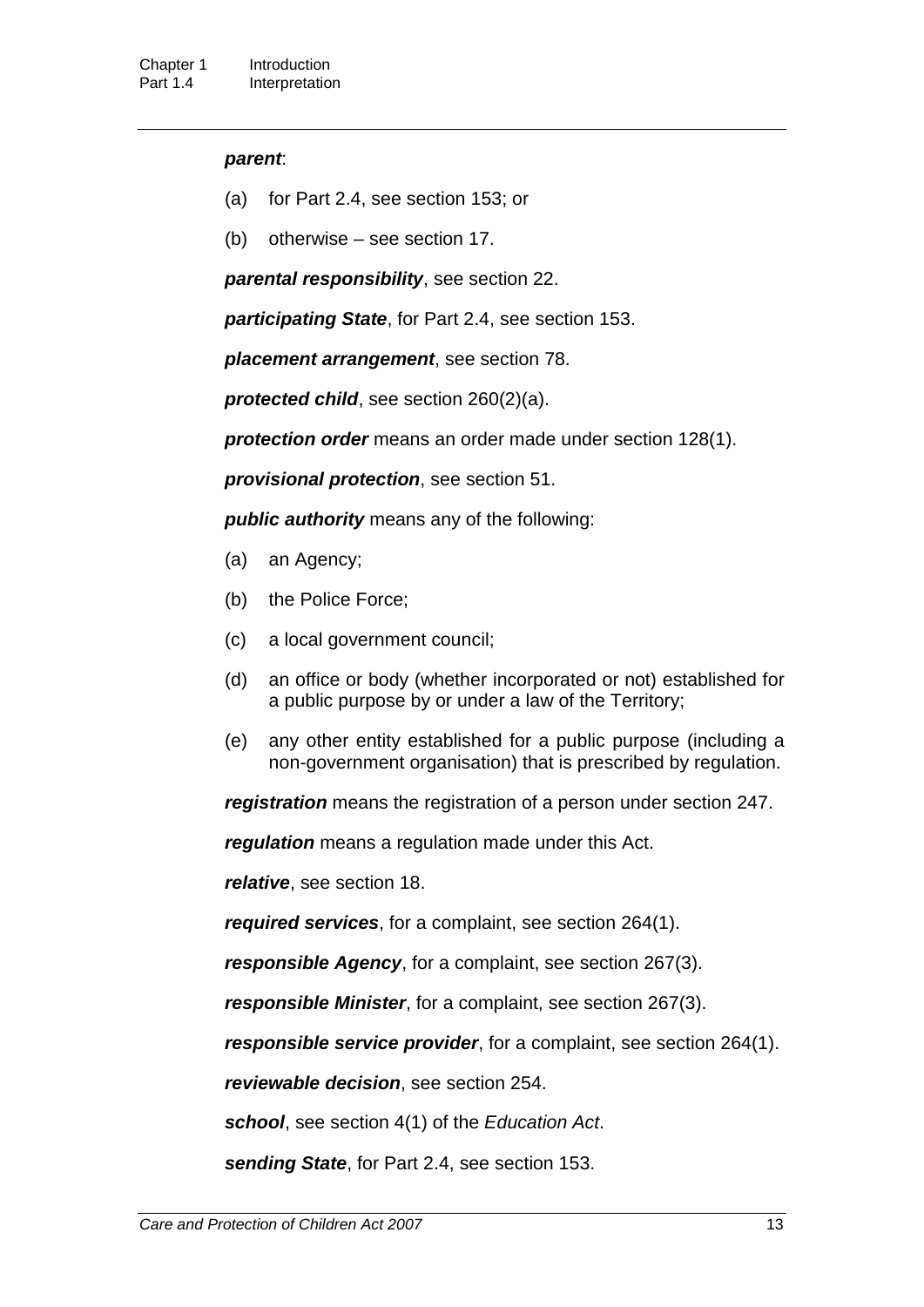***parent***:

(a) for Part 2.4, see section 153; or

(b) otherwise – see section 17.

***parental responsibility***, see section 22.

***participating State***, for Part 2.4, see section 153.

***placement arrangement***, see section 78.

***protected child***, see section 260(2)(a).

***protection order*** means an order made under section 128(1).

***provisional protection***, see section 51.

***public authority*** means any of the following:

(a) an Agency;

(b) the Police Force;

(c) a local government council;

(d) an office or body (whether incorporated or not) established for a public purpose by or under a law of the Territory;

(e) any other entity established for a public purpose (including a non-government organisation) that is prescribed by regulation.

***registration*** means the registration of a person under section 247.

***regulation*** means a regulation made under this Act.

***relative***, see section 18.

***required services***, for a complaint, see section 264(1).

***responsible Agency***, for a complaint, see section 267(3).

***responsible Minister***, for a complaint, see section 267(3).

***responsible service provider***, for a complaint, see section 264(1).

***reviewable decision***, see section 254.

***school***, see section 4(1) of the *Education Act*.

***sending State***, for Part 2.4, see section 153.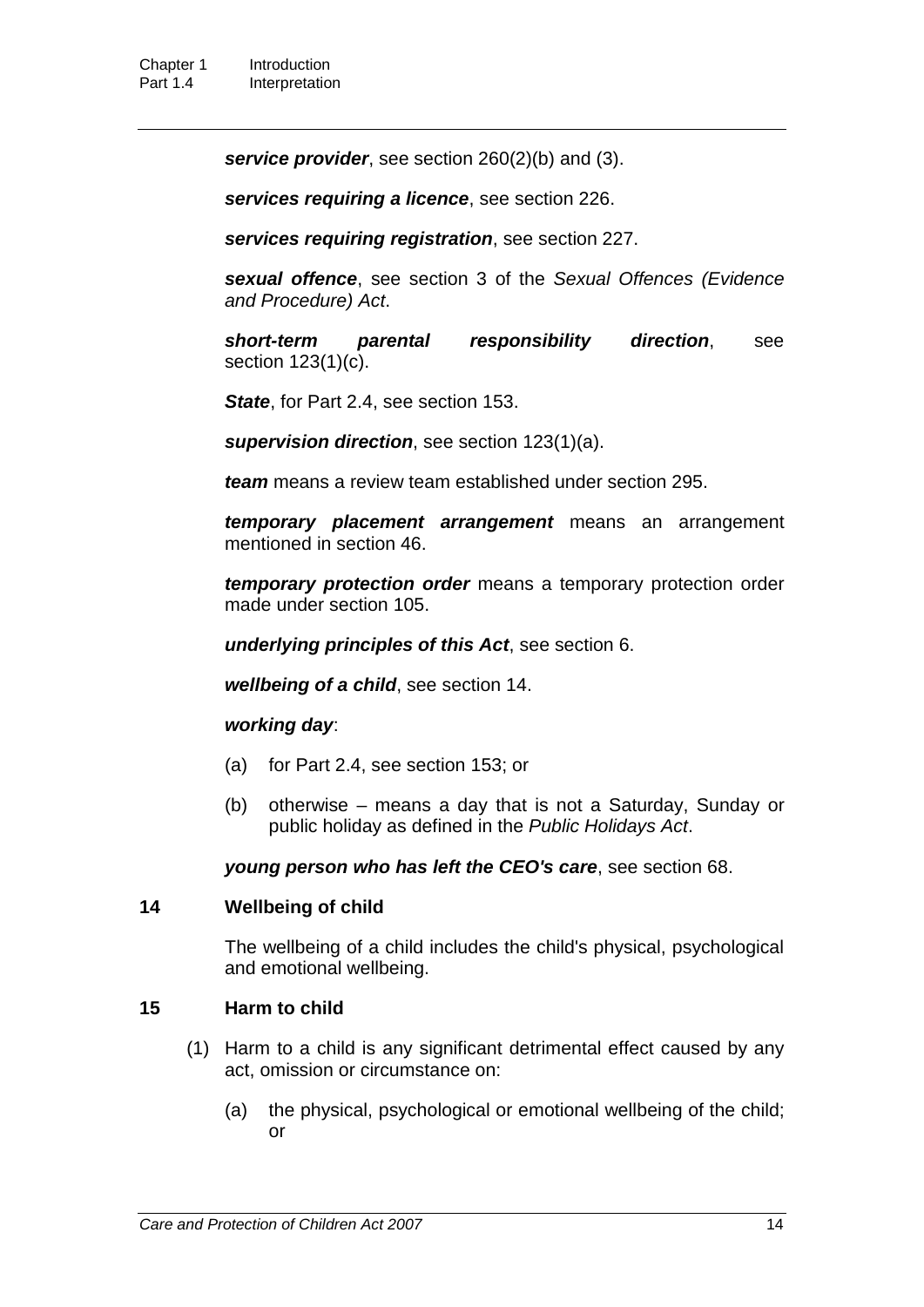***service provider***, see section 260(2)(b) and (3).

***services requiring a licence***, see section 226.

***services requiring registration***, see section 227.

***sexual offence***, see section 3 of the *Sexual Offences (Evidence and Procedure) Act*.

***short-term parental responsibility direction***, see section 123(1)(c).

***State***, for Part 2.4, see section 153.

***supervision direction***, see section 123(1)(a).

***team*** means a review team established under section 295.

***temporary placement arrangement*** means an arrangement mentioned in section 46.

***temporary protection order*** means a temporary protection order made under section 105.

***underlying principles of this Act***, see section 6.

***wellbeing of a child***, see section 14.

***working day***:

- (a) for Part 2.4, see section 153; or
- (b) otherwise – means a day that is not a Saturday, Sunday or public holiday as defined in the *Public Holidays Act*.

***young person who has left the CEO's care***, see section 68.

### 14 Wellbeing of child

The wellbeing of a child includes the child's physical, psychological and emotional wellbeing.

### 15 Harm to child

(1) Harm to a child is any significant detrimental effect caused by any act, omission or circumstance on:

- (a) the physical, psychological or emotional wellbeing of the child; or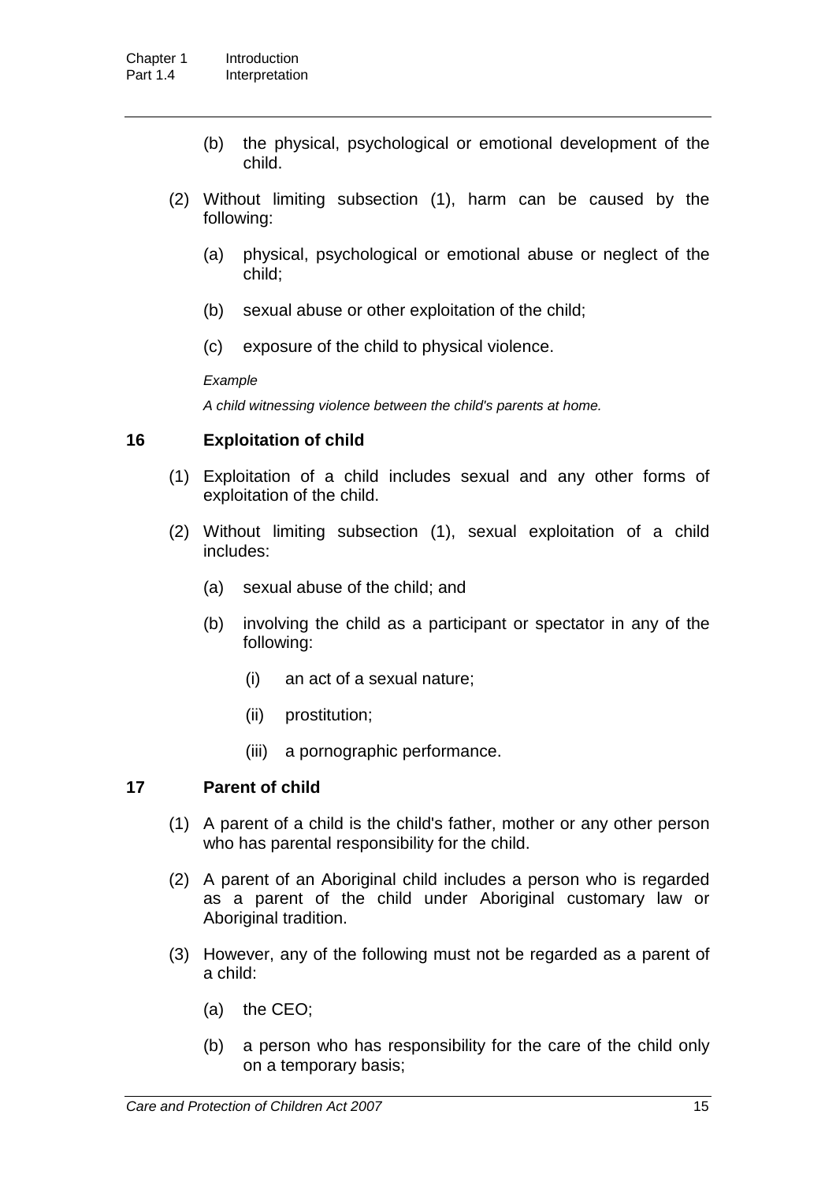(b) the physical, psychological or emotional development of the child.

(2) Without limiting subsection (1), harm can be caused by the following:

(a) physical, psychological or emotional abuse or neglect of the child;

(b) sexual abuse or other exploitation of the child;

(c) exposure of the child to physical violence.

*Example*

*A child witnessing violence between the child's parents at home.*

### 16 Exploitation of child

(1) Exploitation of a child includes sexual and any other forms of exploitation of the child.

(2) Without limiting subsection (1), sexual exploitation of a child includes:

(a) sexual abuse of the child; and

(b) involving the child as a participant or spectator in any of the following:

(i) an act of a sexual nature;

(ii) prostitution;

(iii) a pornographic performance.

### 17 Parent of child

(1) A parent of a child is the child's father, mother or any other person who has parental responsibility for the child.

(2) A parent of an Aboriginal child includes a person who is regarded as a parent of the child under Aboriginal customary law or Aboriginal tradition.

(3) However, any of the following must not be regarded as a parent of a child:

(a) the CEO;

(b) a person who has responsibility for the care of the child only on a temporary basis;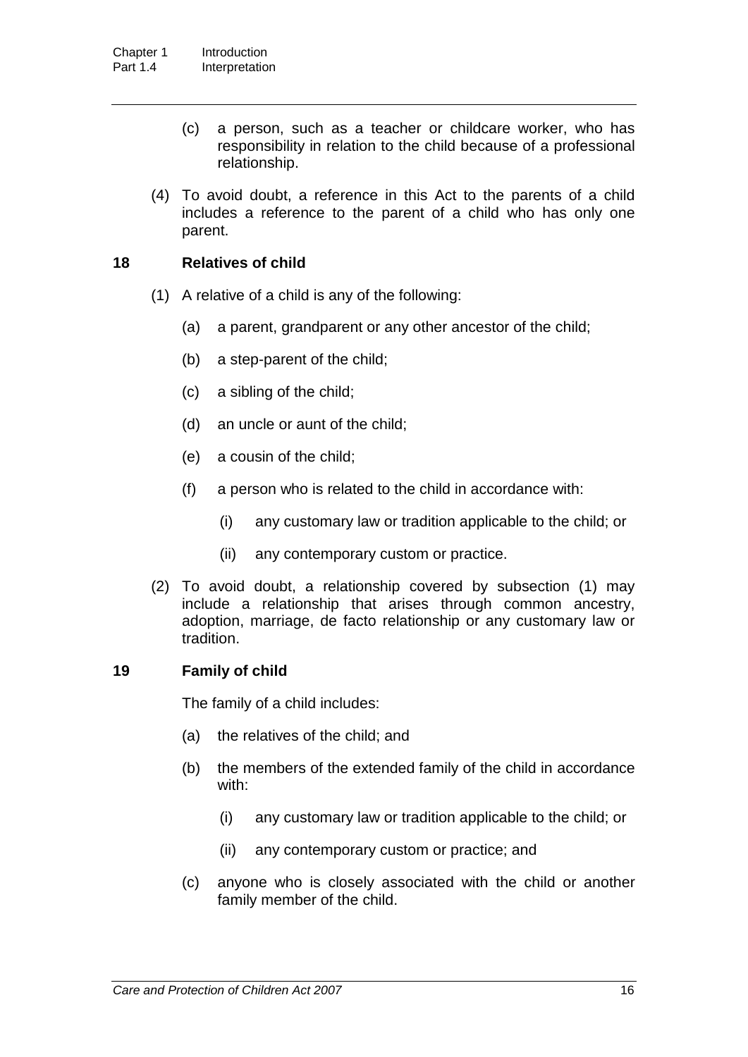(c) a person, such as a teacher or childcare worker, who has responsibility in relation to the child because of a professional relationship.

(4) To avoid doubt, a reference in this Act to the parents of a child includes a reference to the parent of a child who has only one parent.

### 18 Relatives of child

(1) A relative of a child is any of the following:

(a) a parent, grandparent or any other ancestor of the child;

(b) a step-parent of the child;

(c) a sibling of the child;

(d) an uncle or aunt of the child;

(e) a cousin of the child;

(f) a person who is related to the child in accordance with:

(i) any customary law or tradition applicable to the child; or

(ii) any contemporary custom or practice.

(2) To avoid doubt, a relationship covered by subsection (1) may include a relationship that arises through common ancestry, adoption, marriage, de facto relationship or any customary law or tradition.

### 19 Family of child

The family of a child includes:

(a) the relatives of the child; and

(b) the members of the extended family of the child in accordance with:

(i) any customary law or tradition applicable to the child; or

(ii) any contemporary custom or practice; and

(c) anyone who is closely associated with the child or another family member of the child.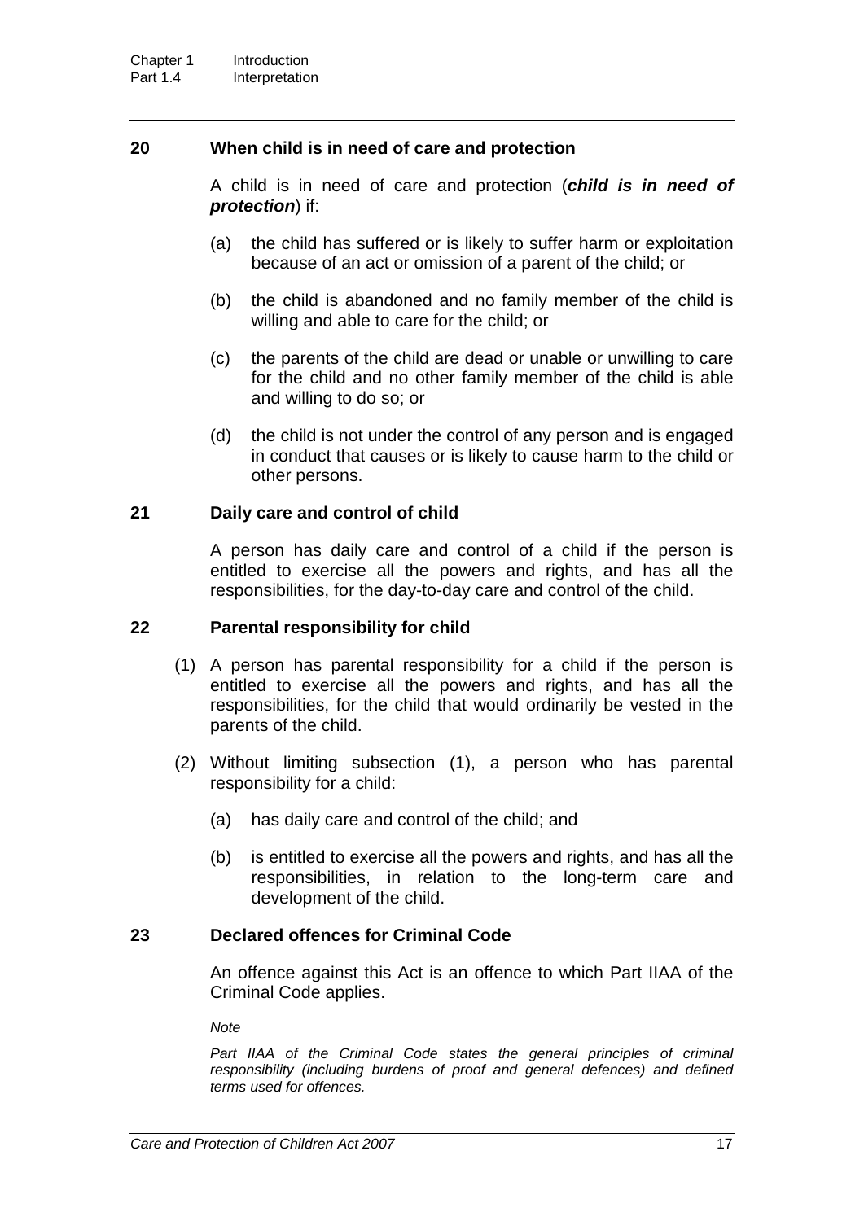### 20 When child is in need of care and protection

A child is in need of care and protection (***child is in need of protection***) if:

(a) the child has suffered or is likely to suffer harm or exploitation because of an act or omission of a parent of the child; or

(b) the child is abandoned and no family member of the child is willing and able to care for the child; or

(c) the parents of the child are dead or unable or unwilling to care for the child and no other family member of the child is able and willing to do so; or

(d) the child is not under the control of any person and is engaged in conduct that causes or is likely to cause harm to the child or other persons.

### 21 Daily care and control of child

A person has daily care and control of a child if the person is entitled to exercise all the powers and rights, and has all the responsibilities, for the day-to-day care and control of the child.

### 22 Parental responsibility for child

(1) A person has parental responsibility for a child if the person is entitled to exercise all the powers and rights, and has all the responsibilities, for the child that would ordinarily be vested in the parents of the child.

(2) Without limiting subsection (1), a person who has parental responsibility for a child:

(a) has daily care and control of the child; and

(b) is entitled to exercise all the powers and rights, and has all the responsibilities, in relation to the long-term care and development of the child.

### 23 Declared offences for Criminal Code

An offence against this Act is an offence to which Part IIAA of the Criminal Code applies.

*Note*

*Part IIAA of the Criminal Code states the general principles of criminal responsibility (including burdens of proof and general defences) and defined terms used for offences.*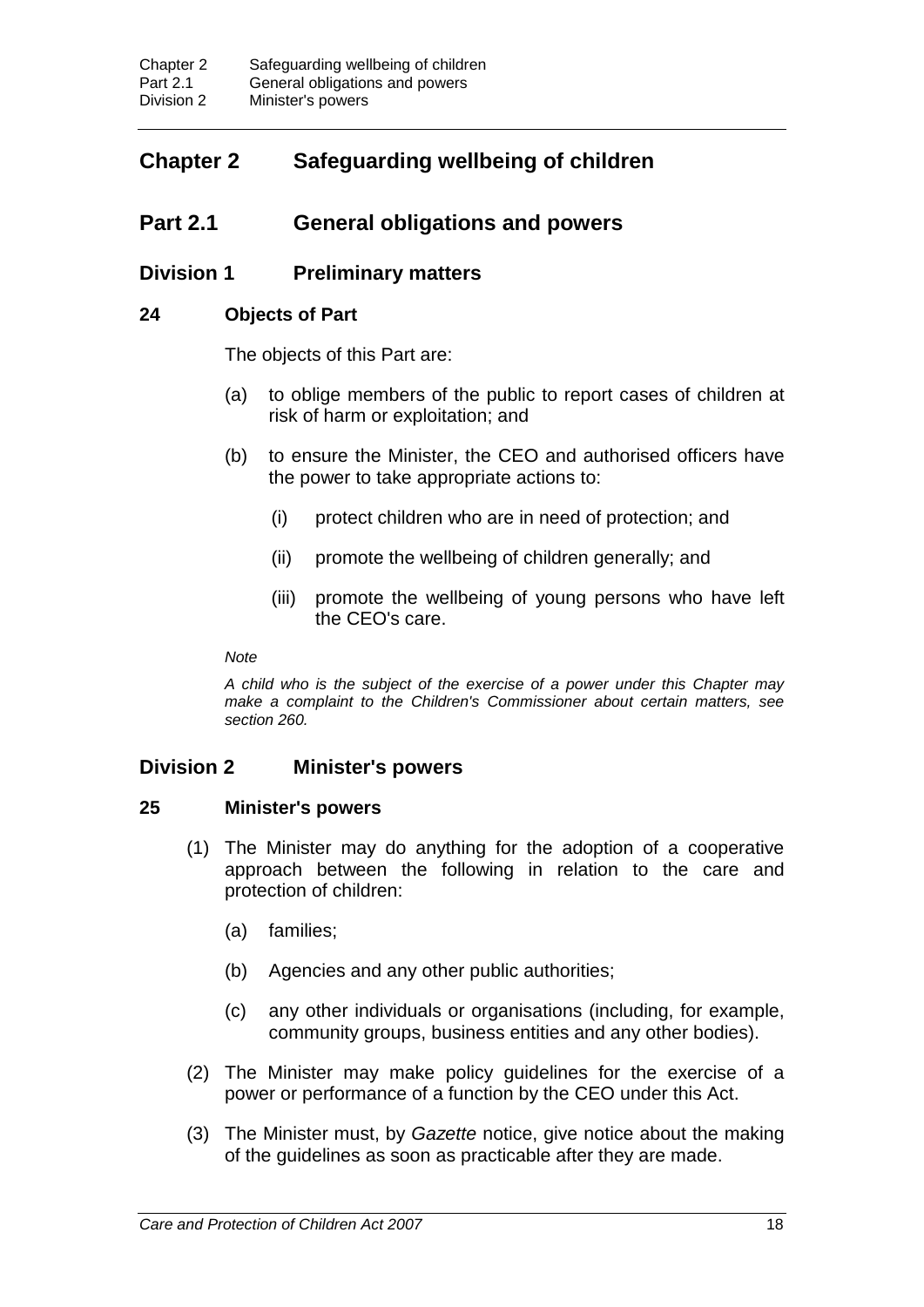# Chapter 2 Safeguarding wellbeing of children

## Part 2.1 General obligations and powers

### Division 1 Preliminary matters

#### 24 Objects of Part

The objects of this Part are:

(a) to oblige members of the public to report cases of children at risk of harm or exploitation; and

(b) to ensure the Minister, the CEO and authorised officers have the power to take appropriate actions to:

(i) protect children who are in need of protection; and

(ii) promote the wellbeing of children generally; and

(iii) promote the wellbeing of young persons who have left the CEO's care.

*Note*

*A child who is the subject of the exercise of a power under this Chapter may make a complaint to the Children's Commissioner about certain matters, see section 260.*

### Division 2 Minister's powers

#### 25 Minister's powers

(1) The Minister may do anything for the adoption of a cooperative approach between the following in relation to the care and protection of children:

(a) families;

(b) Agencies and any other public authorities;

(c) any other individuals or organisations (including, for example, community groups, business entities and any other bodies).

(2) The Minister may make policy guidelines for the exercise of a power or performance of a function by the CEO under this Act.

(3) The Minister must, by *Gazette* notice, give notice about the making of the guidelines as soon as practicable after they are made.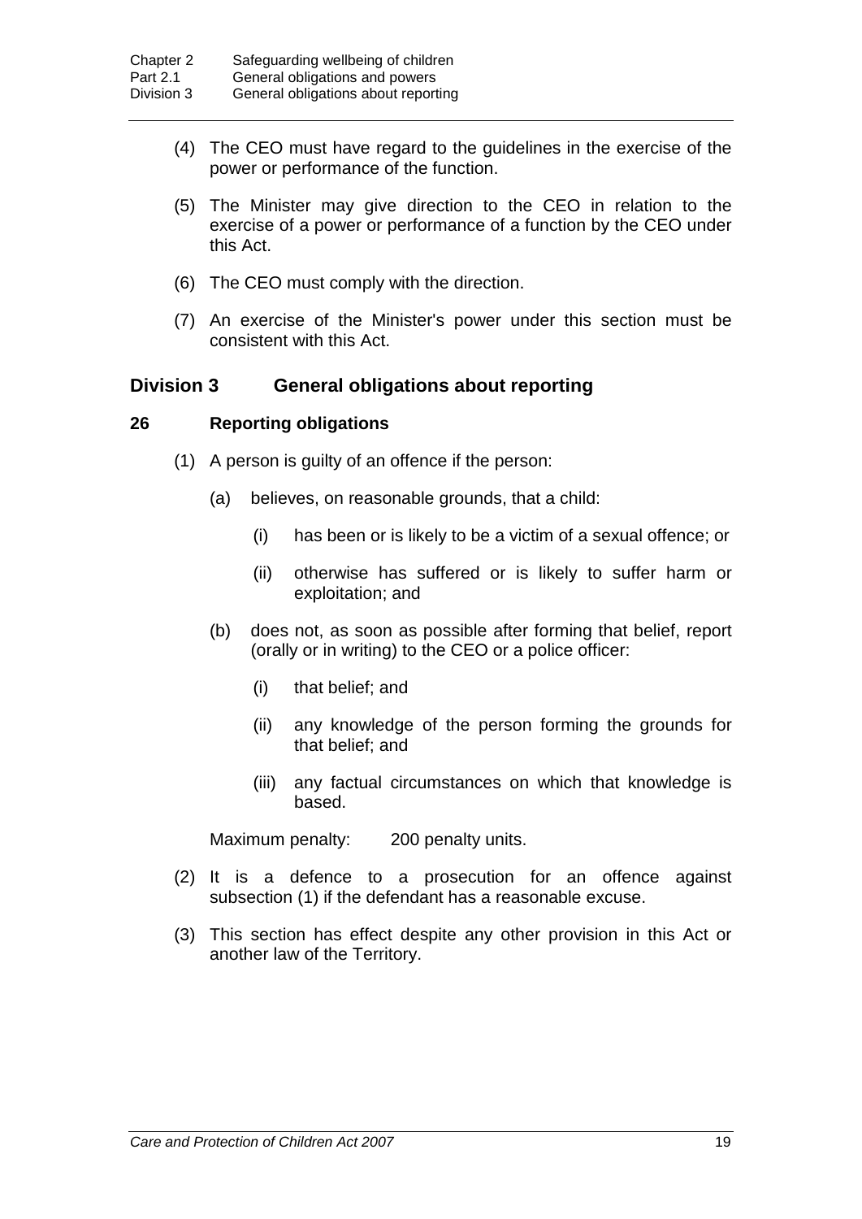(4) The CEO must have regard to the guidelines in the exercise of the power or performance of the function.

(5) The Minister may give direction to the CEO in relation to the exercise of a power or performance of a function by the CEO under this Act.

(6) The CEO must comply with the direction.

(7) An exercise of the Minister's power under this section must be consistent with this Act.

## Division 3 General obligations about reporting

### 26 Reporting obligations

(1) A person is guilty of an offence if the person:

- (a) believes, on reasonable grounds, that a child:
  - (i) has been or is likely to be a victim of a sexual offence; or
  - (ii) otherwise has suffered or is likely to suffer harm or exploitation; and
- (b) does not, as soon as possible after forming that belief, report (orally or in writing) to the CEO or a police officer:
  - (i) that belief; and
  - (ii) any knowledge of the person forming the grounds for that belief; and
  - (iii) any factual circumstances on which that knowledge is based.

Maximum penalty: 200 penalty units.

(2) It is a defence to a prosecution for an offence against subsection (1) if the defendant has a reasonable excuse.

(3) This section has effect despite any other provision in this Act or another law of the Territory.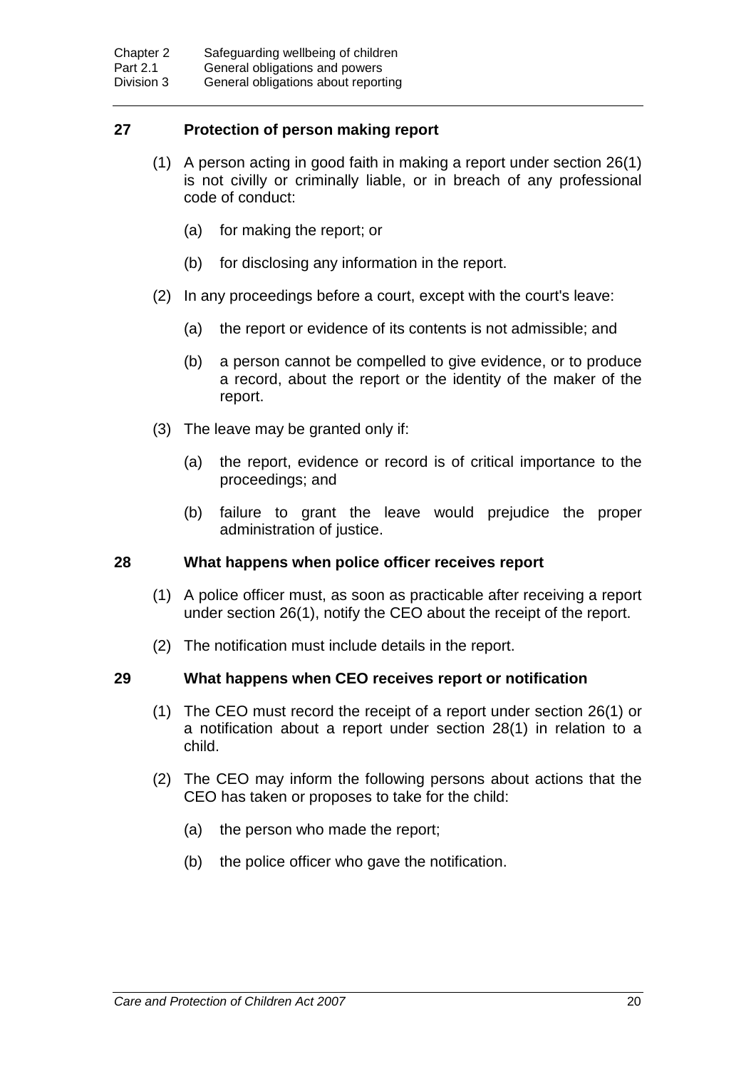### 27 Protection of person making report

(1) A person acting in good faith in making a report under section 26(1) is not civilly or criminally liable, or in breach of any professional code of conduct:

(a) for making the report; or

(b) for disclosing any information in the report.

(2) In any proceedings before a court, except with the court's leave:

(a) the report or evidence of its contents is not admissible; and

(b) a person cannot be compelled to give evidence, or to produce a record, about the report or the identity of the maker of the report.

(3) The leave may be granted only if:

(a) the report, evidence or record is of critical importance to the proceedings; and

(b) failure to grant the leave would prejudice the proper administration of justice.

### 28 What happens when police officer receives report

(1) A police officer must, as soon as practicable after receiving a report under section 26(1), notify the CEO about the receipt of the report.

(2) The notification must include details in the report.

### 29 What happens when CEO receives report or notification

(1) The CEO must record the receipt of a report under section 26(1) or a notification about a report under section 28(1) in relation to a child.

(2) The CEO may inform the following persons about actions that the CEO has taken or proposes to take for the child:

(a) the person who made the report;

(b) the police officer who gave the notification.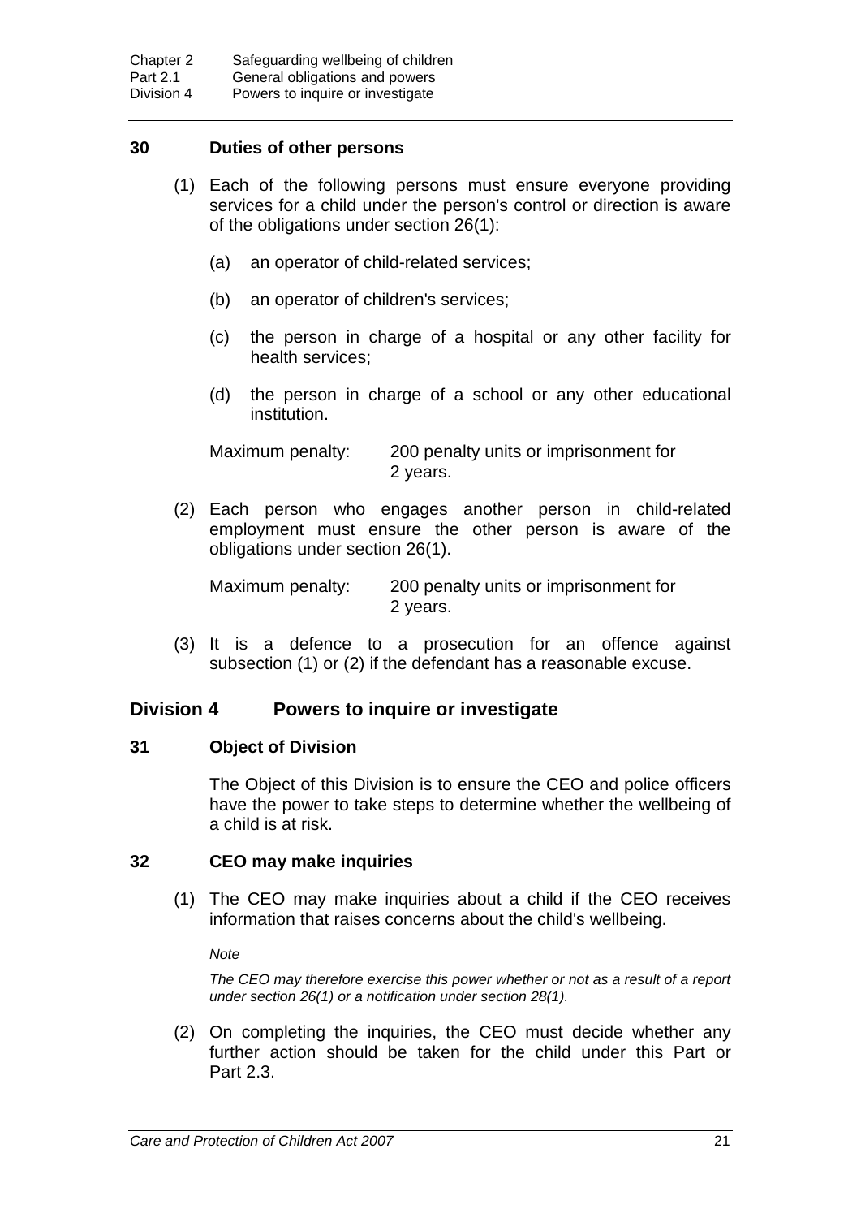### 30 Duties of other persons

(1) Each of the following persons must ensure everyone providing services for a child under the person's control or direction is aware of the obligations under section 26(1):

(a) an operator of child-related services;

(b) an operator of children's services;

(c) the person in charge of a hospital or any other facility for health services;

(d) the person in charge of a school or any other educational institution.

Maximum penalty: 200 penalty units or imprisonment for 2 years.

(2) Each person who engages another person in child-related employment must ensure the other person is aware of the obligations under section 26(1).

Maximum penalty: 200 penalty units or imprisonment for 2 years.

(3) It is a defence to a prosecution for an offence against subsection (1) or (2) if the defendant has a reasonable excuse.

## Division 4 Powers to inquire or investigate

### 31 Object of Division

The Object of this Division is to ensure the CEO and police officers have the power to take steps to determine whether the wellbeing of a child is at risk.

### 32 CEO may make inquiries

(1) The CEO may make inquiries about a child if the CEO receives information that raises concerns about the child's wellbeing.

*Note*

*The CEO may therefore exercise this power whether or not as a result of a report under section 26(1) or a notification under section 28(1).*

(2) On completing the inquiries, the CEO must decide whether any further action should be taken for the child under this Part or Part 2.3.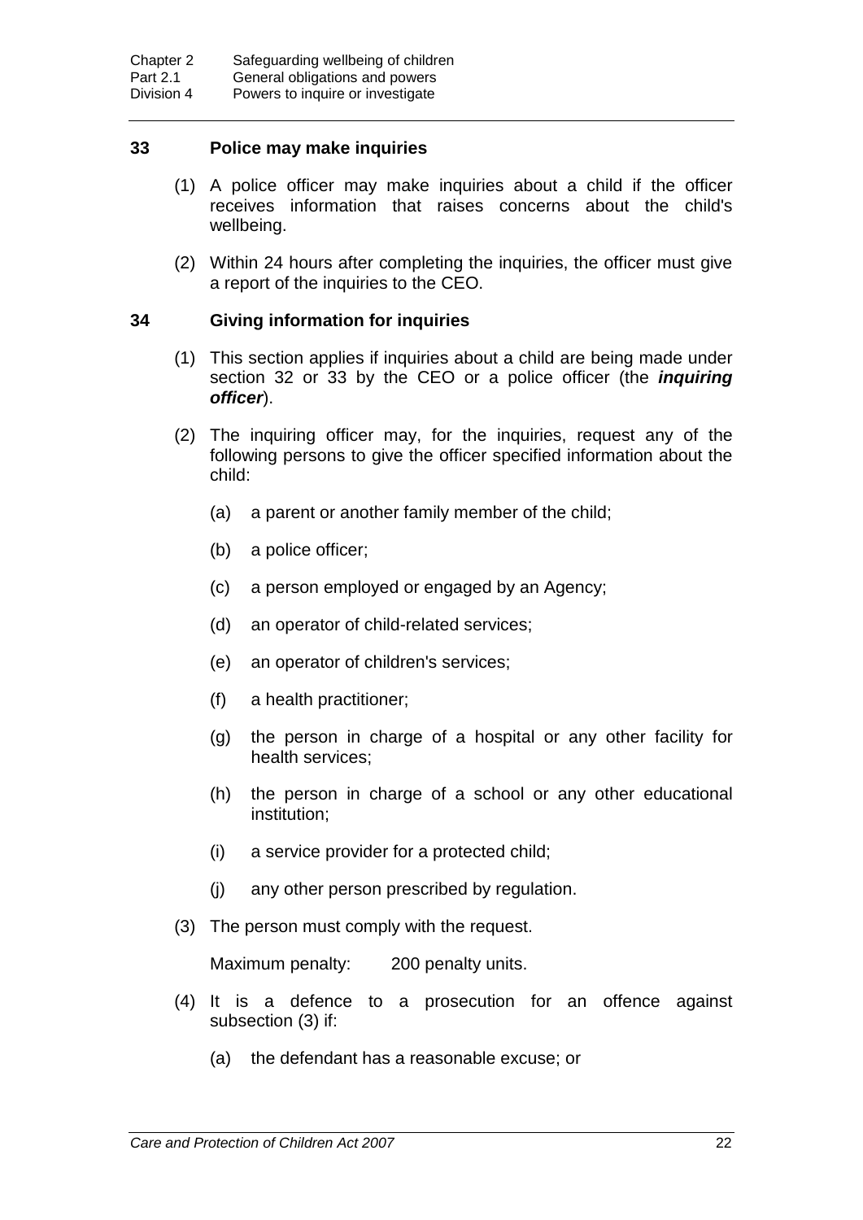## 33 Police may make inquiries

(1) A police officer may make inquiries about a child if the officer receives information that raises concerns about the child's wellbeing.

(2) Within 24 hours after completing the inquiries, the officer must give a report of the inquiries to the CEO.

## 34 Giving information for inquiries

(1) This section applies if inquiries about a child are being made under section 32 or 33 by the CEO or a police officer (the ***inquiring officer***).

(2) The inquiring officer may, for the inquiries, request any of the following persons to give the officer specified information about the child:

(a) a parent or another family member of the child;

(b) a police officer;

(c) a person employed or engaged by an Agency;

(d) an operator of child-related services;

(e) an operator of children's services;

(f) a health practitioner;

(g) the person in charge of a hospital or any other facility for health services;

(h) the person in charge of a school or any other educational institution;

(i) a service provider for a protected child;

(j) any other person prescribed by regulation.

(3) The person must comply with the request.

Maximum penalty: 200 penalty units.

(4) It is a defence to a prosecution for an offence against subsection (3) if:

(a) the defendant has a reasonable excuse; or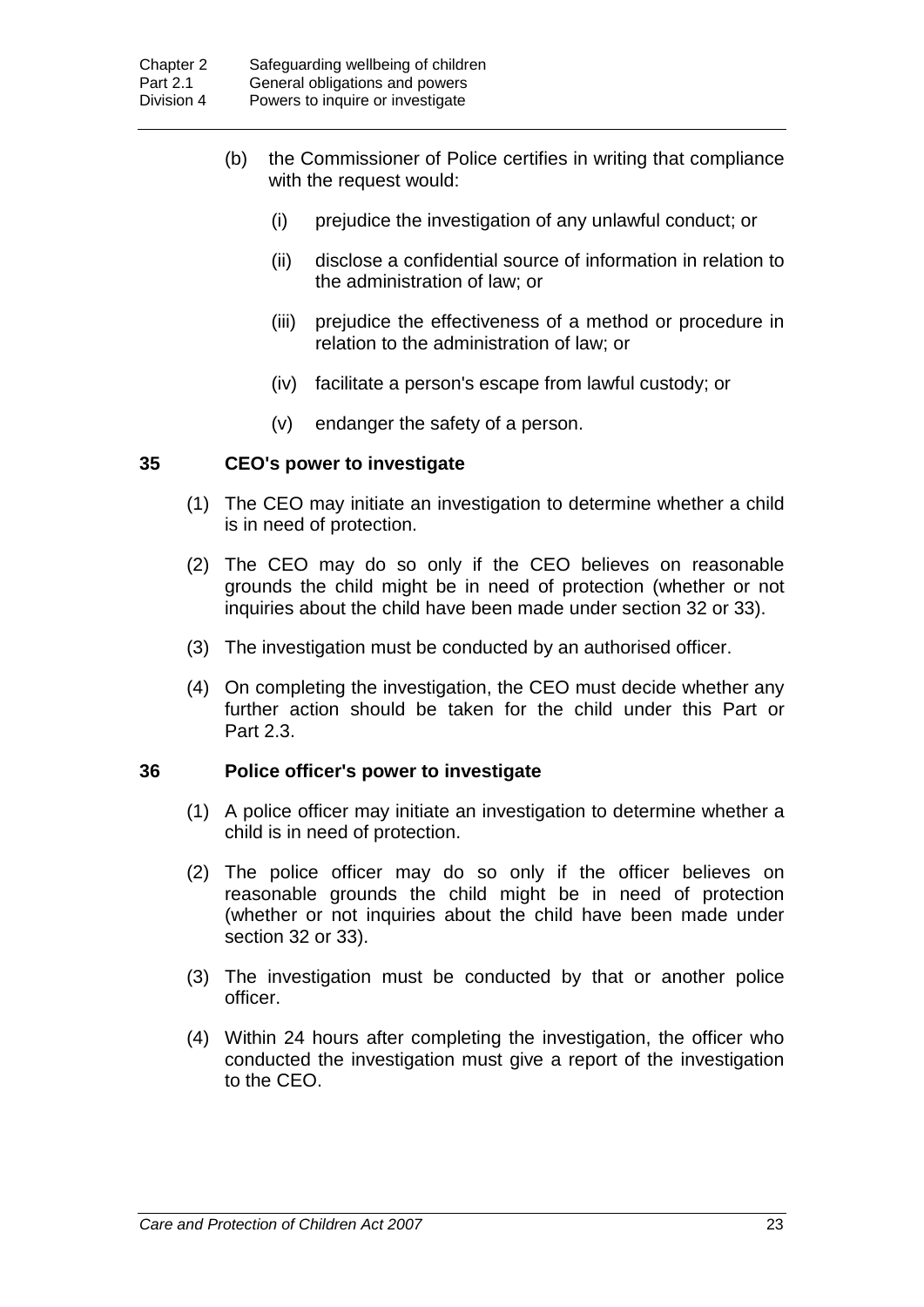(b) the Commissioner of Police certifies in writing that compliance with the request would:

  (i) prejudice the investigation of any unlawful conduct; or

  (ii) disclose a confidential source of information in relation to the administration of law; or

  (iii) prejudice the effectiveness of a method or procedure in relation to the administration of law; or

  (iv) facilitate a person's escape from lawful custody; or

  (v) endanger the safety of a person.

### 35 CEO's power to investigate

(1) The CEO may initiate an investigation to determine whether a child is in need of protection.

(2) The CEO may do so only if the CEO believes on reasonable grounds the child might be in need of protection (whether or not inquiries about the child have been made under section 32 or 33).

(3) The investigation must be conducted by an authorised officer.

(4) On completing the investigation, the CEO must decide whether any further action should be taken for the child under this Part or Part 2.3.

### 36 Police officer's power to investigate

(1) A police officer may initiate an investigation to determine whether a child is in need of protection.

(2) The police officer may do so only if the officer believes on reasonable grounds the child might be in need of protection (whether or not inquiries about the child have been made under section 32 or 33).

(3) The investigation must be conducted by that or another police officer.

(4) Within 24 hours after completing the investigation, the officer who conducted the investigation must give a report of the investigation to the CEO.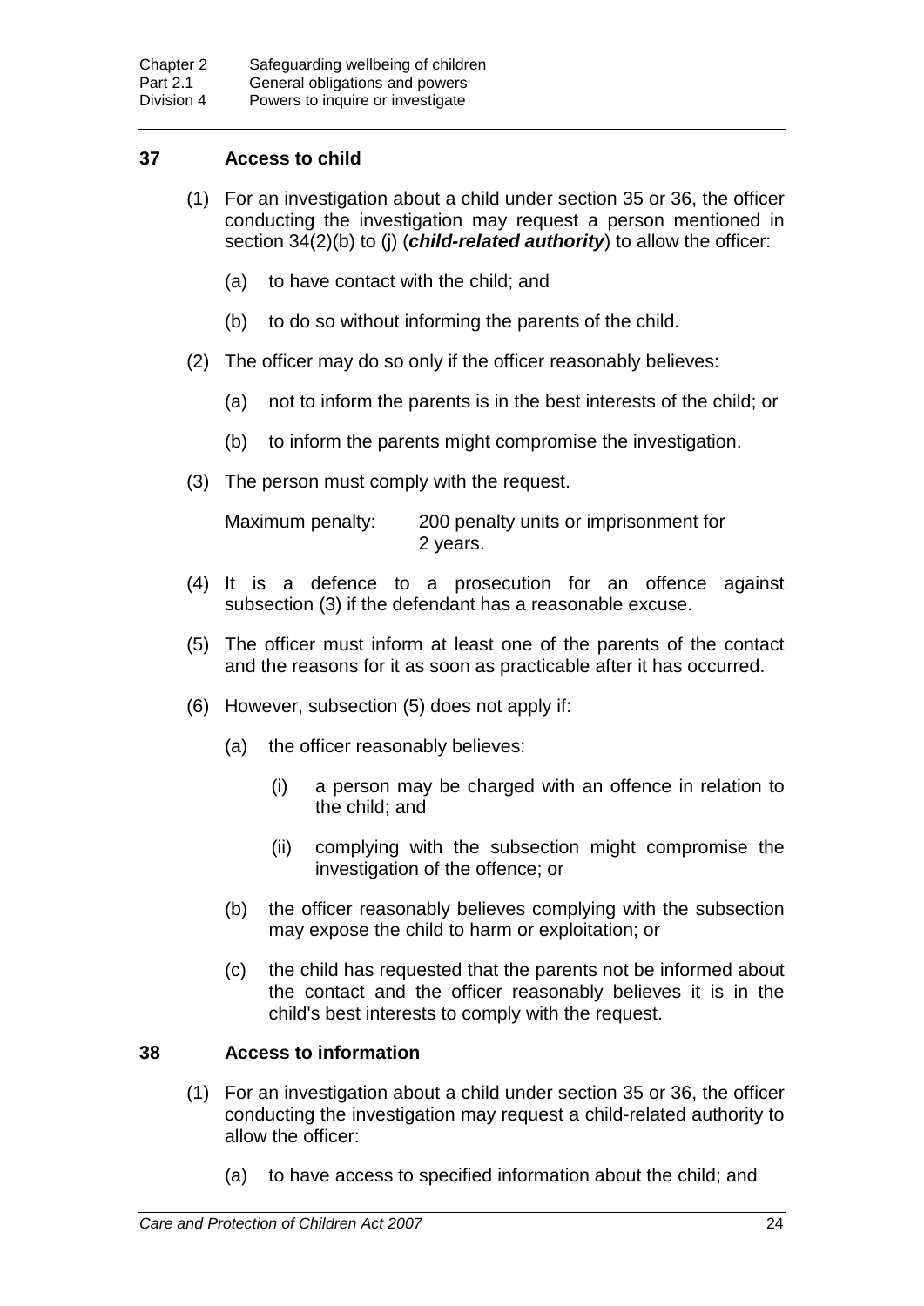### 37 Access to child

(1) For an investigation about a child under section 35 or 36, the officer conducting the investigation may request a person mentioned in section 34(2)(b) to (j) (***child-related authority***) to allow the officer:

(a) to have contact with the child; and

(b) to do so without informing the parents of the child.

(2) The officer may do so only if the officer reasonably believes:

(a) not to inform the parents is in the best interests of the child; or

(b) to inform the parents might compromise the investigation.

(3) The person must comply with the request.

Maximum penalty: 200 penalty units or imprisonment for 2 years.

(4) It is a defence to a prosecution for an offence against subsection (3) if the defendant has a reasonable excuse.

(5) The officer must inform at least one of the parents of the contact and the reasons for it as soon as practicable after it has occurred.

(6) However, subsection (5) does not apply if:

(a) the officer reasonably believes:

(i) a person may be charged with an offence in relation to the child; and

(ii) complying with the subsection might compromise the investigation of the offence; or

(b) the officer reasonably believes complying with the subsection may expose the child to harm or exploitation; or

(c) the child has requested that the parents not be informed about the contact and the officer reasonably believes it is in the child's best interests to comply with the request.

### 38 Access to information

(1) For an investigation about a child under section 35 or 36, the officer conducting the investigation may request a child-related authority to allow the officer:

(a) to have access to specified information about the child; and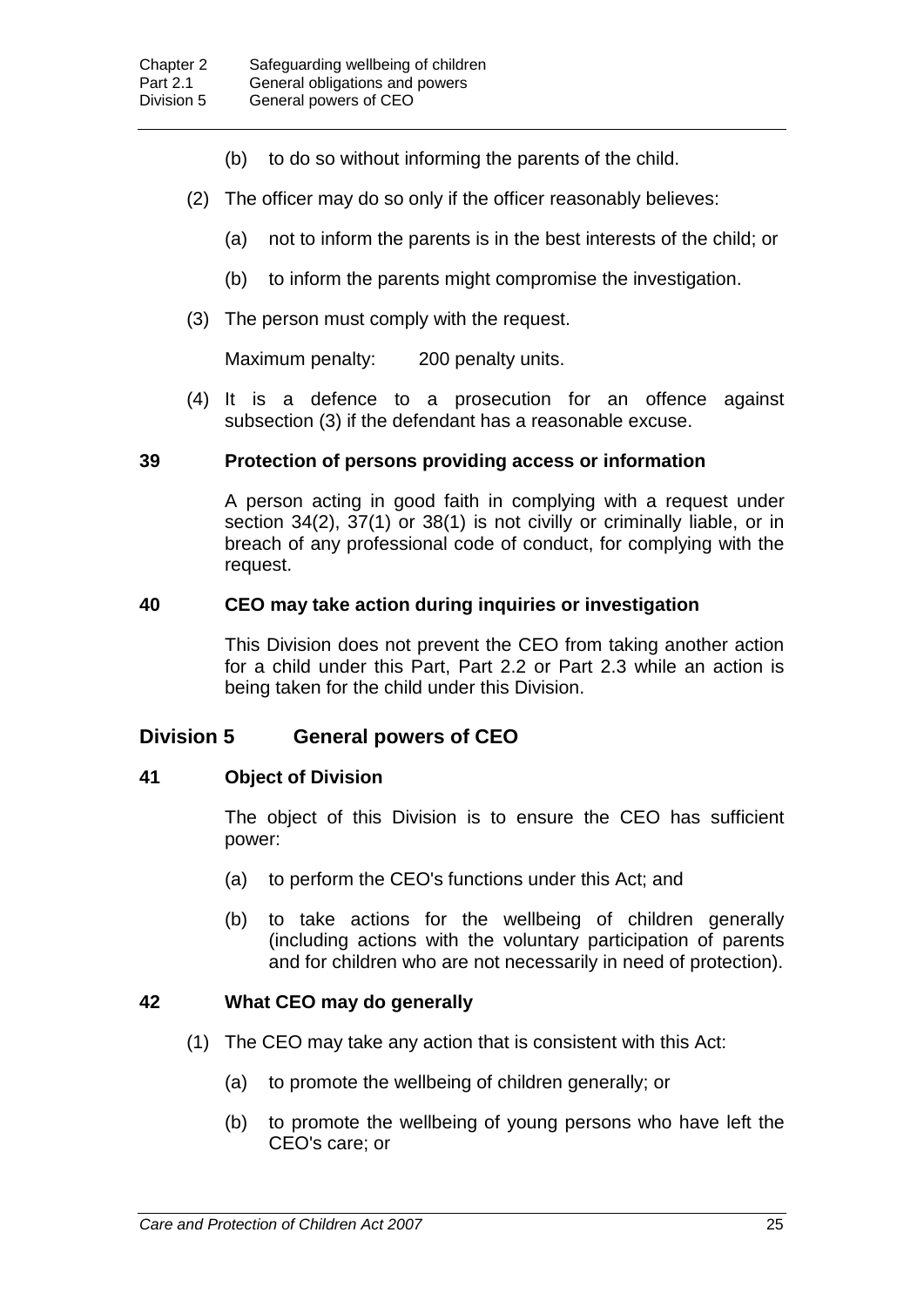(b) to do so without informing the parents of the child.

(2) The officer may do so only if the officer reasonably believes:

(a) not to inform the parents is in the best interests of the child; or

(b) to inform the parents might compromise the investigation.

(3) The person must comply with the request.

Maximum penalty: 200 penalty units.

(4) It is a defence to a prosecution for an offence against subsection (3) if the defendant has a reasonable excuse.

### 39 Protection of persons providing access or information

A person acting in good faith in complying with a request under section 34(2), 37(1) or 38(1) is not civilly or criminally liable, or in breach of any professional code of conduct, for complying with the request.

### 40 CEO may take action during inquiries or investigation

This Division does not prevent the CEO from taking another action for a child under this Part, Part 2.2 or Part 2.3 while an action is being taken for the child under this Division.

## Division 5 General powers of CEO

### 41 Object of Division

The object of this Division is to ensure the CEO has sufficient power:

(a) to perform the CEO's functions under this Act; and

(b) to take actions for the wellbeing of children generally (including actions with the voluntary participation of parents and for children who are not necessarily in need of protection).

### 42 What CEO may do generally

(1) The CEO may take any action that is consistent with this Act:

(a) to promote the wellbeing of children generally; or

(b) to promote the wellbeing of young persons who have left the CEO's care; or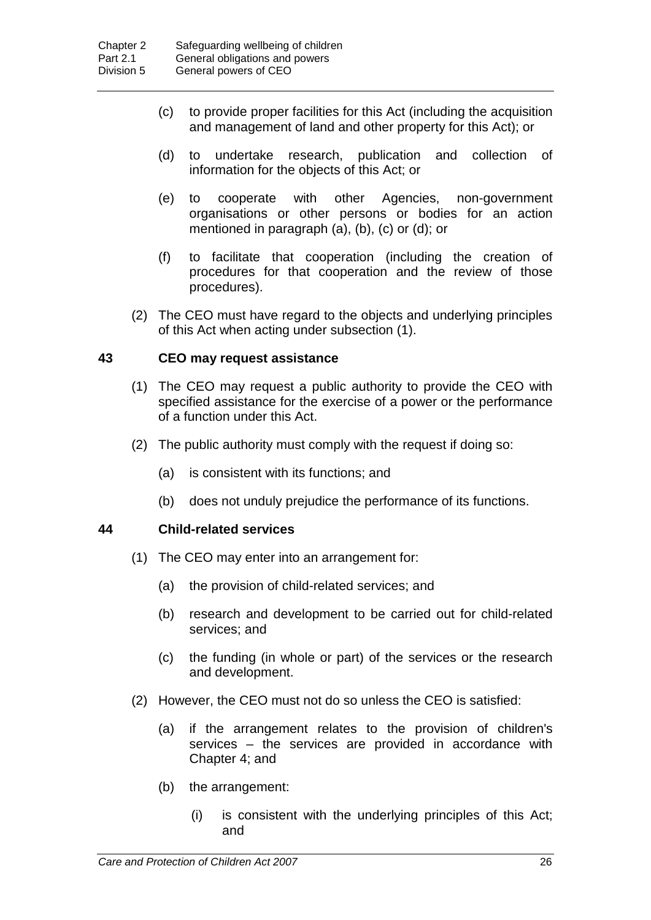(c) to provide proper facilities for this Act (including the acquisition and management of land and other property for this Act); or

(d) to undertake research, publication and collection of information for the objects of this Act; or

(e) to cooperate with other Agencies, non-government organisations or other persons or bodies for an action mentioned in paragraph (a), (b), (c) or (d); or

(f) to facilitate that cooperation (including the creation of procedures for that cooperation and the review of those procedures).

(2) The CEO must have regard to the objects and underlying principles of this Act when acting under subsection (1).

### 43 CEO may request assistance

(1) The CEO may request a public authority to provide the CEO with specified assistance for the exercise of a power or the performance of a function under this Act.

(2) The public authority must comply with the request if doing so:

(a) is consistent with its functions; and

(b) does not unduly prejudice the performance of its functions.

### 44 Child-related services

(1) The CEO may enter into an arrangement for:

(a) the provision of child-related services; and

(b) research and development to be carried out for child-related services; and

(c) the funding (in whole or part) of the services or the research and development.

(2) However, the CEO must not do so unless the CEO is satisfied:

(a) if the arrangement relates to the provision of children's services – the services are provided in accordance with Chapter 4; and

(b) the arrangement:

(i) is consistent with the underlying principles of this Act; and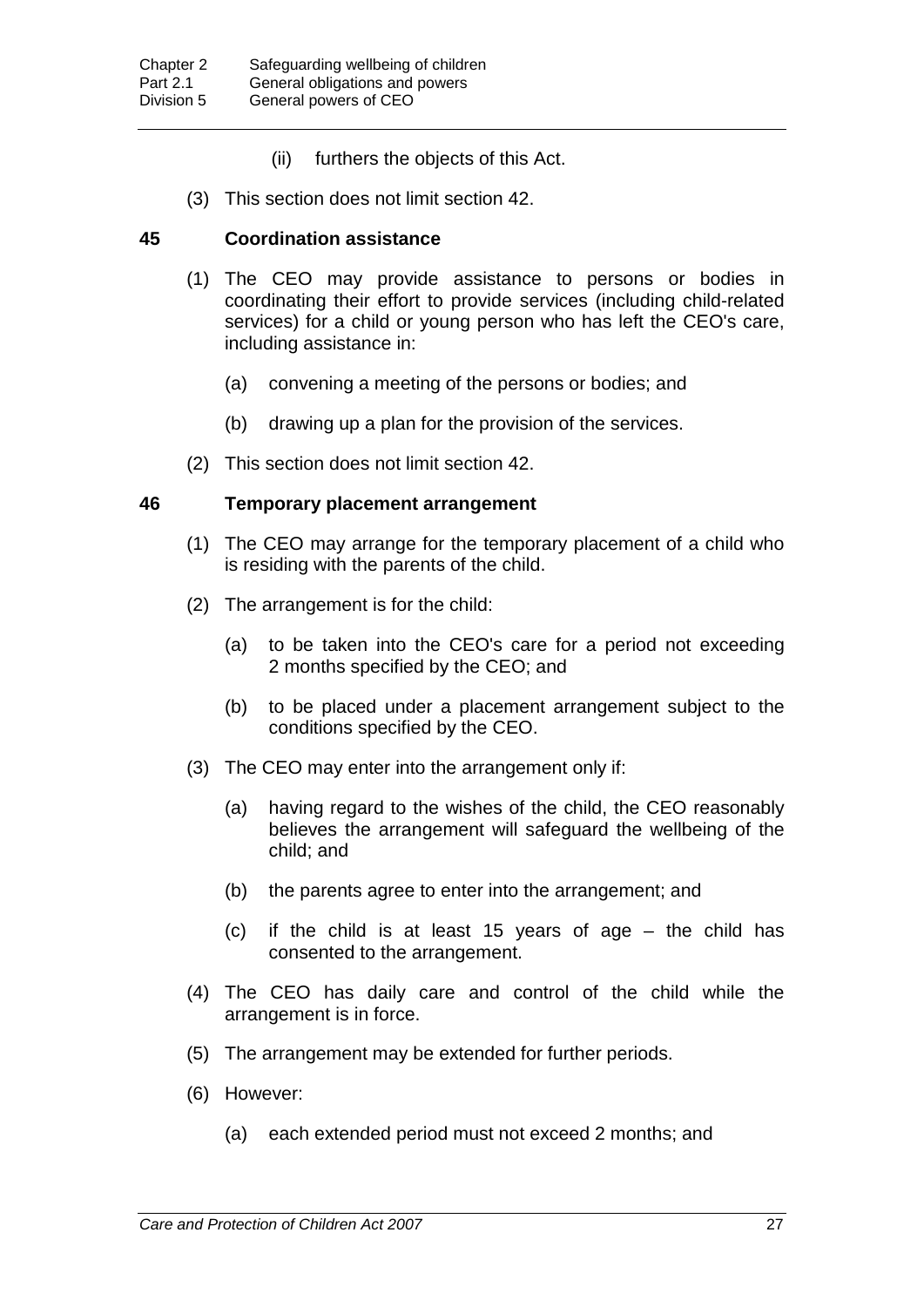(ii) furthers the objects of this Act.

(3) This section does not limit section 42.

### 45 Coordination assistance

(1) The CEO may provide assistance to persons or bodies in coordinating their effort to provide services (including child-related services) for a child or young person who has left the CEO's care, including assistance in:

(a) convening a meeting of the persons or bodies; and

(b) drawing up a plan for the provision of the services.

(2) This section does not limit section 42.

### 46 Temporary placement arrangement

(1) The CEO may arrange for the temporary placement of a child who is residing with the parents of the child.

(2) The arrangement is for the child:

(a) to be taken into the CEO's care for a period not exceeding 2 months specified by the CEO; and

(b) to be placed under a placement arrangement subject to the conditions specified by the CEO.

(3) The CEO may enter into the arrangement only if:

(a) having regard to the wishes of the child, the CEO reasonably believes the arrangement will safeguard the wellbeing of the child; and

(b) the parents agree to enter into the arrangement; and

(c) if the child is at least 15 years of age – the child has consented to the arrangement.

(4) The CEO has daily care and control of the child while the arrangement is in force.

(5) The arrangement may be extended for further periods.

(6) However:

(a) each extended period must not exceed 2 months; and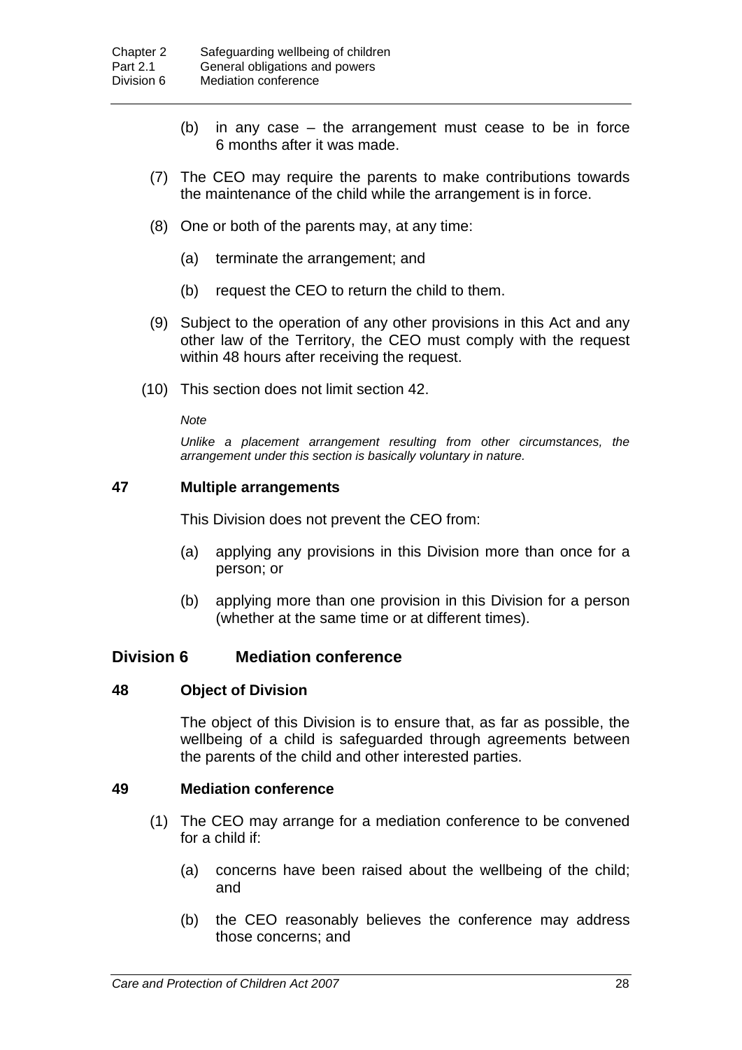(b) in any case – the arrangement must cease to be in force 6 months after it was made.

(7) The CEO may require the parents to make contributions towards the maintenance of the child while the arrangement is in force.

(8) One or both of the parents may, at any time:

(a) terminate the arrangement; and

(b) request the CEO to return the child to them.

(9) Subject to the operation of any other provisions in this Act and any other law of the Territory, the CEO must comply with the request within 48 hours after receiving the request.

(10) This section does not limit section 42.

*Note*

*Unlike a placement arrangement resulting from other circumstances, the arrangement under this section is basically voluntary in nature.*

### 47 Multiple arrangements

This Division does not prevent the CEO from:

(a) applying any provisions in this Division more than once for a person; or

(b) applying more than one provision in this Division for a person (whether at the same time or at different times).

## Division 6 Mediation conference

### 48 Object of Division

The object of this Division is to ensure that, as far as possible, the wellbeing of a child is safeguarded through agreements between the parents of the child and other interested parties.

### 49 Mediation conference

(1) The CEO may arrange for a mediation conference to be convened for a child if:

(a) concerns have been raised about the wellbeing of the child; and

(b) the CEO reasonably believes the conference may address those concerns; and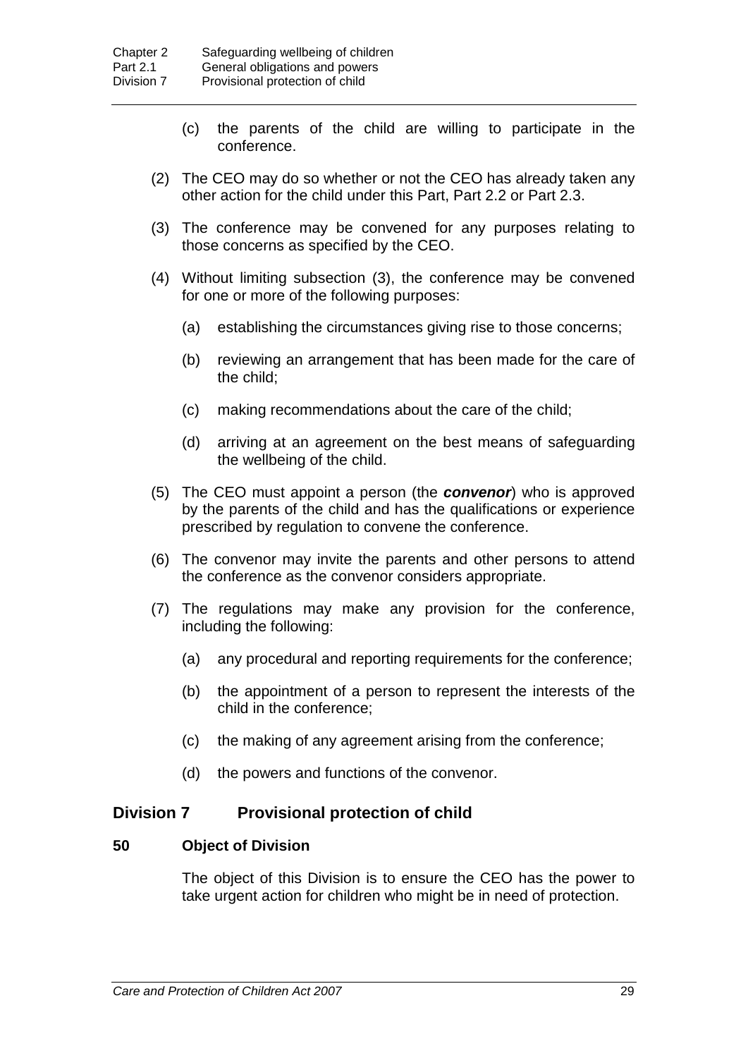(c) the parents of the child are willing to participate in the conference.

(2) The CEO may do so whether or not the CEO has already taken any other action for the child under this Part, Part 2.2 or Part 2.3.

(3) The conference may be convened for any purposes relating to those concerns as specified by the CEO.

(4) Without limiting subsection (3), the conference may be convened for one or more of the following purposes:

(a) establishing the circumstances giving rise to those concerns;

(b) reviewing an arrangement that has been made for the care of the child;

(c) making recommendations about the care of the child;

(d) arriving at an agreement on the best means of safeguarding the wellbeing of the child.

(5) The CEO must appoint a person (the ***convenor***) who is approved by the parents of the child and has the qualifications or experience prescribed by regulation to convene the conference.

(6) The convenor may invite the parents and other persons to attend the conference as the convenor considers appropriate.

(7) The regulations may make any provision for the conference, including the following:

(a) any procedural and reporting requirements for the conference;

(b) the appointment of a person to represent the interests of the child in the conference;

(c) the making of any agreement arising from the conference;

(d) the powers and functions of the convenor.

## Division 7 Provisional protection of child

### 50 Object of Division

The object of this Division is to ensure the CEO has the power to take urgent action for children who might be in need of protection.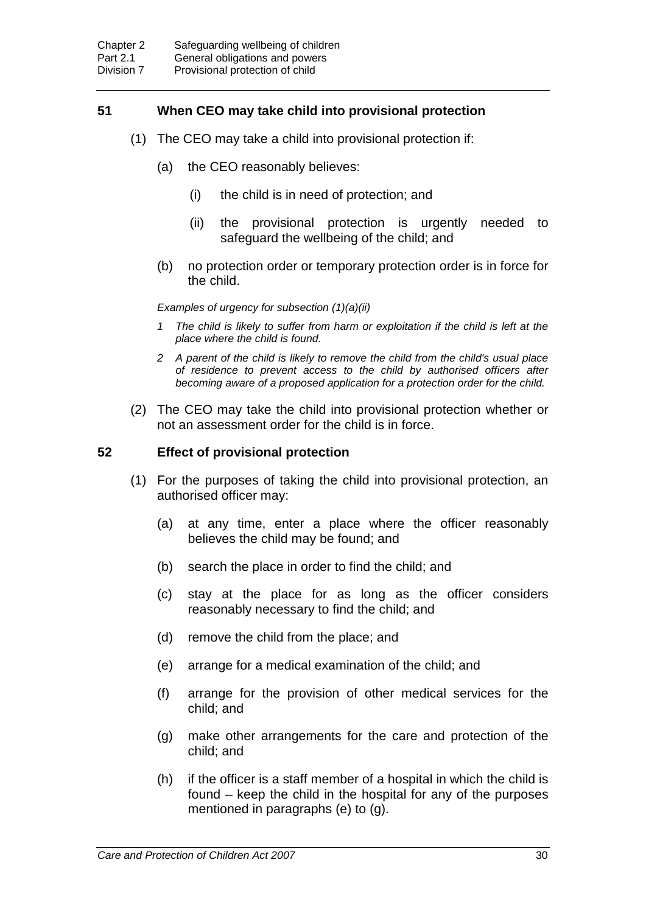### 51 When CEO may take child into provisional protection

(1) The CEO may take a child into provisional protection if:

(a) the CEO reasonably believes:

(i) the child is in need of protection; and

(ii) the provisional protection is urgently needed to safeguard the wellbeing of the child; and

(b) no protection order or temporary protection order is in force for the child.

*Examples of urgency for subsection (1)(a)(ii)*

*1 The child is likely to suffer from harm or exploitation if the child is left at the place where the child is found.*

*2 A parent of the child is likely to remove the child from the child's usual place of residence to prevent access to the child by authorised officers after becoming aware of a proposed application for a protection order for the child.*

(2) The CEO may take the child into provisional protection whether or not an assessment order for the child is in force.

### 52 Effect of provisional protection

(1) For the purposes of taking the child into provisional protection, an authorised officer may:

(a) at any time, enter a place where the officer reasonably believes the child may be found; and

(b) search the place in order to find the child; and

(c) stay at the place for as long as the officer considers reasonably necessary to find the child; and

(d) remove the child from the place; and

(e) arrange for a medical examination of the child; and

(f) arrange for the provision of other medical services for the child; and

(g) make other arrangements for the care and protection of the child; and

(h) if the officer is a staff member of a hospital in which the child is found – keep the child in the hospital for any of the purposes mentioned in paragraphs (e) to (g).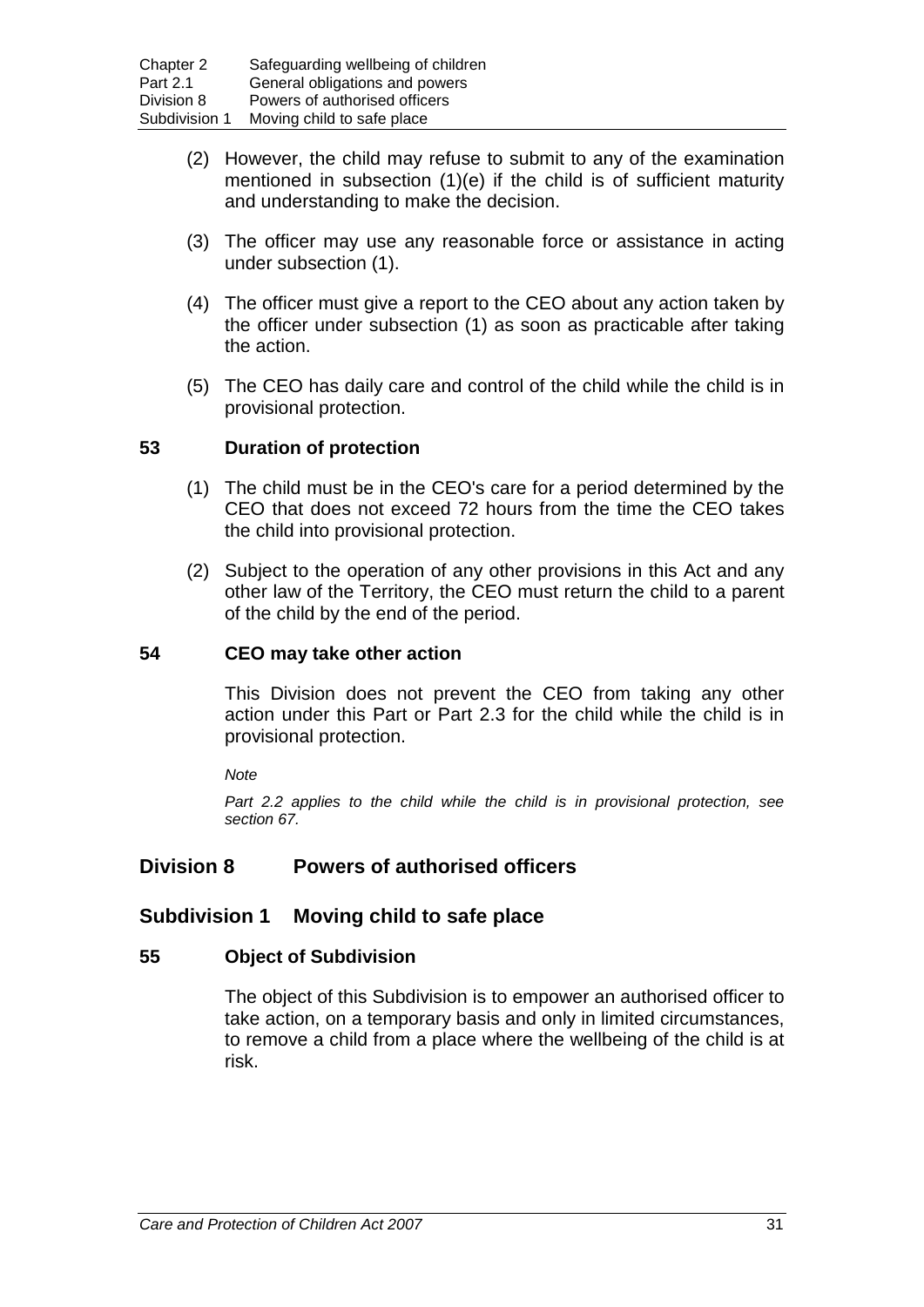(2) However, the child may refuse to submit to any of the examination mentioned in subsection (1)(e) if the child is of sufficient maturity and understanding to make the decision.

(3) The officer may use any reasonable force or assistance in acting under subsection (1).

(4) The officer must give a report to the CEO about any action taken by the officer under subsection (1) as soon as practicable after taking the action.

(5) The CEO has daily care and control of the child while the child is in provisional protection.

### 53 Duration of protection

(1) The child must be in the CEO's care for a period determined by the CEO that does not exceed 72 hours from the time the CEO takes the child into provisional protection.

(2) Subject to the operation of any other provisions in this Act and any other law of the Territory, the CEO must return the child to a parent of the child by the end of the period.

### 54 CEO may take other action

This Division does not prevent the CEO from taking any other action under this Part or Part 2.3 for the child while the child is in provisional protection.

*Note*

*Part 2.2 applies to the child while the child is in provisional protection, see section 67.*

## Division 8 Powers of authorised officers

## Subdivision 1 Moving child to safe place

### 55 Object of Subdivision

The object of this Subdivision is to empower an authorised officer to take action, on a temporary basis and only in limited circumstances, to remove a child from a place where the wellbeing of the child is at risk.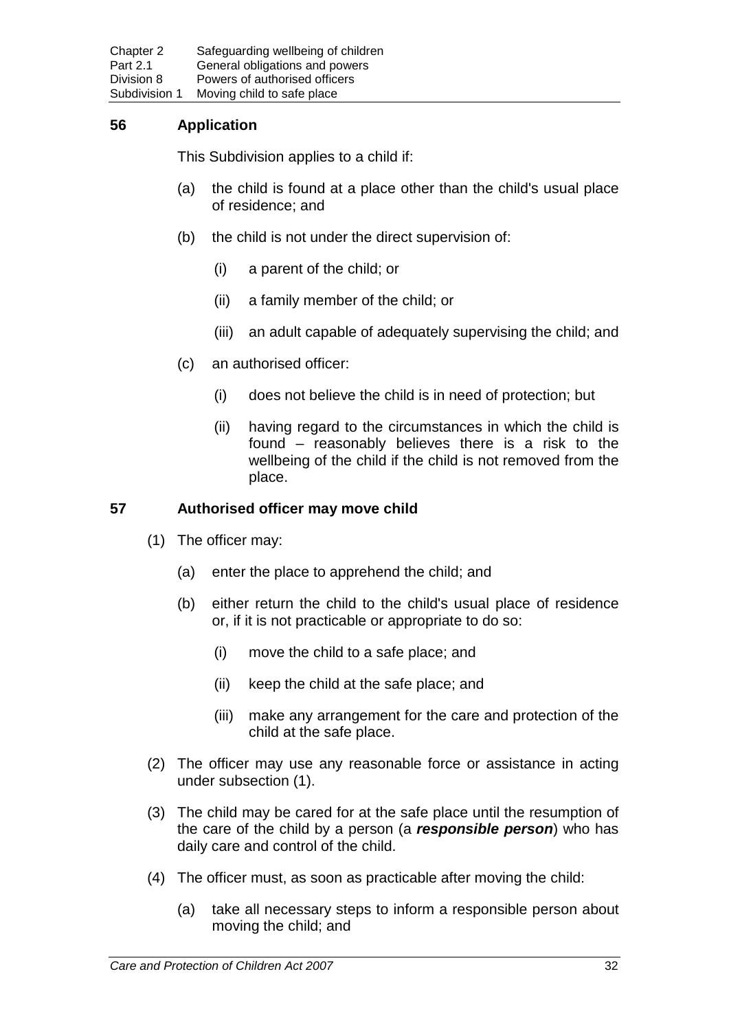## 56 Application

This Subdivision applies to a child if:

(a) the child is found at a place other than the child's usual place of residence; and

(b) the child is not under the direct supervision of:

(i) a parent of the child; or

(ii) a family member of the child; or

(iii) an adult capable of adequately supervising the child; and

(c) an authorised officer:

(i) does not believe the child is in need of protection; but

(ii) having regard to the circumstances in which the child is found – reasonably believes there is a risk to the wellbeing of the child if the child is not removed from the place.

## 57 Authorised officer may move child

(1) The officer may:

(a) enter the place to apprehend the child; and

(b) either return the child to the child's usual place of residence or, if it is not practicable or appropriate to do so:

(i) move the child to a safe place; and

(ii) keep the child at the safe place; and

(iii) make any arrangement for the care and protection of the child at the safe place.

(2) The officer may use any reasonable force or assistance in acting under subsection (1).

(3) The child may be cared for at the safe place until the resumption of the care of the child by a person (a ***responsible person***) who has daily care and control of the child.

(4) The officer must, as soon as practicable after moving the child:

(a) take all necessary steps to inform a responsible person about moving the child; and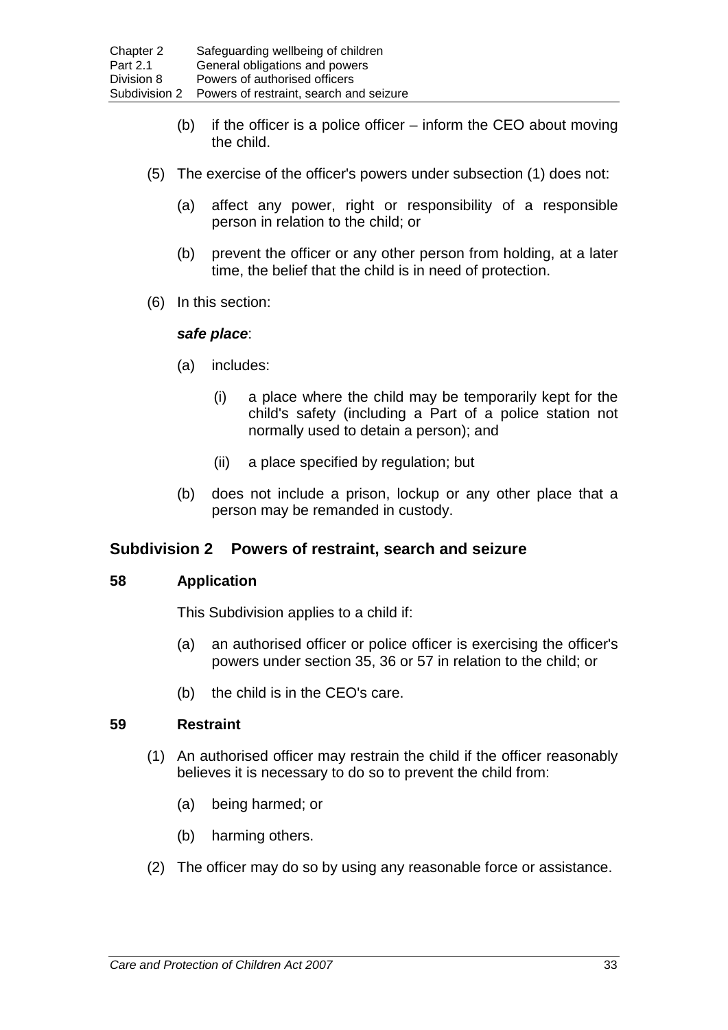(b) if the officer is a police officer – inform the CEO about moving the child.

(5) The exercise of the officer's powers under subsection (1) does not:

(a) affect any power, right or responsibility of a responsible person in relation to the child; or

(b) prevent the officer or any other person from holding, at a later time, the belief that the child is in need of protection.

(6) In this section:

***safe place***:

(a) includes:

(i) a place where the child may be temporarily kept for the child's safety (including a Part of a police station not normally used to detain a person); and

(ii) a place specified by regulation; but

(b) does not include a prison, lockup or any other place that a person may be remanded in custody.

## Subdivision 2 Powers of restraint, search and seizure

### 58 Application

This Subdivision applies to a child if:

(a) an authorised officer or police officer is exercising the officer's powers under section 35, 36 or 57 in relation to the child; or

(b) the child is in the CEO's care.

### 59 Restraint

(1) An authorised officer may restrain the child if the officer reasonably believes it is necessary to do so to prevent the child from:

(a) being harmed; or

(b) harming others.

(2) The officer may do so by using any reasonable force or assistance.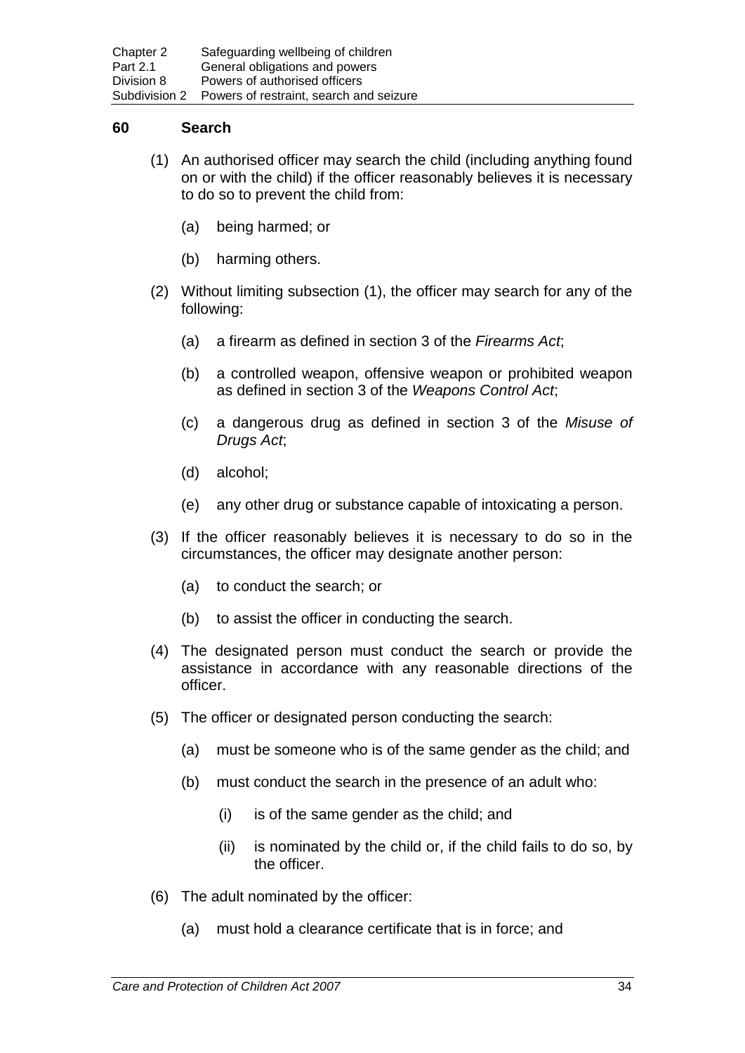### 60 Search

(1) An authorised officer may search the child (including anything found on or with the child) if the officer reasonably believes it is necessary to do so to prevent the child from:

(a) being harmed; or

(b) harming others.

(2) Without limiting subsection (1), the officer may search for any of the following:

(a) a firearm as defined in section 3 of the *Firearms Act*;

(b) a controlled weapon, offensive weapon or prohibited weapon as defined in section 3 of the *Weapons Control Act*;

(c) a dangerous drug as defined in section 3 of the *Misuse of Drugs Act*;

(d) alcohol;

(e) any other drug or substance capable of intoxicating a person.

(3) If the officer reasonably believes it is necessary to do so in the circumstances, the officer may designate another person:

(a) to conduct the search; or

(b) to assist the officer in conducting the search.

(4) The designated person must conduct the search or provide the assistance in accordance with any reasonable directions of the officer.

(5) The officer or designated person conducting the search:

(a) must be someone who is of the same gender as the child; and

(b) must conduct the search in the presence of an adult who:

(i) is of the same gender as the child; and

(ii) is nominated by the child or, if the child fails to do so, by the officer.

(6) The adult nominated by the officer:

(a) must hold a clearance certificate that is in force; and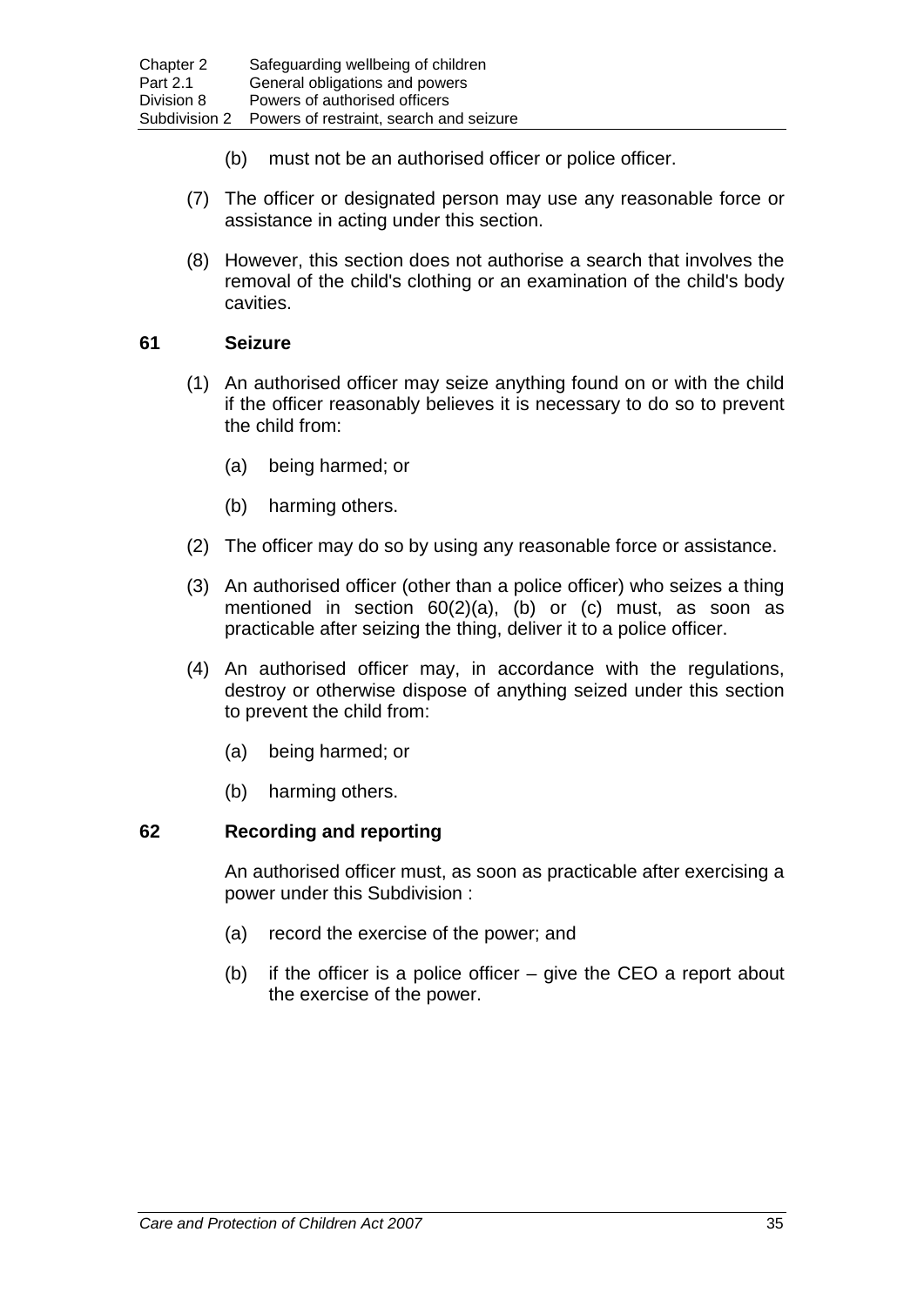(b) must not be an authorised officer or police officer.

(7) The officer or designated person may use any reasonable force or assistance in acting under this section.

(8) However, this section does not authorise a search that involves the removal of the child's clothing or an examination of the child's body cavities.

### 61 Seizure

(1) An authorised officer may seize anything found on or with the child if the officer reasonably believes it is necessary to do so to prevent the child from:

(a) being harmed; or

(b) harming others.

(2) The officer may do so by using any reasonable force or assistance.

(3) An authorised officer (other than a police officer) who seizes a thing mentioned in section 60(2)(a), (b) or (c) must, as soon as practicable after seizing the thing, deliver it to a police officer.

(4) An authorised officer may, in accordance with the regulations, destroy or otherwise dispose of anything seized under this section to prevent the child from:

(a) being harmed; or

(b) harming others.

### 62 Recording and reporting

An authorised officer must, as soon as practicable after exercising a power under this Subdivision :

(a) record the exercise of the power; and

(b) if the officer is a police officer – give the CEO a report about the exercise of the power.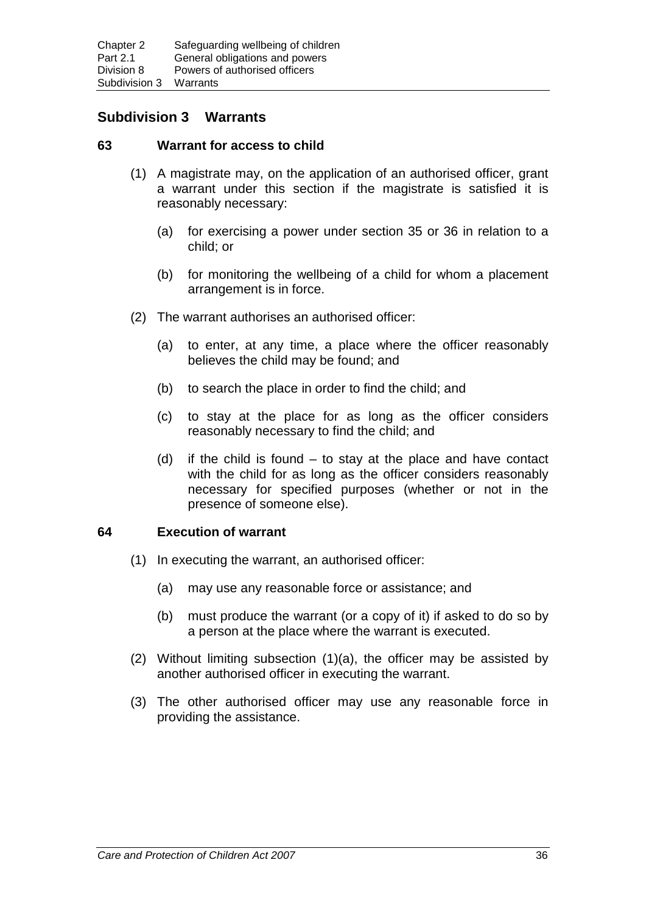## Subdivision 3 Warrants

### 63 Warrant for access to child

(1) A magistrate may, on the application of an authorised officer, grant a warrant under this section if the magistrate is satisfied it is reasonably necessary:

(a) for exercising a power under section 35 or 36 in relation to a child; or

(b) for monitoring the wellbeing of a child for whom a placement arrangement is in force.

(2) The warrant authorises an authorised officer:

(a) to enter, at any time, a place where the officer reasonably believes the child may be found; and

(b) to search the place in order to find the child; and

(c) to stay at the place for as long as the officer considers reasonably necessary to find the child; and

(d) if the child is found – to stay at the place and have contact with the child for as long as the officer considers reasonably necessary for specified purposes (whether or not in the presence of someone else).

### 64 Execution of warrant

(1) In executing the warrant, an authorised officer:

(a) may use any reasonable force or assistance; and

(b) must produce the warrant (or a copy of it) if asked to do so by a person at the place where the warrant is executed.

(2) Without limiting subsection (1)(a), the officer may be assisted by another authorised officer in executing the warrant.

(3) The other authorised officer may use any reasonable force in providing the assistance.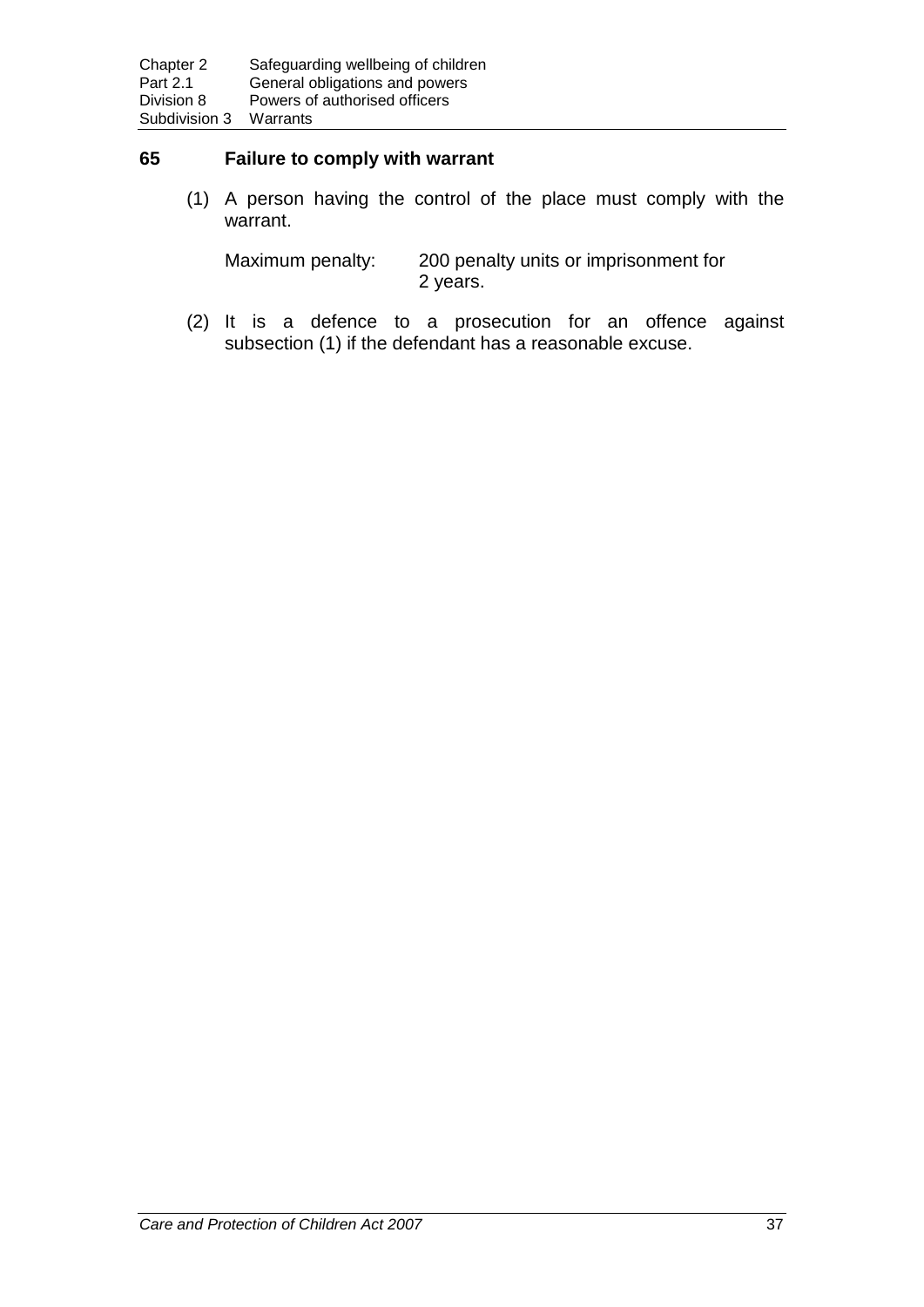## 65 Failure to comply with warrant

(1) A person having the control of the place must comply with the warrant.

Maximum penalty: 200 penalty units or imprisonment for 2 years.

(2) It is a defence to a prosecution for an offence against subsection (1) if the defendant has a reasonable excuse.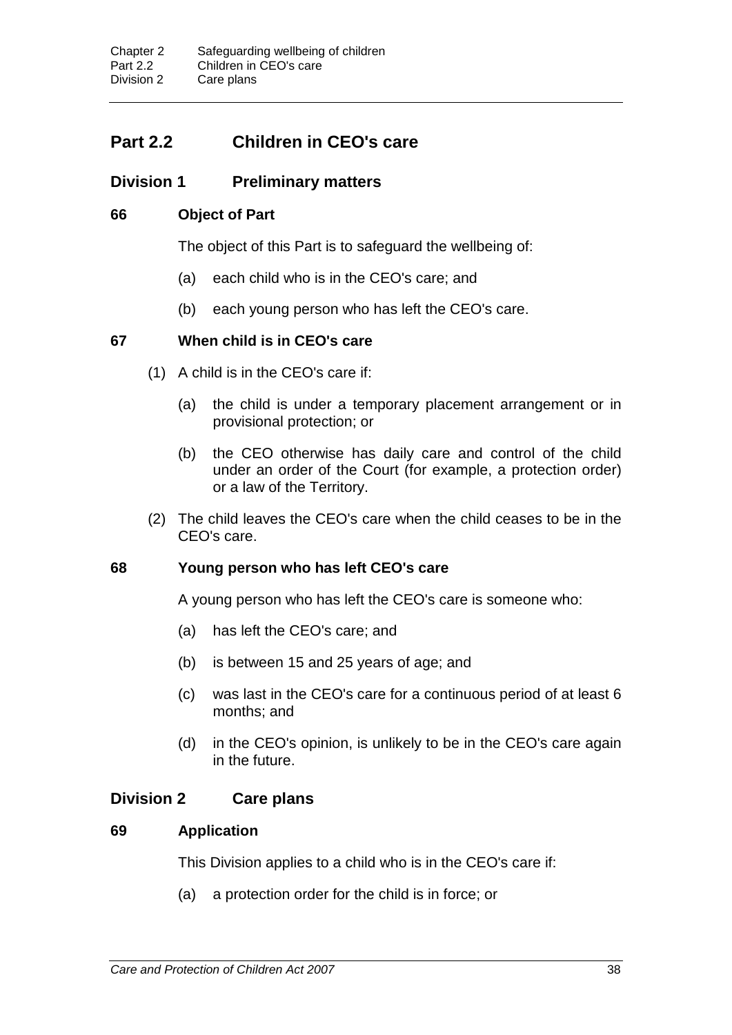## Part 2.2 Children in CEO's care

### Division 1 Preliminary matters

#### 66 Object of Part

The object of this Part is to safeguard the wellbeing of:

(a) each child who is in the CEO's care; and

(b) each young person who has left the CEO's care.

#### 67 When child is in CEO's care

(1) A child is in the CEO's care if:

(a) the child is under a temporary placement arrangement or in provisional protection; or

(b) the CEO otherwise has daily care and control of the child under an order of the Court (for example, a protection order) or a law of the Territory.

(2) The child leaves the CEO's care when the child ceases to be in the CEO's care.

#### 68 Young person who has left CEO's care

A young person who has left the CEO's care is someone who:

(a) has left the CEO's care; and

(b) is between 15 and 25 years of age; and

(c) was last in the CEO's care for a continuous period of at least 6 months; and

(d) in the CEO's opinion, is unlikely to be in the CEO's care again in the future.

### Division 2 Care plans

#### 69 Application

This Division applies to a child who is in the CEO's care if:

(a) a protection order for the child is in force; or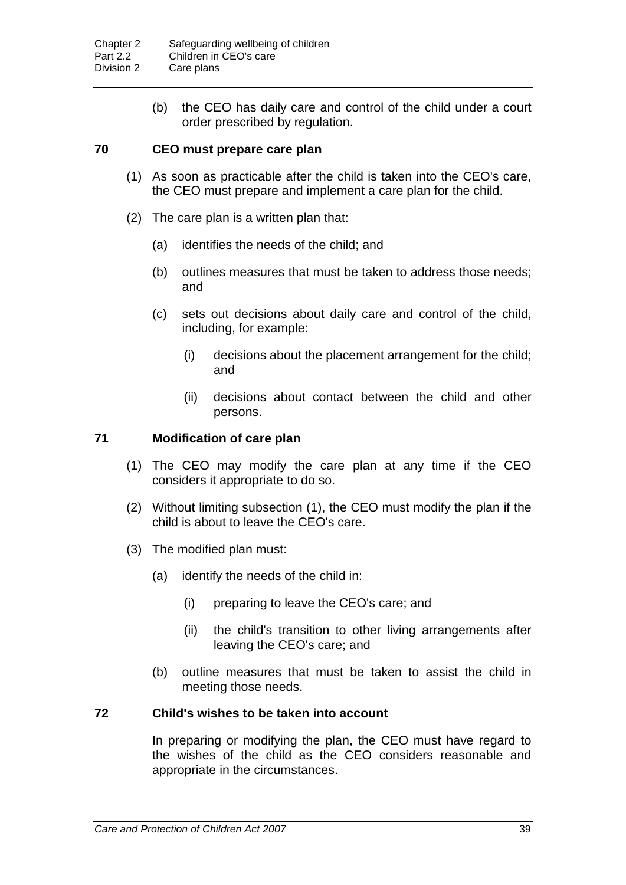(b) the CEO has daily care and control of the child under a court order prescribed by regulation.

### 70 CEO must prepare care plan

(1) As soon as practicable after the child is taken into the CEO's care, the CEO must prepare and implement a care plan for the child.

(2) The care plan is a written plan that:

(a) identifies the needs of the child; and

(b) outlines measures that must be taken to address those needs; and

(c) sets out decisions about daily care and control of the child, including, for example:

(i) decisions about the placement arrangement for the child; and

(ii) decisions about contact between the child and other persons.

### 71 Modification of care plan

(1) The CEO may modify the care plan at any time if the CEO considers it appropriate to do so.

(2) Without limiting subsection (1), the CEO must modify the plan if the child is about to leave the CEO's care.

(3) The modified plan must:

(a) identify the needs of the child in:

(i) preparing to leave the CEO's care; and

(ii) the child's transition to other living arrangements after leaving the CEO's care; and

(b) outline measures that must be taken to assist the child in meeting those needs.

### 72 Child's wishes to be taken into account

In preparing or modifying the plan, the CEO must have regard to the wishes of the child as the CEO considers reasonable and appropriate in the circumstances.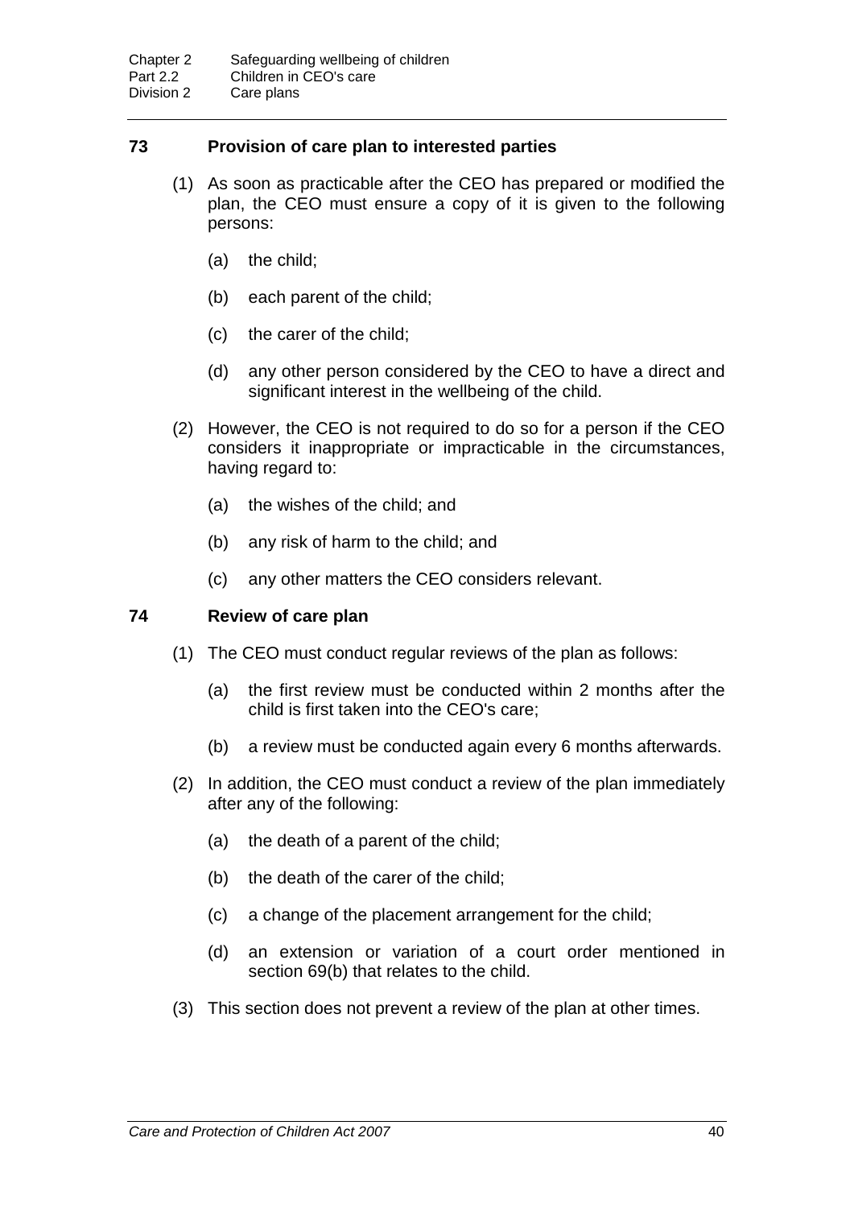### 73 Provision of care plan to interested parties

(1) As soon as practicable after the CEO has prepared or modified the plan, the CEO must ensure a copy of it is given to the following persons:

(a) the child;

(b) each parent of the child;

(c) the carer of the child;

(d) any other person considered by the CEO to have a direct and significant interest in the wellbeing of the child.

(2) However, the CEO is not required to do so for a person if the CEO considers it inappropriate or impracticable in the circumstances, having regard to:

(a) the wishes of the child; and

(b) any risk of harm to the child; and

(c) any other matters the CEO considers relevant.

### 74 Review of care plan

(1) The CEO must conduct regular reviews of the plan as follows:

(a) the first review must be conducted within 2 months after the child is first taken into the CEO's care;

(b) a review must be conducted again every 6 months afterwards.

(2) In addition, the CEO must conduct a review of the plan immediately after any of the following:

(a) the death of a parent of the child;

(b) the death of the carer of the child;

(c) a change of the placement arrangement for the child;

(d) an extension or variation of a court order mentioned in section 69(b) that relates to the child.

(3) This section does not prevent a review of the plan at other times.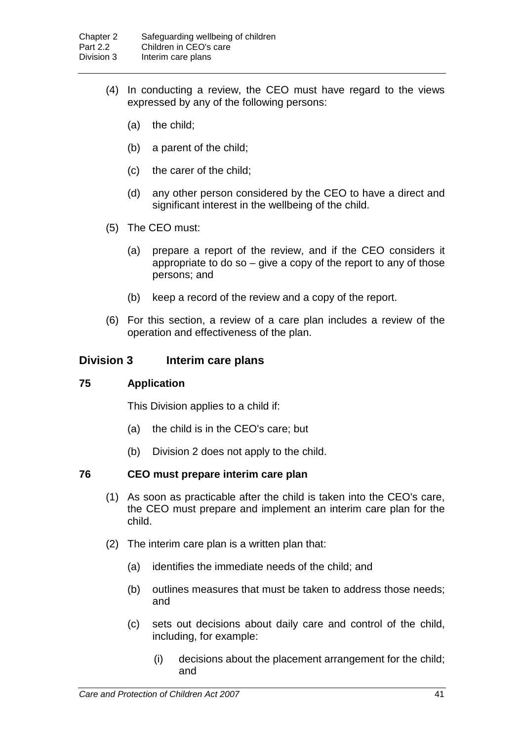(4) In conducting a review, the CEO must have regard to the views expressed by any of the following persons:

(a) the child;

(b) a parent of the child;

(c) the carer of the child;

(d) any other person considered by the CEO to have a direct and significant interest in the wellbeing of the child.

(5) The CEO must:

(a) prepare a report of the review, and if the CEO considers it appropriate to do so – give a copy of the report to any of those persons; and

(b) keep a record of the review and a copy of the report.

(6) For this section, a review of a care plan includes a review of the operation and effectiveness of the plan.

## Division 3 Interim care plans

### 75 Application

This Division applies to a child if:

(a) the child is in the CEO's care; but

(b) Division 2 does not apply to the child.

### 76 CEO must prepare interim care plan

(1) As soon as practicable after the child is taken into the CEO's care, the CEO must prepare and implement an interim care plan for the child.

(2) The interim care plan is a written plan that:

(a) identifies the immediate needs of the child; and

(b) outlines measures that must be taken to address those needs; and

(c) sets out decisions about daily care and control of the child, including, for example:

(i) decisions about the placement arrangement for the child; and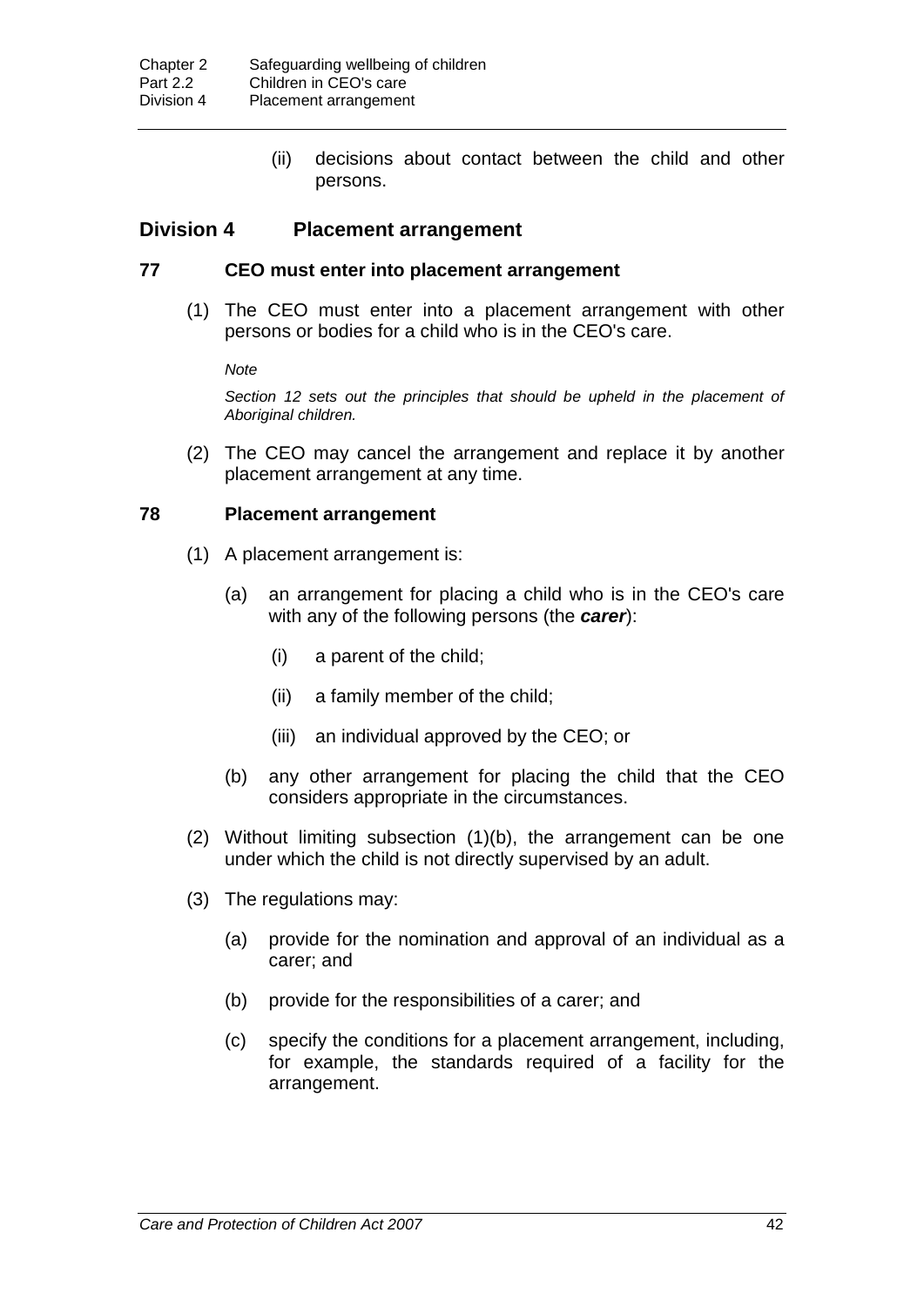(ii) decisions about contact between the child and other persons.

## Division 4 Placement arrangement

### 77 CEO must enter into placement arrangement

(1) The CEO must enter into a placement arrangement with other persons or bodies for a child who is in the CEO's care.

*Note*

*Section 12 sets out the principles that should be upheld in the placement of Aboriginal children.*

(2) The CEO may cancel the arrangement and replace it by another placement arrangement at any time.

### 78 Placement arrangement

(1) A placement arrangement is:

(a) an arrangement for placing a child who is in the CEO's care with any of the following persons (the ***carer***):

(i) a parent of the child;

(ii) a family member of the child;

(iii) an individual approved by the CEO; or

(b) any other arrangement for placing the child that the CEO considers appropriate in the circumstances.

(2) Without limiting subsection (1)(b), the arrangement can be one under which the child is not directly supervised by an adult.

(3) The regulations may:

(a) provide for the nomination and approval of an individual as a carer; and

(b) provide for the responsibilities of a carer; and

(c) specify the conditions for a placement arrangement, including, for example, the standards required of a facility for the arrangement.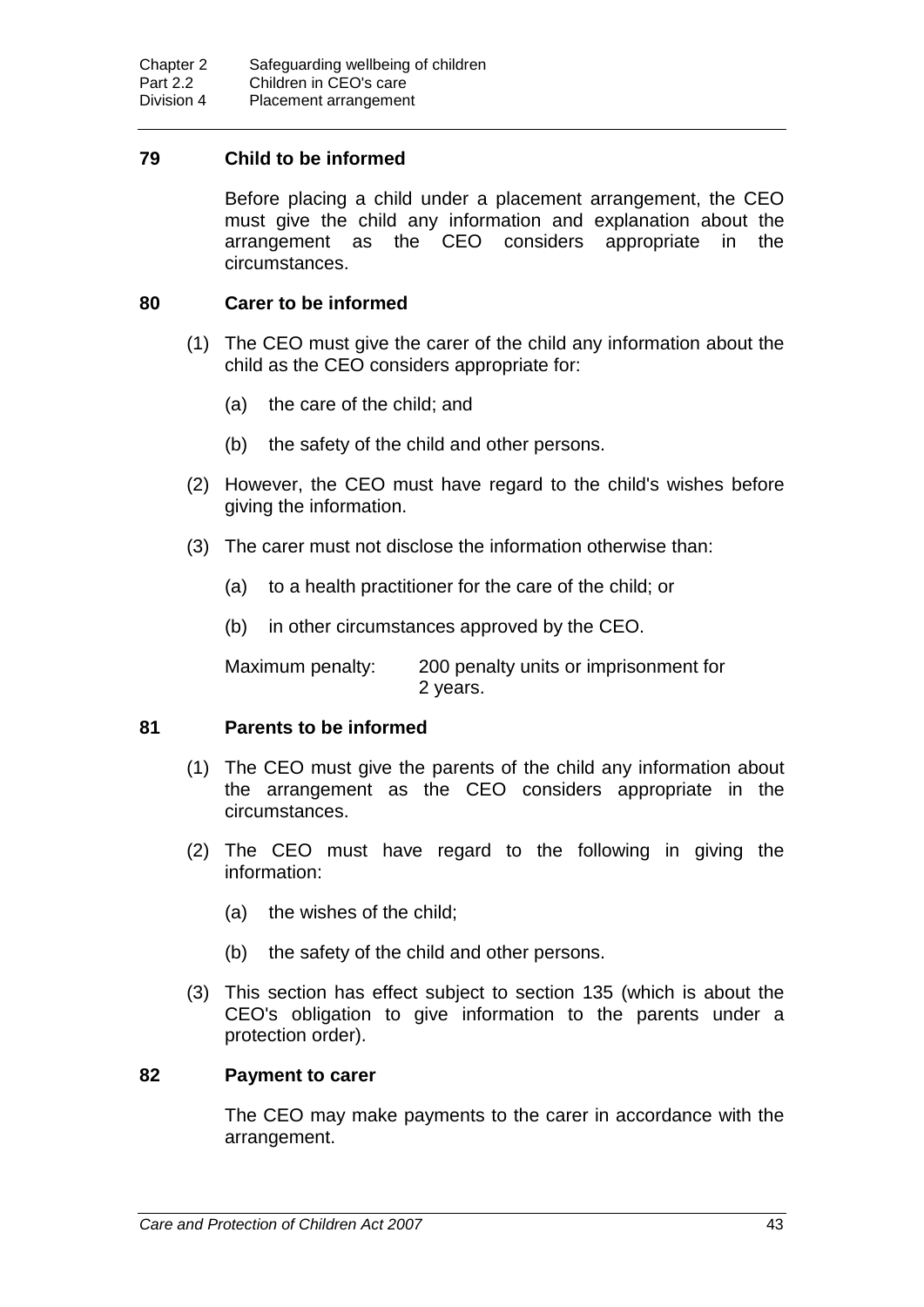### 79 Child to be informed

Before placing a child under a placement arrangement, the CEO must give the child any information and explanation about the arrangement as the CEO considers appropriate in the circumstances.

### 80 Carer to be informed

(1) The CEO must give the carer of the child any information about the child as the CEO considers appropriate for:

(a) the care of the child; and

(b) the safety of the child and other persons.

(2) However, the CEO must have regard to the child's wishes before giving the information.

(3) The carer must not disclose the information otherwise than:

(a) to a health practitioner for the care of the child; or

(b) in other circumstances approved by the CEO.

Maximum penalty: 200 penalty units or imprisonment for 2 years.

### 81 Parents to be informed

(1) The CEO must give the parents of the child any information about the arrangement as the CEO considers appropriate in the circumstances.

(2) The CEO must have regard to the following in giving the information:

(a) the wishes of the child;

(b) the safety of the child and other persons.

(3) This section has effect subject to section 135 (which is about the CEO's obligation to give information to the parents under a protection order).

### 82 Payment to carer

The CEO may make payments to the carer in accordance with the arrangement.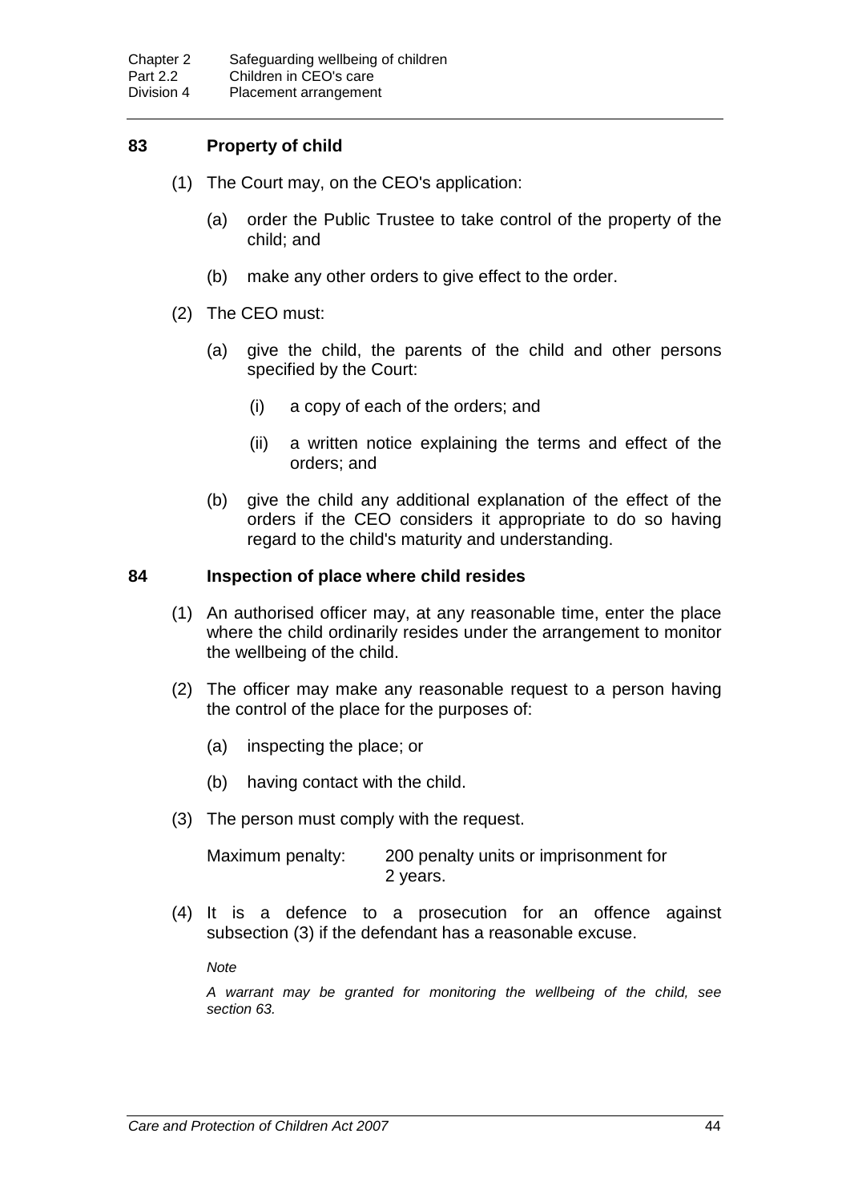## 83 Property of child

(1) The Court may, on the CEO's application:

(a) order the Public Trustee to take control of the property of the child; and

(b) make any other orders to give effect to the order.

(2) The CEO must:

(a) give the child, the parents of the child and other persons specified by the Court:

(i) a copy of each of the orders; and

(ii) a written notice explaining the terms and effect of the orders; and

(b) give the child any additional explanation of the effect of the orders if the CEO considers it appropriate to do so having regard to the child's maturity and understanding.

## 84 Inspection of place where child resides

(1) An authorised officer may, at any reasonable time, enter the place where the child ordinarily resides under the arrangement to monitor the wellbeing of the child.

(2) The officer may make any reasonable request to a person having the control of the place for the purposes of:

(a) inspecting the place; or

(b) having contact with the child.

(3) The person must comply with the request.

Maximum penalty: 200 penalty units or imprisonment for 2 years.

(4) It is a defence to a prosecution for an offence against subsection (3) if the defendant has a reasonable excuse.

*Note*

*A warrant may be granted for monitoring the wellbeing of the child, see section 63.*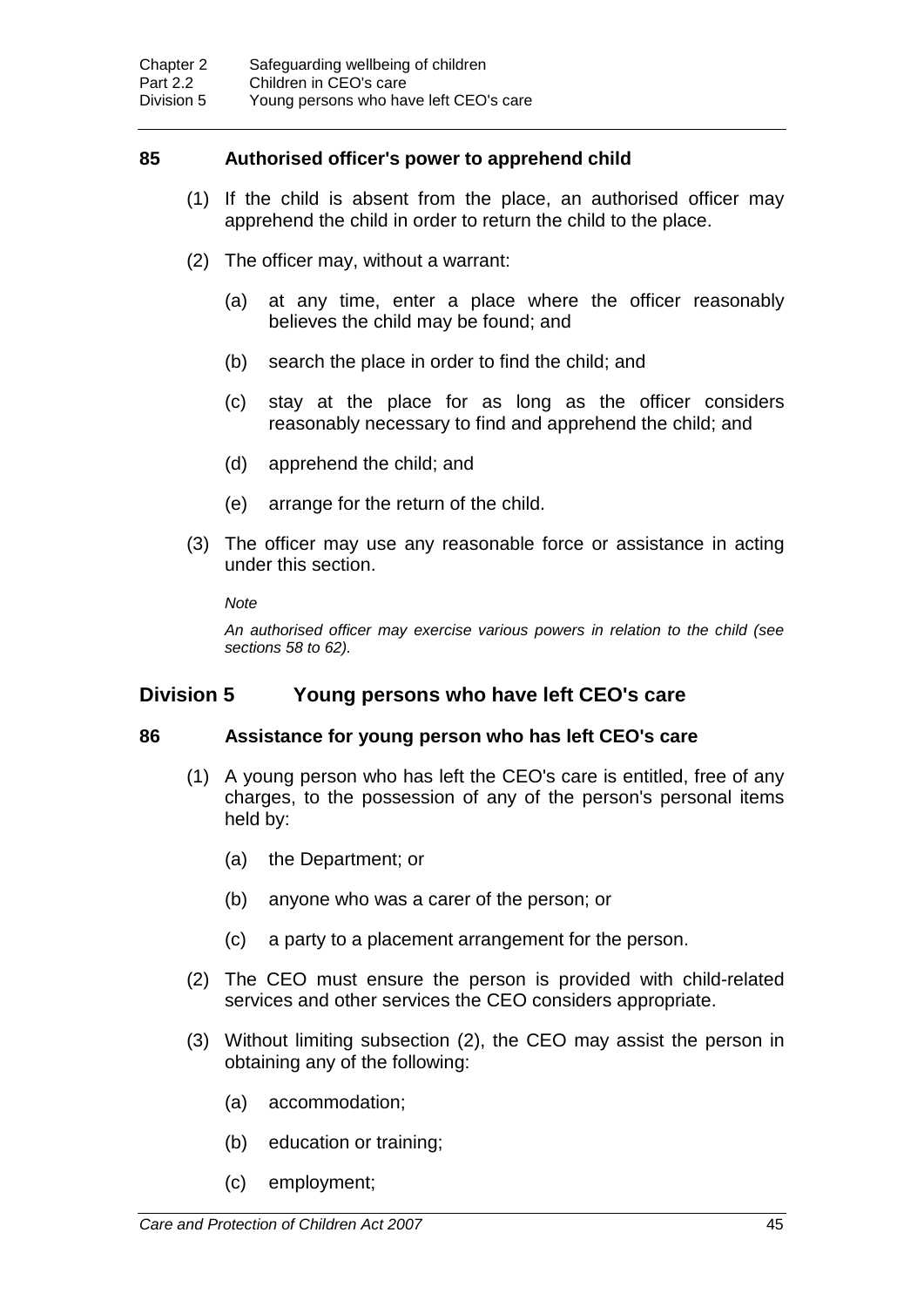### 85 Authorised officer's power to apprehend child

(1) If the child is absent from the place, an authorised officer may apprehend the child in order to return the child to the place.

(2) The officer may, without a warrant:

(a) at any time, enter a place where the officer reasonably believes the child may be found; and

(b) search the place in order to find the child; and

(c) stay at the place for as long as the officer considers reasonably necessary to find and apprehend the child; and

(d) apprehend the child; and

(e) arrange for the return of the child.

(3) The officer may use any reasonable force or assistance in acting under this section.

*Note*

*An authorised officer may exercise various powers in relation to the child (see sections 58 to 62).*

## Division 5 Young persons who have left CEO's care

### 86 Assistance for young person who has left CEO's care

(1) A young person who has left the CEO's care is entitled, free of any charges, to the possession of any of the person's personal items held by:

(a) the Department; or

(b) anyone who was a carer of the person; or

(c) a party to a placement arrangement for the person.

(2) The CEO must ensure the person is provided with child-related services and other services the CEO considers appropriate.

(3) Without limiting subsection (2), the CEO may assist the person in obtaining any of the following:

(a) accommodation;

(b) education or training;

(c) employment;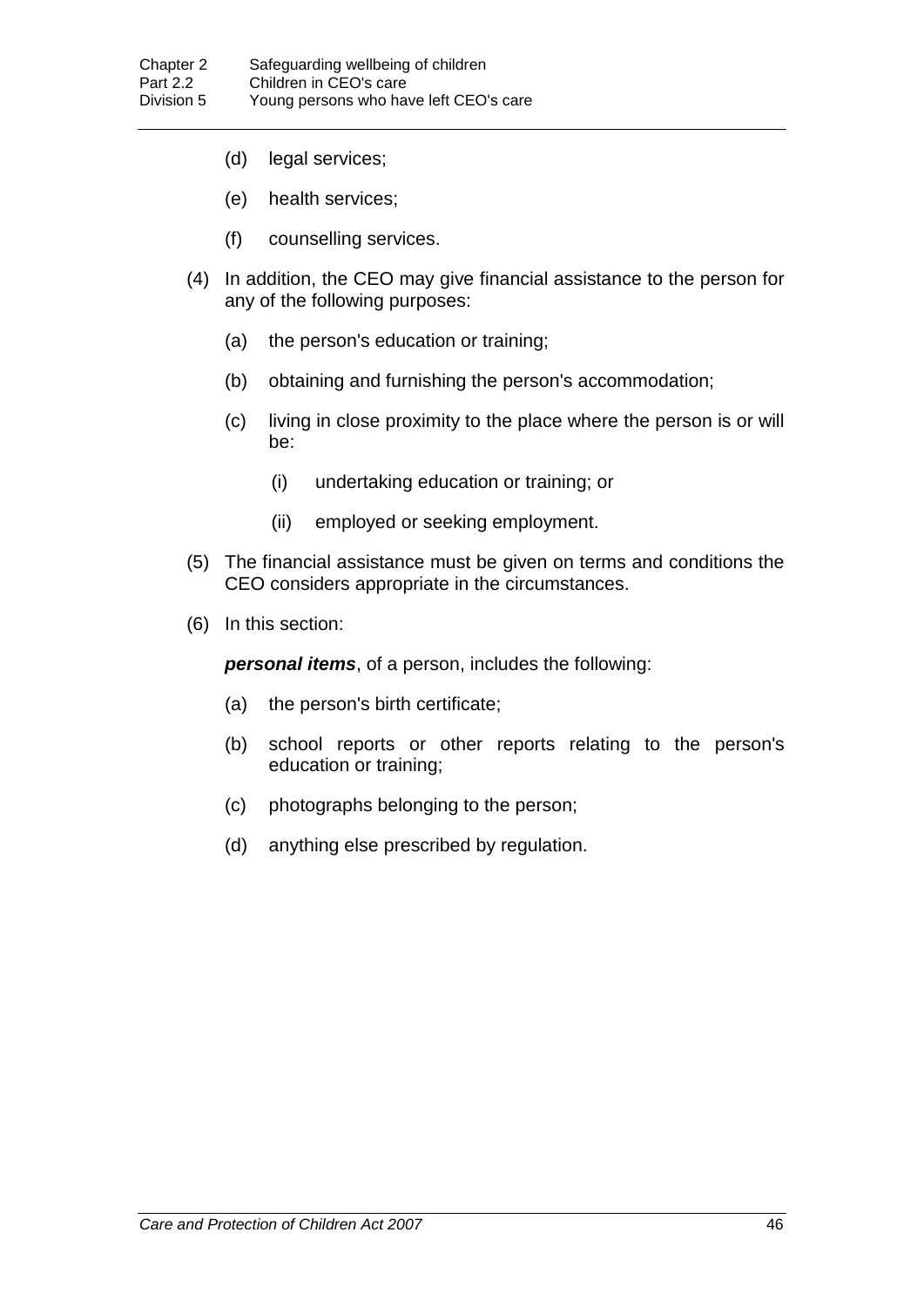(d) legal services;

(e) health services;

(f) counselling services.

(4) In addition, the CEO may give financial assistance to the person for any of the following purposes:

(a) the person's education or training;

(b) obtaining and furnishing the person's accommodation;

(c) living in close proximity to the place where the person is or will be:

(i) undertaking education or training; or

(ii) employed or seeking employment.

(5) The financial assistance must be given on terms and conditions the CEO considers appropriate in the circumstances.

(6) In this section:

***personal items***, of a person, includes the following:

(a) the person's birth certificate;

(b) school reports or other reports relating to the person's education or training;

(c) photographs belonging to the person;

(d) anything else prescribed by regulation.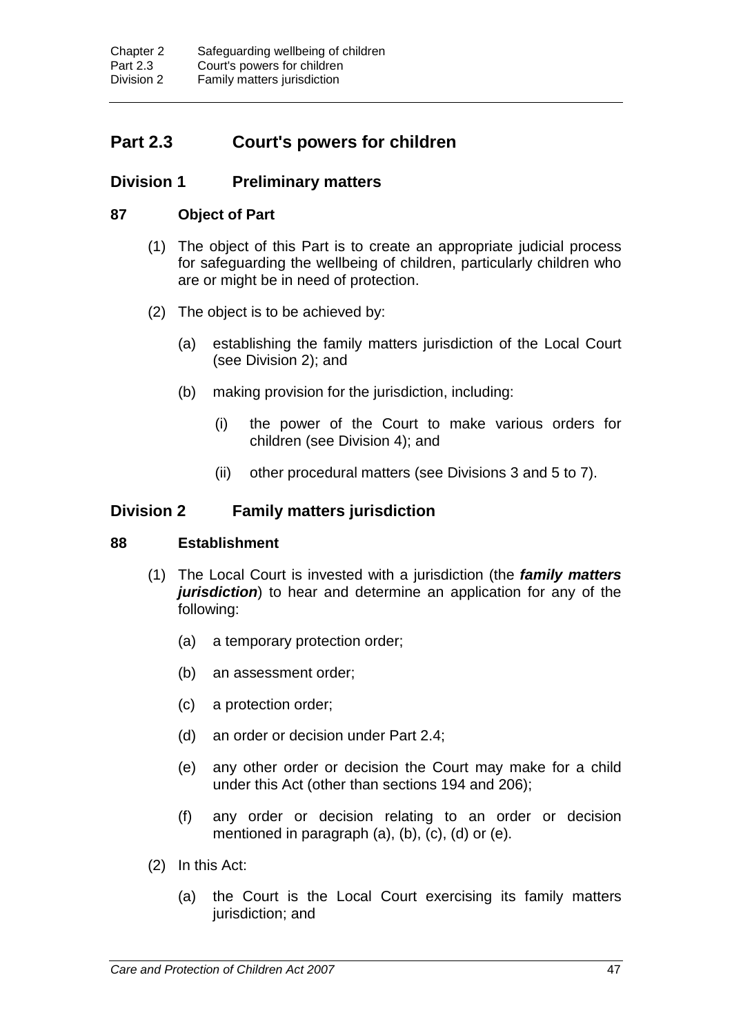## Part 2.3 Court's powers for children

### Division 1 Preliminary matters

#### 87 Object of Part

(1) The object of this Part is to create an appropriate judicial process for safeguarding the wellbeing of children, particularly children who are or might be in need of protection.

(2) The object is to be achieved by:

(a) establishing the family matters jurisdiction of the Local Court (see Division 2); and

(b) making provision for the jurisdiction, including:

(i) the power of the Court to make various orders for children (see Division 4); and

(ii) other procedural matters (see Divisions 3 and 5 to 7).

### Division 2 Family matters jurisdiction

#### 88 Establishment

(1) The Local Court is invested with a jurisdiction (the ***family matters jurisdiction***) to hear and determine an application for any of the following:

(a) a temporary protection order;

(b) an assessment order;

(c) a protection order;

(d) an order or decision under Part 2.4;

(e) any other order or decision the Court may make for a child under this Act (other than sections 194 and 206);

(f) any order or decision relating to an order or decision mentioned in paragraph (a), (b), (c), (d) or (e).

(2) In this Act:

(a) the Court is the Local Court exercising its family matters jurisdiction; and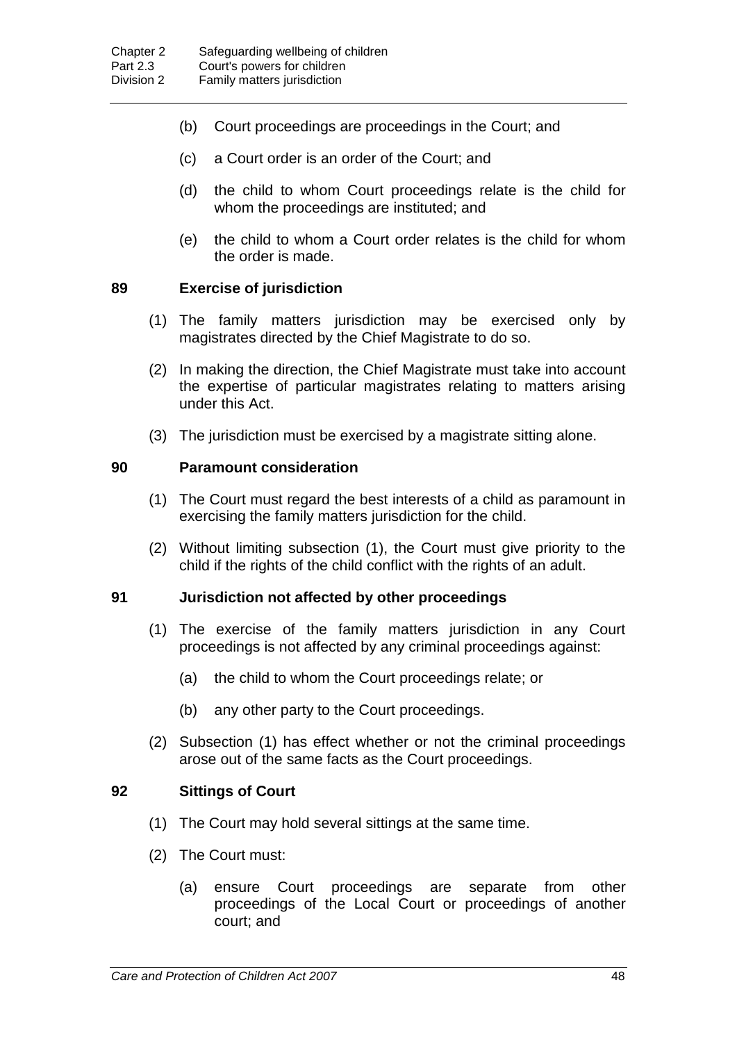(b) Court proceedings are proceedings in the Court; and

(c) a Court order is an order of the Court; and

(d) the child to whom Court proceedings relate is the child for whom the proceedings are instituted; and

(e) the child to whom a Court order relates is the child for whom the order is made.

### 89 Exercise of jurisdiction

(1) The family matters jurisdiction may be exercised only by magistrates directed by the Chief Magistrate to do so.

(2) In making the direction, the Chief Magistrate must take into account the expertise of particular magistrates relating to matters arising under this Act.

(3) The jurisdiction must be exercised by a magistrate sitting alone.

### 90 Paramount consideration

(1) The Court must regard the best interests of a child as paramount in exercising the family matters jurisdiction for the child.

(2) Without limiting subsection (1), the Court must give priority to the child if the rights of the child conflict with the rights of an adult.

### 91 Jurisdiction not affected by other proceedings

(1) The exercise of the family matters jurisdiction in any Court proceedings is not affected by any criminal proceedings against:

(a) the child to whom the Court proceedings relate; or

(b) any other party to the Court proceedings.

(2) Subsection (1) has effect whether or not the criminal proceedings arose out of the same facts as the Court proceedings.

### 92 Sittings of Court

(1) The Court may hold several sittings at the same time.

(2) The Court must:

(a) ensure Court proceedings are separate from other proceedings of the Local Court or proceedings of another court; and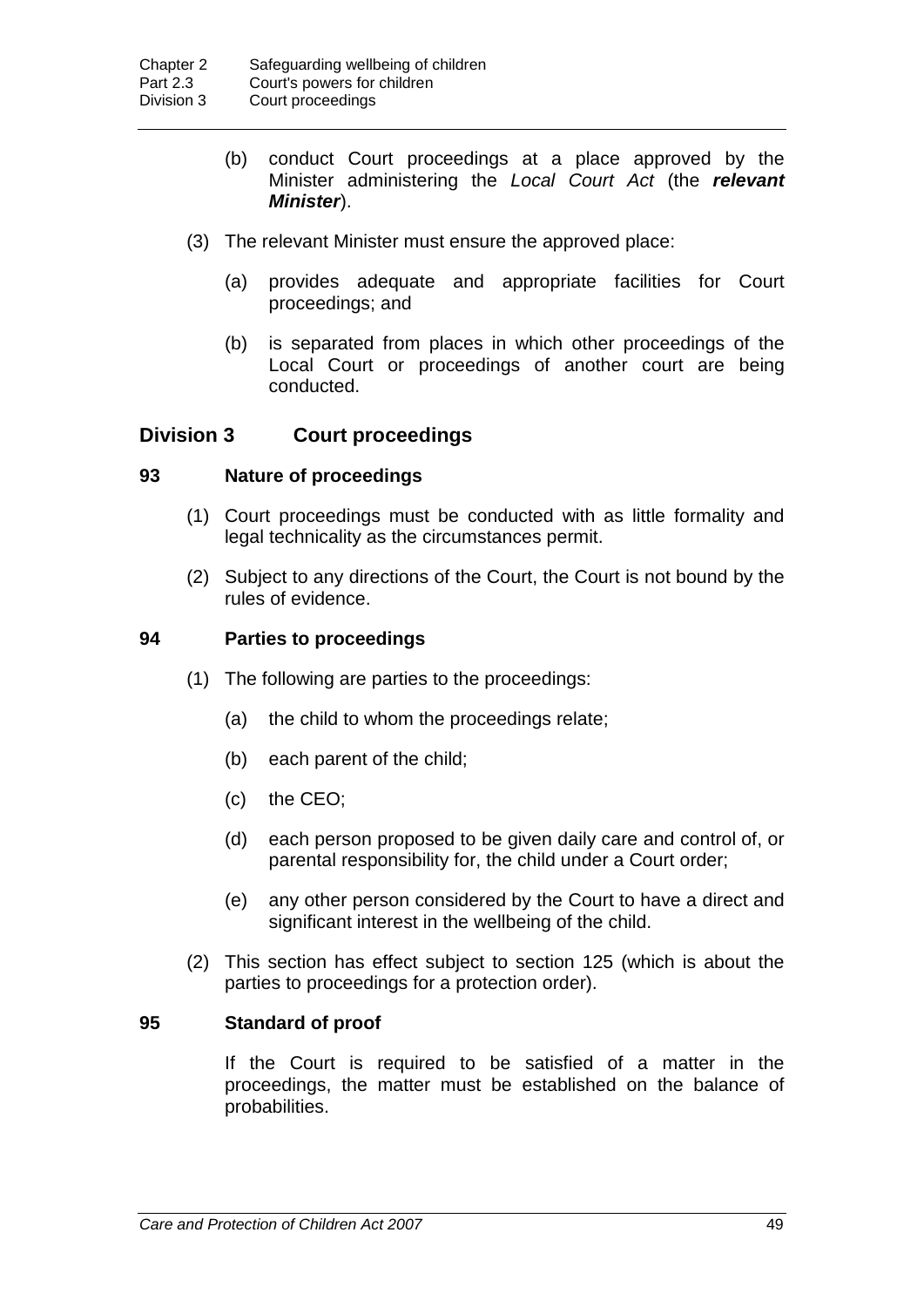(b) conduct Court proceedings at a place approved by the Minister administering the *Local Court Act* (the ***relevant Minister***).

(3) The relevant Minister must ensure the approved place:

(a) provides adequate and appropriate facilities for Court proceedings; and

(b) is separated from places in which other proceedings of the Local Court or proceedings of another court are being conducted.

## Division 3 Court proceedings

### 93 Nature of proceedings

(1) Court proceedings must be conducted with as little formality and legal technicality as the circumstances permit.

(2) Subject to any directions of the Court, the Court is not bound by the rules of evidence.

### 94 Parties to proceedings

(1) The following are parties to the proceedings:

(a) the child to whom the proceedings relate;

(b) each parent of the child;

(c) the CEO;

(d) each person proposed to be given daily care and control of, or parental responsibility for, the child under a Court order;

(e) any other person considered by the Court to have a direct and significant interest in the wellbeing of the child.

(2) This section has effect subject to section 125 (which is about the parties to proceedings for a protection order).

### 95 Standard of proof

If the Court is required to be satisfied of a matter in the proceedings, the matter must be established on the balance of probabilities.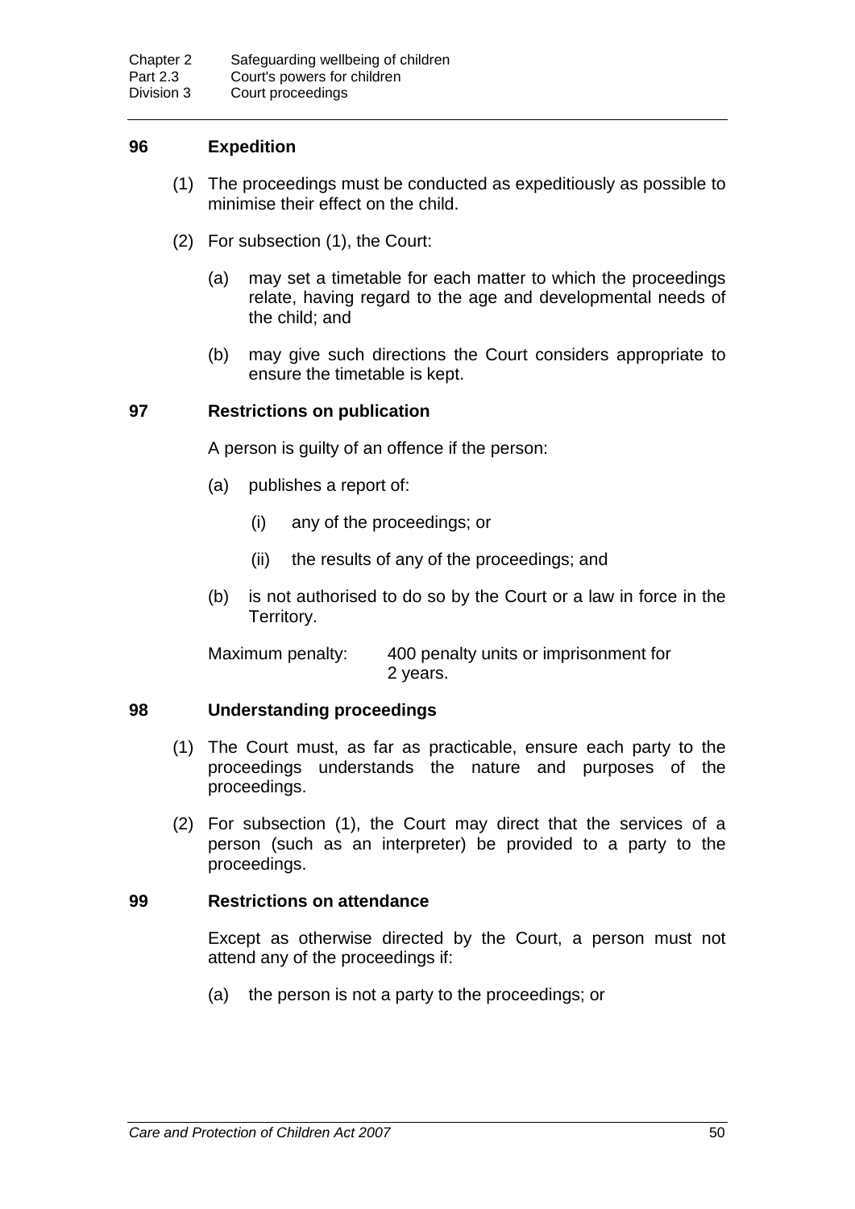### 96 Expedition

(1) The proceedings must be conducted as expeditiously as possible to minimise their effect on the child.

(2) For subsection (1), the Court:

(a) may set a timetable for each matter to which the proceedings relate, having regard to the age and developmental needs of the child; and

(b) may give such directions the Court considers appropriate to ensure the timetable is kept.

### 97 Restrictions on publication

A person is guilty of an offence if the person:

(a) publishes a report of:

(i) any of the proceedings; or

(ii) the results of any of the proceedings; and

(b) is not authorised to do so by the Court or a law in force in the Territory.

Maximum penalty: 400 penalty units or imprisonment for 2 years.

### 98 Understanding proceedings

(1) The Court must, as far as practicable, ensure each party to the proceedings understands the nature and purposes of the proceedings.

(2) For subsection (1), the Court may direct that the services of a person (such as an interpreter) be provided to a party to the proceedings.

### 99 Restrictions on attendance

Except as otherwise directed by the Court, a person must not attend any of the proceedings if:

(a) the person is not a party to the proceedings; or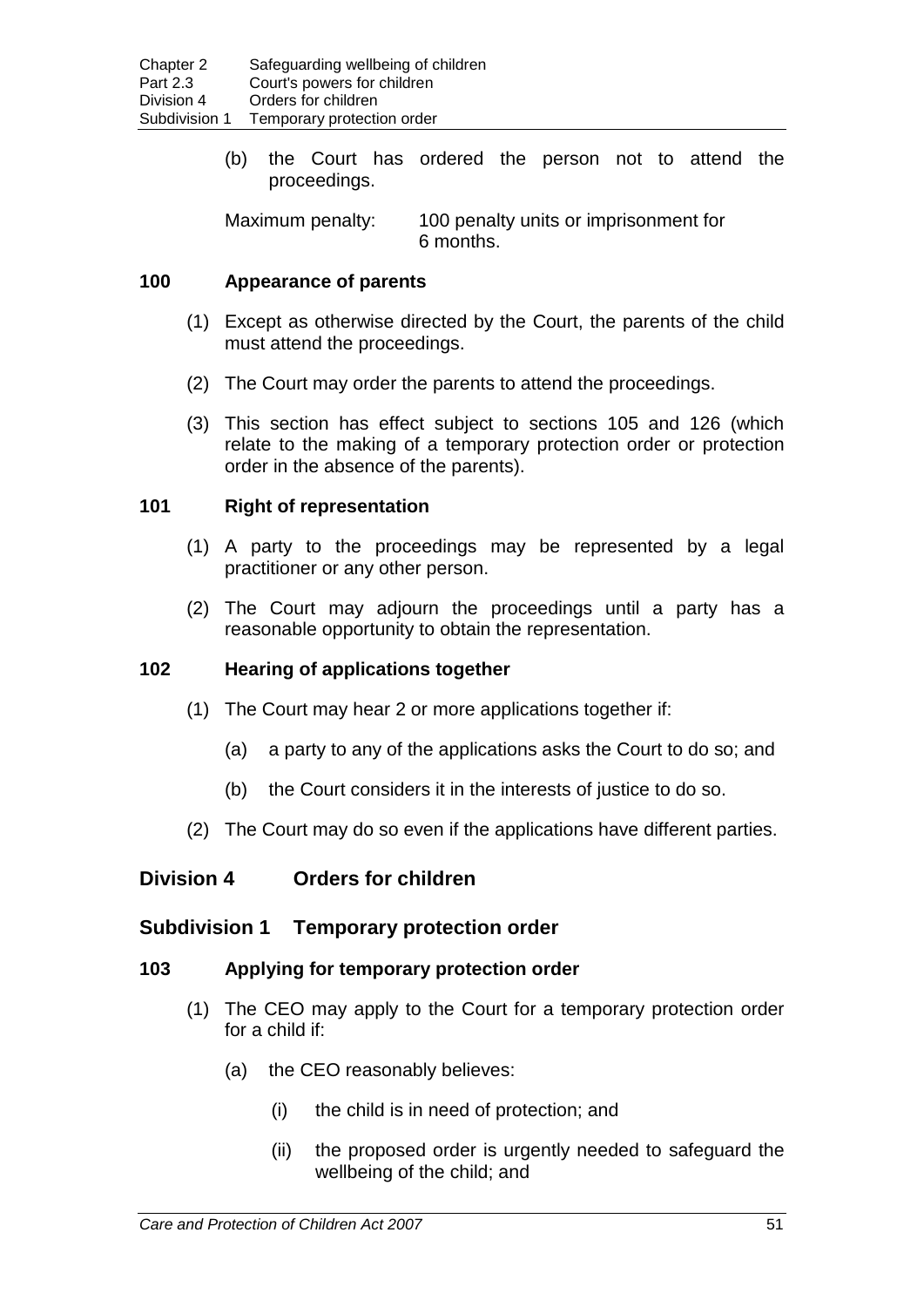(b) the Court has ordered the person not to attend the proceedings.

Maximum penalty: 100 penalty units or imprisonment for 6 months.

### 100 Appearance of parents

(1) Except as otherwise directed by the Court, the parents of the child must attend the proceedings.

(2) The Court may order the parents to attend the proceedings.

(3) This section has effect subject to sections 105 and 126 (which relate to the making of a temporary protection order or protection order in the absence of the parents).

### 101 Right of representation

(1) A party to the proceedings may be represented by a legal practitioner or any other person.

(2) The Court may adjourn the proceedings until a party has a reasonable opportunity to obtain the representation.

### 102 Hearing of applications together

(1) The Court may hear 2 or more applications together if:

(a) a party to any of the applications asks the Court to do so; and

(b) the Court considers it in the interests of justice to do so.

(2) The Court may do so even if the applications have different parties.

## Division 4 Orders for children

## Subdivision 1 Temporary protection order

### 103 Applying for temporary protection order

(1) The CEO may apply to the Court for a temporary protection order for a child if:

(a) the CEO reasonably believes:

(i) the child is in need of protection; and

(ii) the proposed order is urgently needed to safeguard the wellbeing of the child; and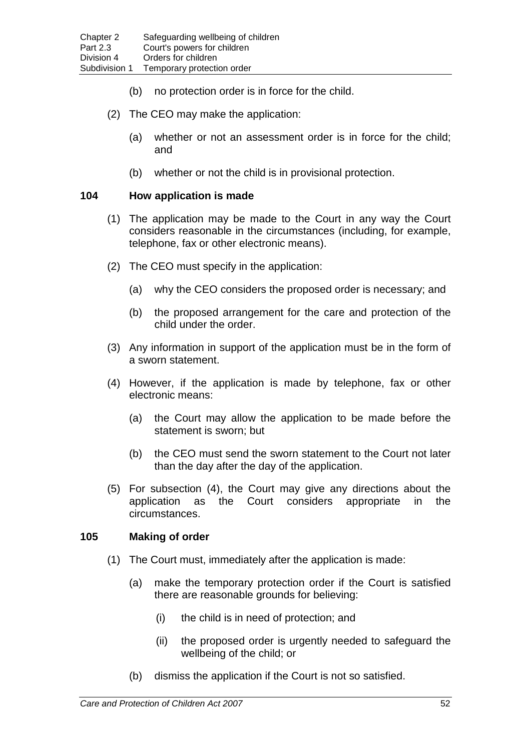(b) no protection order is in force for the child.

(2) The CEO may make the application:

(a) whether or not an assessment order is in force for the child; and

(b) whether or not the child is in provisional protection.

### 104 How application is made

(1) The application may be made to the Court in any way the Court considers reasonable in the circumstances (including, for example, telephone, fax or other electronic means).

(2) The CEO must specify in the application:

(a) why the CEO considers the proposed order is necessary; and

(b) the proposed arrangement for the care and protection of the child under the order.

(3) Any information in support of the application must be in the form of a sworn statement.

(4) However, if the application is made by telephone, fax or other electronic means:

(a) the Court may allow the application to be made before the statement is sworn; but

(b) the CEO must send the sworn statement to the Court not later than the day after the day of the application.

(5) For subsection (4), the Court may give any directions about the application as the Court considers appropriate in the circumstances.

### 105 Making of order

(1) The Court must, immediately after the application is made:

(a) make the temporary protection order if the Court is satisfied there are reasonable grounds for believing:

(i) the child is in need of protection; and

(ii) the proposed order is urgently needed to safeguard the wellbeing of the child; or

(b) dismiss the application if the Court is not so satisfied.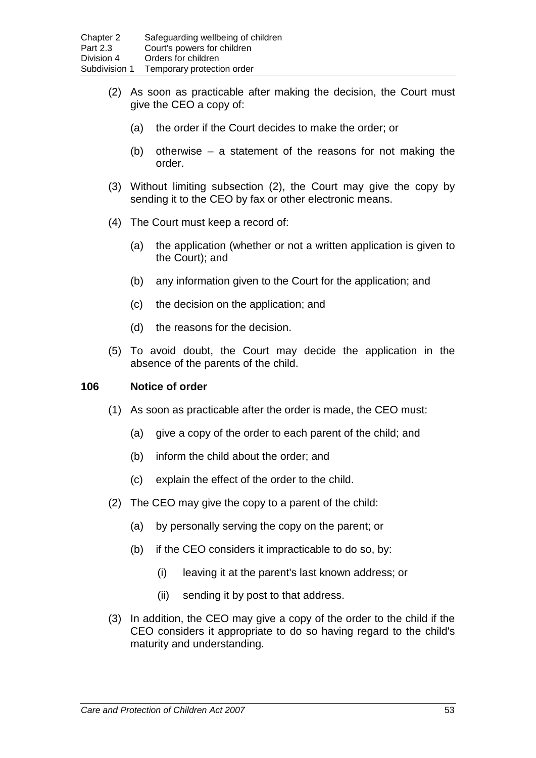(2) As soon as practicable after making the decision, the Court must give the CEO a copy of:

  (a) the order if the Court decides to make the order; or

  (b) otherwise – a statement of the reasons for not making the order.

(3) Without limiting subsection (2), the Court may give the copy by sending it to the CEO by fax or other electronic means.

(4) The Court must keep a record of:

  (a) the application (whether or not a written application is given to the Court); and

  (b) any information given to the Court for the application; and

  (c) the decision on the application; and

  (d) the reasons for the decision.

(5) To avoid doubt, the Court may decide the application in the absence of the parents of the child.

### 106 Notice of order

(1) As soon as practicable after the order is made, the CEO must:

  (a) give a copy of the order to each parent of the child; and

  (b) inform the child about the order; and

  (c) explain the effect of the order to the child.

(2) The CEO may give the copy to a parent of the child:

  (a) by personally serving the copy on the parent; or

  (b) if the CEO considers it impracticable to do so, by:

    (i) leaving it at the parent's last known address; or

    (ii) sending it by post to that address.

(3) In addition, the CEO may give a copy of the order to the child if the CEO considers it appropriate to do so having regard to the child's maturity and understanding.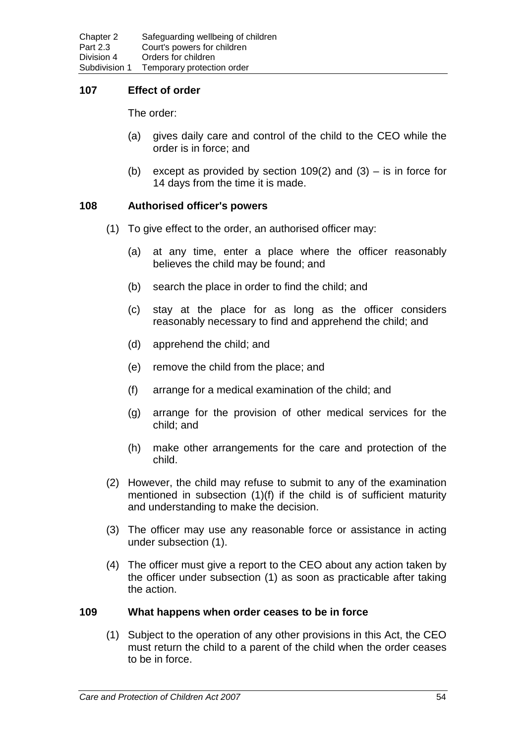### 107 Effect of order

The order:

- (a) gives daily care and control of the child to the CEO while the order is in force; and
- (b) except as provided by section 109(2) and (3) – is in force for 14 days from the time it is made.

### 108 Authorised officer's powers

(1) To give effect to the order, an authorised officer may:

- (a) at any time, enter a place where the officer reasonably believes the child may be found; and
- (b) search the place in order to find the child; and
- (c) stay at the place for as long as the officer considers reasonably necessary to find and apprehend the child; and
- (d) apprehend the child; and
- (e) remove the child from the place; and
- (f) arrange for a medical examination of the child; and
- (g) arrange for the provision of other medical services for the child; and
- (h) make other arrangements for the care and protection of the child.

(2) However, the child may refuse to submit to any of the examination mentioned in subsection (1)(f) if the child is of sufficient maturity and understanding to make the decision.

(3) The officer may use any reasonable force or assistance in acting under subsection (1).

(4) The officer must give a report to the CEO about any action taken by the officer under subsection (1) as soon as practicable after taking the action.

### 109 What happens when order ceases to be in force

(1) Subject to the operation of any other provisions in this Act, the CEO must return the child to a parent of the child when the order ceases to be in force.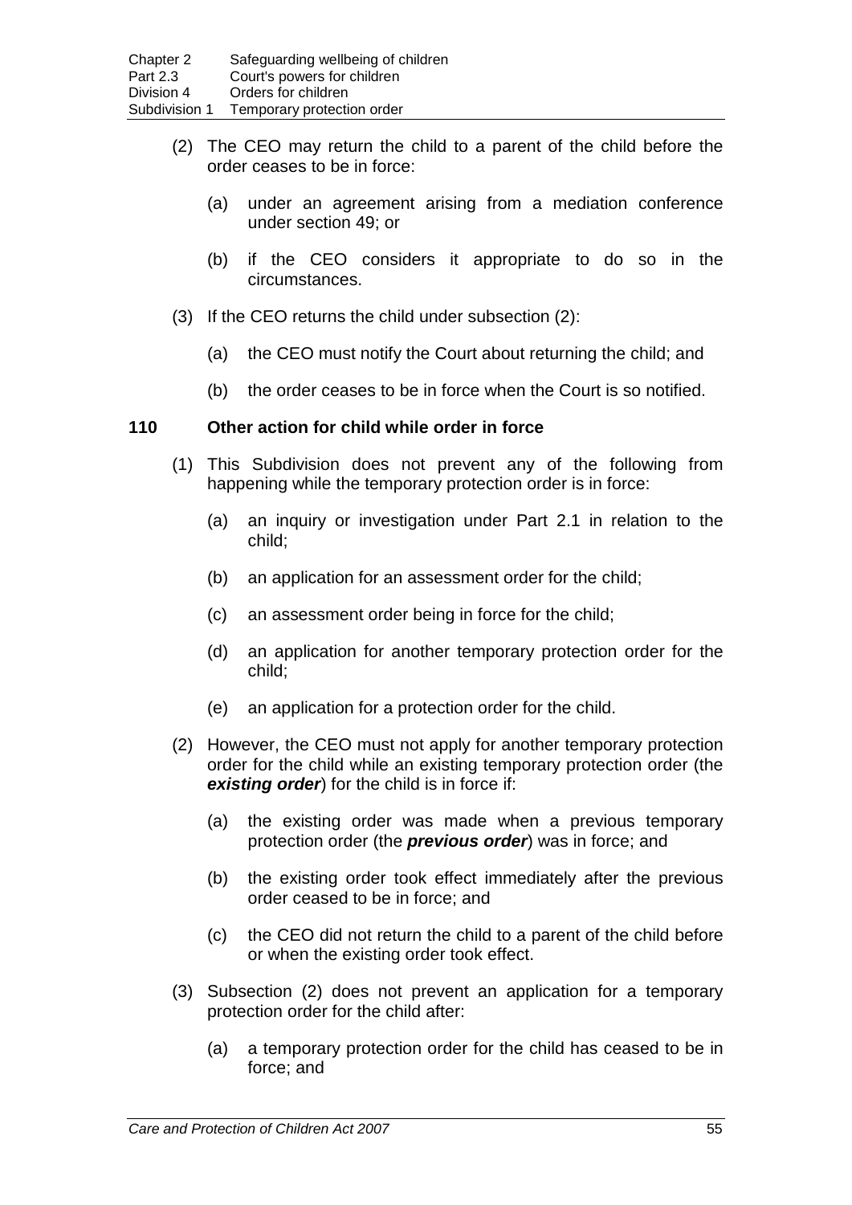(2) The CEO may return the child to a parent of the child before the order ceases to be in force:

(a) under an agreement arising from a mediation conference under section 49; or

(b) if the CEO considers it appropriate to do so in the circumstances.

(3) If the CEO returns the child under subsection (2):

(a) the CEO must notify the Court about returning the child; and

(b) the order ceases to be in force when the Court is so notified.

### 110 Other action for child while order in force

(1) This Subdivision does not prevent any of the following from happening while the temporary protection order is in force:

(a) an inquiry or investigation under Part 2.1 in relation to the child;

(b) an application for an assessment order for the child;

(c) an assessment order being in force for the child;

(d) an application for another temporary protection order for the child;

(e) an application for a protection order for the child.

(2) However, the CEO must not apply for another temporary protection order for the child while an existing temporary protection order (the ***existing order***) for the child is in force if:

(a) the existing order was made when a previous temporary protection order (the ***previous order***) was in force; and

(b) the existing order took effect immediately after the previous order ceased to be in force; and

(c) the CEO did not return the child to a parent of the child before or when the existing order took effect.

(3) Subsection (2) does not prevent an application for a temporary protection order for the child after:

(a) a temporary protection order for the child has ceased to be in force; and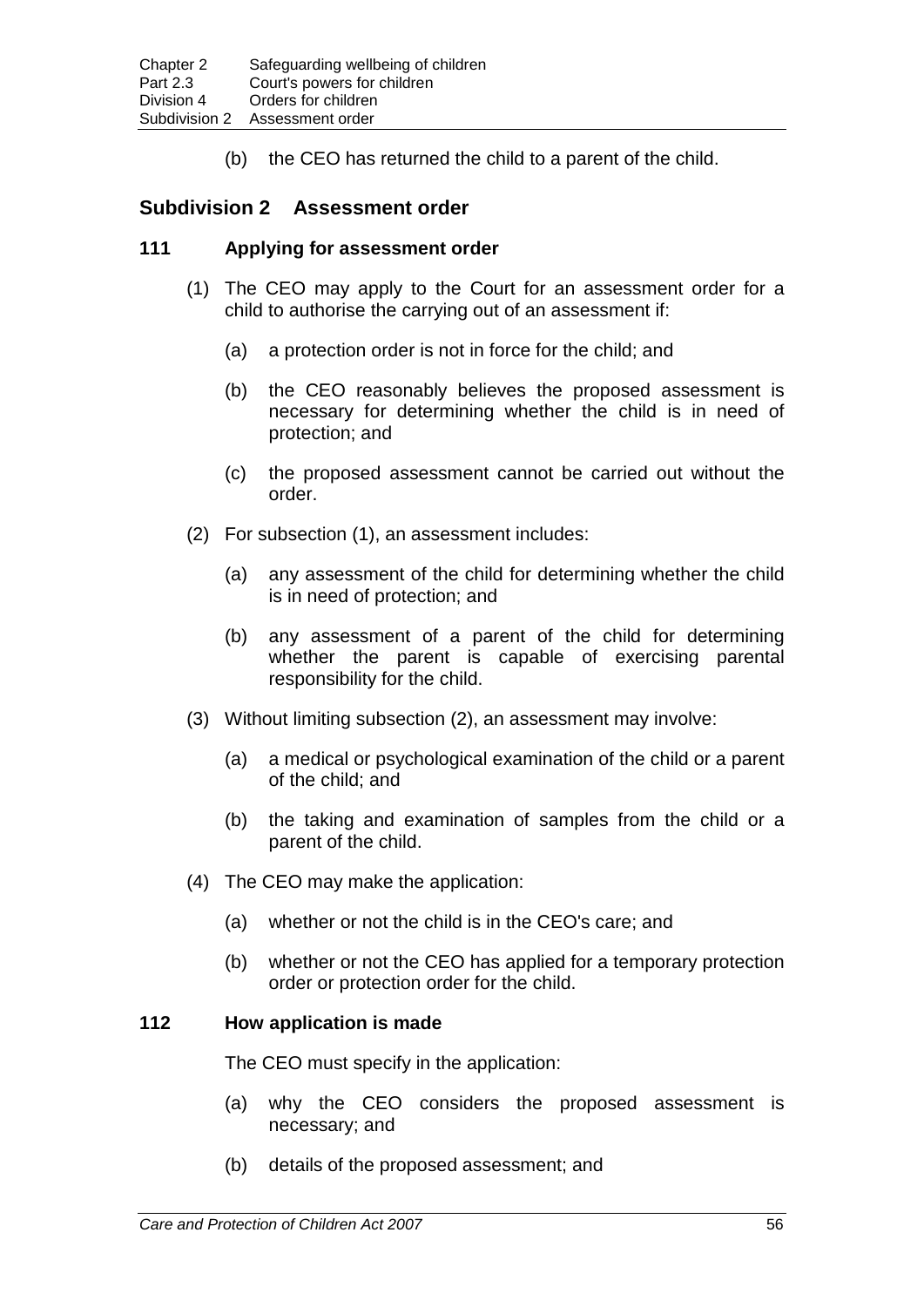(b) the CEO has returned the child to a parent of the child.

## Subdivision 2 Assessment order

### 111 Applying for assessment order

(1) The CEO may apply to the Court for an assessment order for a child to authorise the carrying out of an assessment if:

(a) a protection order is not in force for the child; and

(b) the CEO reasonably believes the proposed assessment is necessary for determining whether the child is in need of protection; and

(c) the proposed assessment cannot be carried out without the order.

(2) For subsection (1), an assessment includes:

(a) any assessment of the child for determining whether the child is in need of protection; and

(b) any assessment of a parent of the child for determining whether the parent is capable of exercising parental responsibility for the child.

(3) Without limiting subsection (2), an assessment may involve:

(a) a medical or psychological examination of the child or a parent of the child; and

(b) the taking and examination of samples from the child or a parent of the child.

(4) The CEO may make the application:

(a) whether or not the child is in the CEO's care; and

(b) whether or not the CEO has applied for a temporary protection order or protection order for the child.

### 112 How application is made

The CEO must specify in the application:

(a) why the CEO considers the proposed assessment is necessary; and

(b) details of the proposed assessment; and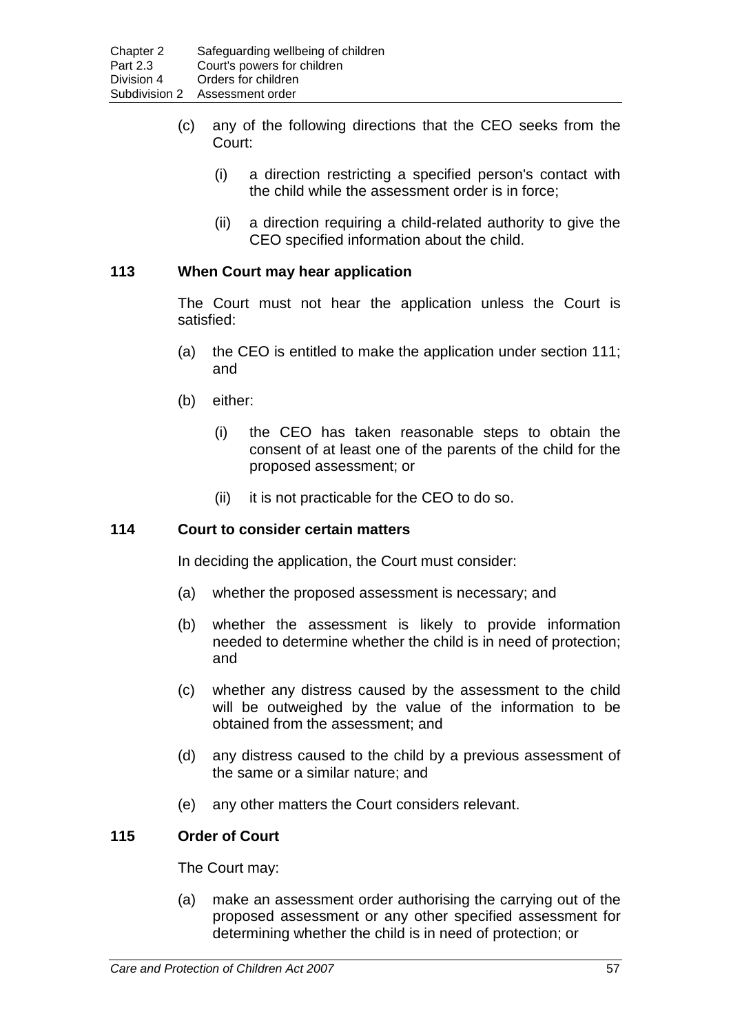(c) any of the following directions that the CEO seeks from the Court:

   (i) a direction restricting a specified person's contact with the child while the assessment order is in force;

   (ii) a direction requiring a child-related authority to give the CEO specified information about the child.

### 113 When Court may hear application

The Court must not hear the application unless the Court is satisfied:

(a) the CEO is entitled to make the application under section 111; and

(b) either:

   (i) the CEO has taken reasonable steps to obtain the consent of at least one of the parents of the child for the proposed assessment; or

   (ii) it is not practicable for the CEO to do so.

### 114 Court to consider certain matters

In deciding the application, the Court must consider:

(a) whether the proposed assessment is necessary; and

(b) whether the assessment is likely to provide information needed to determine whether the child is in need of protection; and

(c) whether any distress caused by the assessment to the child will be outweighed by the value of the information to be obtained from the assessment; and

(d) any distress caused to the child by a previous assessment of the same or a similar nature; and

(e) any other matters the Court considers relevant.

### 115 Order of Court

The Court may:

(a) make an assessment order authorising the carrying out of the proposed assessment or any other specified assessment for determining whether the child is in need of protection; or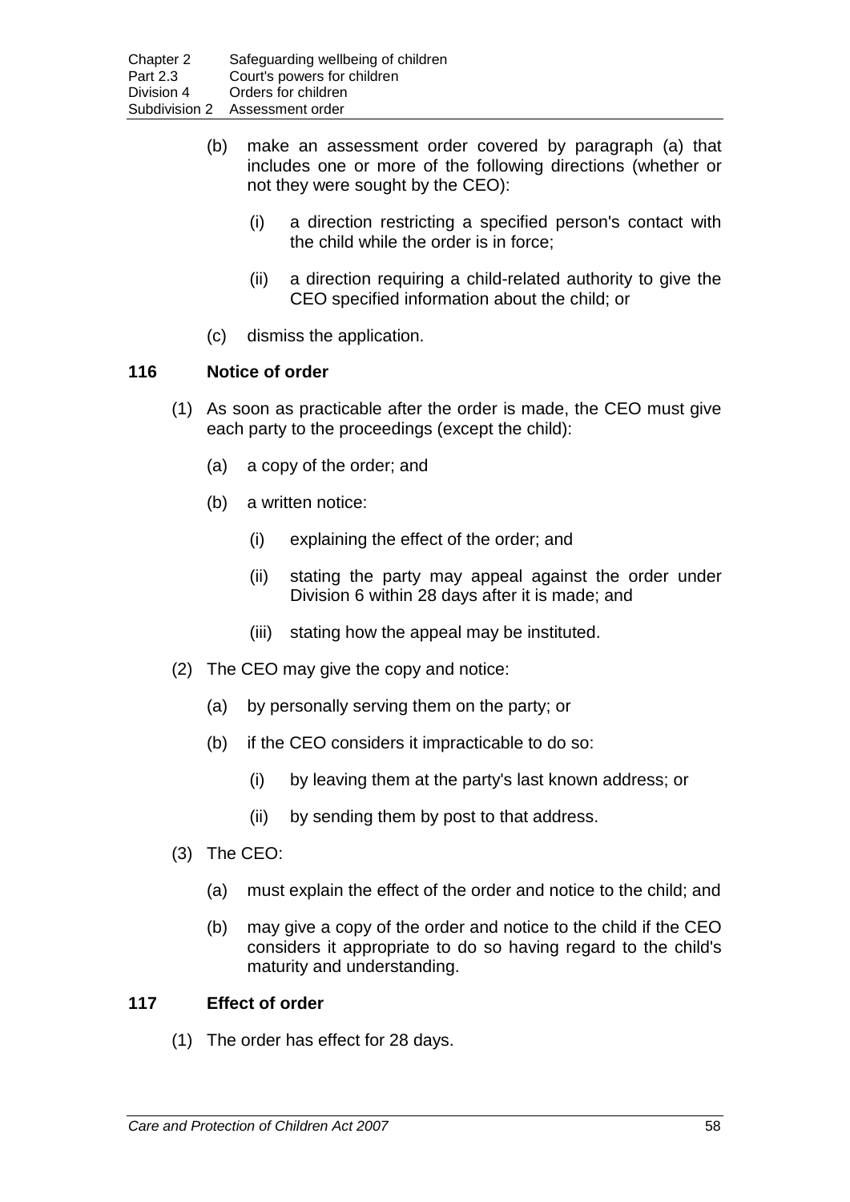(b) make an assessment order covered by paragraph (a) that includes one or more of the following directions (whether or not they were sought by the CEO):

(i) a direction restricting a specified person's contact with the child while the order is in force;

(ii) a direction requiring a child-related authority to give the CEO specified information about the child; or

(c) dismiss the application.

### 116 Notice of order

(1) As soon as practicable after the order is made, the CEO must give each party to the proceedings (except the child):

(a) a copy of the order; and

(b) a written notice:

(i) explaining the effect of the order; and

(ii) stating the party may appeal against the order under Division 6 within 28 days after it is made; and

(iii) stating how the appeal may be instituted.

(2) The CEO may give the copy and notice:

(a) by personally serving them on the party; or

(b) if the CEO considers it impracticable to do so:

(i) by leaving them at the party's last known address; or

(ii) by sending them by post to that address.

(3) The CEO:

(a) must explain the effect of the order and notice to the child; and

(b) may give a copy of the order and notice to the child if the CEO considers it appropriate to do so having regard to the child's maturity and understanding.

### 117 Effect of order

(1) The order has effect for 28 days.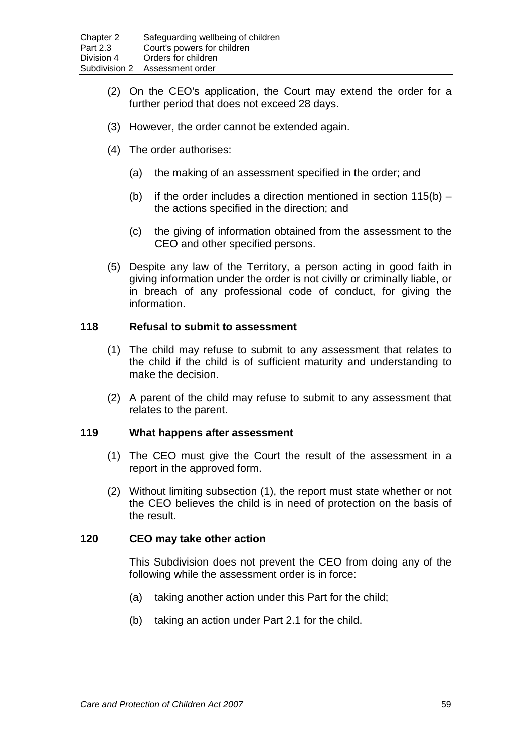(2) On the CEO's application, the Court may extend the order for a further period that does not exceed 28 days.

(3) However, the order cannot be extended again.

(4) The order authorises:

(a) the making of an assessment specified in the order; and

(b) if the order includes a direction mentioned in section 115(b) – the actions specified in the direction; and

(c) the giving of information obtained from the assessment to the CEO and other specified persons.

(5) Despite any law of the Territory, a person acting in good faith in giving information under the order is not civilly or criminally liable, or in breach of any professional code of conduct, for giving the information.

### 118 Refusal to submit to assessment

(1) The child may refuse to submit to any assessment that relates to the child if the child is of sufficient maturity and understanding to make the decision.

(2) A parent of the child may refuse to submit to any assessment that relates to the parent.

### 119 What happens after assessment

(1) The CEO must give the Court the result of the assessment in a report in the approved form.

(2) Without limiting subsection (1), the report must state whether or not the CEO believes the child is in need of protection on the basis of the result.

### 120 CEO may take other action

This Subdivision does not prevent the CEO from doing any of the following while the assessment order is in force:

(a) taking another action under this Part for the child;

(b) taking an action under Part 2.1 for the child.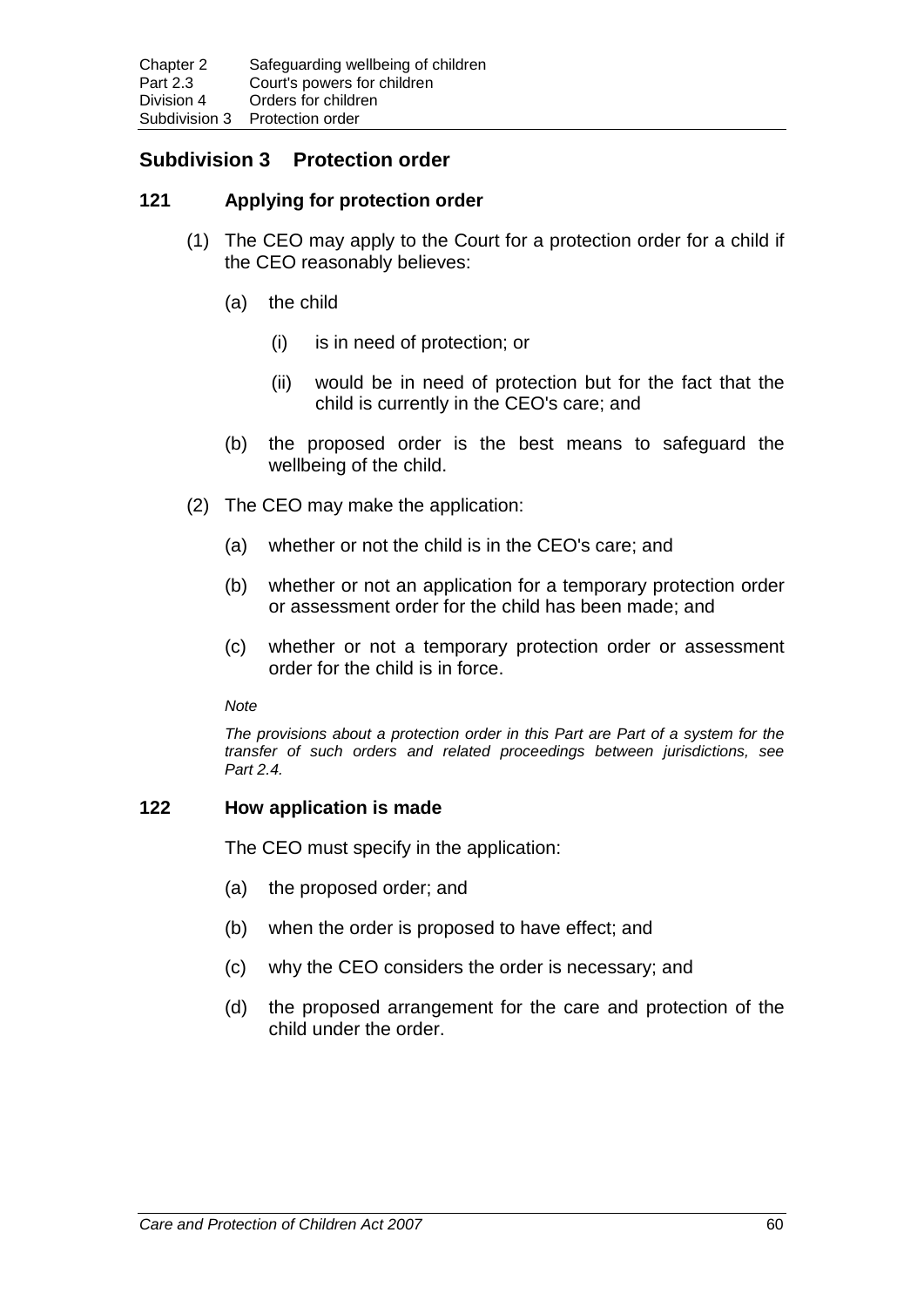## Subdivision 3 Protection order

### 121 Applying for protection order

(1) The CEO may apply to the Court for a protection order for a child if the CEO reasonably believes:

(a) the child

(i) is in need of protection; or

(ii) would be in need of protection but for the fact that the child is currently in the CEO's care; and

(b) the proposed order is the best means to safeguard the wellbeing of the child.

(2) The CEO may make the application:

(a) whether or not the child is in the CEO's care; and

(b) whether or not an application for a temporary protection order or assessment order for the child has been made; and

(c) whether or not a temporary protection order or assessment order for the child is in force.

*Note*

*The provisions about a protection order in this Part are Part of a system for the transfer of such orders and related proceedings between jurisdictions, see Part 2.4.*

### 122 How application is made

The CEO must specify in the application:

(a) the proposed order; and

(b) when the order is proposed to have effect; and

(c) why the CEO considers the order is necessary; and

(d) the proposed arrangement for the care and protection of the child under the order.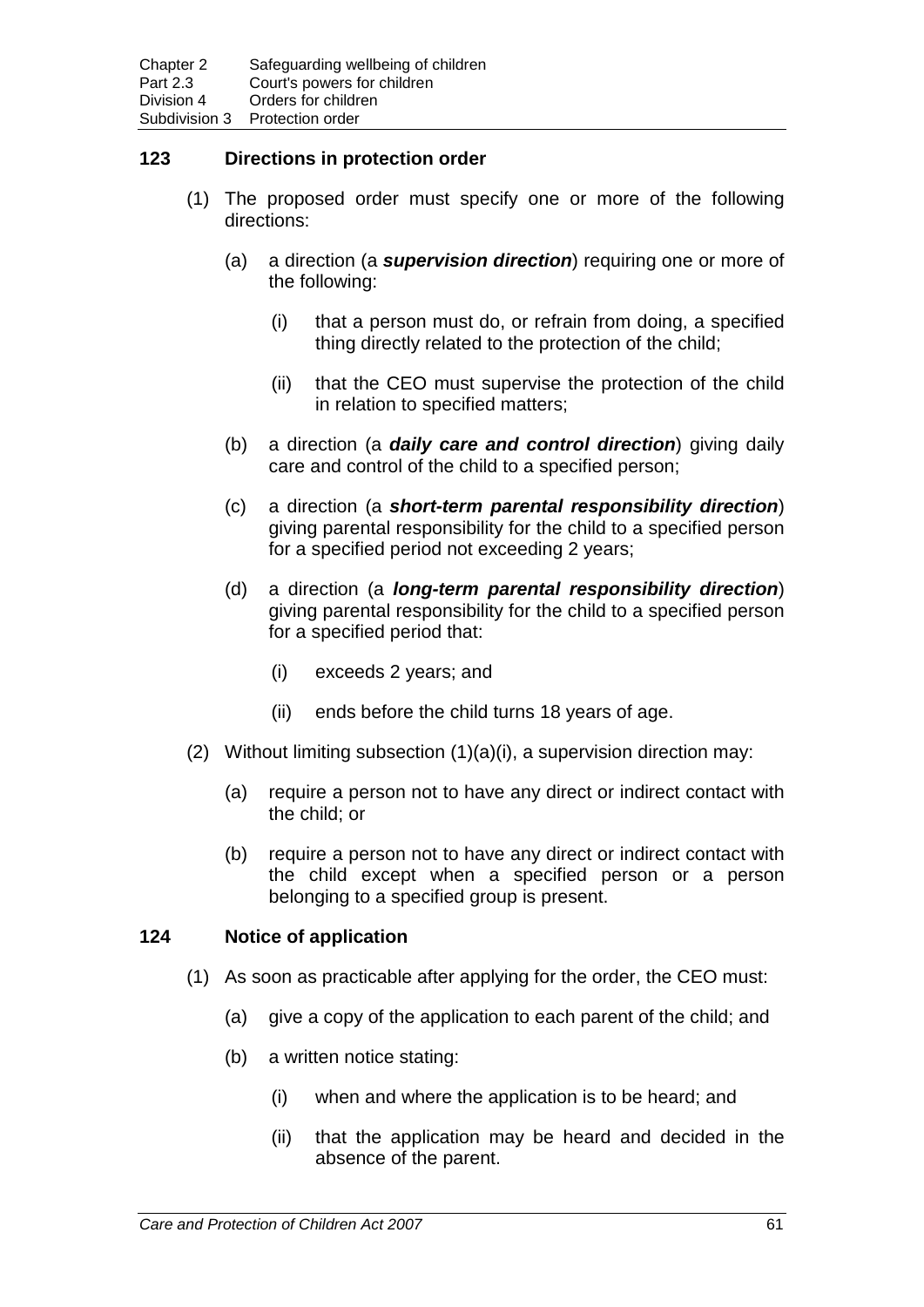## 123 Directions in protection order

(1) The proposed order must specify one or more of the following directions:

(a) a direction (a ***supervision direction***) requiring one or more of the following:

(i) that a person must do, or refrain from doing, a specified thing directly related to the protection of the child;

(ii) that the CEO must supervise the protection of the child in relation to specified matters;

(b) a direction (a ***daily care and control direction***) giving daily care and control of the child to a specified person;

(c) a direction (a ***short-term parental responsibility direction***) giving parental responsibility for the child to a specified person for a specified period not exceeding 2 years;

(d) a direction (a ***long-term parental responsibility direction***) giving parental responsibility for the child to a specified person for a specified period that:

(i) exceeds 2 years; and

(ii) ends before the child turns 18 years of age.

(2) Without limiting subsection (1)(a)(i), a supervision direction may:

(a) require a person not to have any direct or indirect contact with the child; or

(b) require a person not to have any direct or indirect contact with the child except when a specified person or a person belonging to a specified group is present.

## 124 Notice of application

(1) As soon as practicable after applying for the order, the CEO must:

(a) give a copy of the application to each parent of the child; and

(b) a written notice stating:

(i) when and where the application is to be heard; and

(ii) that the application may be heard and decided in the absence of the parent.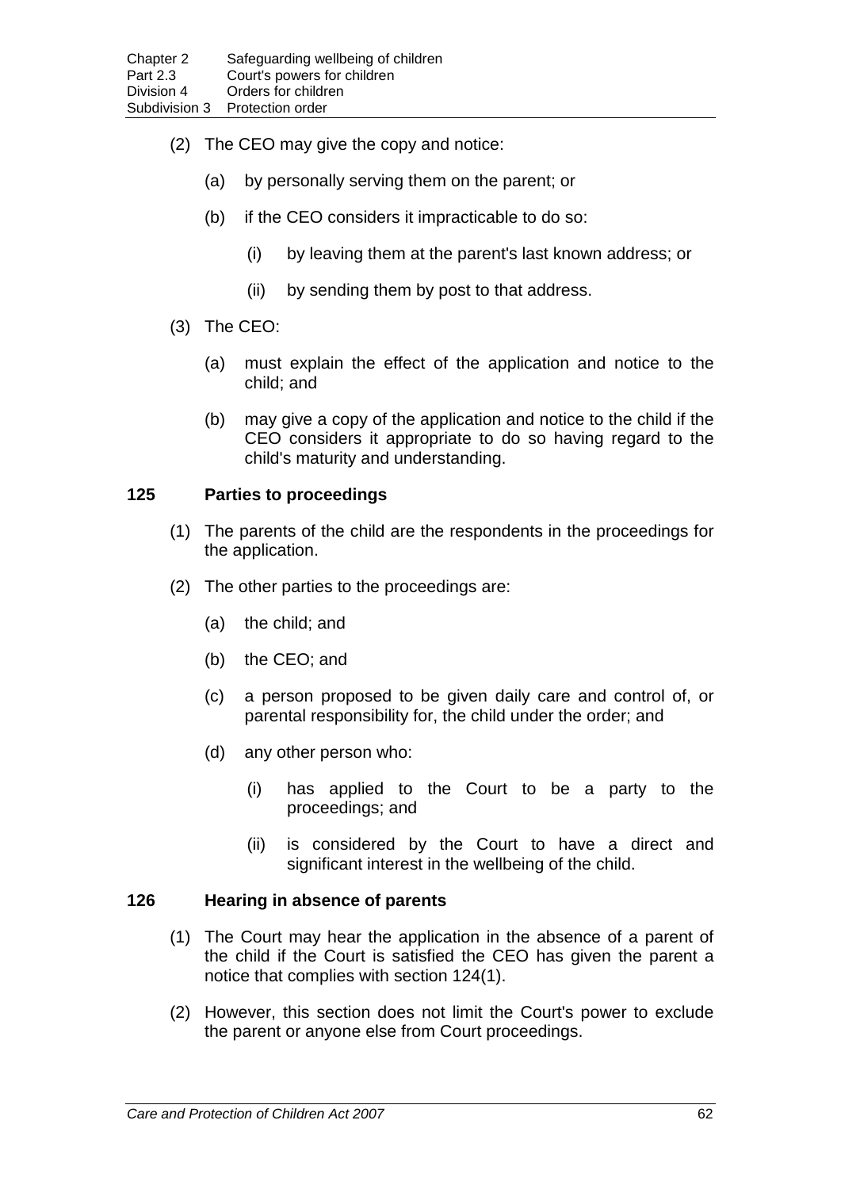(2) The CEO may give the copy and notice:

(a) by personally serving them on the parent; or

(b) if the CEO considers it impracticable to do so:

(i) by leaving them at the parent's last known address; or

(ii) by sending them by post to that address.

(3) The CEO:

(a) must explain the effect of the application and notice to the child; and

(b) may give a copy of the application and notice to the child if the CEO considers it appropriate to do so having regard to the child's maturity and understanding.

### 125 Parties to proceedings

(1) The parents of the child are the respondents in the proceedings for the application.

(2) The other parties to the proceedings are:

(a) the child; and

(b) the CEO; and

(c) a person proposed to be given daily care and control of, or parental responsibility for, the child under the order; and

(d) any other person who:

(i) has applied to the Court to be a party to the proceedings; and

(ii) is considered by the Court to have a direct and significant interest in the wellbeing of the child.

### 126 Hearing in absence of parents

(1) The Court may hear the application in the absence of a parent of the child if the Court is satisfied the CEO has given the parent a notice that complies with section 124(1).

(2) However, this section does not limit the Court's power to exclude the parent or anyone else from Court proceedings.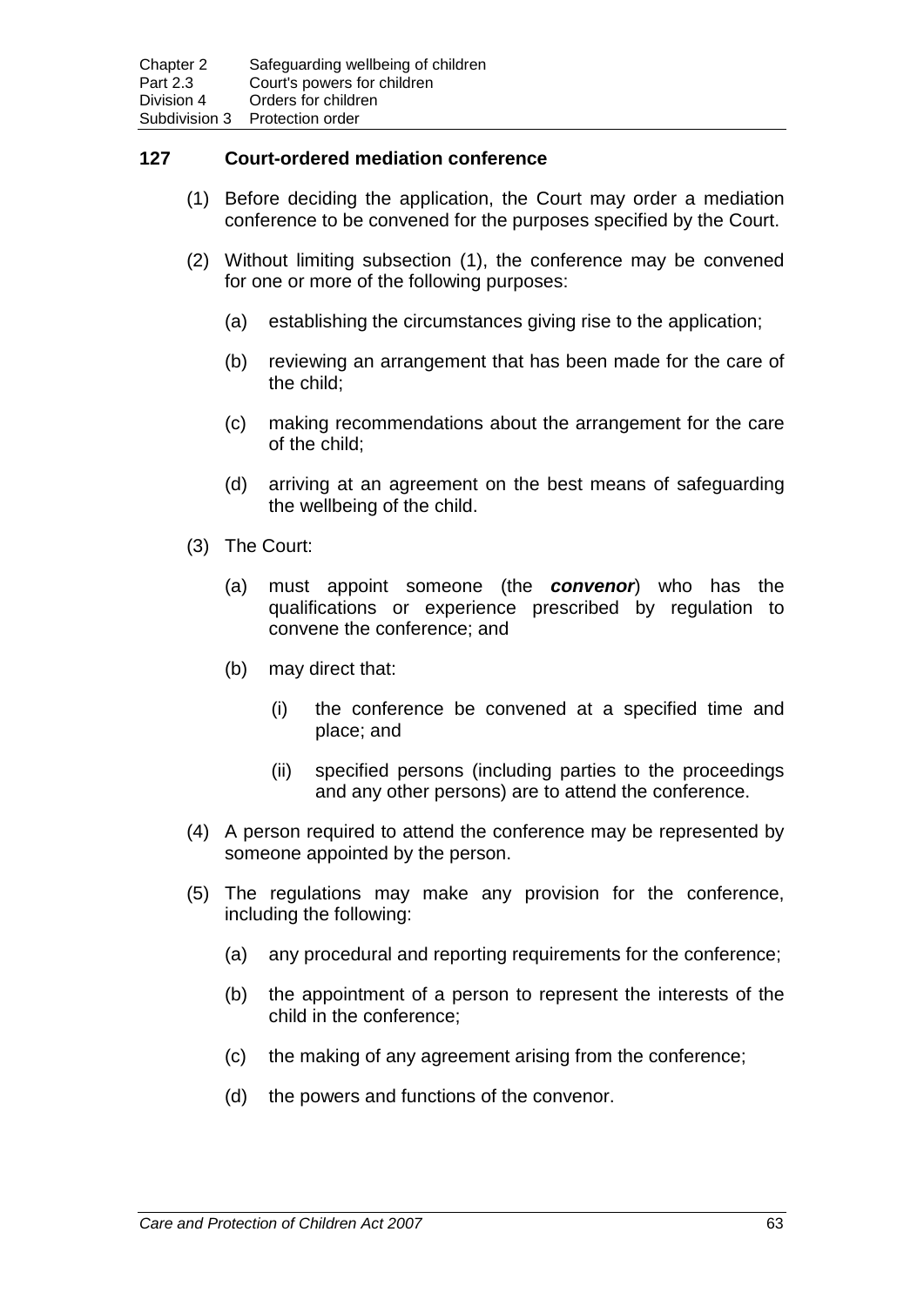### 127 Court-ordered mediation conference

(1) Before deciding the application, the Court may order a mediation conference to be convened for the purposes specified by the Court.

(2) Without limiting subsection (1), the conference may be convened for one or more of the following purposes:

(a) establishing the circumstances giving rise to the application;

(b) reviewing an arrangement that has been made for the care of the child;

(c) making recommendations about the arrangement for the care of the child;

(d) arriving at an agreement on the best means of safeguarding the wellbeing of the child.

(3) The Court:

(a) must appoint someone (the ***convenor***) who has the qualifications or experience prescribed by regulation to convene the conference; and

(b) may direct that:

(i) the conference be convened at a specified time and place; and

(ii) specified persons (including parties to the proceedings and any other persons) are to attend the conference.

(4) A person required to attend the conference may be represented by someone appointed by the person.

(5) The regulations may make any provision for the conference, including the following:

(a) any procedural and reporting requirements for the conference;

(b) the appointment of a person to represent the interests of the child in the conference;

(c) the making of any agreement arising from the conference;

(d) the powers and functions of the convenor.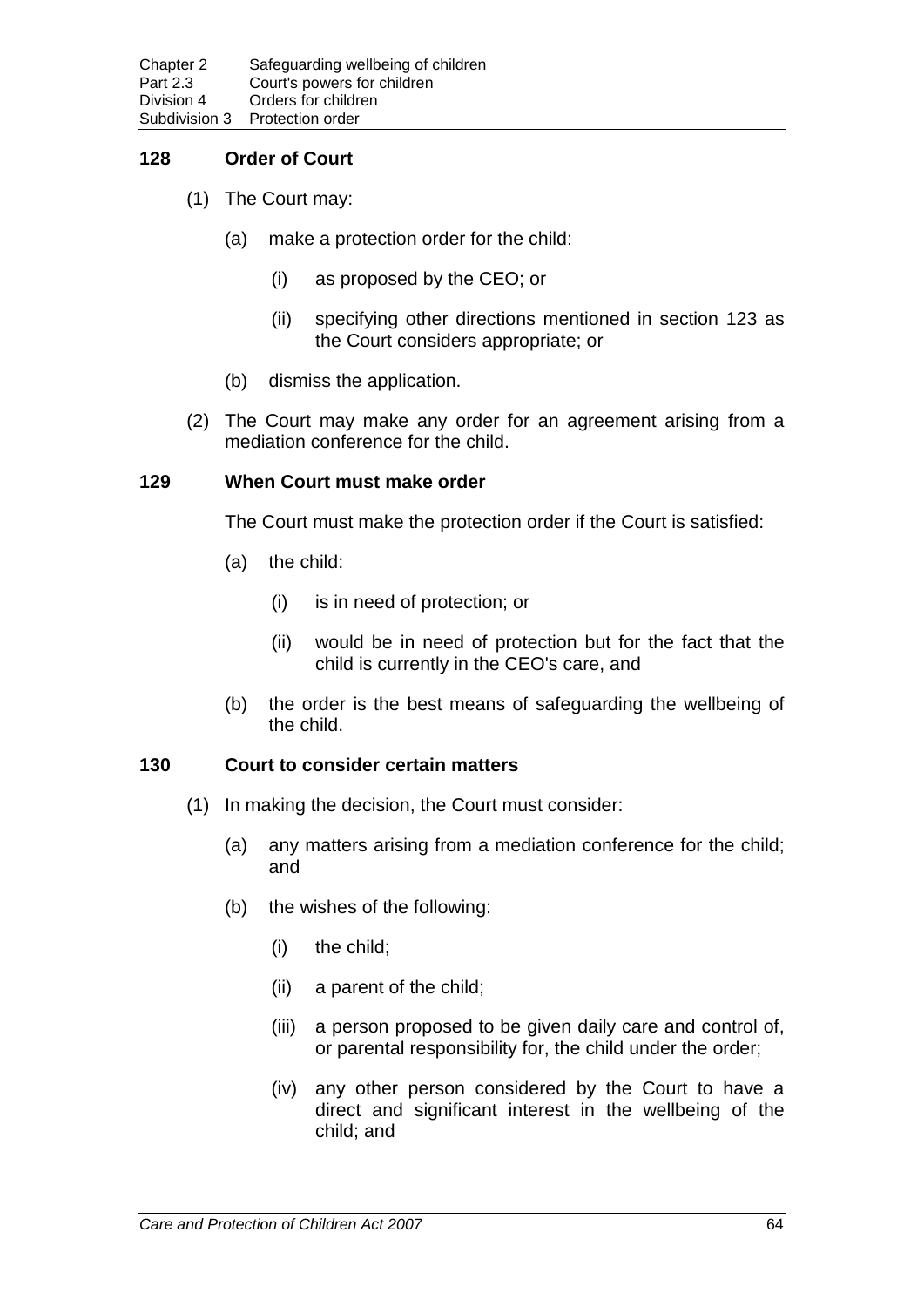### 128 Order of Court

(1) The Court may:

(a) make a protection order for the child:

(i) as proposed by the CEO; or

(ii) specifying other directions mentioned in section 123 as the Court considers appropriate; or

(b) dismiss the application.

(2) The Court may make any order for an agreement arising from a mediation conference for the child.

### 129 When Court must make order

The Court must make the protection order if the Court is satisfied:

(a) the child:

(i) is in need of protection; or

(ii) would be in need of protection but for the fact that the child is currently in the CEO's care, and

(b) the order is the best means of safeguarding the wellbeing of the child.

### 130 Court to consider certain matters

(1) In making the decision, the Court must consider:

(a) any matters arising from a mediation conference for the child; and

(b) the wishes of the following:

(i) the child;

(ii) a parent of the child;

(iii) a person proposed to be given daily care and control of, or parental responsibility for, the child under the order;

(iv) any other person considered by the Court to have a direct and significant interest in the wellbeing of the child; and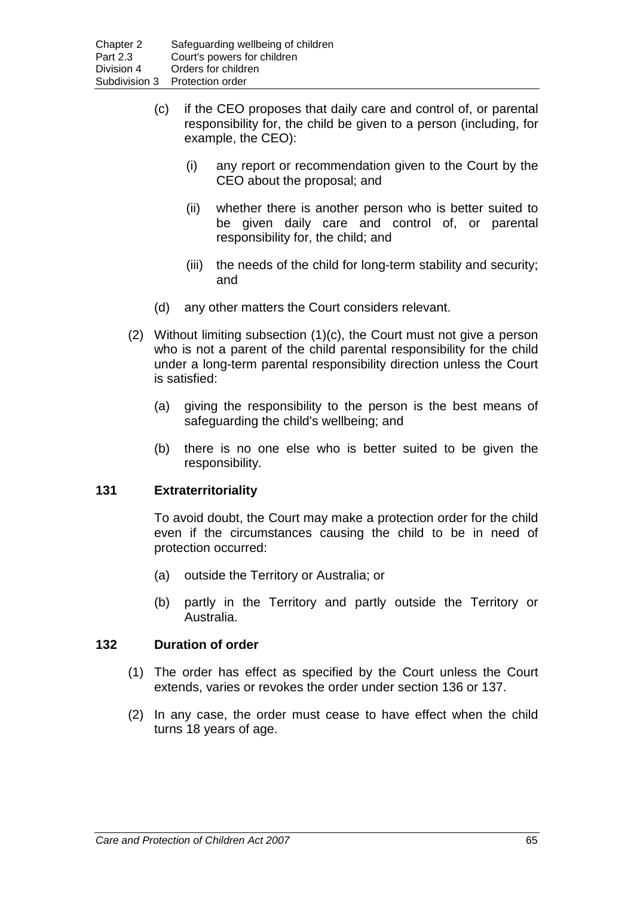(c) if the CEO proposes that daily care and control of, or parental responsibility for, the child be given to a person (including, for example, the CEO):

   (i) any report or recommendation given to the Court by the CEO about the proposal; and

   (ii) whether there is another person who is better suited to be given daily care and control of, or parental responsibility for, the child; and

   (iii) the needs of the child for long-term stability and security; and

(d) any other matters the Court considers relevant.

(2) Without limiting subsection (1)(c), the Court must not give a person who is not a parent of the child parental responsibility for the child under a long-term parental responsibility direction unless the Court is satisfied:

   (a) giving the responsibility to the person is the best means of safeguarding the child's wellbeing; and

   (b) there is no one else who is better suited to be given the responsibility.

### 131 Extraterritoriality

To avoid doubt, the Court may make a protection order for the child even if the circumstances causing the child to be in need of protection occurred:

(a) outside the Territory or Australia; or

(b) partly in the Territory and partly outside the Territory or Australia.

### 132 Duration of order

(1) The order has effect as specified by the Court unless the Court extends, varies or revokes the order under section 136 or 137.

(2) In any case, the order must cease to have effect when the child turns 18 years of age.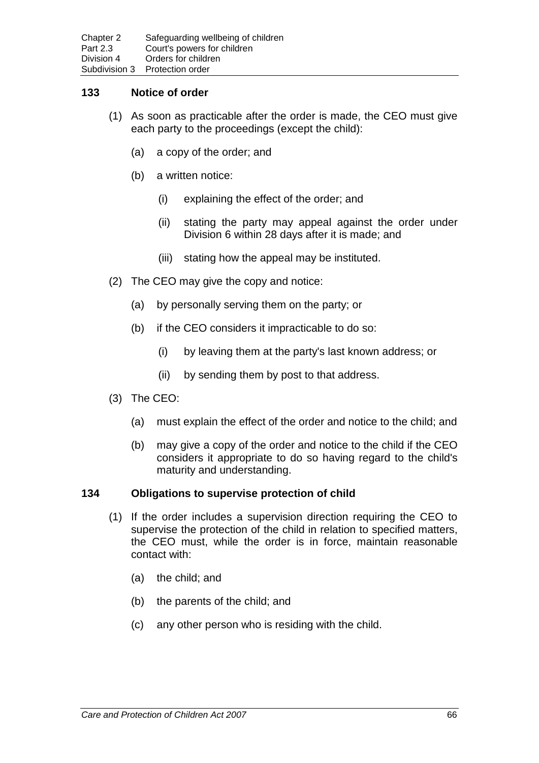### 133 Notice of order

(1) As soon as practicable after the order is made, the CEO must give each party to the proceedings (except the child):

(a) a copy of the order; and

(b) a written notice:

(i) explaining the effect of the order; and

(ii) stating the party may appeal against the order under Division 6 within 28 days after it is made; and

(iii) stating how the appeal may be instituted.

(2) The CEO may give the copy and notice:

(a) by personally serving them on the party; or

(b) if the CEO considers it impracticable to do so:

(i) by leaving them at the party's last known address; or

(ii) by sending them by post to that address.

(3) The CEO:

(a) must explain the effect of the order and notice to the child; and

(b) may give a copy of the order and notice to the child if the CEO considers it appropriate to do so having regard to the child's maturity and understanding.

### 134 Obligations to supervise protection of child

(1) If the order includes a supervision direction requiring the CEO to supervise the protection of the child in relation to specified matters, the CEO must, while the order is in force, maintain reasonable contact with:

(a) the child; and

(b) the parents of the child; and

(c) any other person who is residing with the child.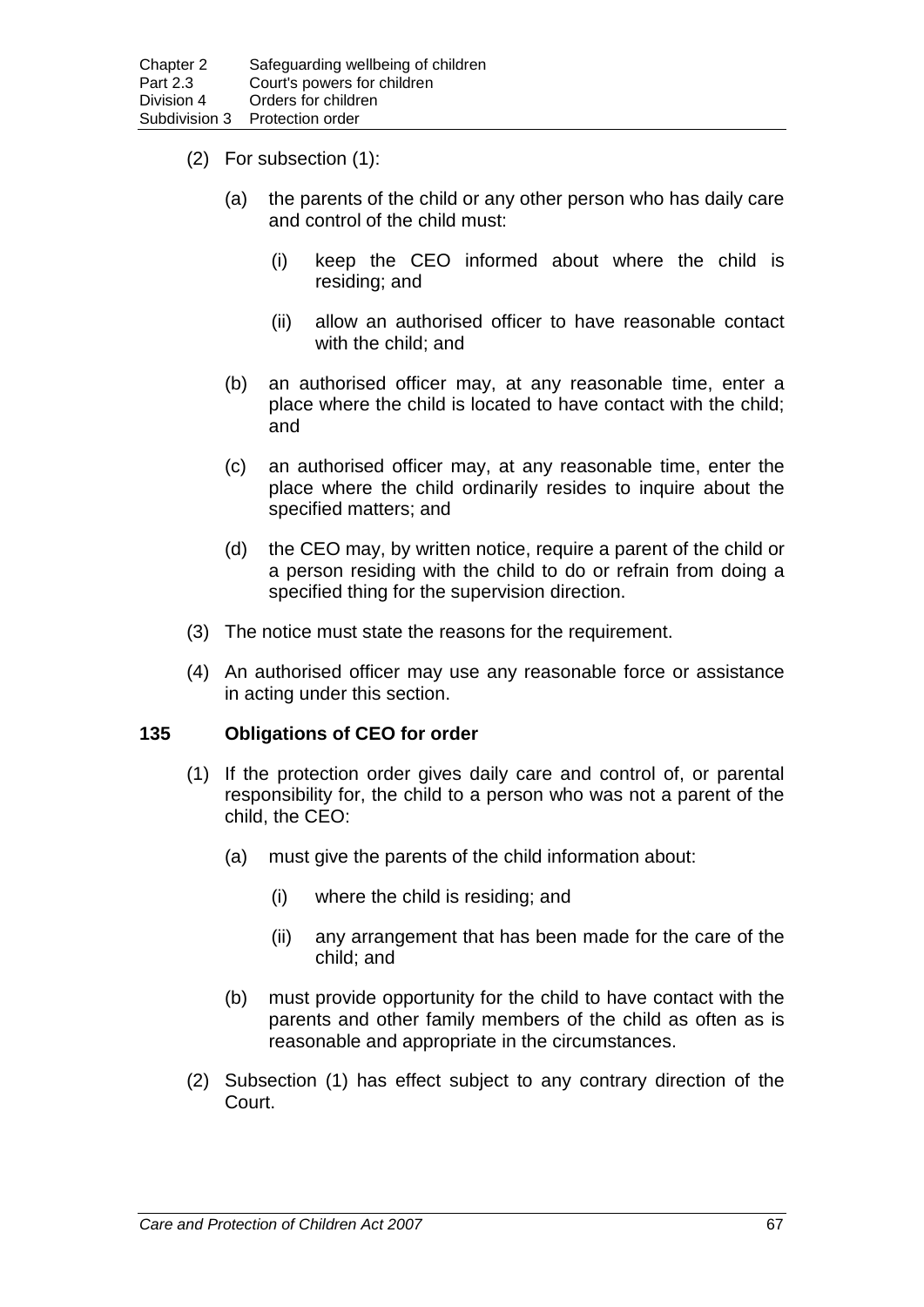(2) For subsection (1):

(a) the parents of the child or any other person who has daily care and control of the child must:

(i) keep the CEO informed about where the child is residing; and

(ii) allow an authorised officer to have reasonable contact with the child; and

(b) an authorised officer may, at any reasonable time, enter a place where the child is located to have contact with the child; and

(c) an authorised officer may, at any reasonable time, enter the place where the child ordinarily resides to inquire about the specified matters; and

(d) the CEO may, by written notice, require a parent of the child or a person residing with the child to do or refrain from doing a specified thing for the supervision direction.

(3) The notice must state the reasons for the requirement.

(4) An authorised officer may use any reasonable force or assistance in acting under this section.

### 135 Obligations of CEO for order

(1) If the protection order gives daily care and control of, or parental responsibility for, the child to a person who was not a parent of the child, the CEO:

(a) must give the parents of the child information about:

(i) where the child is residing; and

(ii) any arrangement that has been made for the care of the child; and

(b) must provide opportunity for the child to have contact with the parents and other family members of the child as often as is reasonable and appropriate in the circumstances.

(2) Subsection (1) has effect subject to any contrary direction of the Court.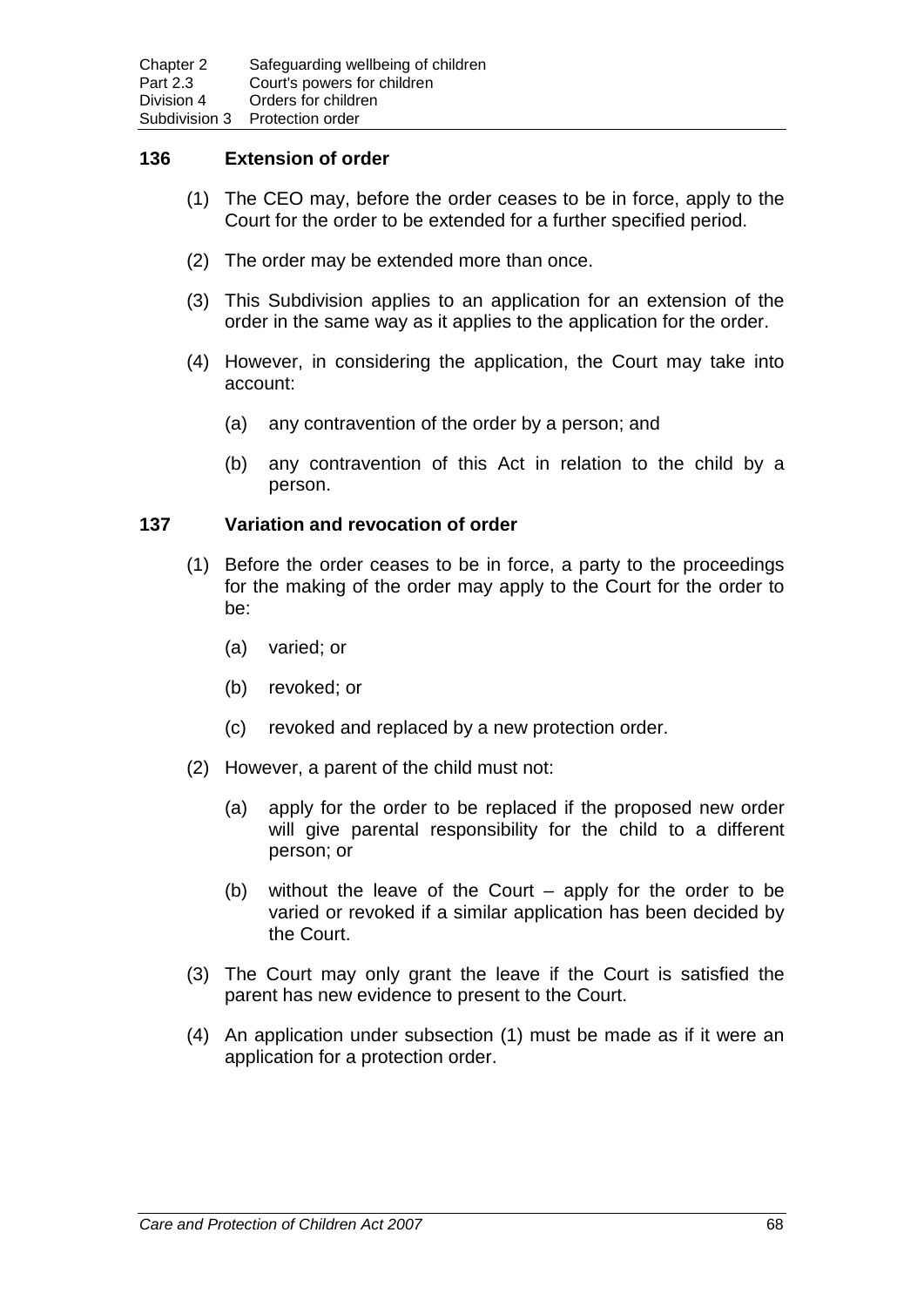### 136 Extension of order

(1) The CEO may, before the order ceases to be in force, apply to the Court for the order to be extended for a further specified period.

(2) The order may be extended more than once.

(3) This Subdivision applies to an application for an extension of the order in the same way as it applies to the application for the order.

(4) However, in considering the application, the Court may take into account:

(a) any contravention of the order by a person; and

(b) any contravention of this Act in relation to the child by a person.

### 137 Variation and revocation of order

(1) Before the order ceases to be in force, a party to the proceedings for the making of the order may apply to the Court for the order to be:

(a) varied; or

(b) revoked; or

(c) revoked and replaced by a new protection order.

(2) However, a parent of the child must not:

(a) apply for the order to be replaced if the proposed new order will give parental responsibility for the child to a different person; or

(b) without the leave of the Court – apply for the order to be varied or revoked if a similar application has been decided by the Court.

(3) The Court may only grant the leave if the Court is satisfied the parent has new evidence to present to the Court.

(4) An application under subsection (1) must be made as if it were an application for a protection order.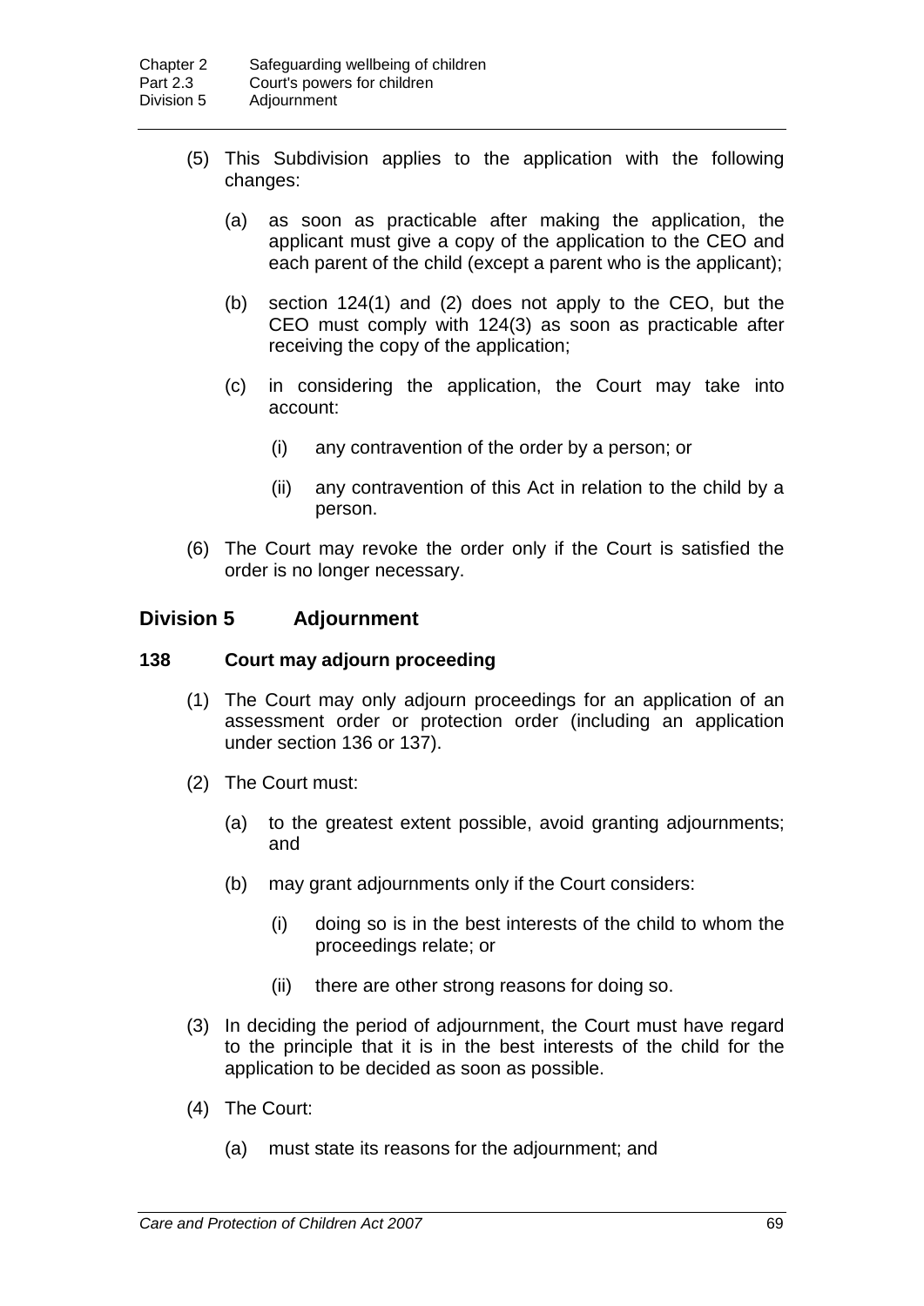(5) This Subdivision applies to the application with the following changes:

(a) as soon as practicable after making the application, the applicant must give a copy of the application to the CEO and each parent of the child (except a parent who is the applicant);

(b) section 124(1) and (2) does not apply to the CEO, but the CEO must comply with 124(3) as soon as practicable after receiving the copy of the application;

(c) in considering the application, the Court may take into account:

(i) any contravention of the order by a person; or

(ii) any contravention of this Act in relation to the child by a person.

(6) The Court may revoke the order only if the Court is satisfied the order is no longer necessary.

## Division 5 Adjournment

### 138 Court may adjourn proceeding

(1) The Court may only adjourn proceedings for an application of an assessment order or protection order (including an application under section 136 or 137).

(2) The Court must:

(a) to the greatest extent possible, avoid granting adjournments; and

(b) may grant adjournments only if the Court considers:

(i) doing so is in the best interests of the child to whom the proceedings relate; or

(ii) there are other strong reasons for doing so.

(3) In deciding the period of adjournment, the Court must have regard to the principle that it is in the best interests of the child for the application to be decided as soon as possible.

(4) The Court:

(a) must state its reasons for the adjournment; and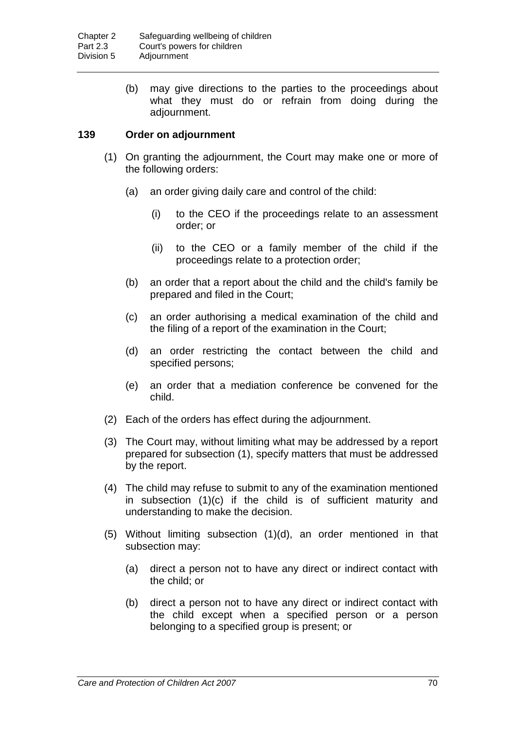(b) may give directions to the parties to the proceedings about what they must do or refrain from doing during the adjournment.

### 139 Order on adjournment

(1) On granting the adjournment, the Court may make one or more of the following orders:

(a) an order giving daily care and control of the child:

(i) to the CEO if the proceedings relate to an assessment order; or

(ii) to the CEO or a family member of the child if the proceedings relate to a protection order;

(b) an order that a report about the child and the child's family be prepared and filed in the Court;

(c) an order authorising a medical examination of the child and the filing of a report of the examination in the Court;

(d) an order restricting the contact between the child and specified persons;

(e) an order that a mediation conference be convened for the child.

(2) Each of the orders has effect during the adjournment.

(3) The Court may, without limiting what may be addressed by a report prepared for subsection (1), specify matters that must be addressed by the report.

(4) The child may refuse to submit to any of the examination mentioned in subsection (1)(c) if the child is of sufficient maturity and understanding to make the decision.

(5) Without limiting subsection (1)(d), an order mentioned in that subsection may:

(a) direct a person not to have any direct or indirect contact with the child; or

(b) direct a person not to have any direct or indirect contact with the child except when a specified person or a person belonging to a specified group is present; or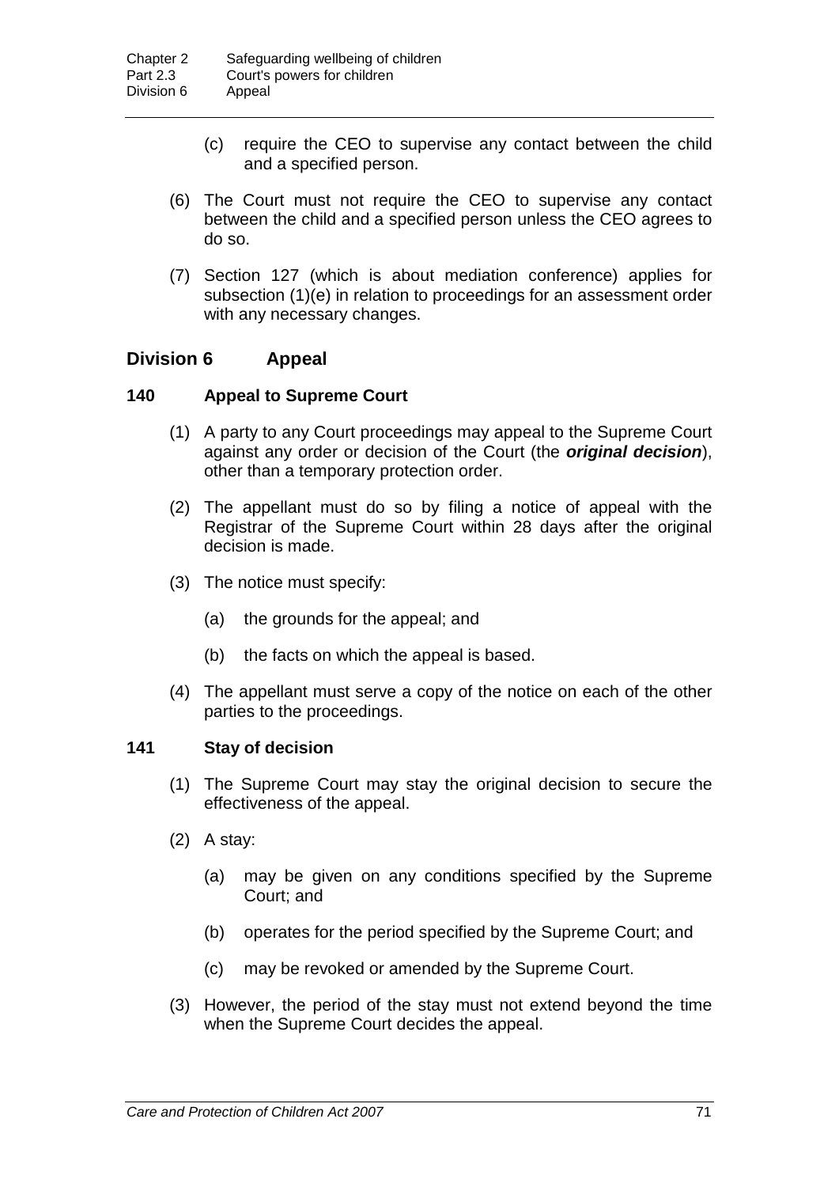(c) require the CEO to supervise any contact between the child and a specified person.

(6) The Court must not require the CEO to supervise any contact between the child and a specified person unless the CEO agrees to do so.

(7) Section 127 (which is about mediation conference) applies for subsection (1)(e) in relation to proceedings for an assessment order with any necessary changes.

## Division 6 Appeal

### 140 Appeal to Supreme Court

(1) A party to any Court proceedings may appeal to the Supreme Court against any order or decision of the Court (the ***original decision***), other than a temporary protection order.

(2) The appellant must do so by filing a notice of appeal with the Registrar of the Supreme Court within 28 days after the original decision is made.

(3) The notice must specify:

(a) the grounds for the appeal; and

(b) the facts on which the appeal is based.

(4) The appellant must serve a copy of the notice on each of the other parties to the proceedings.

### 141 Stay of decision

(1) The Supreme Court may stay the original decision to secure the effectiveness of the appeal.

(2) A stay:

(a) may be given on any conditions specified by the Supreme Court; and

(b) operates for the period specified by the Supreme Court; and

(c) may be revoked or amended by the Supreme Court.

(3) However, the period of the stay must not extend beyond the time when the Supreme Court decides the appeal.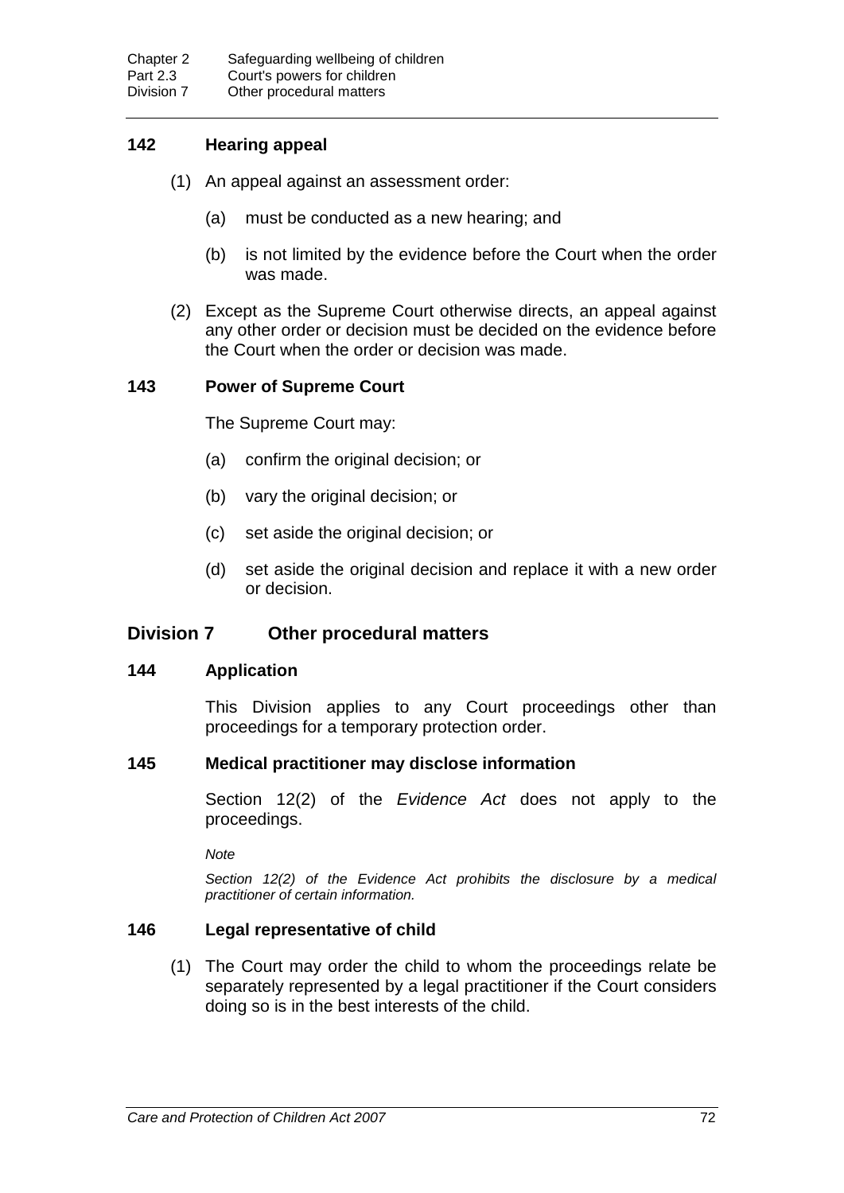### 142 Hearing appeal

(1) An appeal against an assessment order:

(a) must be conducted as a new hearing; and

(b) is not limited by the evidence before the Court when the order was made.

(2) Except as the Supreme Court otherwise directs, an appeal against any other order or decision must be decided on the evidence before the Court when the order or decision was made.

### 143 Power of Supreme Court

The Supreme Court may:

(a) confirm the original decision; or

(b) vary the original decision; or

(c) set aside the original decision; or

(d) set aside the original decision and replace it with a new order or decision.

## Division 7 Other procedural matters

### 144 Application

This Division applies to any Court proceedings other than proceedings for a temporary protection order.

### 145 Medical practitioner may disclose information

Section 12(2) of the *Evidence Act* does not apply to the proceedings.

*Note*

*Section 12(2) of the Evidence Act prohibits the disclosure by a medical practitioner of certain information.*

### 146 Legal representative of child

(1) The Court may order the child to whom the proceedings relate be separately represented by a legal practitioner if the Court considers doing so is in the best interests of the child.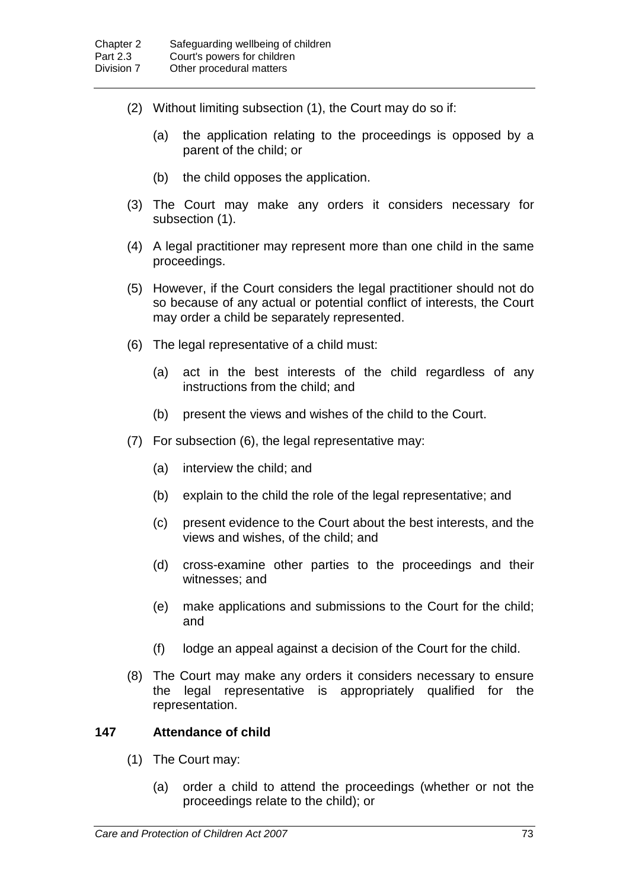(2) Without limiting subsection (1), the Court may do so if:

(a) the application relating to the proceedings is opposed by a parent of the child; or

(b) the child opposes the application.

(3) The Court may make any orders it considers necessary for subsection (1).

(4) A legal practitioner may represent more than one child in the same proceedings.

(5) However, if the Court considers the legal practitioner should not do so because of any actual or potential conflict of interests, the Court may order a child be separately represented.

(6) The legal representative of a child must:

(a) act in the best interests of the child regardless of any instructions from the child; and

(b) present the views and wishes of the child to the Court.

(7) For subsection (6), the legal representative may:

(a) interview the child; and

(b) explain to the child the role of the legal representative; and

(c) present evidence to the Court about the best interests, and the views and wishes, of the child; and

(d) cross-examine other parties to the proceedings and their witnesses; and

(e) make applications and submissions to the Court for the child; and

(f) lodge an appeal against a decision of the Court for the child.

(8) The Court may make any orders it considers necessary to ensure the legal representative is appropriately qualified for the representation.

### 147 Attendance of child

(1) The Court may:

(a) order a child to attend the proceedings (whether or not the proceedings relate to the child); or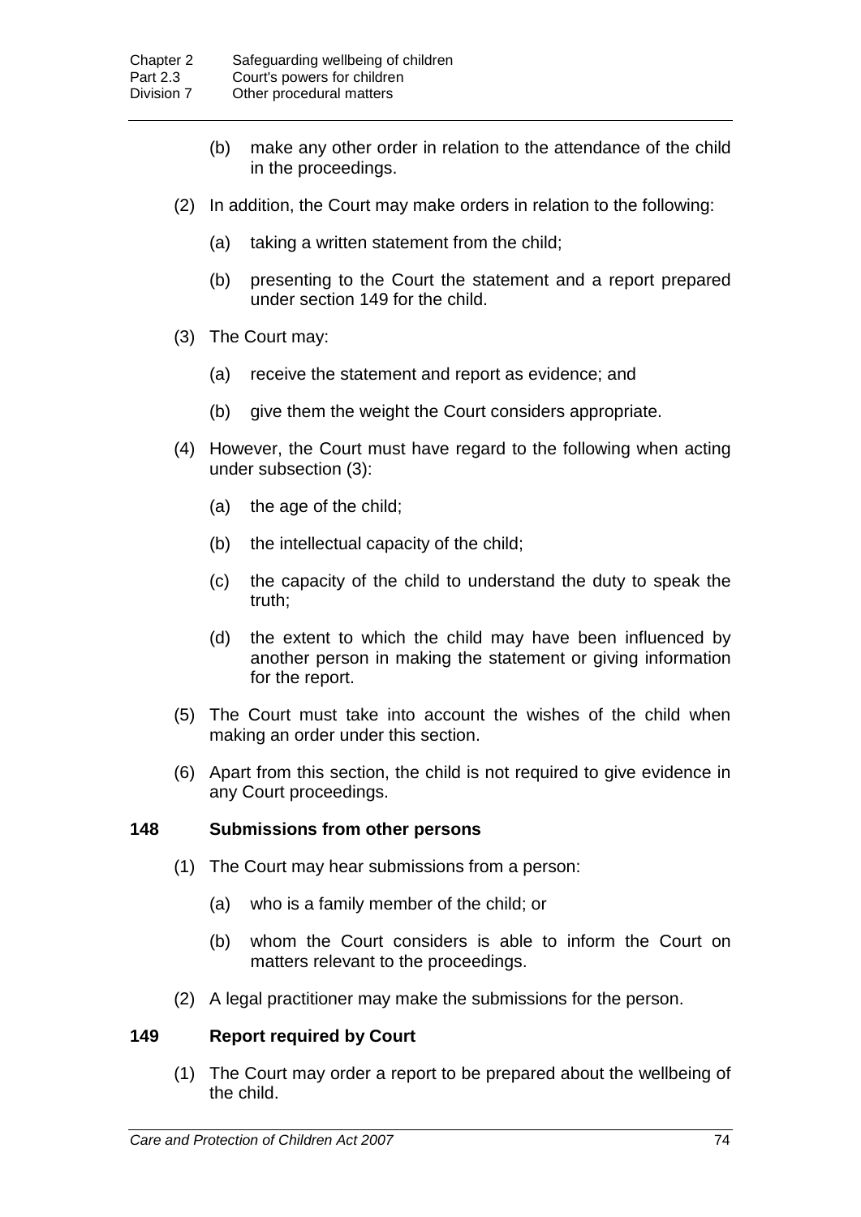(b) make any other order in relation to the attendance of the child in the proceedings.

(2) In addition, the Court may make orders in relation to the following:

(a) taking a written statement from the child;

(b) presenting to the Court the statement and a report prepared under section 149 for the child.

(3) The Court may:

(a) receive the statement and report as evidence; and

(b) give them the weight the Court considers appropriate.

(4) However, the Court must have regard to the following when acting under subsection (3):

(a) the age of the child;

(b) the intellectual capacity of the child;

(c) the capacity of the child to understand the duty to speak the truth;

(d) the extent to which the child may have been influenced by another person in making the statement or giving information for the report.

(5) The Court must take into account the wishes of the child when making an order under this section.

(6) Apart from this section, the child is not required to give evidence in any Court proceedings.

### 148 Submissions from other persons

(1) The Court may hear submissions from a person:

(a) who is a family member of the child; or

(b) whom the Court considers is able to inform the Court on matters relevant to the proceedings.

(2) A legal practitioner may make the submissions for the person.

### 149 Report required by Court

(1) The Court may order a report to be prepared about the wellbeing of the child.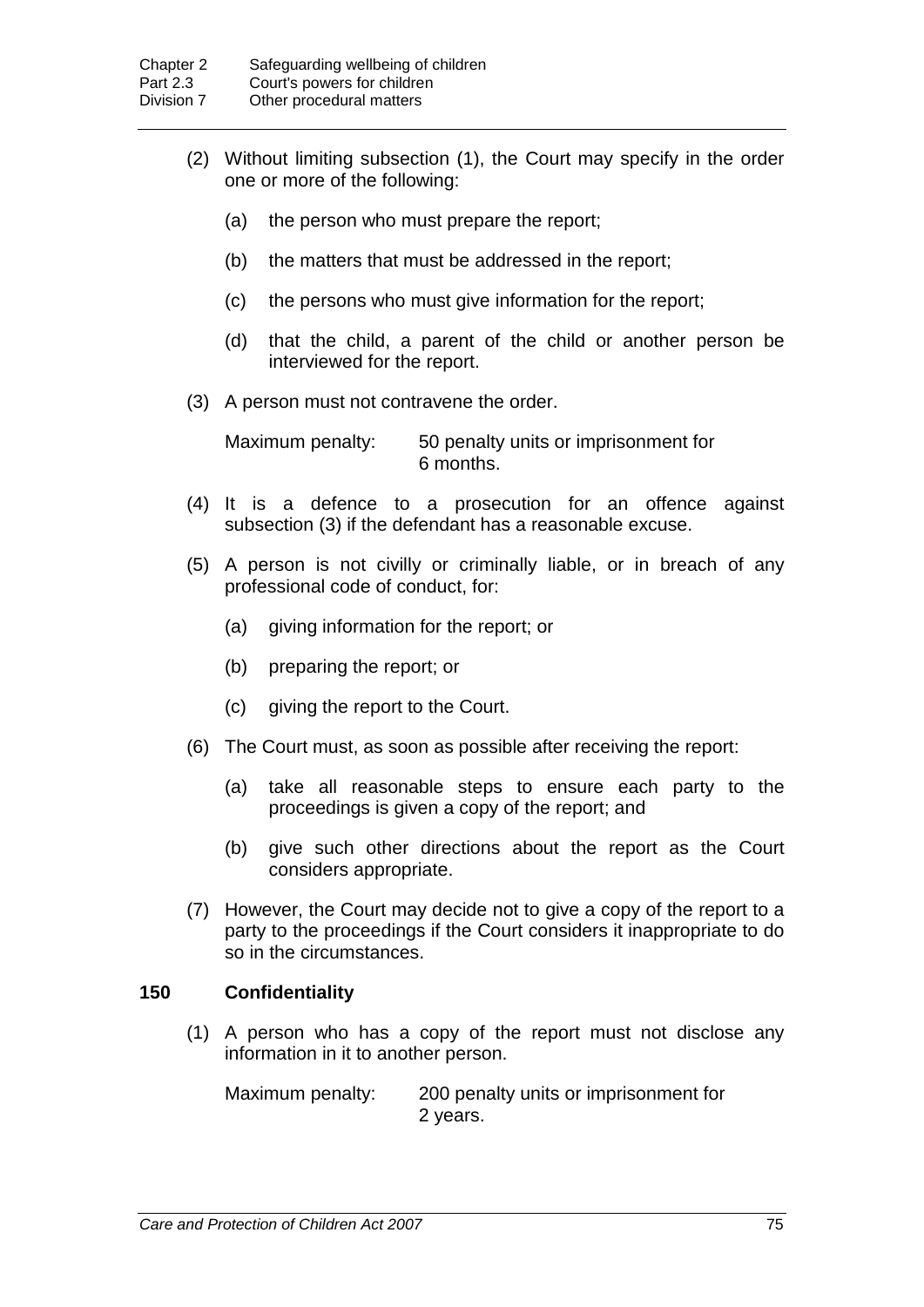(2) Without limiting subsection (1), the Court may specify in the order one or more of the following:

(a) the person who must prepare the report;

(b) the matters that must be addressed in the report;

(c) the persons who must give information for the report;

(d) that the child, a parent of the child or another person be interviewed for the report.

(3) A person must not contravene the order.

Maximum penalty: 50 penalty units or imprisonment for 6 months.

(4) It is a defence to a prosecution for an offence against subsection (3) if the defendant has a reasonable excuse.

(5) A person is not civilly or criminally liable, or in breach of any professional code of conduct, for:

(a) giving information for the report; or

(b) preparing the report; or

(c) giving the report to the Court.

(6) The Court must, as soon as possible after receiving the report:

(a) take all reasonable steps to ensure each party to the proceedings is given a copy of the report; and

(b) give such other directions about the report as the Court considers appropriate.

(7) However, the Court may decide not to give a copy of the report to a party to the proceedings if the Court considers it inappropriate to do so in the circumstances.

### 150 Confidentiality

(1) A person who has a copy of the report must not disclose any information in it to another person.

Maximum penalty: 200 penalty units or imprisonment for 2 years.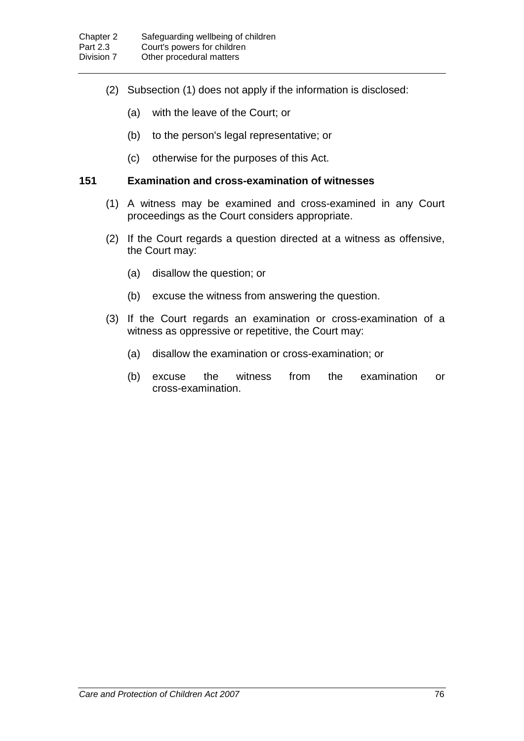(2) Subsection (1) does not apply if the information is disclosed:

(a) with the leave of the Court; or

(b) to the person's legal representative; or

(c) otherwise for the purposes of this Act.

### 151 Examination and cross-examination of witnesses

(1) A witness may be examined and cross-examined in any Court proceedings as the Court considers appropriate.

(2) If the Court regards a question directed at a witness as offensive, the Court may:

(a) disallow the question; or

(b) excuse the witness from answering the question.

(3) If the Court regards an examination or cross-examination of a witness as oppressive or repetitive, the Court may:

(a) disallow the examination or cross-examination; or

(b) excuse the witness from the examination or cross-examination.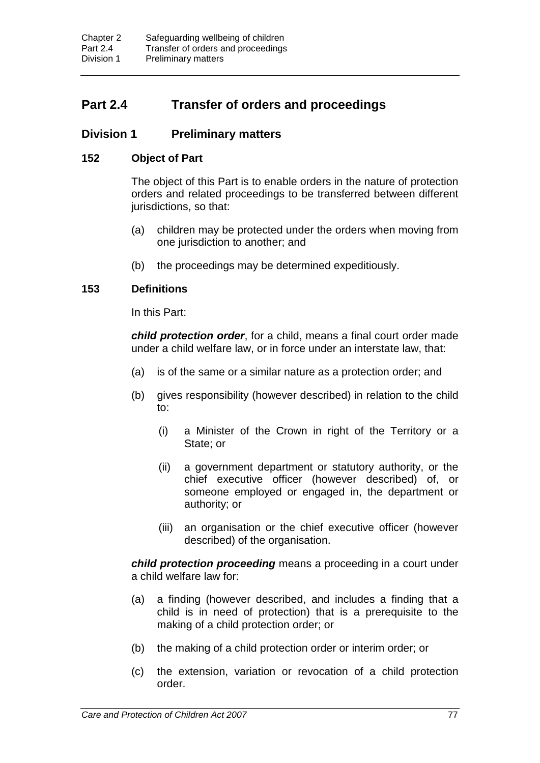## Part 2.4 Transfer of orders and proceedings

### Division 1 Preliminary matters

#### 152 Object of Part

The object of this Part is to enable orders in the nature of protection orders and related proceedings to be transferred between different jurisdictions, so that:

(a) children may be protected under the orders when moving from one jurisdiction to another; and

(b) the proceedings may be determined expeditiously.

#### 153 Definitions

In this Part:

***child protection order***, for a child, means a final court order made under a child welfare law, or in force under an interstate law, that:

(a) is of the same or a similar nature as a protection order; and

(b) gives responsibility (however described) in relation to the child to:

(i) a Minister of the Crown in right of the Territory or a State; or

(ii) a government department or statutory authority, or the chief executive officer (however described) of, or someone employed or engaged in, the department or authority; or

(iii) an organisation or the chief executive officer (however described) of the organisation.

***child protection proceeding*** means a proceeding in a court under a child welfare law for:

(a) a finding (however described, and includes a finding that a child is in need of protection) that is a prerequisite to the making of a child protection order; or

(b) the making of a child protection order or interim order; or

(c) the extension, variation or revocation of a child protection order.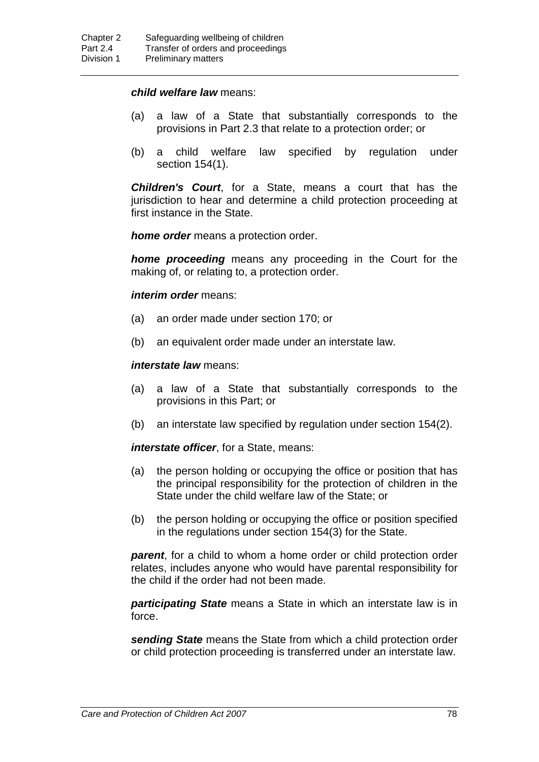***child welfare law*** means:

(a) a law of a State that substantially corresponds to the provisions in Part 2.3 that relate to a protection order; or

(b) a child welfare law specified by regulation under section 154(1).

***Children's Court***, for a State, means a court that has the jurisdiction to hear and determine a child protection proceeding at first instance in the State.

***home order*** means a protection order.

***home proceeding*** means any proceeding in the Court for the making of, or relating to, a protection order.

***interim order*** means:

(a) an order made under section 170; or

(b) an equivalent order made under an interstate law.

***interstate law*** means:

(a) a law of a State that substantially corresponds to the provisions in this Part; or

(b) an interstate law specified by regulation under section 154(2).

***interstate officer***, for a State, means:

(a) the person holding or occupying the office or position that has the principal responsibility for the protection of children in the State under the child welfare law of the State; or

(b) the person holding or occupying the office or position specified in the regulations under section 154(3) for the State.

***parent***, for a child to whom a home order or child protection order relates, includes anyone who would have parental responsibility for the child if the order had not been made.

***participating State*** means a State in which an interstate law is in force.

***sending State*** means the State from which a child protection order or child protection proceeding is transferred under an interstate law.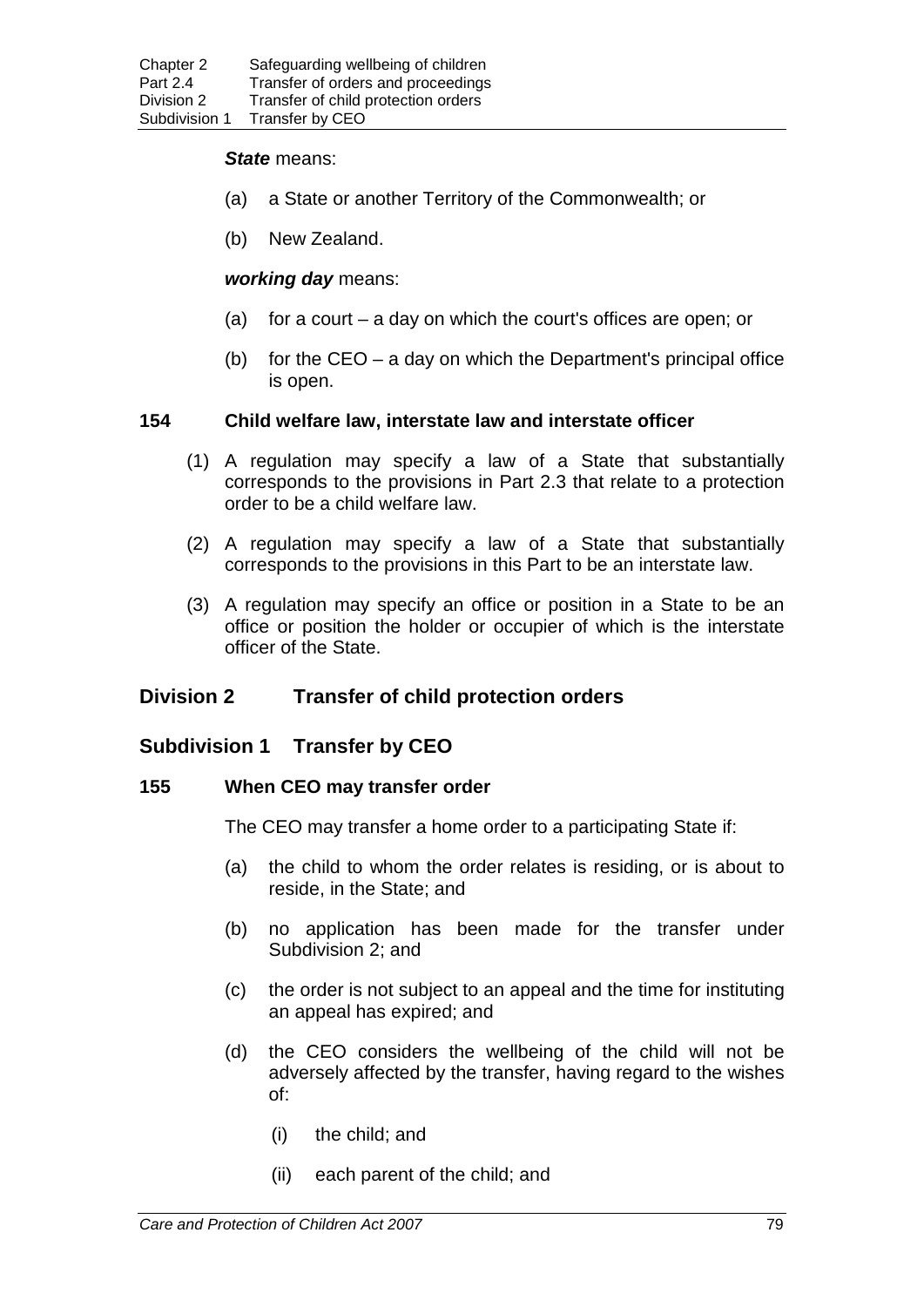***State*** means:

(a) a State or another Territory of the Commonwealth; or

(b) New Zealand.

***working day*** means:

(a) for a court – a day on which the court's offices are open; or

(b) for the CEO – a day on which the Department's principal office is open.

#### 154 Child welfare law, interstate law and interstate officer

(1) A regulation may specify a law of a State that substantially corresponds to the provisions in Part 2.3 that relate to a protection order to be a child welfare law.

(2) A regulation may specify a law of a State that substantially corresponds to the provisions in this Part to be an interstate law.

(3) A regulation may specify an office or position in a State to be an office or position the holder or occupier of which is the interstate officer of the State.

## Division 2 Transfer of child protection orders

### Subdivision 1 Transfer by CEO

#### 155 When CEO may transfer order

The CEO may transfer a home order to a participating State if:

(a) the child to whom the order relates is residing, or is about to reside, in the State; and

(b) no application has been made for the transfer under Subdivision 2; and

(c) the order is not subject to an appeal and the time for instituting an appeal has expired; and

(d) the CEO considers the wellbeing of the child will not be adversely affected by the transfer, having regard to the wishes of:

(i) the child; and

(ii) each parent of the child; and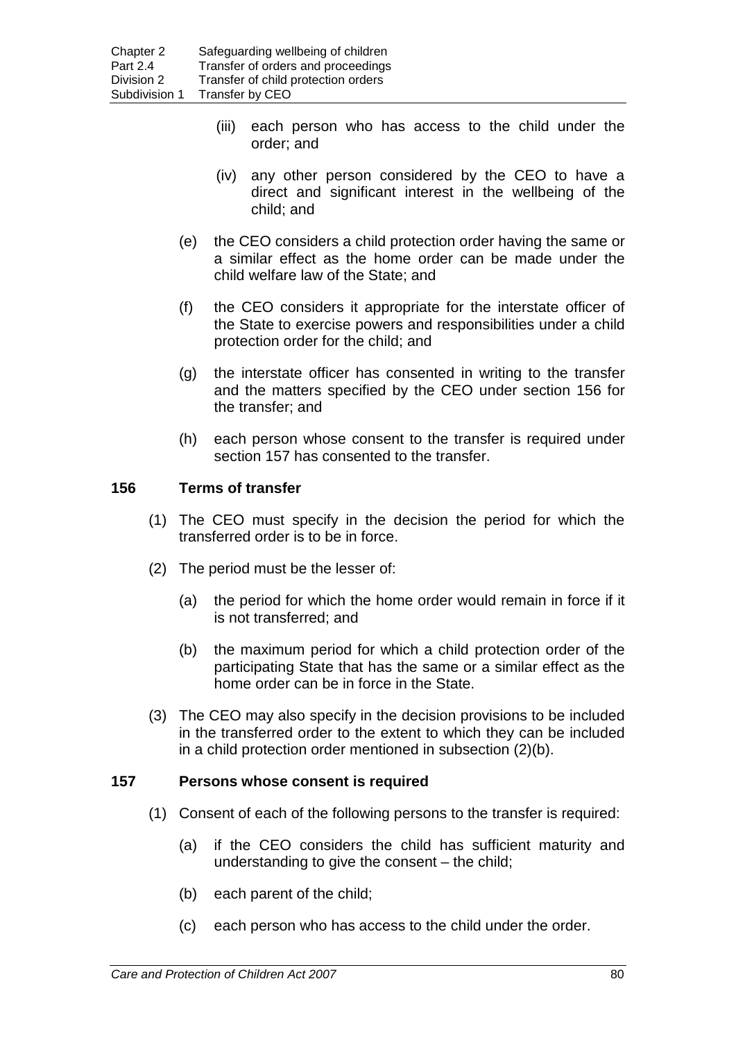(iii) each person who has access to the child under the order; and

(iv) any other person considered by the CEO to have a direct and significant interest in the wellbeing of the child; and

(e) the CEO considers a child protection order having the same or a similar effect as the home order can be made under the child welfare law of the State; and

(f) the CEO considers it appropriate for the interstate officer of the State to exercise powers and responsibilities under a child protection order for the child; and

(g) the interstate officer has consented in writing to the transfer and the matters specified by the CEO under section 156 for the transfer; and

(h) each person whose consent to the transfer is required under section 157 has consented to the transfer.

### 156 Terms of transfer

(1) The CEO must specify in the decision the period for which the transferred order is to be in force.

(2) The period must be the lesser of:

(a) the period for which the home order would remain in force if it is not transferred; and

(b) the maximum period for which a child protection order of the participating State that has the same or a similar effect as the home order can be in force in the State.

(3) The CEO may also specify in the decision provisions to be included in the transferred order to the extent to which they can be included in a child protection order mentioned in subsection (2)(b).

### 157 Persons whose consent is required

(1) Consent of each of the following persons to the transfer is required:

(a) if the CEO considers the child has sufficient maturity and understanding to give the consent – the child;

(b) each parent of the child;

(c) each person who has access to the child under the order.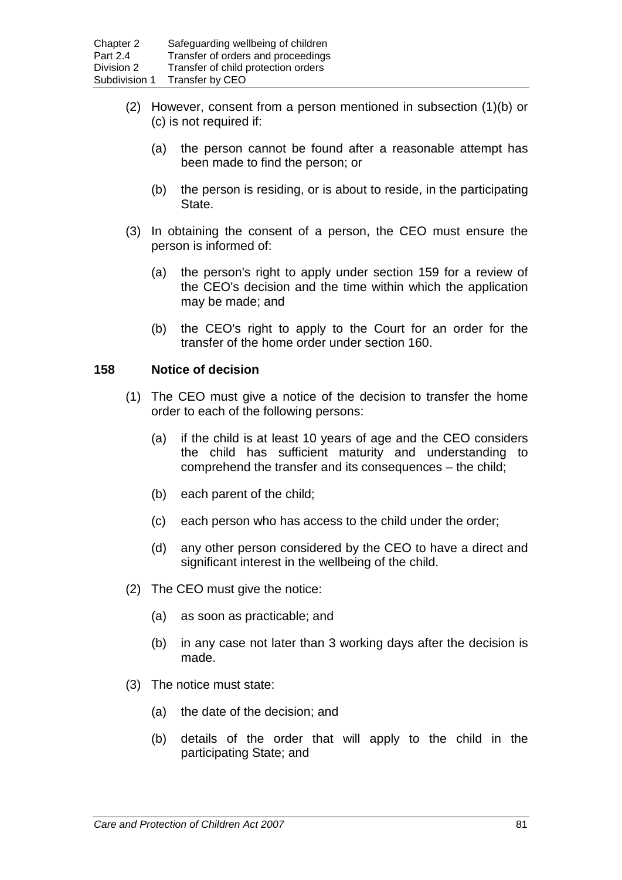(2) However, consent from a person mentioned in subsection (1)(b) or (c) is not required if:

(a) the person cannot be found after a reasonable attempt has been made to find the person; or

(b) the person is residing, or is about to reside, in the participating State.

(3) In obtaining the consent of a person, the CEO must ensure the person is informed of:

(a) the person's right to apply under section 159 for a review of the CEO's decision and the time within which the application may be made; and

(b) the CEO's right to apply to the Court for an order for the transfer of the home order under section 160.

## 158 Notice of decision

(1) The CEO must give a notice of the decision to transfer the home order to each of the following persons:

(a) if the child is at least 10 years of age and the CEO considers the child has sufficient maturity and understanding to comprehend the transfer and its consequences – the child;

(b) each parent of the child;

(c) each person who has access to the child under the order;

(d) any other person considered by the CEO to have a direct and significant interest in the wellbeing of the child.

(2) The CEO must give the notice:

(a) as soon as practicable; and

(b) in any case not later than 3 working days after the decision is made.

(3) The notice must state:

(a) the date of the decision; and

(b) details of the order that will apply to the child in the participating State; and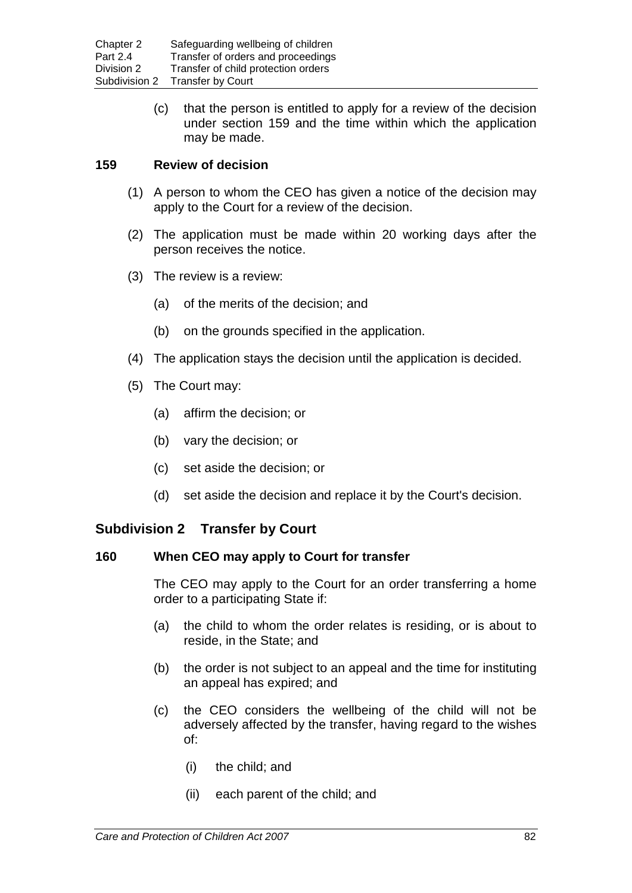(c) that the person is entitled to apply for a review of the decision under section 159 and the time within which the application may be made.

### 159 Review of decision

(1) A person to whom the CEO has given a notice of the decision may apply to the Court for a review of the decision.

(2) The application must be made within 20 working days after the person receives the notice.

(3) The review is a review:

(a) of the merits of the decision; and

(b) on the grounds specified in the application.

(4) The application stays the decision until the application is decided.

(5) The Court may:

(a) affirm the decision; or

(b) vary the decision; or

(c) set aside the decision; or

(d) set aside the decision and replace it by the Court's decision.

## Subdivision 2 Transfer by Court

### 160 When CEO may apply to Court for transfer

The CEO may apply to the Court for an order transferring a home order to a participating State if:

(a) the child to whom the order relates is residing, or is about to reside, in the State; and

(b) the order is not subject to an appeal and the time for instituting an appeal has expired; and

(c) the CEO considers the wellbeing of the child will not be adversely affected by the transfer, having regard to the wishes of:

(i) the child; and

(ii) each parent of the child; and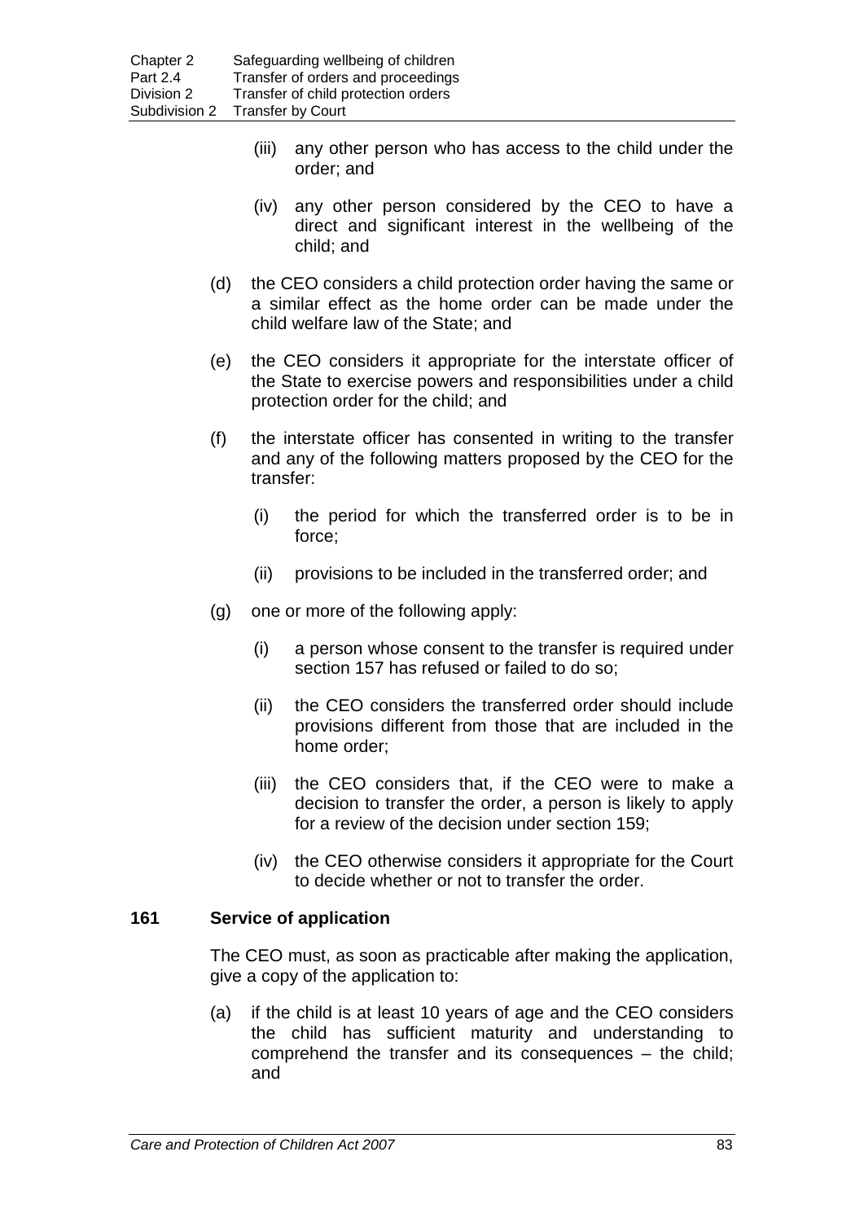(iii) any other person who has access to the child under the order; and

(iv) any other person considered by the CEO to have a direct and significant interest in the wellbeing of the child; and

(d) the CEO considers a child protection order having the same or a similar effect as the home order can be made under the child welfare law of the State; and

(e) the CEO considers it appropriate for the interstate officer of the State to exercise powers and responsibilities under a child protection order for the child; and

(f) the interstate officer has consented in writing to the transfer and any of the following matters proposed by the CEO for the transfer:

(i) the period for which the transferred order is to be in force;

(ii) provisions to be included in the transferred order; and

(g) one or more of the following apply:

(i) a person whose consent to the transfer is required under section 157 has refused or failed to do so;

(ii) the CEO considers the transferred order should include provisions different from those that are included in the home order;

(iii) the CEO considers that, if the CEO were to make a decision to transfer the order, a person is likely to apply for a review of the decision under section 159;

(iv) the CEO otherwise considers it appropriate for the Court to decide whether or not to transfer the order.

### 161 Service of application

The CEO must, as soon as practicable after making the application, give a copy of the application to:

(a) if the child is at least 10 years of age and the CEO considers the child has sufficient maturity and understanding to comprehend the transfer and its consequences – the child; and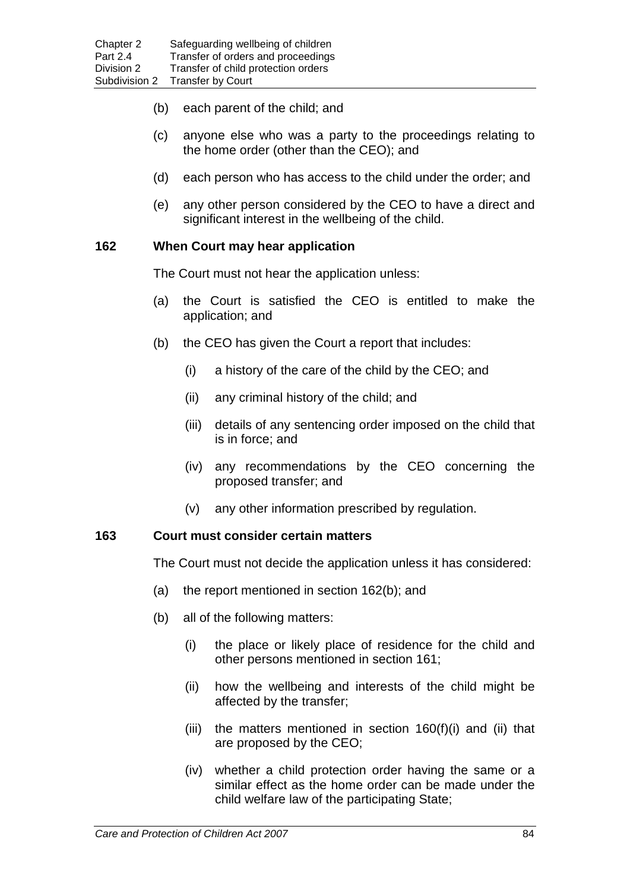(b) each parent of the child; and

(c) anyone else who was a party to the proceedings relating to the home order (other than the CEO); and

(d) each person who has access to the child under the order; and

(e) any other person considered by the CEO to have a direct and significant interest in the wellbeing of the child.

### 162 When Court may hear application

The Court must not hear the application unless:

(a) the Court is satisfied the CEO is entitled to make the application; and

(b) the CEO has given the Court a report that includes:

  (i) a history of the care of the child by the CEO; and

  (ii) any criminal history of the child; and

  (iii) details of any sentencing order imposed on the child that is in force; and

  (iv) any recommendations by the CEO concerning the proposed transfer; and

  (v) any other information prescribed by regulation.

### 163 Court must consider certain matters

The Court must not decide the application unless it has considered:

(a) the report mentioned in section 162(b); and

(b) all of the following matters:

  (i) the place or likely place of residence for the child and other persons mentioned in section 161;

  (ii) how the wellbeing and interests of the child might be affected by the transfer;

  (iii) the matters mentioned in section 160(f)(i) and (ii) that are proposed by the CEO;

  (iv) whether a child protection order having the same or a similar effect as the home order can be made under the child welfare law of the participating State;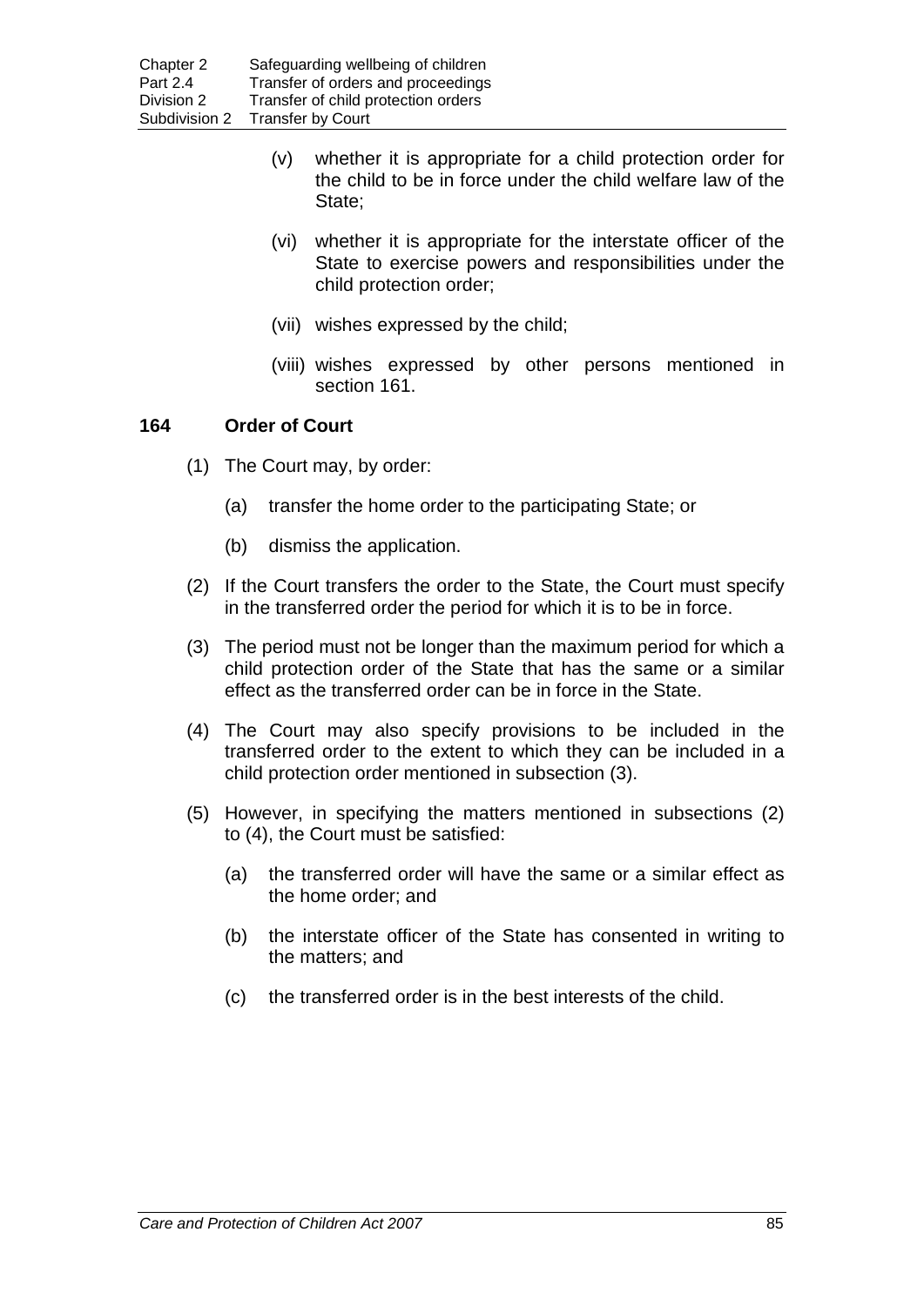(v) whether it is appropriate for a child protection order for the child to be in force under the child welfare law of the State;

(vi) whether it is appropriate for the interstate officer of the State to exercise powers and responsibilities under the child protection order;

(vii) wishes expressed by the child;

(viii) wishes expressed by other persons mentioned in section 161.

### 164 Order of Court

(1) The Court may, by order:

(a) transfer the home order to the participating State; or

(b) dismiss the application.

(2) If the Court transfers the order to the State, the Court must specify in the transferred order the period for which it is to be in force.

(3) The period must not be longer than the maximum period for which a child protection order of the State that has the same or a similar effect as the transferred order can be in force in the State.

(4) The Court may also specify provisions to be included in the transferred order to the extent to which they can be included in a child protection order mentioned in subsection (3).

(5) However, in specifying the matters mentioned in subsections (2) to (4), the Court must be satisfied:

(a) the transferred order will have the same or a similar effect as the home order; and

(b) the interstate officer of the State has consented in writing to the matters; and

(c) the transferred order is in the best interests of the child.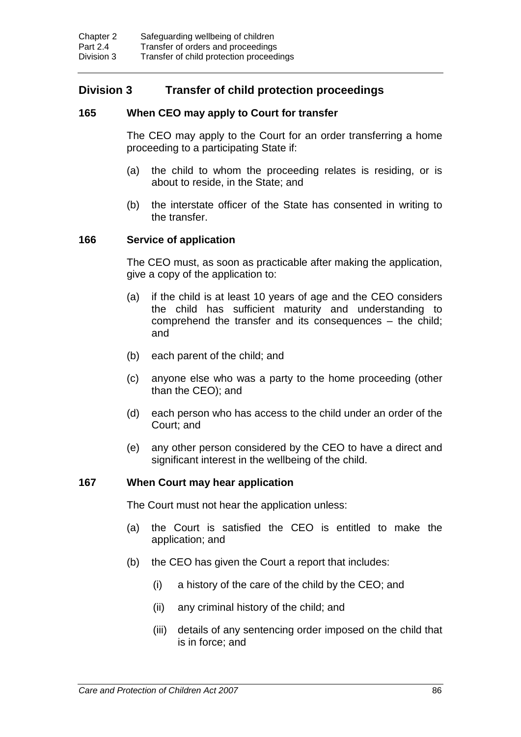## Division 3 Transfer of child protection proceedings

### 165 When CEO may apply to Court for transfer

The CEO may apply to the Court for an order transferring a home proceeding to a participating State if:

(a) the child to whom the proceeding relates is residing, or is about to reside, in the State; and

(b) the interstate officer of the State has consented in writing to the transfer.

### 166 Service of application

The CEO must, as soon as practicable after making the application, give a copy of the application to:

(a) if the child is at least 10 years of age and the CEO considers the child has sufficient maturity and understanding to comprehend the transfer and its consequences – the child; and

(b) each parent of the child; and

(c) anyone else who was a party to the home proceeding (other than the CEO); and

(d) each person who has access to the child under an order of the Court; and

(e) any other person considered by the CEO to have a direct and significant interest in the wellbeing of the child.

### 167 When Court may hear application

The Court must not hear the application unless:

(a) the Court is satisfied the CEO is entitled to make the application; and

(b) the CEO has given the Court a report that includes:

(i) a history of the care of the child by the CEO; and

(ii) any criminal history of the child; and

(iii) details of any sentencing order imposed on the child that is in force; and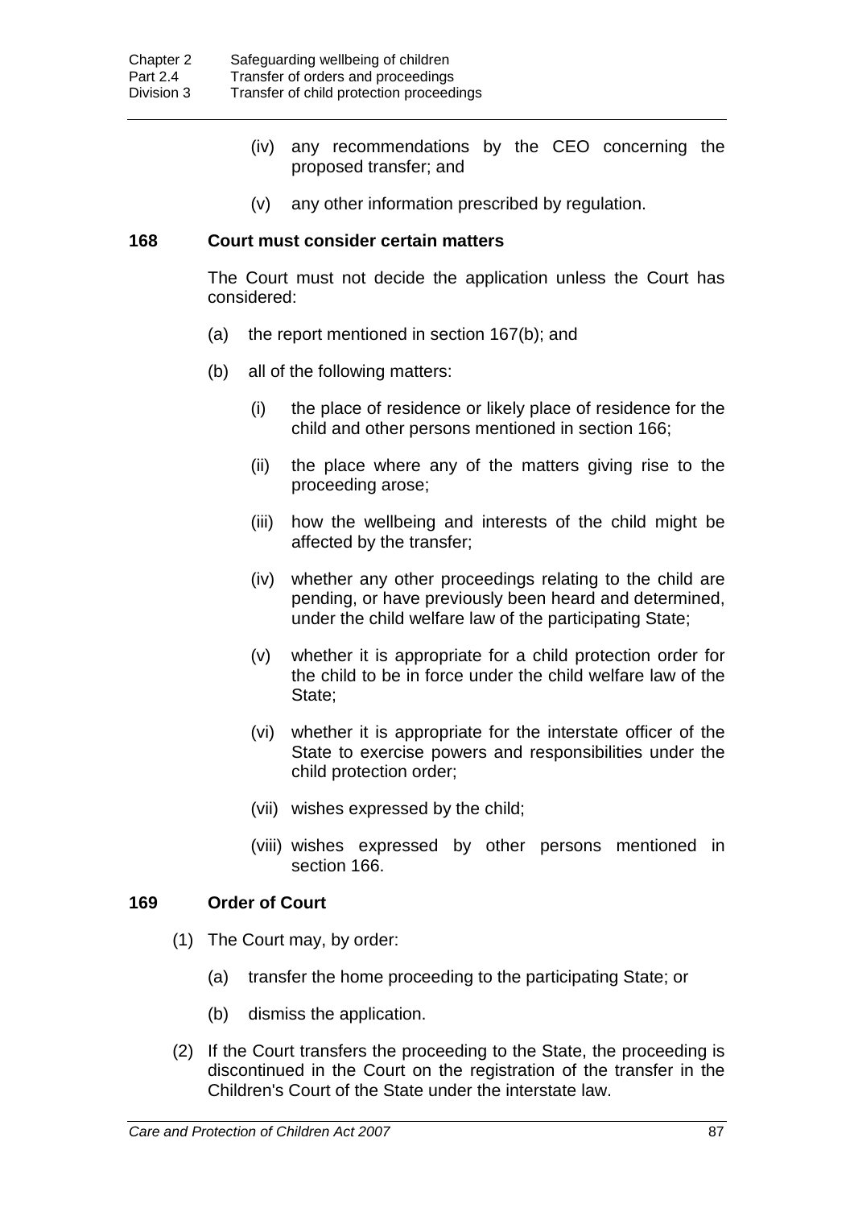(iv) any recommendations by the CEO concerning the proposed transfer; and

(v) any other information prescribed by regulation.

### 168 Court must consider certain matters

The Court must not decide the application unless the Court has considered:

(a) the report mentioned in section 167(b); and

(b) all of the following matters:

(i) the place of residence or likely place of residence for the child and other persons mentioned in section 166;

(ii) the place where any of the matters giving rise to the proceeding arose;

(iii) how the wellbeing and interests of the child might be affected by the transfer;

(iv) whether any other proceedings relating to the child are pending, or have previously been heard and determined, under the child welfare law of the participating State;

(v) whether it is appropriate for a child protection order for the child to be in force under the child welfare law of the State;

(vi) whether it is appropriate for the interstate officer of the State to exercise powers and responsibilities under the child protection order;

(vii) wishes expressed by the child;

(viii) wishes expressed by other persons mentioned in section 166.

### 169 Order of Court

(1) The Court may, by order:

(a) transfer the home proceeding to the participating State; or

(b) dismiss the application.

(2) If the Court transfers the proceeding to the State, the proceeding is discontinued in the Court on the registration of the transfer in the Children's Court of the State under the interstate law.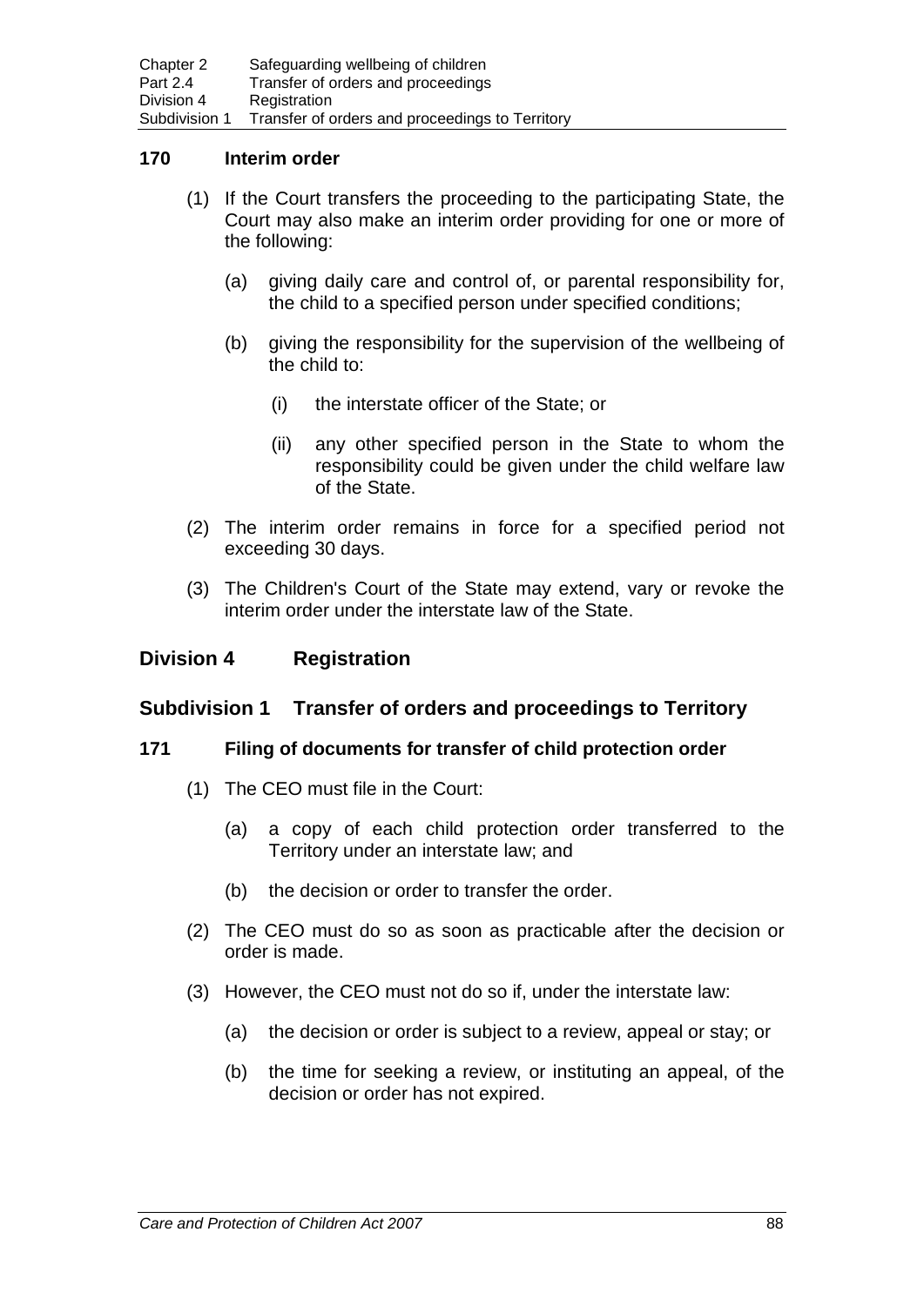### 170 Interim order

(1) If the Court transfers the proceeding to the participating State, the Court may also make an interim order providing for one or more of the following:

(a) giving daily care and control of, or parental responsibility for, the child to a specified person under specified conditions;

(b) giving the responsibility for the supervision of the wellbeing of the child to:

(i) the interstate officer of the State; or

(ii) any other specified person in the State to whom the responsibility could be given under the child welfare law of the State.

(2) The interim order remains in force for a specified period not exceeding 30 days.

(3) The Children's Court of the State may extend, vary or revoke the interim order under the interstate law of the State.

## Division 4 Registration

## Subdivision 1 Transfer of orders and proceedings to Territory

### 171 Filing of documents for transfer of child protection order

(1) The CEO must file in the Court:

(a) a copy of each child protection order transferred to the Territory under an interstate law; and

(b) the decision or order to transfer the order.

(2) The CEO must do so as soon as practicable after the decision or order is made.

(3) However, the CEO must not do so if, under the interstate law:

(a) the decision or order is subject to a review, appeal or stay; or

(b) the time for seeking a review, or instituting an appeal, of the decision or order has not expired.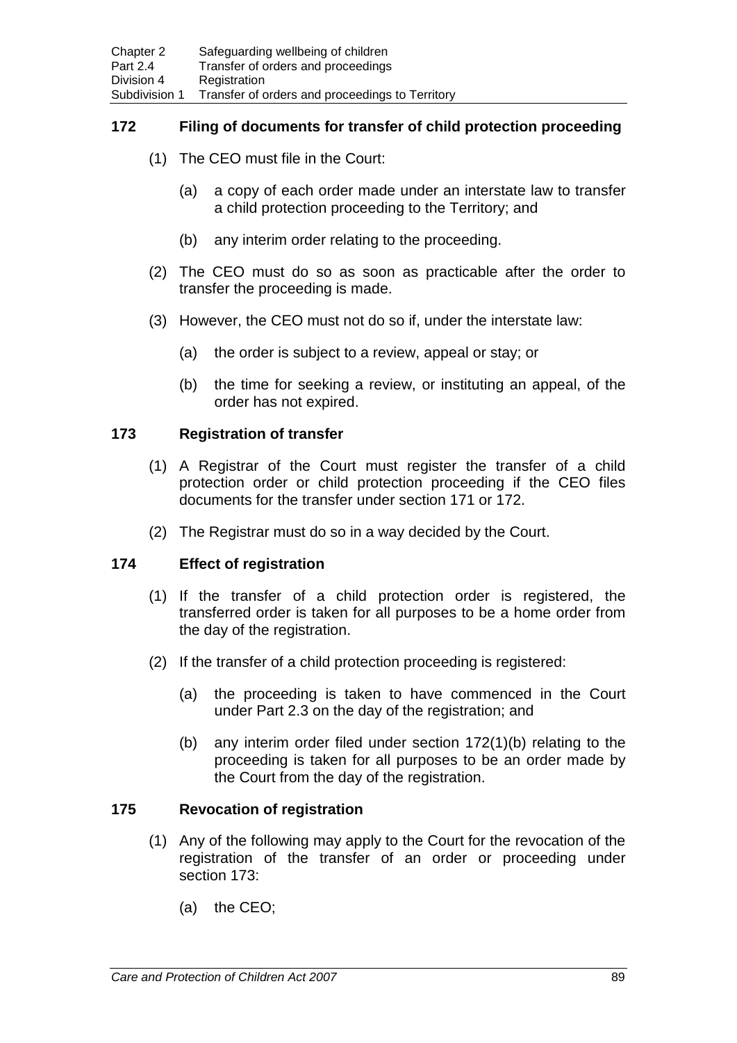### 172 Filing of documents for transfer of child protection proceeding

(1) The CEO must file in the Court:

(a) a copy of each order made under an interstate law to transfer a child protection proceeding to the Territory; and

(b) any interim order relating to the proceeding.

(2) The CEO must do so as soon as practicable after the order to transfer the proceeding is made.

(3) However, the CEO must not do so if, under the interstate law:

(a) the order is subject to a review, appeal or stay; or

(b) the time for seeking a review, or instituting an appeal, of the order has not expired.

### 173 Registration of transfer

(1) A Registrar of the Court must register the transfer of a child protection order or child protection proceeding if the CEO files documents for the transfer under section 171 or 172.

(2) The Registrar must do so in a way decided by the Court.

### 174 Effect of registration

(1) If the transfer of a child protection order is registered, the transferred order is taken for all purposes to be a home order from the day of the registration.

(2) If the transfer of a child protection proceeding is registered:

(a) the proceeding is taken to have commenced in the Court under Part 2.3 on the day of the registration; and

(b) any interim order filed under section 172(1)(b) relating to the proceeding is taken for all purposes to be an order made by the Court from the day of the registration.

### 175 Revocation of registration

(1) Any of the following may apply to the Court for the revocation of the registration of the transfer of an order or proceeding under section 173:

(a) the CEO;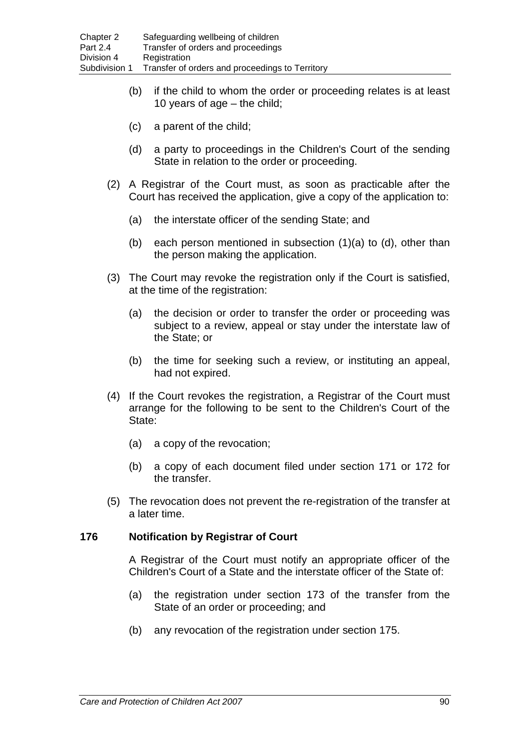(b) if the child to whom the order or proceeding relates is at least 10 years of age – the child;

(c) a parent of the child;

(d) a party to proceedings in the Children's Court of the sending State in relation to the order or proceeding.

(2) A Registrar of the Court must, as soon as practicable after the Court has received the application, give a copy of the application to:

(a) the interstate officer of the sending State; and

(b) each person mentioned in subsection (1)(a) to (d), other than the person making the application.

(3) The Court may revoke the registration only if the Court is satisfied, at the time of the registration:

(a) the decision or order to transfer the order or proceeding was subject to a review, appeal or stay under the interstate law of the State; or

(b) the time for seeking such a review, or instituting an appeal, had not expired.

(4) If the Court revokes the registration, a Registrar of the Court must arrange for the following to be sent to the Children's Court of the State:

(a) a copy of the revocation;

(b) a copy of each document filed under section 171 or 172 for the transfer.

(5) The revocation does not prevent the re-registration of the transfer at a later time.

### 176 Notification by Registrar of Court

A Registrar of the Court must notify an appropriate officer of the Children's Court of a State and the interstate officer of the State of:

(a) the registration under section 173 of the transfer from the State of an order or proceeding; and

(b) any revocation of the registration under section 175.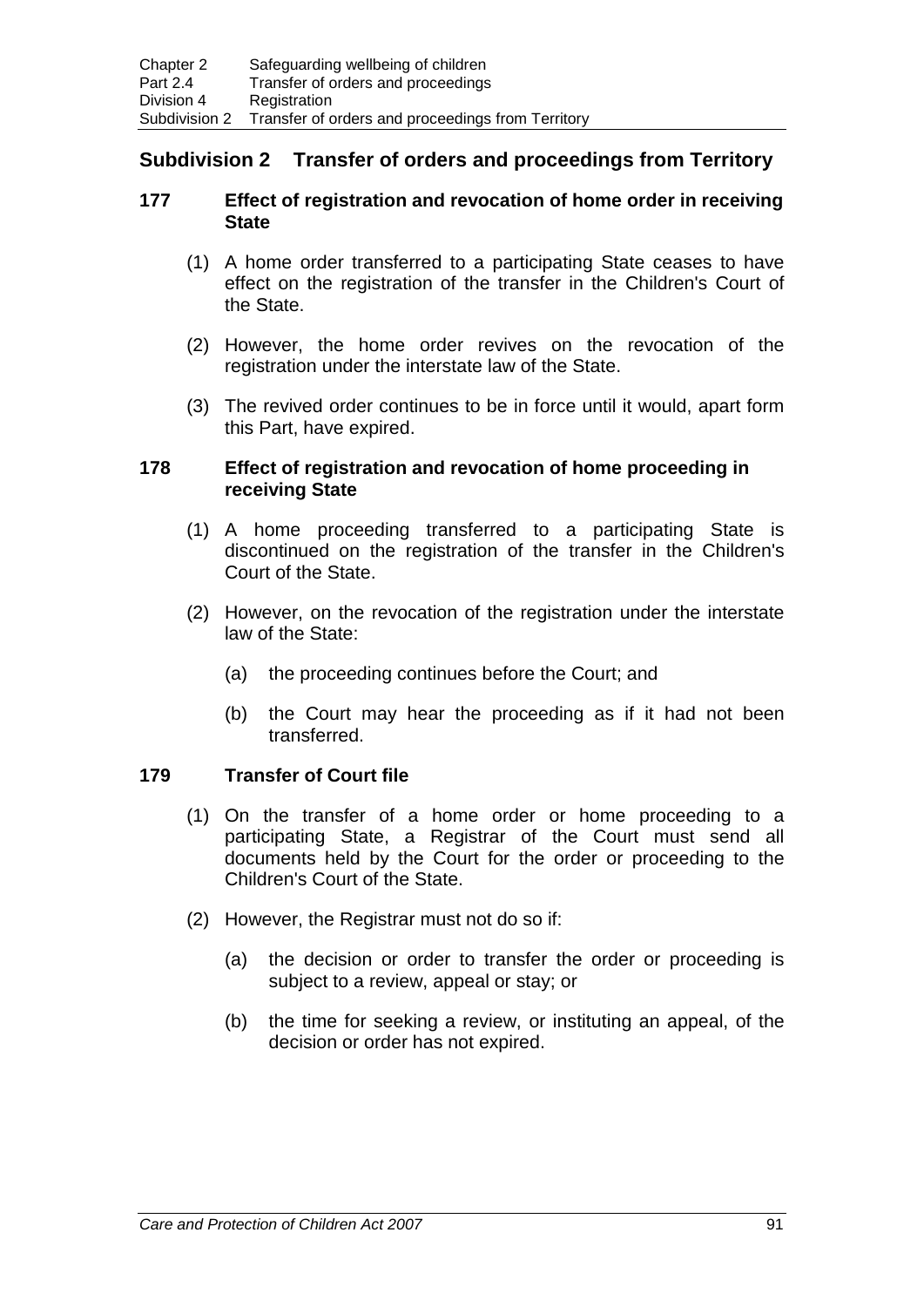## Subdivision 2 Transfer of orders and proceedings from Territory

### 177 Effect of registration and revocation of home order in receiving State

(1) A home order transferred to a participating State ceases to have effect on the registration of the transfer in the Children's Court of the State.

(2) However, the home order revives on the revocation of the registration under the interstate law of the State.

(3) The revived order continues to be in force until it would, apart form this Part, have expired.

### 178 Effect of registration and revocation of home proceeding in receiving State

(1) A home proceeding transferred to a participating State is discontinued on the registration of the transfer in the Children's Court of the State.

(2) However, on the revocation of the registration under the interstate law of the State:

(a) the proceeding continues before the Court; and

(b) the Court may hear the proceeding as if it had not been transferred.

### 179 Transfer of Court file

(1) On the transfer of a home order or home proceeding to a participating State, a Registrar of the Court must send all documents held by the Court for the order or proceeding to the Children's Court of the State.

(2) However, the Registrar must not do so if:

(a) the decision or order to transfer the order or proceeding is subject to a review, appeal or stay; or

(b) the time for seeking a review, or instituting an appeal, of the decision or order has not expired.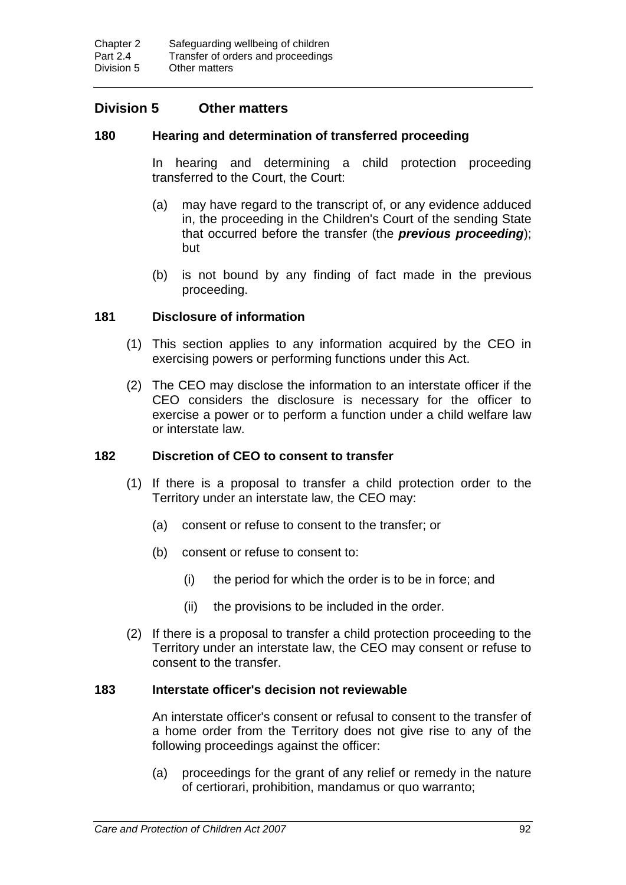## Division 5 Other matters

### 180 Hearing and determination of transferred proceeding

In hearing and determining a child protection proceeding transferred to the Court, the Court:

(a) may have regard to the transcript of, or any evidence adduced in, the proceeding in the Children's Court of the sending State that occurred before the transfer (the ***previous proceeding***); but

(b) is not bound by any finding of fact made in the previous proceeding.

### 181 Disclosure of information

(1) This section applies to any information acquired by the CEO in exercising powers or performing functions under this Act.

(2) The CEO may disclose the information to an interstate officer if the CEO considers the disclosure is necessary for the officer to exercise a power or to perform a function under a child welfare law or interstate law.

### 182 Discretion of CEO to consent to transfer

(1) If there is a proposal to transfer a child protection order to the Territory under an interstate law, the CEO may:

(a) consent or refuse to consent to the transfer; or

(b) consent or refuse to consent to:

(i) the period for which the order is to be in force; and

(ii) the provisions to be included in the order.

(2) If there is a proposal to transfer a child protection proceeding to the Territory under an interstate law, the CEO may consent or refuse to consent to the transfer.

### 183 Interstate officer's decision not reviewable

An interstate officer's consent or refusal to consent to the transfer of a home order from the Territory does not give rise to any of the following proceedings against the officer:

(a) proceedings for the grant of any relief or remedy in the nature of certiorari, prohibition, mandamus or quo warranto;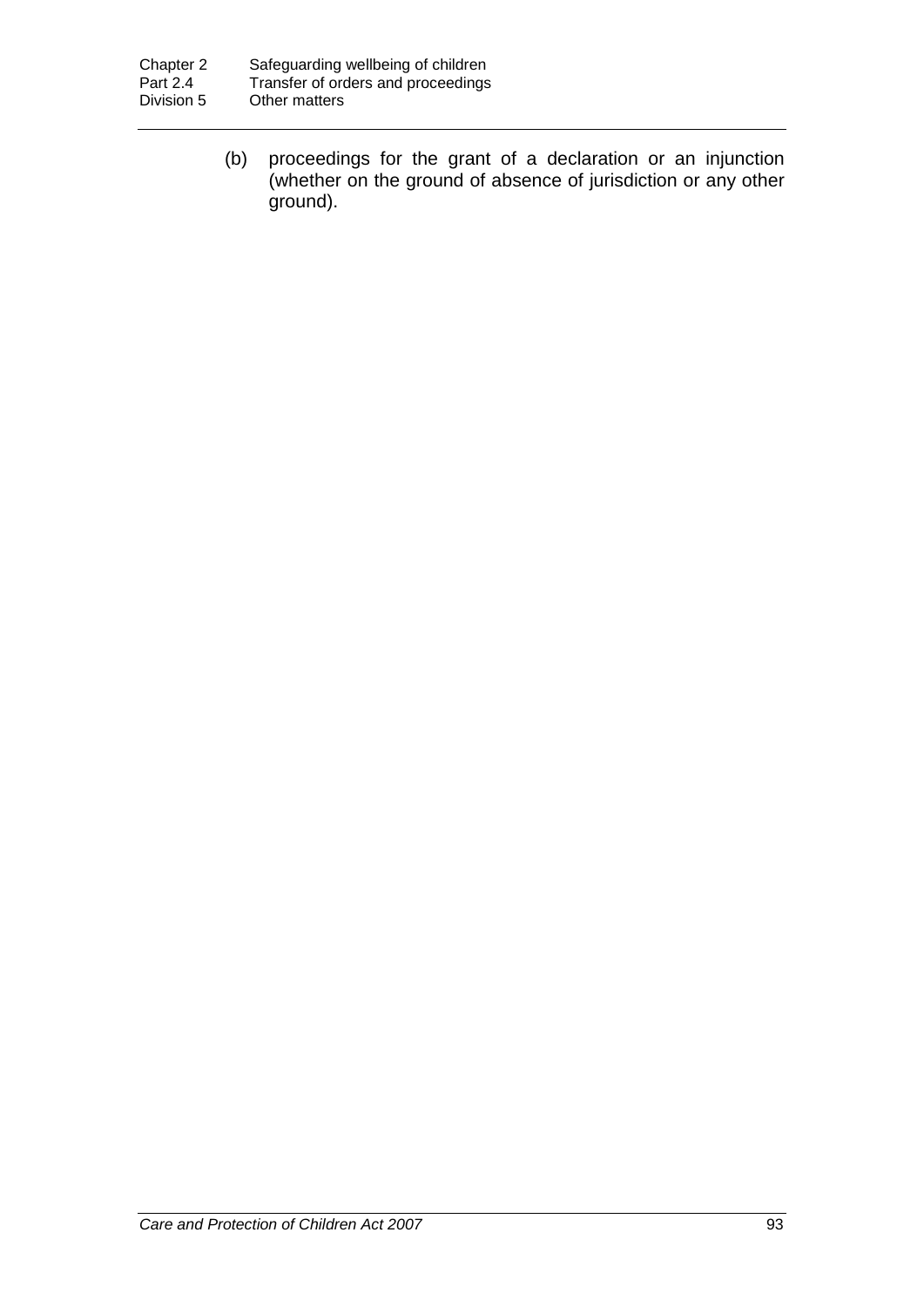(b) proceedings for the grant of a declaration or an injunction (whether on the ground of absence of jurisdiction or any other ground).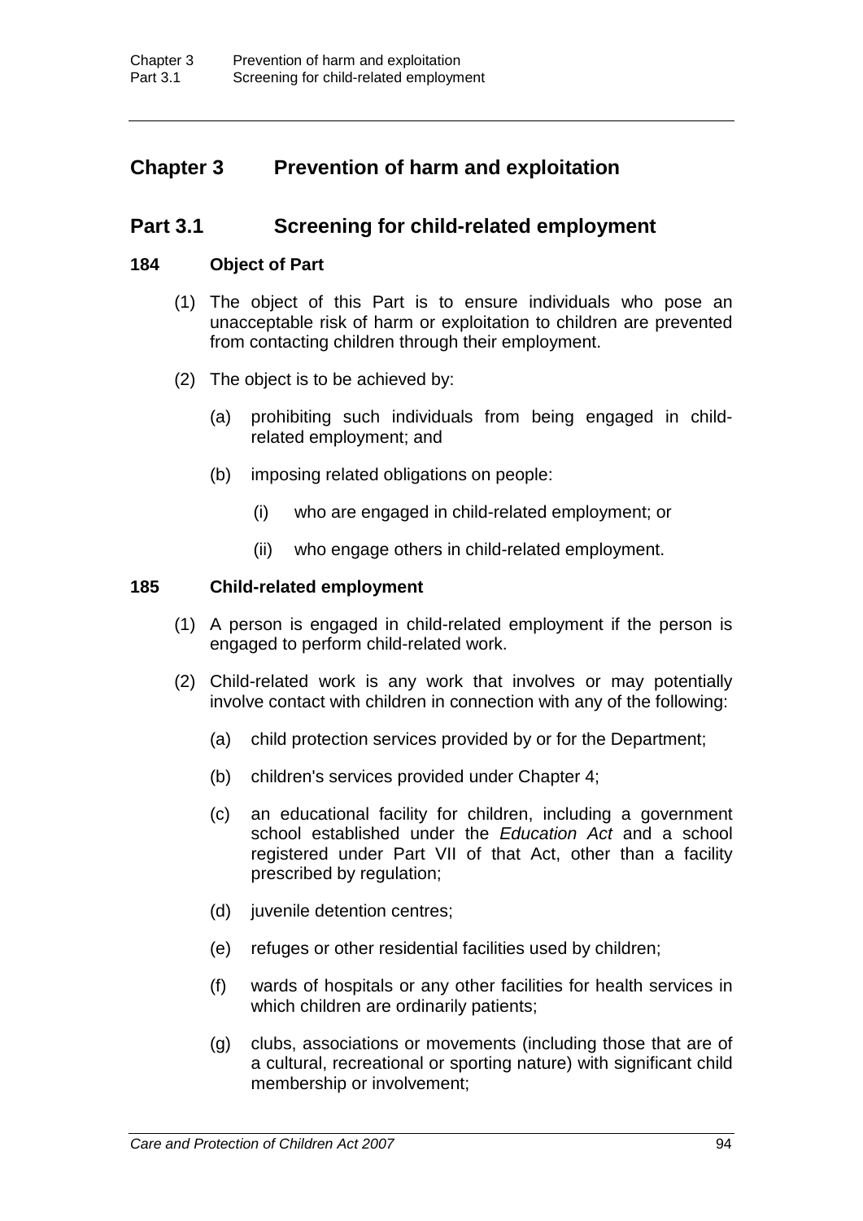# Chapter 3 Prevention of harm and exploitation

## Part 3.1 Screening for child-related employment

### 184 Object of Part

(1) The object of this Part is to ensure individuals who pose an unacceptable risk of harm or exploitation to children are prevented from contacting children through their employment.

(2) The object is to be achieved by:

(a) prohibiting such individuals from being engaged in child-related employment; and

(b) imposing related obligations on people:

(i) who are engaged in child-related employment; or

(ii) who engage others in child-related employment.

### 185 Child-related employment

(1) A person is engaged in child-related employment if the person is engaged to perform child-related work.

(2) Child-related work is any work that involves or may potentially involve contact with children in connection with any of the following:

(a) child protection services provided by or for the Department;

(b) children's services provided under Chapter 4;

(c) an educational facility for children, including a government school established under the *Education Act* and a school registered under Part VII of that Act, other than a facility prescribed by regulation;

(d) juvenile detention centres;

(e) refuges or other residential facilities used by children;

(f) wards of hospitals or any other facilities for health services in which children are ordinarily patients;

(g) clubs, associations or movements (including those that are of a cultural, recreational or sporting nature) with significant child membership or involvement;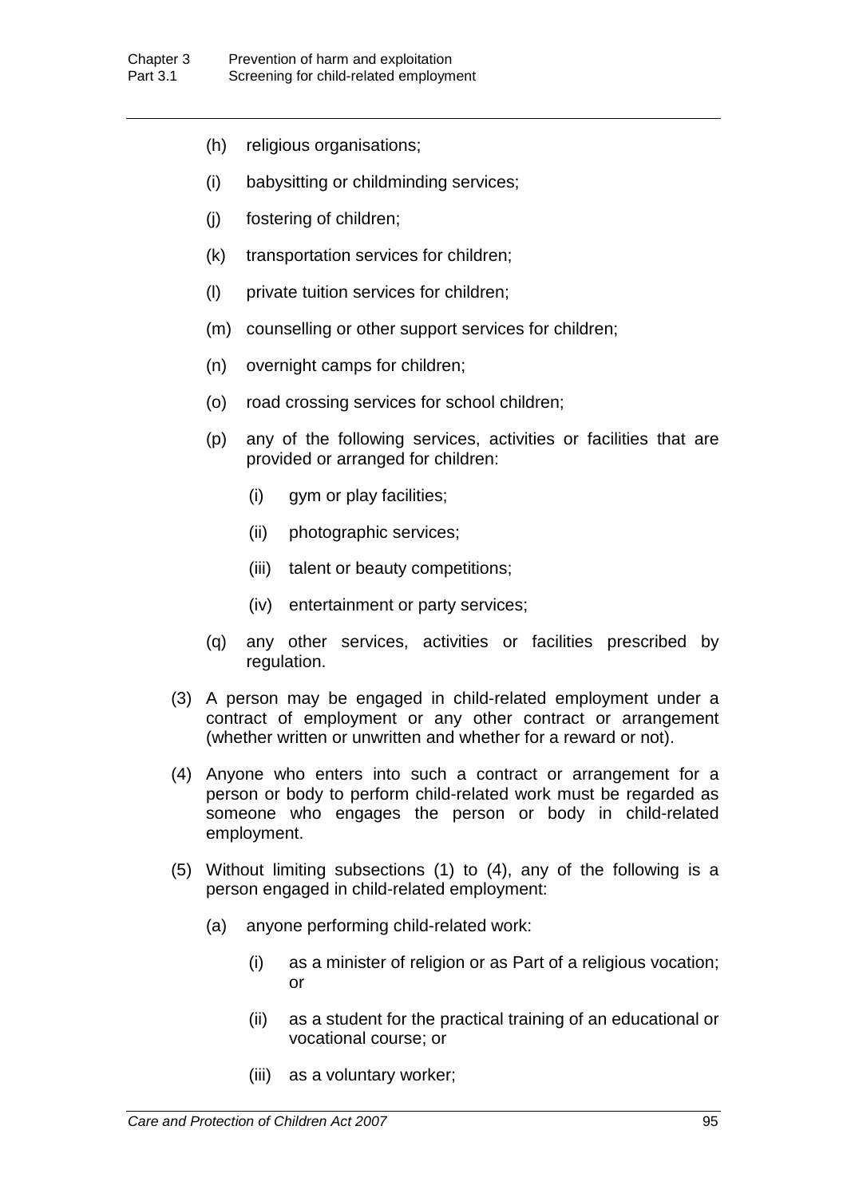(h) religious organisations;

(i) babysitting or childminding services;

(j) fostering of children;

(k) transportation services for children;

(l) private tuition services for children;

(m) counselling or other support services for children;

(n) overnight camps for children;

(o) road crossing services for school children;

(p) any of the following services, activities or facilities that are provided or arranged for children:

  (i) gym or play facilities;

  (ii) photographic services;

  (iii) talent or beauty competitions;

  (iv) entertainment or party services;

(q) any other services, activities or facilities prescribed by regulation.

(3) A person may be engaged in child-related employment under a contract of employment or any other contract or arrangement (whether written or unwritten and whether for a reward or not).

(4) Anyone who enters into such a contract or arrangement for a person or body to perform child-related work must be regarded as someone who engages the person or body in child-related employment.

(5) Without limiting subsections (1) to (4), any of the following is a person engaged in child-related employment:

  (a) anyone performing child-related work:

    (i) as a minister of religion or as Part of a religious vocation; or

    (ii) as a student for the practical training of an educational or vocational course; or

    (iii) as a voluntary worker;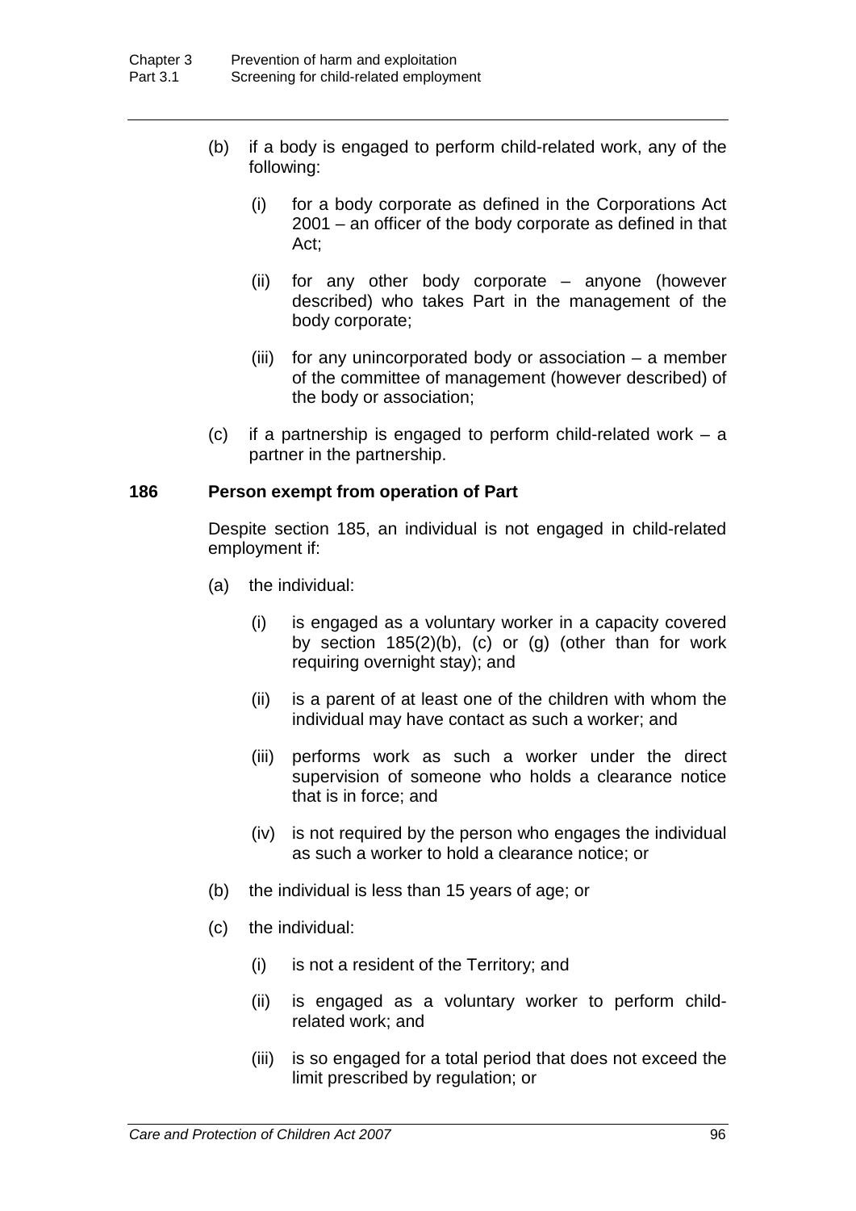(b) if a body is engaged to perform child-related work, any of the following:

  (i) for a body corporate as defined in the Corporations Act 2001 – an officer of the body corporate as defined in that Act;

  (ii) for any other body corporate – anyone (however described) who takes Part in the management of the body corporate;

  (iii) for any unincorporated body or association – a member of the committee of management (however described) of the body or association;

(c) if a partnership is engaged to perform child-related work – a partner in the partnership.

### 186 Person exempt from operation of Part

Despite section 185, an individual is not engaged in child-related employment if:

(a) the individual:

  (i) is engaged as a voluntary worker in a capacity covered by section 185(2)(b), (c) or (g) (other than for work requiring overnight stay); and

  (ii) is a parent of at least one of the children with whom the individual may have contact as such a worker; and

  (iii) performs work as such a worker under the direct supervision of someone who holds a clearance notice that is in force; and

  (iv) is not required by the person who engages the individual as such a worker to hold a clearance notice; or

(b) the individual is less than 15 years of age; or

(c) the individual:

  (i) is not a resident of the Territory; and

  (ii) is engaged as a voluntary worker to perform child-related work; and

  (iii) is so engaged for a total period that does not exceed the limit prescribed by regulation; or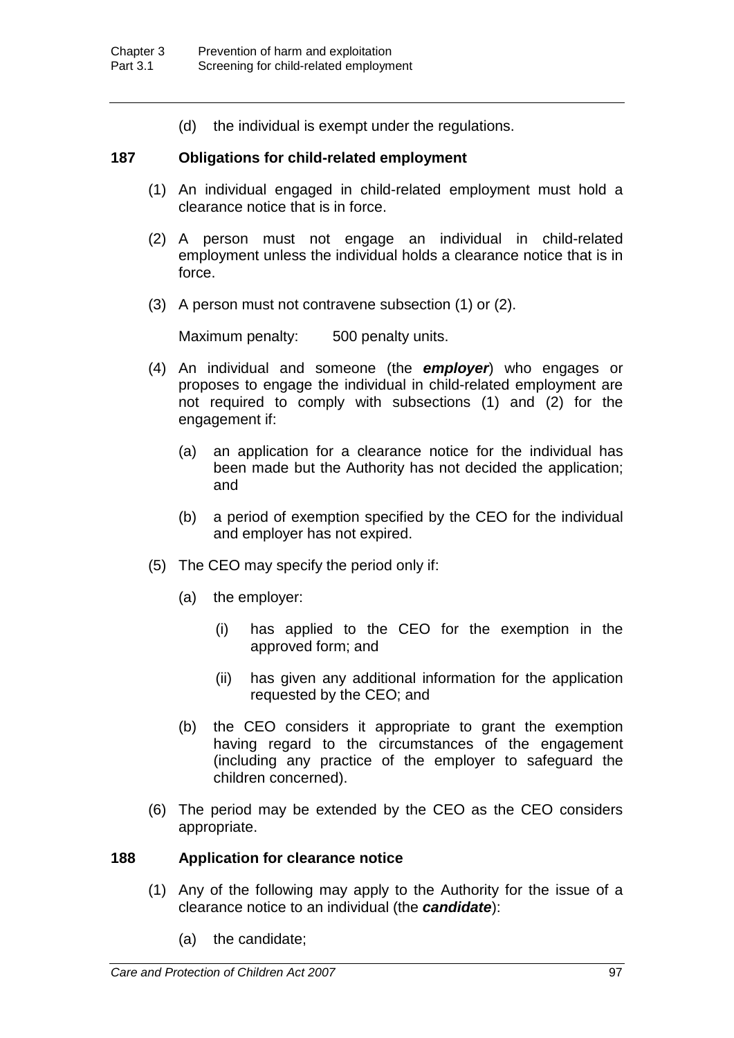(d) the individual is exempt under the regulations.

### 187 Obligations for child-related employment

(1) An individual engaged in child-related employment must hold a clearance notice that is in force.

(2) A person must not engage an individual in child-related employment unless the individual holds a clearance notice that is in force.

(3) A person must not contravene subsection (1) or (2).

Maximum penalty: 500 penalty units.

(4) An individual and someone (the ***employer***) who engages or proposes to engage the individual in child-related employment are not required to comply with subsections (1) and (2) for the engagement if:

(a) an application for a clearance notice for the individual has been made but the Authority has not decided the application; and

(b) a period of exemption specified by the CEO for the individual and employer has not expired.

(5) The CEO may specify the period only if:

(a) the employer:

(i) has applied to the CEO for the exemption in the approved form; and

(ii) has given any additional information for the application requested by the CEO; and

(b) the CEO considers it appropriate to grant the exemption having regard to the circumstances of the engagement (including any practice of the employer to safeguard the children concerned).

(6) The period may be extended by the CEO as the CEO considers appropriate.

### 188 Application for clearance notice

(1) Any of the following may apply to the Authority for the issue of a clearance notice to an individual (the ***candidate***):

(a) the candidate;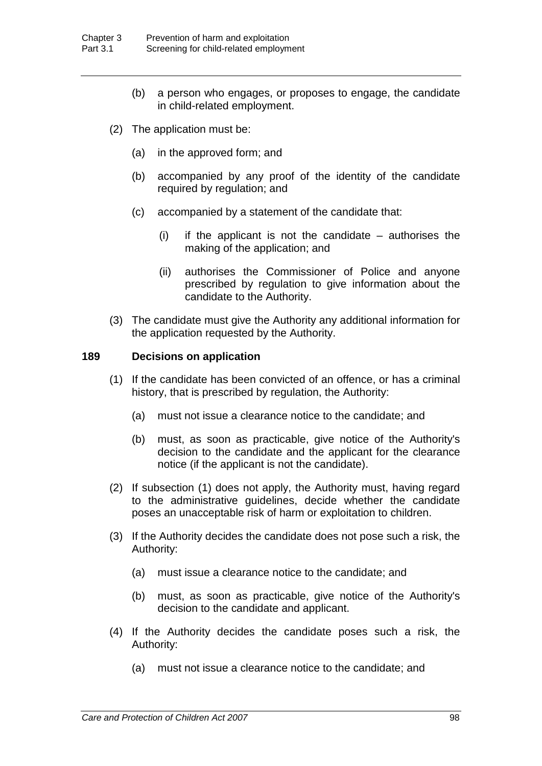(b) a person who engages, or proposes to engage, the candidate in child-related employment.

(2) The application must be:

(a) in the approved form; and

(b) accompanied by any proof of the identity of the candidate required by regulation; and

(c) accompanied by a statement of the candidate that:

(i) if the applicant is not the candidate – authorises the making of the application; and

(ii) authorises the Commissioner of Police and anyone prescribed by regulation to give information about the candidate to the Authority.

(3) The candidate must give the Authority any additional information for the application requested by the Authority.

**189 Decisions on application**

(1) If the candidate has been convicted of an offence, or has a criminal history, that is prescribed by regulation, the Authority:

(a) must not issue a clearance notice to the candidate; and

(b) must, as soon as practicable, give notice of the Authority's decision to the candidate and the applicant for the clearance notice (if the applicant is not the candidate).

(2) If subsection (1) does not apply, the Authority must, having regard to the administrative guidelines, decide whether the candidate poses an unacceptable risk of harm or exploitation to children.

(3) If the Authority decides the candidate does not pose such a risk, the Authority:

(a) must issue a clearance notice to the candidate; and

(b) must, as soon as practicable, give notice of the Authority's decision to the candidate and applicant.

(4) If the Authority decides the candidate poses such a risk, the Authority:

(a) must not issue a clearance notice to the candidate; and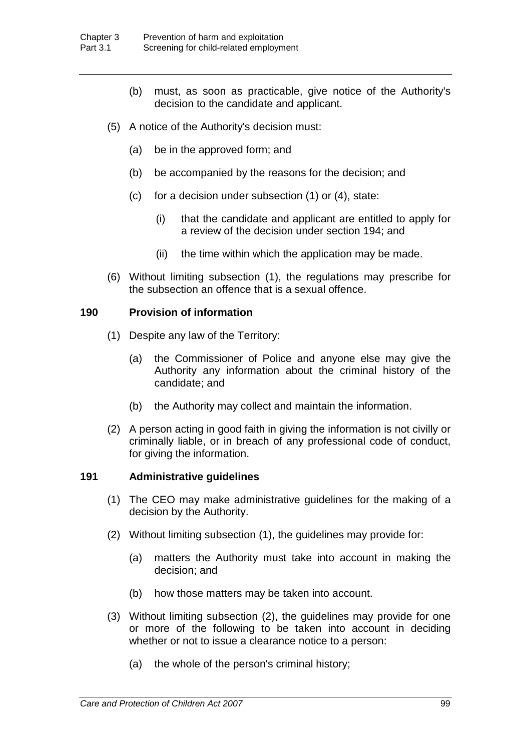(b) must, as soon as practicable, give notice of the Authority's decision to the candidate and applicant.

(5) A notice of the Authority's decision must:

(a) be in the approved form; and

(b) be accompanied by the reasons for the decision; and

(c) for a decision under subsection (1) or (4), state:

(i) that the candidate and applicant are entitled to apply for a review of the decision under section 194; and

(ii) the time within which the application may be made.

(6) Without limiting subsection (1), the regulations may prescribe for the subsection an offence that is a sexual offence.

### 190 Provision of information

(1) Despite any law of the Territory:

(a) the Commissioner of Police and anyone else may give the Authority any information about the criminal history of the candidate; and

(b) the Authority may collect and maintain the information.

(2) A person acting in good faith in giving the information is not civilly or criminally liable, or in breach of any professional code of conduct, for giving the information.

### 191 Administrative guidelines

(1) The CEO may make administrative guidelines for the making of a decision by the Authority.

(2) Without limiting subsection (1), the guidelines may provide for:

(a) matters the Authority must take into account in making the decision; and

(b) how those matters may be taken into account.

(3) Without limiting subsection (2), the guidelines may provide for one or more of the following to be taken into account in deciding whether or not to issue a clearance notice to a person:

(a) the whole of the person's criminal history;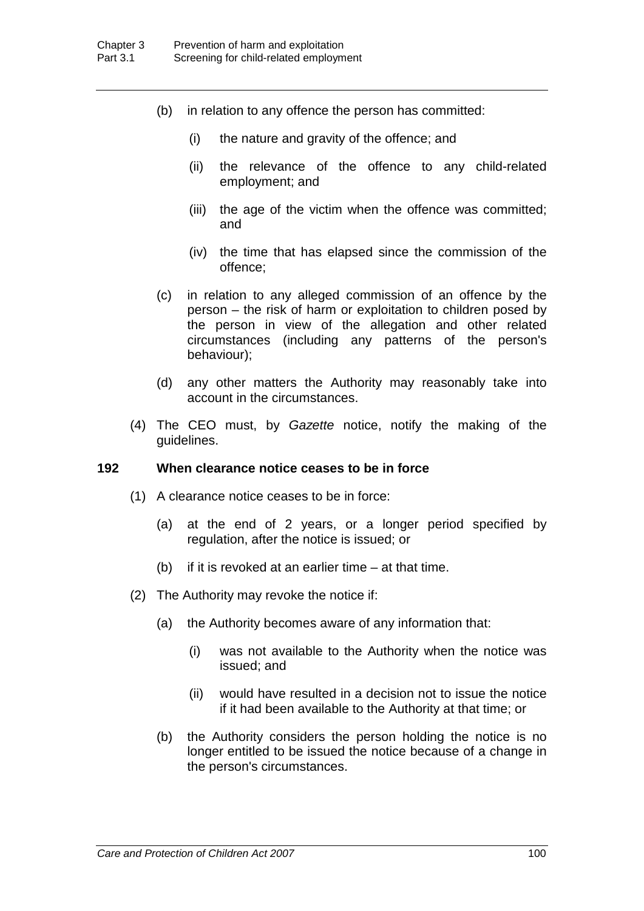(b) in relation to any offence the person has committed:

(i) the nature and gravity of the offence; and

(ii) the relevance of the offence to any child-related employment; and

(iii) the age of the victim when the offence was committed; and

(iv) the time that has elapsed since the commission of the offence;

(c) in relation to any alleged commission of an offence by the person – the risk of harm or exploitation to children posed by the person in view of the allegation and other related circumstances (including any patterns of the person's behaviour);

(d) any other matters the Authority may reasonably take into account in the circumstances.

(4) The CEO must, by *Gazette* notice, notify the making of the guidelines.

### 192 When clearance notice ceases to be in force

(1) A clearance notice ceases to be in force:

(a) at the end of 2 years, or a longer period specified by regulation, after the notice is issued; or

(b) if it is revoked at an earlier time – at that time.

(2) The Authority may revoke the notice if:

(a) the Authority becomes aware of any information that:

(i) was not available to the Authority when the notice was issued; and

(ii) would have resulted in a decision not to issue the notice if it had been available to the Authority at that time; or

(b) the Authority considers the person holding the notice is no longer entitled to be issued the notice because of a change in the person's circumstances.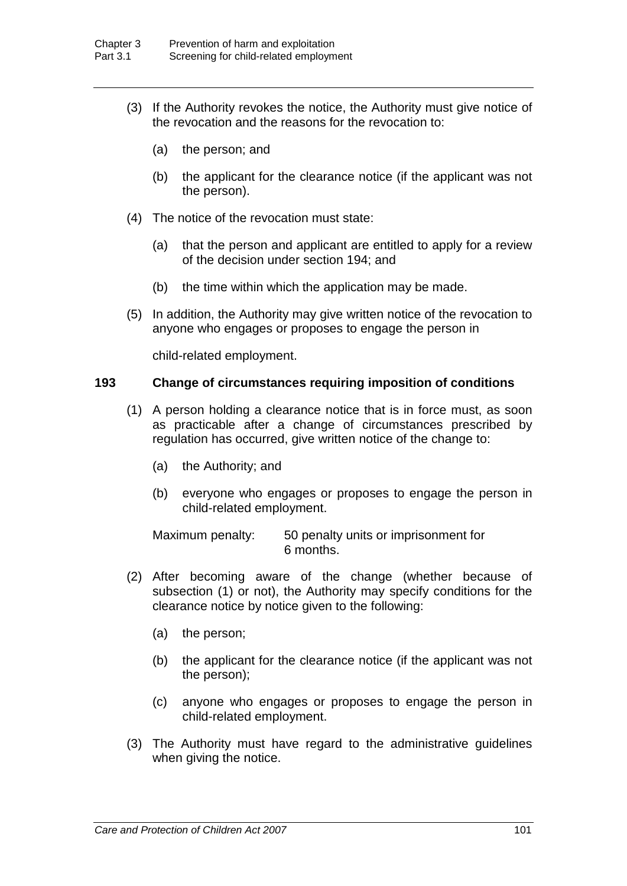(3) If the Authority revokes the notice, the Authority must give notice of the revocation and the reasons for the revocation to:

(a) the person; and

(b) the applicant for the clearance notice (if the applicant was not the person).

(4) The notice of the revocation must state:

(a) that the person and applicant are entitled to apply for a review of the decision under section 194; and

(b) the time within which the application may be made.

(5) In addition, the Authority may give written notice of the revocation to anyone who engages or proposes to engage the person in child-related employment.

**193 Change of circumstances requiring imposition of conditions**

(1) A person holding a clearance notice that is in force must, as soon as practicable after a change of circumstances prescribed by regulation has occurred, give written notice of the change to:

(a) the Authority; and

(b) everyone who engages or proposes to engage the person in child-related employment.

Maximum penalty: 50 penalty units or imprisonment for 6 months.

(2) After becoming aware of the change (whether because of subsection (1) or not), the Authority may specify conditions for the clearance notice by notice given to the following:

(a) the person;

(b) the applicant for the clearance notice (if the applicant was not the person);

(c) anyone who engages or proposes to engage the person in child-related employment.

(3) The Authority must have regard to the administrative guidelines when giving the notice.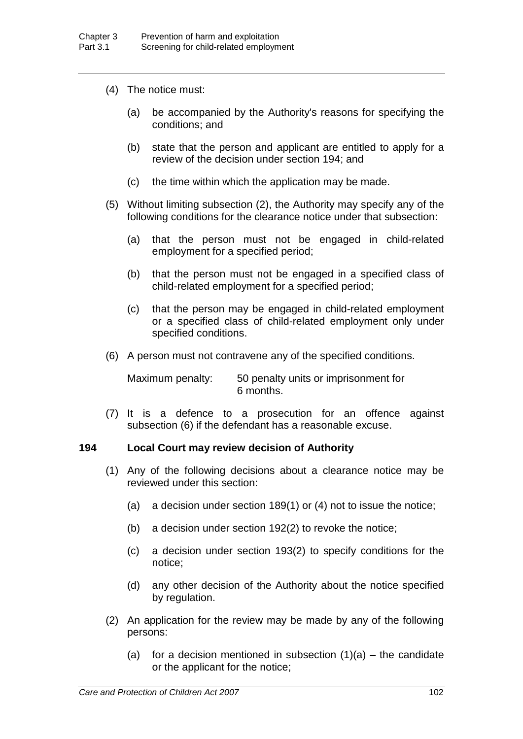(4) The notice must:

(a) be accompanied by the Authority's reasons for specifying the conditions; and

(b) state that the person and applicant are entitled to apply for a review of the decision under section 194; and

(c) the time within which the application may be made.

(5) Without limiting subsection (2), the Authority may specify any of the following conditions for the clearance notice under that subsection:

(a) that the person must not be engaged in child-related employment for a specified period;

(b) that the person must not be engaged in a specified class of child-related employment for a specified period;

(c) that the person may be engaged in child-related employment or a specified class of child-related employment only under specified conditions.

(6) A person must not contravene any of the specified conditions.

Maximum penalty: 50 penalty units or imprisonment for 6 months.

(7) It is a defence to a prosecution for an offence against subsection (6) if the defendant has a reasonable excuse.

### 194 Local Court may review decision of Authority

(1) Any of the following decisions about a clearance notice may be reviewed under this section:

(a) a decision under section 189(1) or (4) not to issue the notice;

(b) a decision under section 192(2) to revoke the notice;

(c) a decision under section 193(2) to specify conditions for the notice;

(d) any other decision of the Authority about the notice specified by regulation.

(2) An application for the review may be made by any of the following persons:

(a) for a decision mentioned in subsection (1)(a) – the candidate or the applicant for the notice;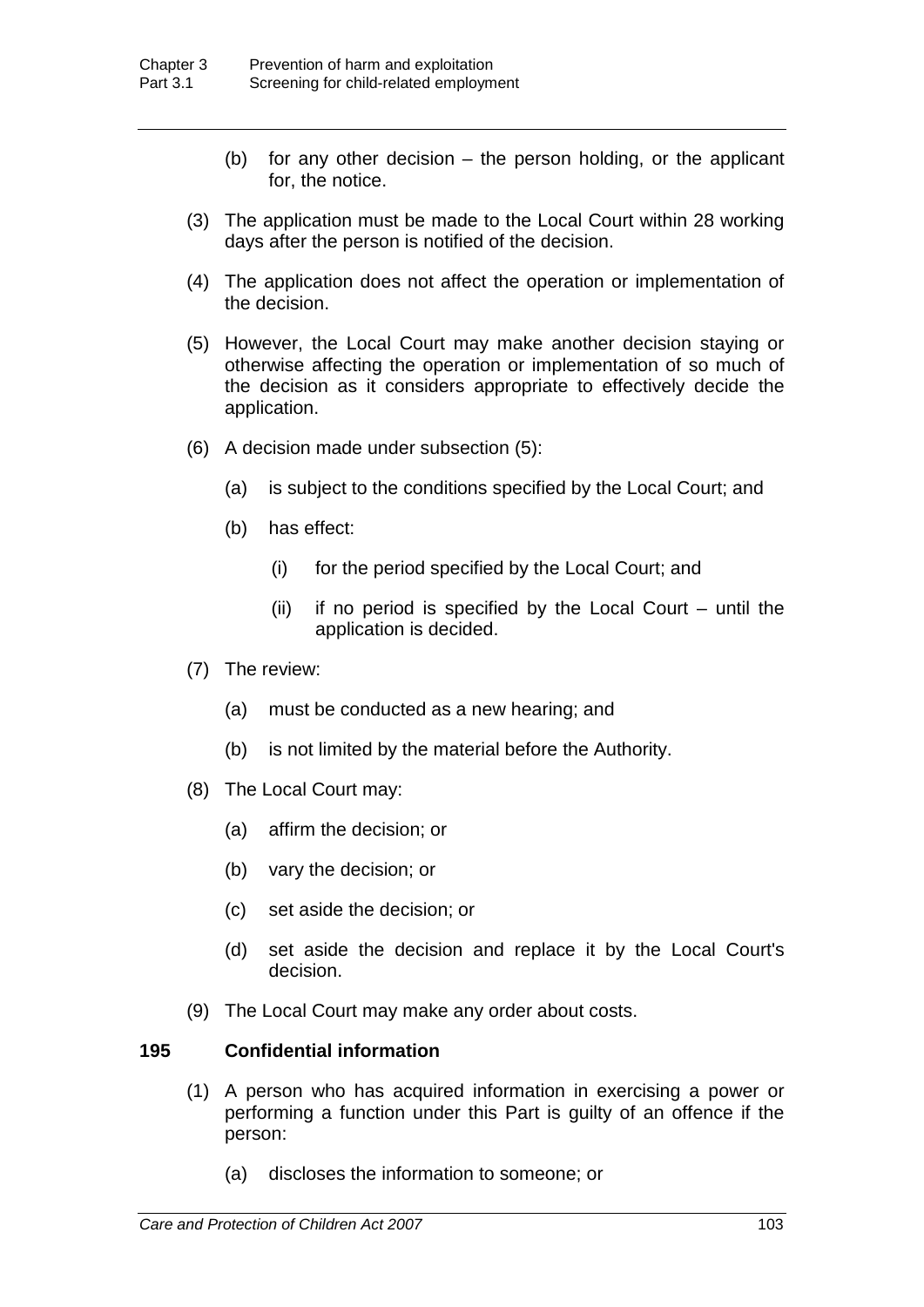(b) for any other decision – the person holding, or the applicant for, the notice.

(3) The application must be made to the Local Court within 28 working days after the person is notified of the decision.

(4) The application does not affect the operation or implementation of the decision.

(5) However, the Local Court may make another decision staying or otherwise affecting the operation or implementation of so much of the decision as it considers appropriate to effectively decide the application.

(6) A decision made under subsection (5):

(a) is subject to the conditions specified by the Local Court; and

(b) has effect:

(i) for the period specified by the Local Court; and

(ii) if no period is specified by the Local Court – until the application is decided.

(7) The review:

(a) must be conducted as a new hearing; and

(b) is not limited by the material before the Authority.

(8) The Local Court may:

(a) affirm the decision; or

(b) vary the decision; or

(c) set aside the decision; or

(d) set aside the decision and replace it by the Local Court's decision.

(9) The Local Court may make any order about costs.

### 195 Confidential information

(1) A person who has acquired information in exercising a power or performing a function under this Part is guilty of an offence if the person:

(a) discloses the information to someone; or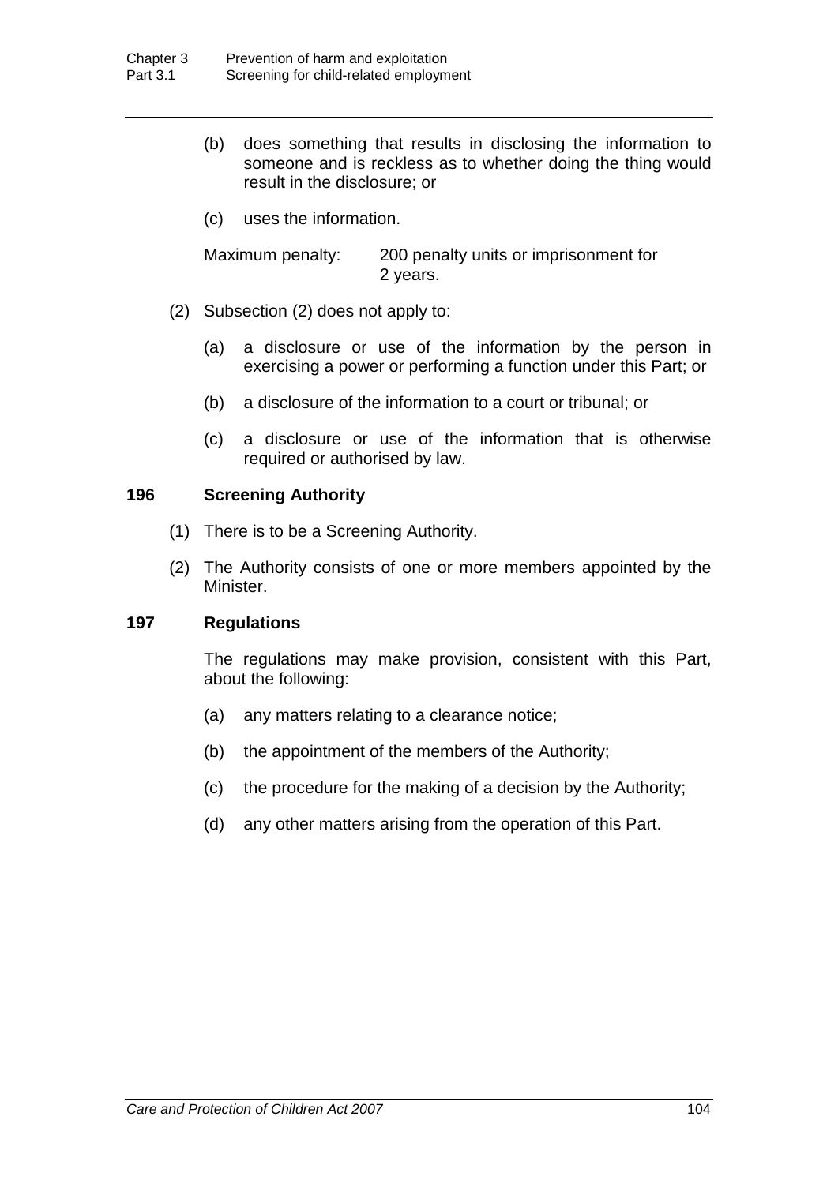(b) does something that results in disclosing the information to someone and is reckless as to whether doing the thing would result in the disclosure; or

(c) uses the information.

Maximum penalty: 200 penalty units or imprisonment for 2 years.

(2) Subsection (2) does not apply to:

(a) a disclosure or use of the information by the person in exercising a power or performing a function under this Part; or

(b) a disclosure of the information to a court or tribunal; or

(c) a disclosure or use of the information that is otherwise required or authorised by law.

### 196 Screening Authority

(1) There is to be a Screening Authority.

(2) The Authority consists of one or more members appointed by the Minister.

### 197 Regulations

The regulations may make provision, consistent with this Part, about the following:

(a) any matters relating to a clearance notice;

(b) the appointment of the members of the Authority;

(c) the procedure for the making of a decision by the Authority;

(d) any other matters arising from the operation of this Part.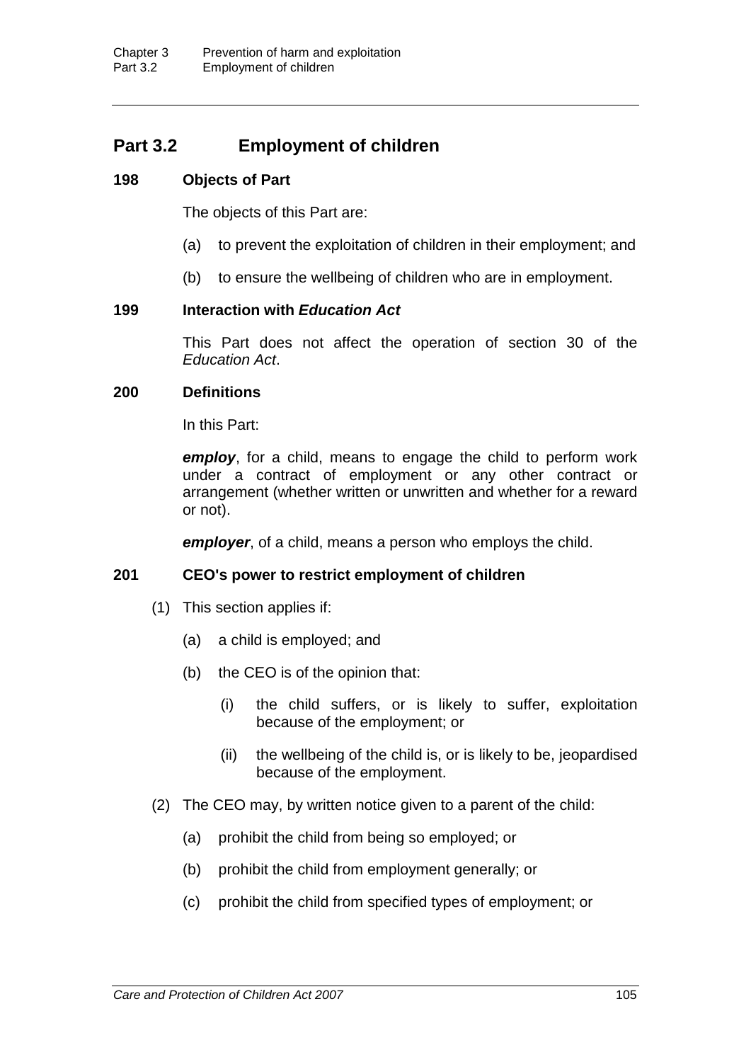## Part 3.2 Employment of children

### 198 Objects of Part

The objects of this Part are:

(a) to prevent the exploitation of children in their employment; and

(b) to ensure the wellbeing of children who are in employment.

### 199 Interaction with *Education Act*

This Part does not affect the operation of section 30 of the *Education Act*.

### 200 Definitions

In this Part:

***employ***, for a child, means to engage the child to perform work under a contract of employment or any other contract or arrangement (whether written or unwritten and whether for a reward or not).

***employer***, of a child, means a person who employs the child.

### 201 CEO's power to restrict employment of children

(1) This section applies if:

(a) a child is employed; and

(b) the CEO is of the opinion that:

(i) the child suffers, or is likely to suffer, exploitation because of the employment; or

(ii) the wellbeing of the child is, or is likely to be, jeopardised because of the employment.

(2) The CEO may, by written notice given to a parent of the child:

(a) prohibit the child from being so employed; or

(b) prohibit the child from employment generally; or

(c) prohibit the child from specified types of employment; or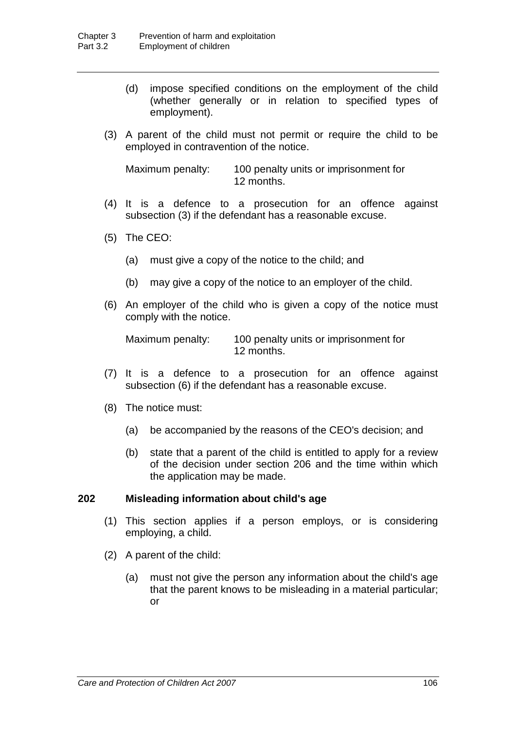(d) impose specified conditions on the employment of the child (whether generally or in relation to specified types of employment).

(3) A parent of the child must not permit or require the child to be employed in contravention of the notice.

Maximum penalty: 100 penalty units or imprisonment for 12 months.

(4) It is a defence to a prosecution for an offence against subsection (3) if the defendant has a reasonable excuse.

(5) The CEO:

(a) must give a copy of the notice to the child; and

(b) may give a copy of the notice to an employer of the child.

(6) An employer of the child who is given a copy of the notice must comply with the notice.

Maximum penalty: 100 penalty units or imprisonment for 12 months.

(7) It is a defence to a prosecution for an offence against subsection (6) if the defendant has a reasonable excuse.

(8) The notice must:

(a) be accompanied by the reasons of the CEO's decision; and

(b) state that a parent of the child is entitled to apply for a review of the decision under section 206 and the time within which the application may be made.

### 202 Misleading information about child's age

(1) This section applies if a person employs, or is considering employing, a child.

(2) A parent of the child:

(a) must not give the person any information about the child's age that the parent knows to be misleading in a material particular; or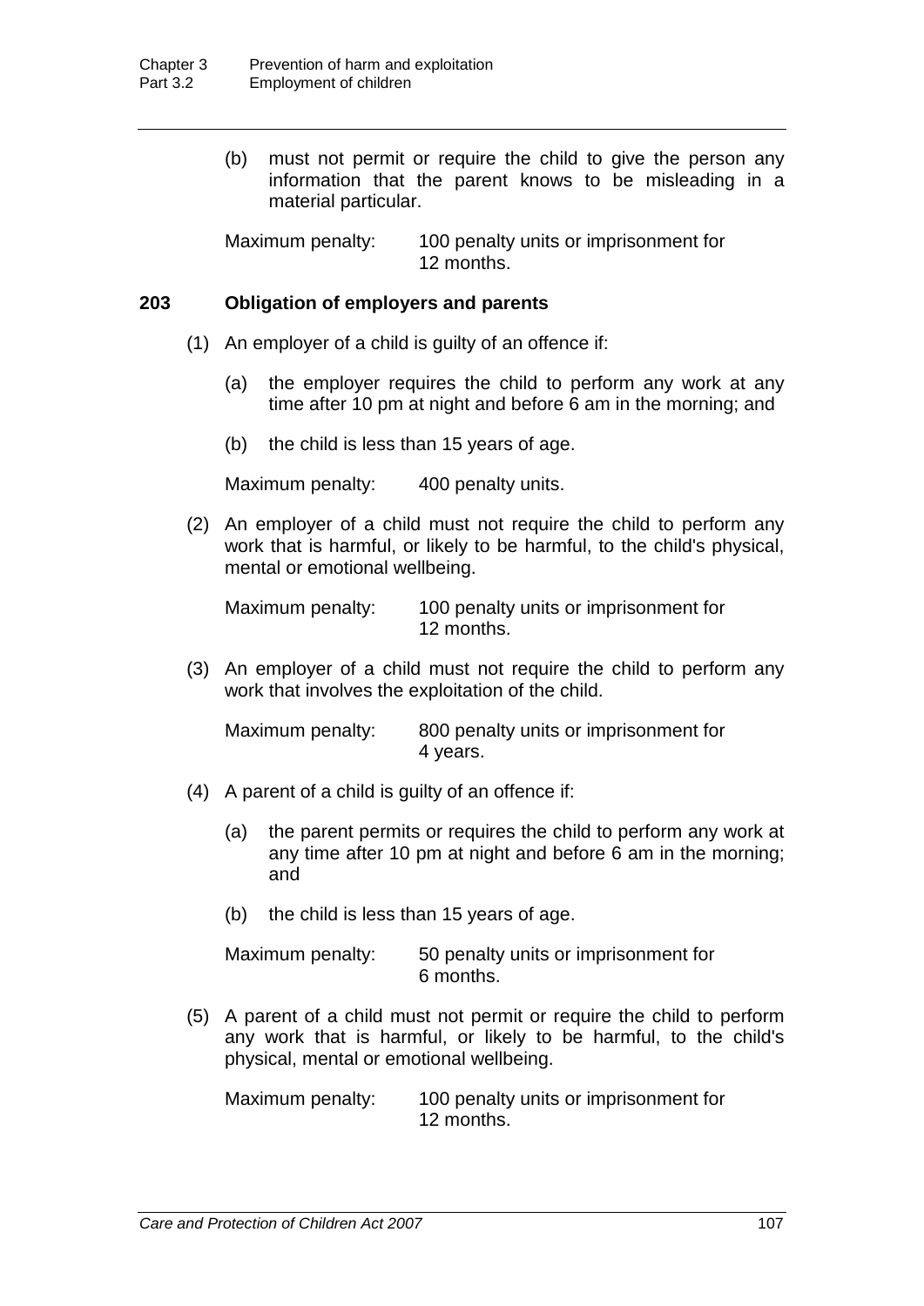(b) must not permit or require the child to give the person any information that the parent knows to be misleading in a material particular.

Maximum penalty: 100 penalty units or imprisonment for 12 months.

### 203 Obligation of employers and parents

(1) An employer of a child is guilty of an offence if:

(a) the employer requires the child to perform any work at any time after 10 pm at night and before 6 am in the morning; and

(b) the child is less than 15 years of age.

Maximum penalty: 400 penalty units.

(2) An employer of a child must not require the child to perform any work that is harmful, or likely to be harmful, to the child's physical, mental or emotional wellbeing.

Maximum penalty: 100 penalty units or imprisonment for 12 months.

(3) An employer of a child must not require the child to perform any work that involves the exploitation of the child.

Maximum penalty: 800 penalty units or imprisonment for 4 years.

(4) A parent of a child is guilty of an offence if:

(a) the parent permits or requires the child to perform any work at any time after 10 pm at night and before 6 am in the morning; and

(b) the child is less than 15 years of age.

Maximum penalty: 50 penalty units or imprisonment for 6 months.

(5) A parent of a child must not permit or require the child to perform any work that is harmful, or likely to be harmful, to the child's physical, mental or emotional wellbeing.

Maximum penalty: 100 penalty units or imprisonment for 12 months.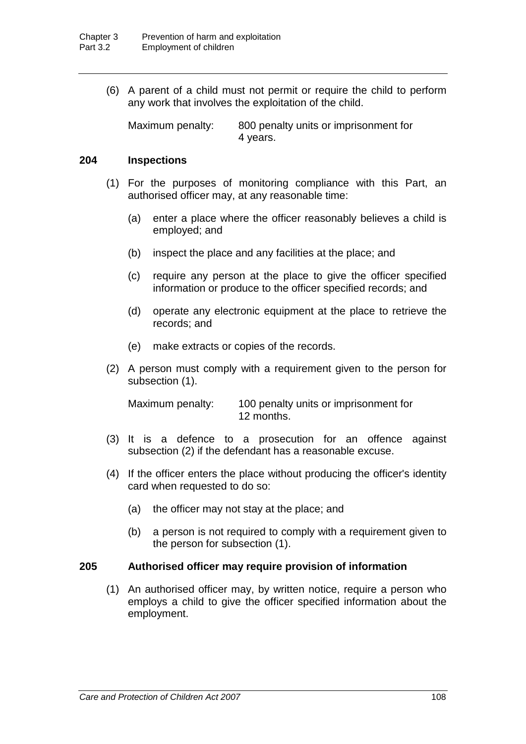(6) A parent of a child must not permit or require the child to perform any work that involves the exploitation of the child.

Maximum penalty: 800 penalty units or imprisonment for 4 years.

### 204 Inspections

(1) For the purposes of monitoring compliance with this Part, an authorised officer may, at any reasonable time:

(a) enter a place where the officer reasonably believes a child is employed; and

(b) inspect the place and any facilities at the place; and

(c) require any person at the place to give the officer specified information or produce to the officer specified records; and

(d) operate any electronic equipment at the place to retrieve the records; and

(e) make extracts or copies of the records.

(2) A person must comply with a requirement given to the person for subsection (1).

Maximum penalty: 100 penalty units or imprisonment for 12 months.

(3) It is a defence to a prosecution for an offence against subsection (2) if the defendant has a reasonable excuse.

(4) If the officer enters the place without producing the officer's identity card when requested to do so:

(a) the officer may not stay at the place; and

(b) a person is not required to comply with a requirement given to the person for subsection (1).

### 205 Authorised officer may require provision of information

(1) An authorised officer may, by written notice, require a person who employs a child to give the officer specified information about the employment.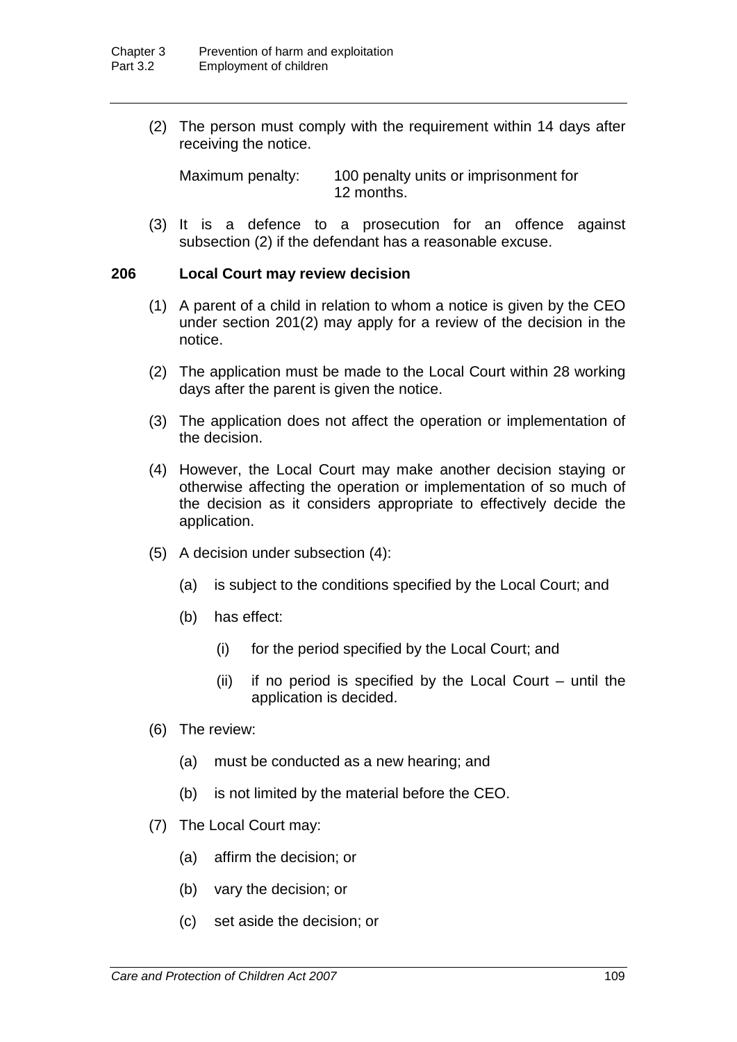(2) The person must comply with the requirement within 14 days after receiving the notice.

Maximum penalty: 100 penalty units or imprisonment for 12 months.

(3) It is a defence to a prosecution for an offence against subsection (2) if the defendant has a reasonable excuse.

### 206 Local Court may review decision

(1) A parent of a child in relation to whom a notice is given by the CEO under section 201(2) may apply for a review of the decision in the notice.

(2) The application must be made to the Local Court within 28 working days after the parent is given the notice.

(3) The application does not affect the operation or implementation of the decision.

(4) However, the Local Court may make another decision staying or otherwise affecting the operation or implementation of so much of the decision as it considers appropriate to effectively decide the application.

(5) A decision under subsection (4):

- (a) is subject to the conditions specified by the Local Court; and
- (b) has effect:
  - (i) for the period specified by the Local Court; and
  - (ii) if no period is specified by the Local Court – until the application is decided.

(6) The review:

- (a) must be conducted as a new hearing; and
- (b) is not limited by the material before the CEO.

(7) The Local Court may:

- (a) affirm the decision; or
- (b) vary the decision; or
- (c) set aside the decision; or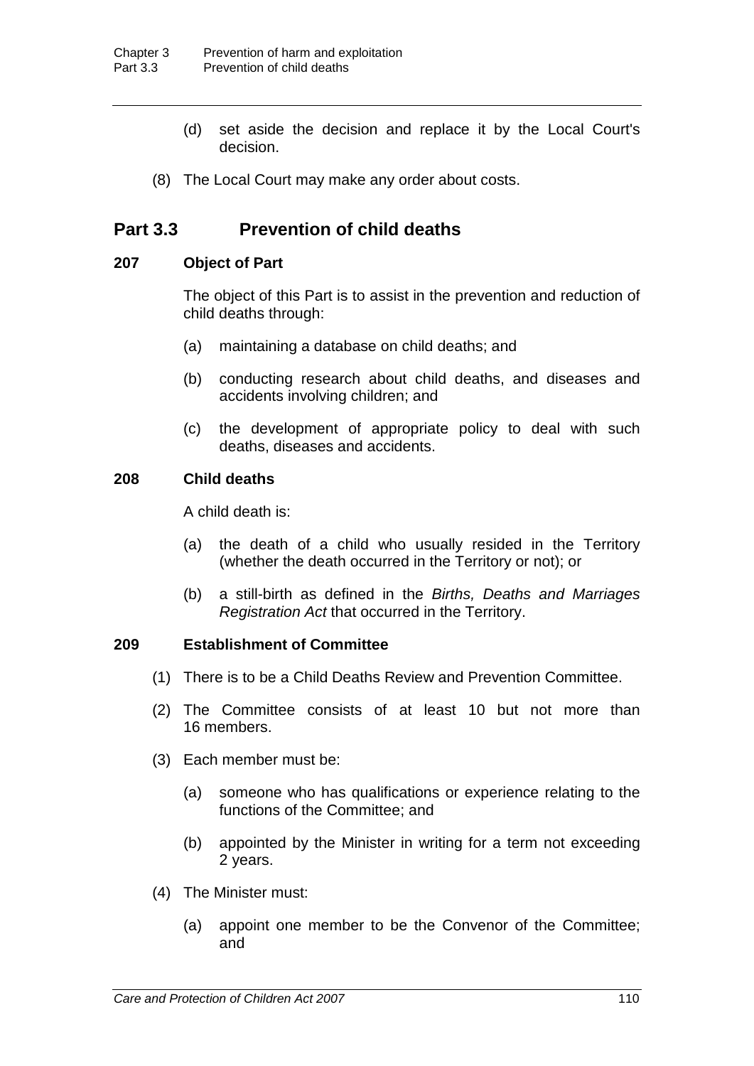(d) set aside the decision and replace it by the Local Court's decision.

(8) The Local Court may make any order about costs.

## Part 3.3 Prevention of child deaths

### 207 Object of Part

The object of this Part is to assist in the prevention and reduction of child deaths through:

(a) maintaining a database on child deaths; and

(b) conducting research about child deaths, and diseases and accidents involving children; and

(c) the development of appropriate policy to deal with such deaths, diseases and accidents.

### 208 Child deaths

A child death is:

(a) the death of a child who usually resided in the Territory (whether the death occurred in the Territory or not); or

(b) a still-birth as defined in the *Births, Deaths and Marriages Registration Act* that occurred in the Territory.

### 209 Establishment of Committee

(1) There is to be a Child Deaths Review and Prevention Committee.

(2) The Committee consists of at least 10 but not more than 16 members.

(3) Each member must be:

(a) someone who has qualifications or experience relating to the functions of the Committee; and

(b) appointed by the Minister in writing for a term not exceeding 2 years.

(4) The Minister must:

(a) appoint one member to be the Convenor of the Committee; and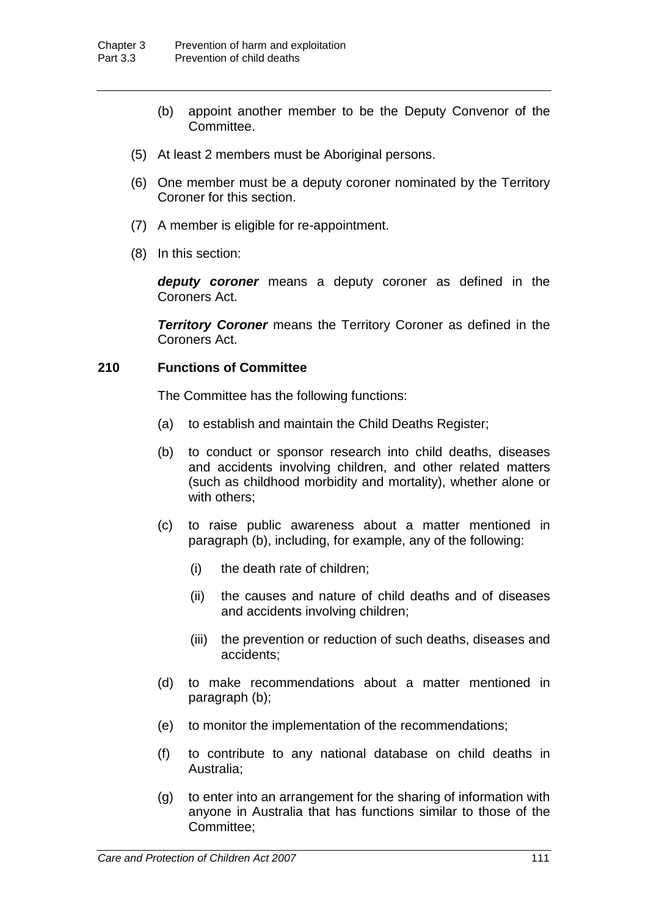(b) appoint another member to be the Deputy Convenor of the Committee.

(5) At least 2 members must be Aboriginal persons.

(6) One member must be a deputy coroner nominated by the Territory Coroner for this section.

(7) A member is eligible for re-appointment.

(8) In this section:

***deputy coroner*** means a deputy coroner as defined in the Coroners Act.

***Territory Coroner*** means the Territory Coroner as defined in the Coroners Act.

**210 Functions of Committee**

The Committee has the following functions:

(a) to establish and maintain the Child Deaths Register;

(b) to conduct or sponsor research into child deaths, diseases and accidents involving children, and other related matters (such as childhood morbidity and mortality), whether alone or with others;

(c) to raise public awareness about a matter mentioned in paragraph (b), including, for example, any of the following:

(i) the death rate of children;

(ii) the causes and nature of child deaths and of diseases and accidents involving children;

(iii) the prevention or reduction of such deaths, diseases and accidents;

(d) to make recommendations about a matter mentioned in paragraph (b);

(e) to monitor the implementation of the recommendations;

(f) to contribute to any national database on child deaths in Australia;

(g) to enter into an arrangement for the sharing of information with anyone in Australia that has functions similar to those of the Committee;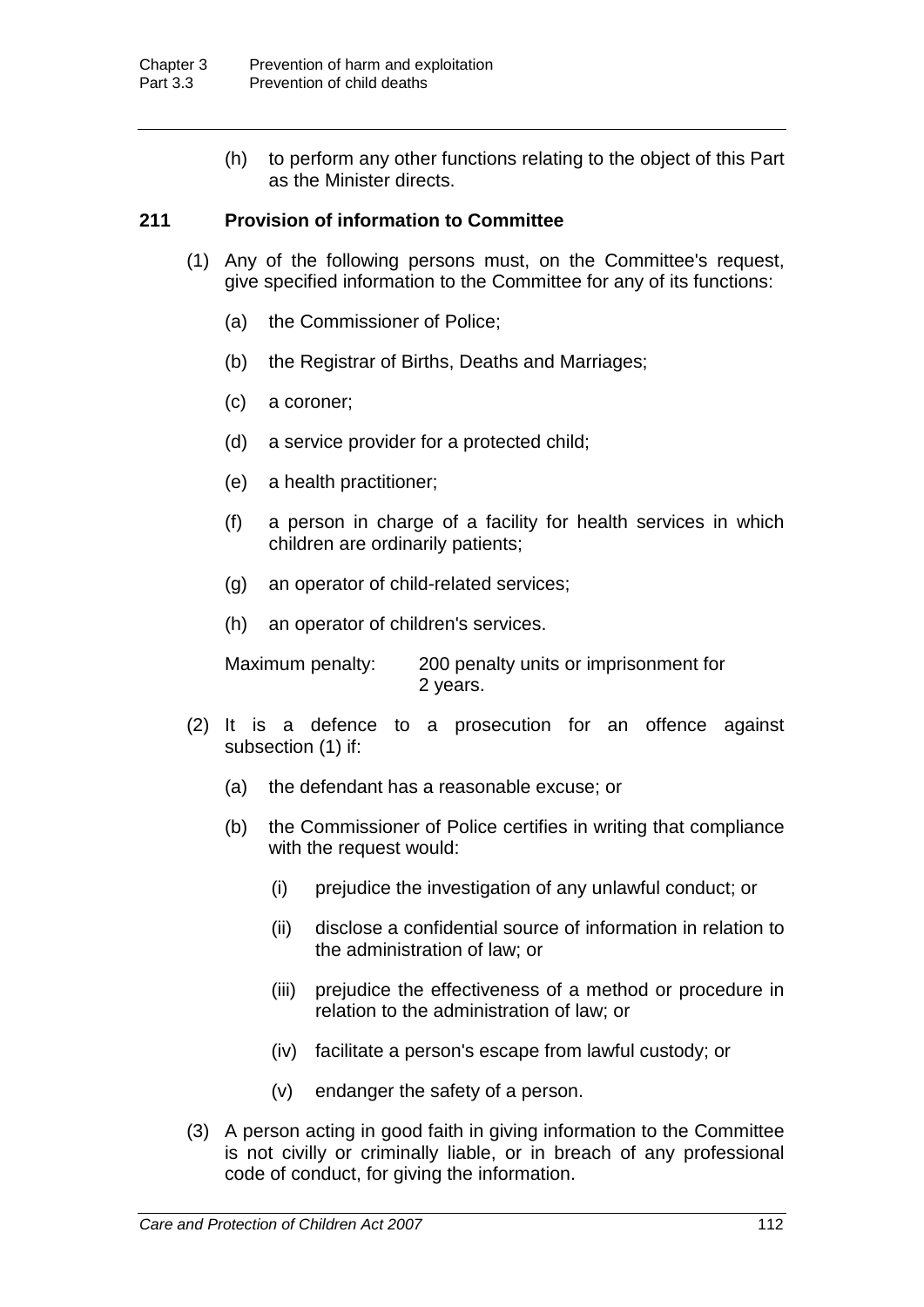(h) to perform any other functions relating to the object of this Part as the Minister directs.

### 211 Provision of information to Committee

(1) Any of the following persons must, on the Committee's request, give specified information to the Committee for any of its functions:

(a) the Commissioner of Police;

(b) the Registrar of Births, Deaths and Marriages;

(c) a coroner;

(d) a service provider for a protected child;

(e) a health practitioner;

(f) a person in charge of a facility for health services in which children are ordinarily patients;

(g) an operator of child-related services;

(h) an operator of children's services.

Maximum penalty: 200 penalty units or imprisonment for 2 years.

(2) It is a defence to a prosecution for an offence against subsection (1) if:

(a) the defendant has a reasonable excuse; or

(b) the Commissioner of Police certifies in writing that compliance with the request would:

(i) prejudice the investigation of any unlawful conduct; or

(ii) disclose a confidential source of information in relation to the administration of law; or

(iii) prejudice the effectiveness of a method or procedure in relation to the administration of law; or

(iv) facilitate a person's escape from lawful custody; or

(v) endanger the safety of a person.

(3) A person acting in good faith in giving information to the Committee is not civilly or criminally liable, or in breach of any professional code of conduct, for giving the information.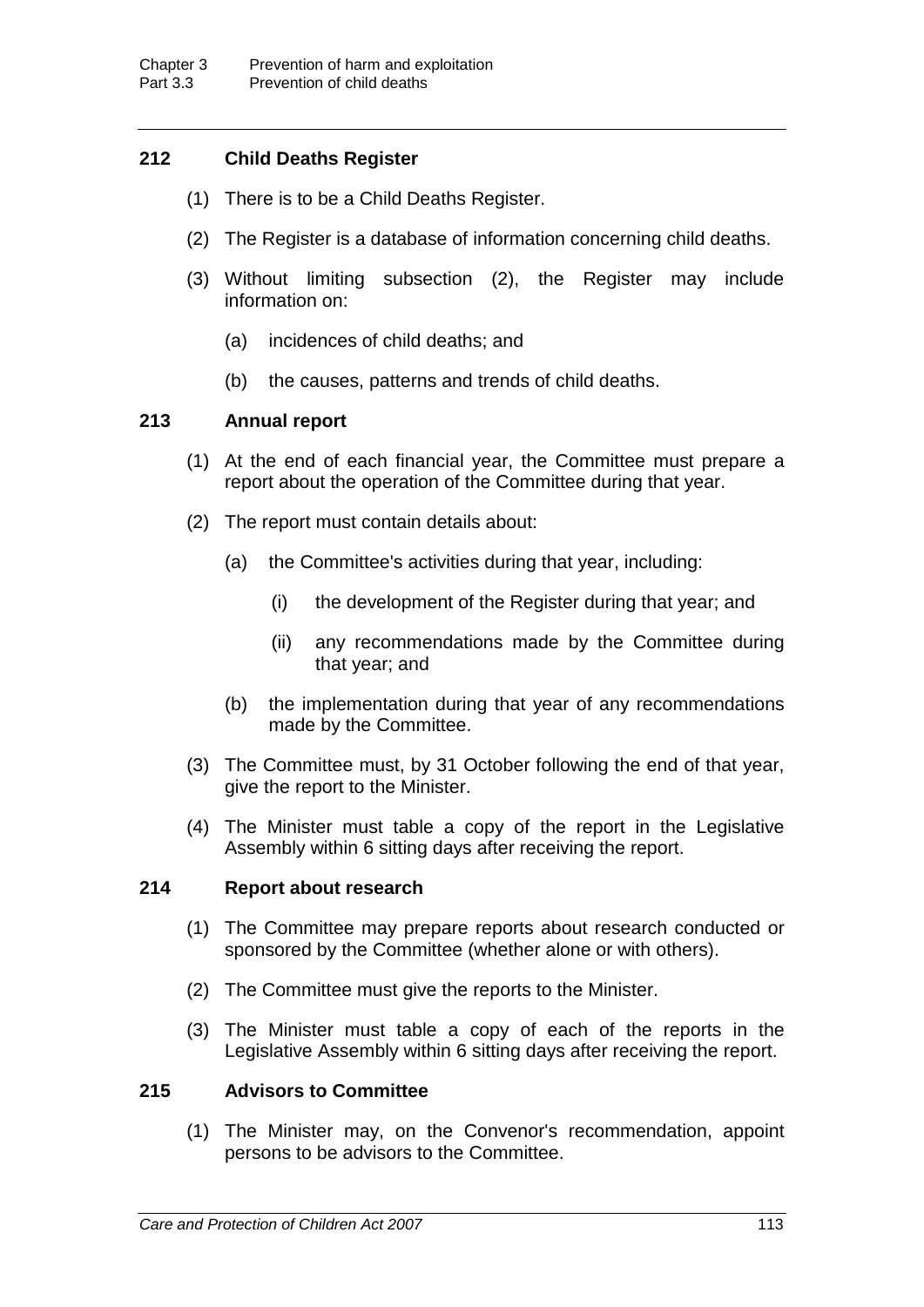### 212 Child Deaths Register

(1) There is to be a Child Deaths Register.

(2) The Register is a database of information concerning child deaths.

(3) Without limiting subsection (2), the Register may include information on:

- (a) incidences of child deaths; and
- (b) the causes, patterns and trends of child deaths.

### 213 Annual report

(1) At the end of each financial year, the Committee must prepare a report about the operation of the Committee during that year.

(2) The report must contain details about:

- (a) the Committee's activities during that year, including:
  - (i) the development of the Register during that year; and
  - (ii) any recommendations made by the Committee during that year; and
- (b) the implementation during that year of any recommendations made by the Committee.

(3) The Committee must, by 31 October following the end of that year, give the report to the Minister.

(4) The Minister must table a copy of the report in the Legislative Assembly within 6 sitting days after receiving the report.

### 214 Report about research

(1) The Committee may prepare reports about research conducted or sponsored by the Committee (whether alone or with others).

(2) The Committee must give the reports to the Minister.

(3) The Minister must table a copy of each of the reports in the Legislative Assembly within 6 sitting days after receiving the report.

### 215 Advisors to Committee

(1) The Minister may, on the Convenor's recommendation, appoint persons to be advisors to the Committee.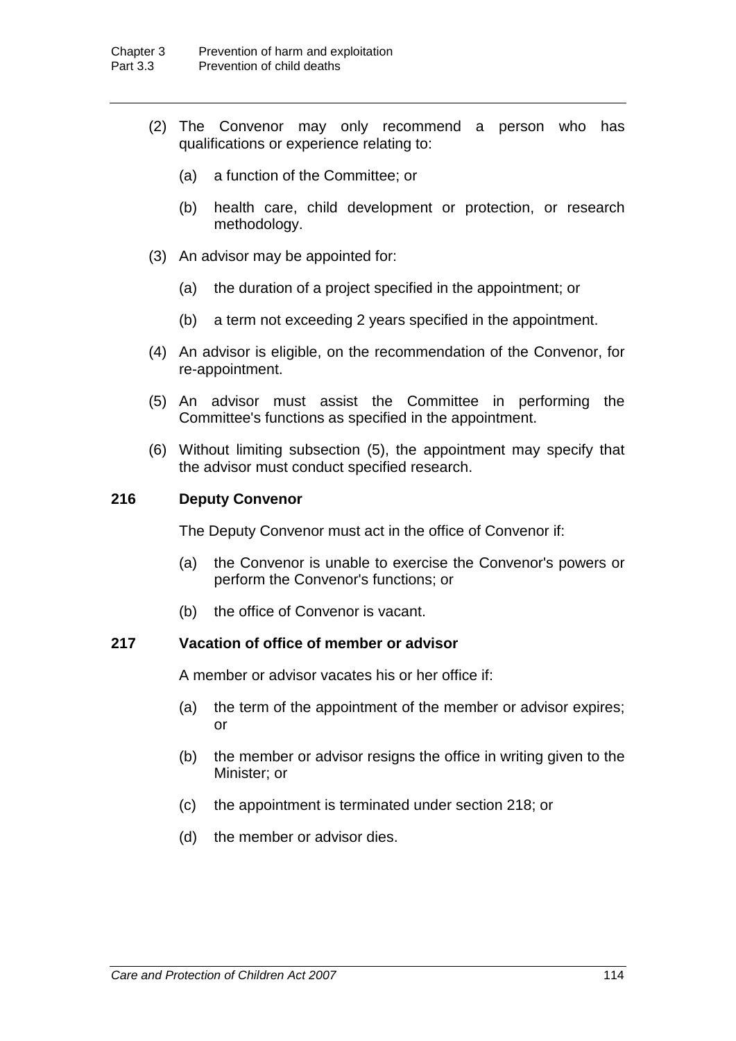(2) The Convenor may only recommend a person who has qualifications or experience relating to:

(a) a function of the Committee; or

(b) health care, child development or protection, or research methodology.

(3) An advisor may be appointed for:

(a) the duration of a project specified in the appointment; or

(b) a term not exceeding 2 years specified in the appointment.

(4) An advisor is eligible, on the recommendation of the Convenor, for re-appointment.

(5) An advisor must assist the Committee in performing the Committee's functions as specified in the appointment.

(6) Without limiting subsection (5), the appointment may specify that the advisor must conduct specified research.

### 216 Deputy Convenor

The Deputy Convenor must act in the office of Convenor if:

(a) the Convenor is unable to exercise the Convenor's powers or perform the Convenor's functions; or

(b) the office of Convenor is vacant.

### 217 Vacation of office of member or advisor

A member or advisor vacates his or her office if:

(a) the term of the appointment of the member or advisor expires; or

(b) the member or advisor resigns the office in writing given to the Minister; or

(c) the appointment is terminated under section 218; or

(d) the member or advisor dies.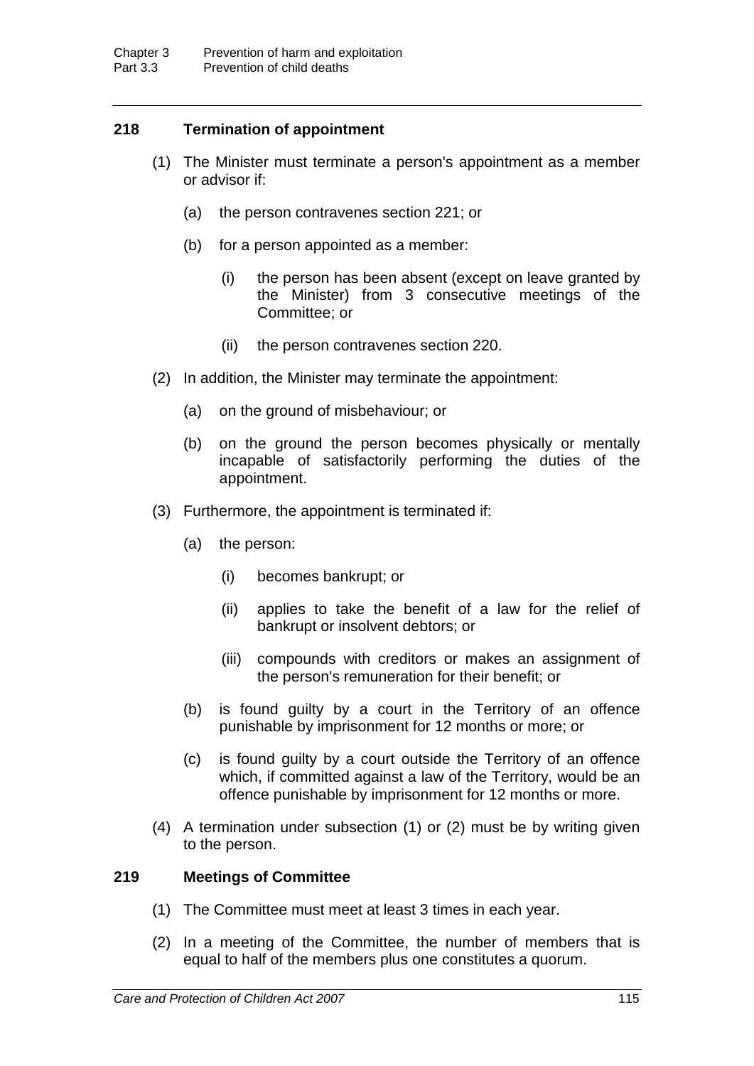### 218 Termination of appointment

(1) The Minister must terminate a person's appointment as a member or advisor if:

(a) the person contravenes section 221; or

(b) for a person appointed as a member:

(i) the person has been absent (except on leave granted by the Minister) from 3 consecutive meetings of the Committee; or

(ii) the person contravenes section 220.

(2) In addition, the Minister may terminate the appointment:

(a) on the ground of misbehaviour; or

(b) on the ground the person becomes physically or mentally incapable of satisfactorily performing the duties of the appointment.

(3) Furthermore, the appointment is terminated if:

(a) the person:

(i) becomes bankrupt; or

(ii) applies to take the benefit of a law for the relief of bankrupt or insolvent debtors; or

(iii) compounds with creditors or makes an assignment of the person's remuneration for their benefit; or

(b) is found guilty by a court in the Territory of an offence punishable by imprisonment for 12 months or more; or

(c) is found guilty by a court outside the Territory of an offence which, if committed against a law of the Territory, would be an offence punishable by imprisonment for 12 months or more.

(4) A termination under subsection (1) or (2) must be by writing given to the person.

### 219 Meetings of Committee

(1) The Committee must meet at least 3 times in each year.

(2) In a meeting of the Committee, the number of members that is equal to half of the members plus one constitutes a quorum.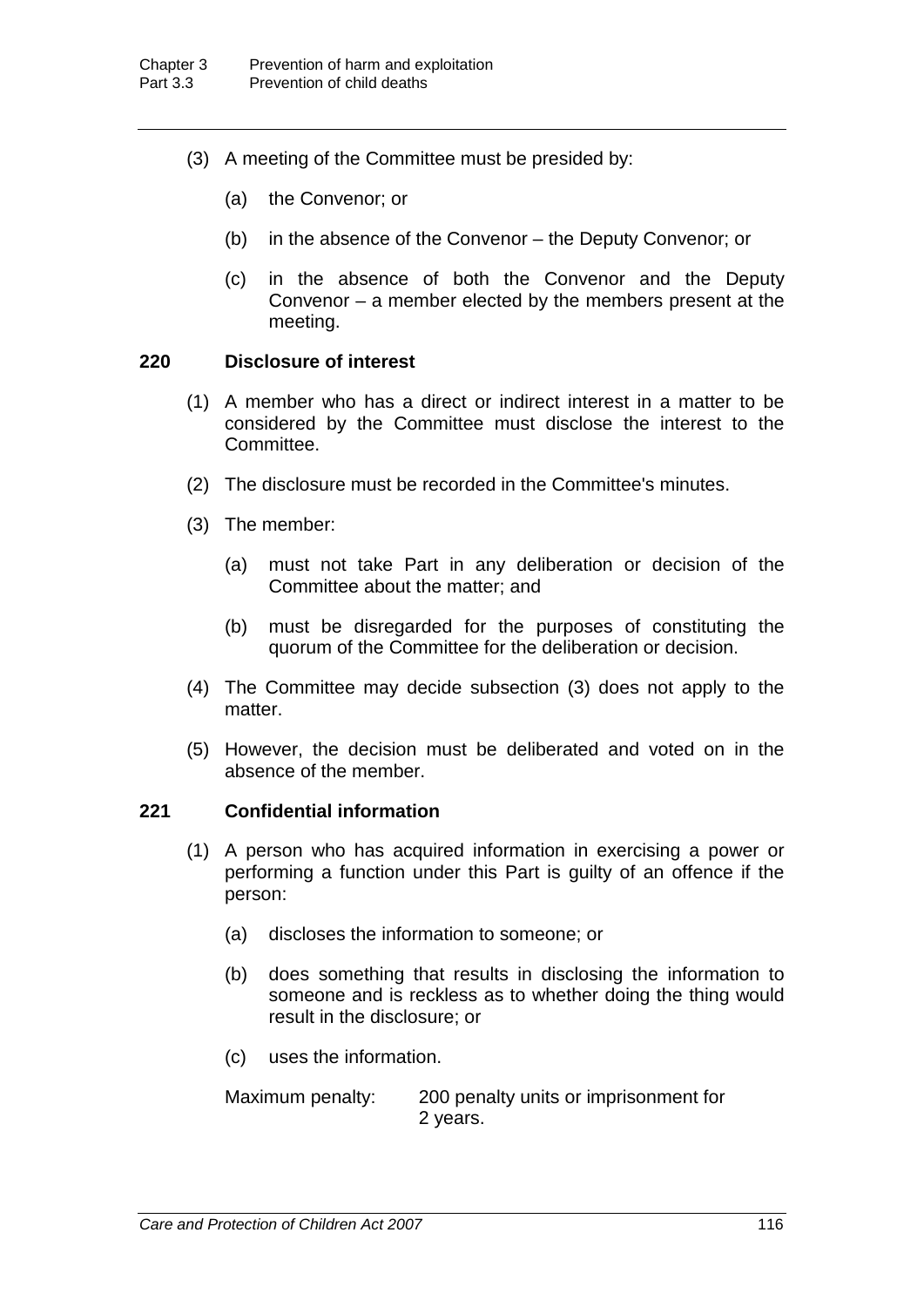(3) A meeting of the Committee must be presided by:

(a) the Convenor; or

(b) in the absence of the Convenor – the Deputy Convenor; or

(c) in the absence of both the Convenor and the Deputy Convenor – a member elected by the members present at the meeting.

### 220 Disclosure of interest

(1) A member who has a direct or indirect interest in a matter to be considered by the Committee must disclose the interest to the Committee.

(2) The disclosure must be recorded in the Committee's minutes.

(3) The member:

(a) must not take Part in any deliberation or decision of the Committee about the matter; and

(b) must be disregarded for the purposes of constituting the quorum of the Committee for the deliberation or decision.

(4) The Committee may decide subsection (3) does not apply to the matter.

(5) However, the decision must be deliberated and voted on in the absence of the member.

### 221 Confidential information

(1) A person who has acquired information in exercising a power or performing a function under this Part is guilty of an offence if the person:

(a) discloses the information to someone; or

(b) does something that results in disclosing the information to someone and is reckless as to whether doing the thing would result in the disclosure; or

(c) uses the information.

Maximum penalty: 200 penalty units or imprisonment for 2 years.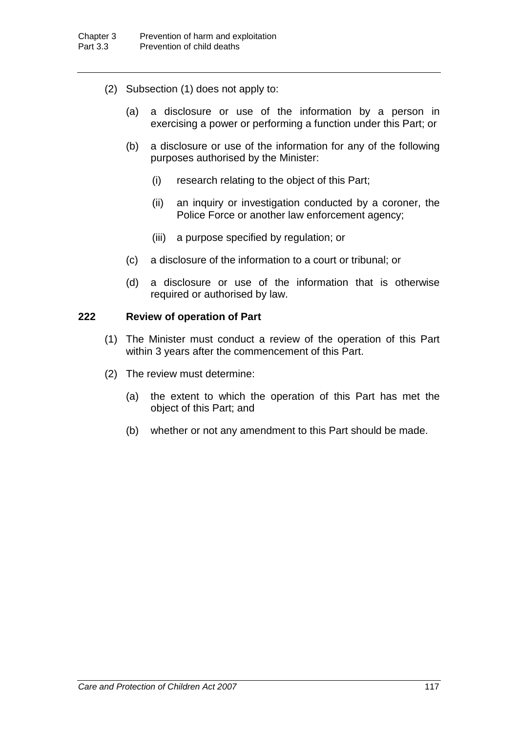(2) Subsection (1) does not apply to:

(a) a disclosure or use of the information by a person in exercising a power or performing a function under this Part; or

(b) a disclosure or use of the information for any of the following purposes authorised by the Minister:

(i) research relating to the object of this Part;

(ii) an inquiry or investigation conducted by a coroner, the Police Force or another law enforcement agency;

(iii) a purpose specified by regulation; or

(c) a disclosure of the information to a court or tribunal; or

(d) a disclosure or use of the information that is otherwise required or authorised by law.

### 222 Review of operation of Part

(1) The Minister must conduct a review of the operation of this Part within 3 years after the commencement of this Part.

(2) The review must determine:

(a) the extent to which the operation of this Part has met the object of this Part; and

(b) whether or not any amendment to this Part should be made.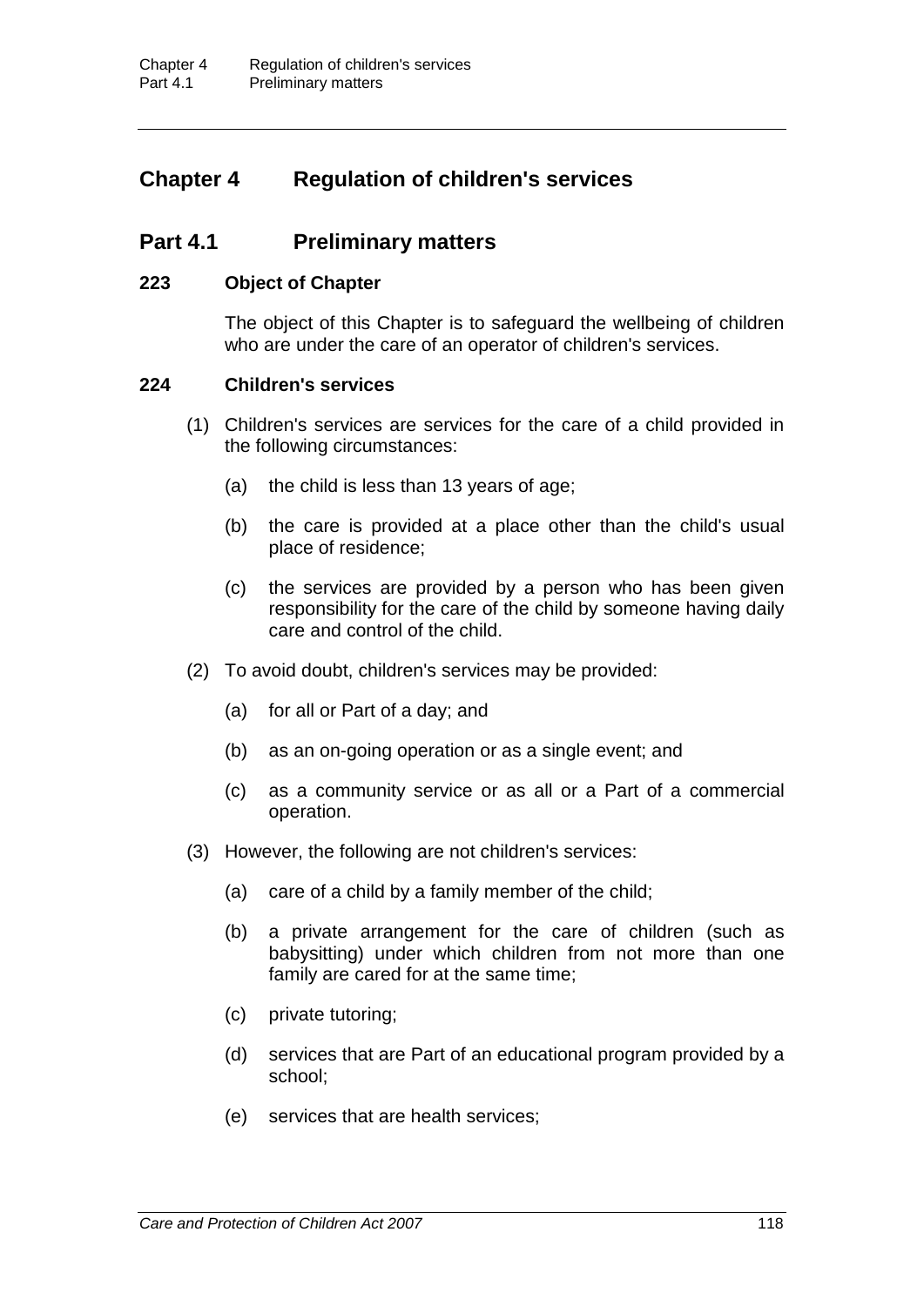# Chapter 4 Regulation of children's services

## Part 4.1 Preliminary matters

### 223 Object of Chapter

The object of this Chapter is to safeguard the wellbeing of children who are under the care of an operator of children's services.

### 224 Children's services

(1) Children's services are services for the care of a child provided in the following circumstances:

(a) the child is less than 13 years of age;

(b) the care is provided at a place other than the child's usual place of residence;

(c) the services are provided by a person who has been given responsibility for the care of the child by someone having daily care and control of the child.

(2) To avoid doubt, children's services may be provided:

(a) for all or Part of a day; and

(b) as an on-going operation or as a single event; and

(c) as a community service or as all or a Part of a commercial operation.

(3) However, the following are not children's services:

(a) care of a child by a family member of the child;

(b) a private arrangement for the care of children (such as babysitting) under which children from not more than one family are cared for at the same time;

(c) private tutoring;

(d) services that are Part of an educational program provided by a school;

(e) services that are health services;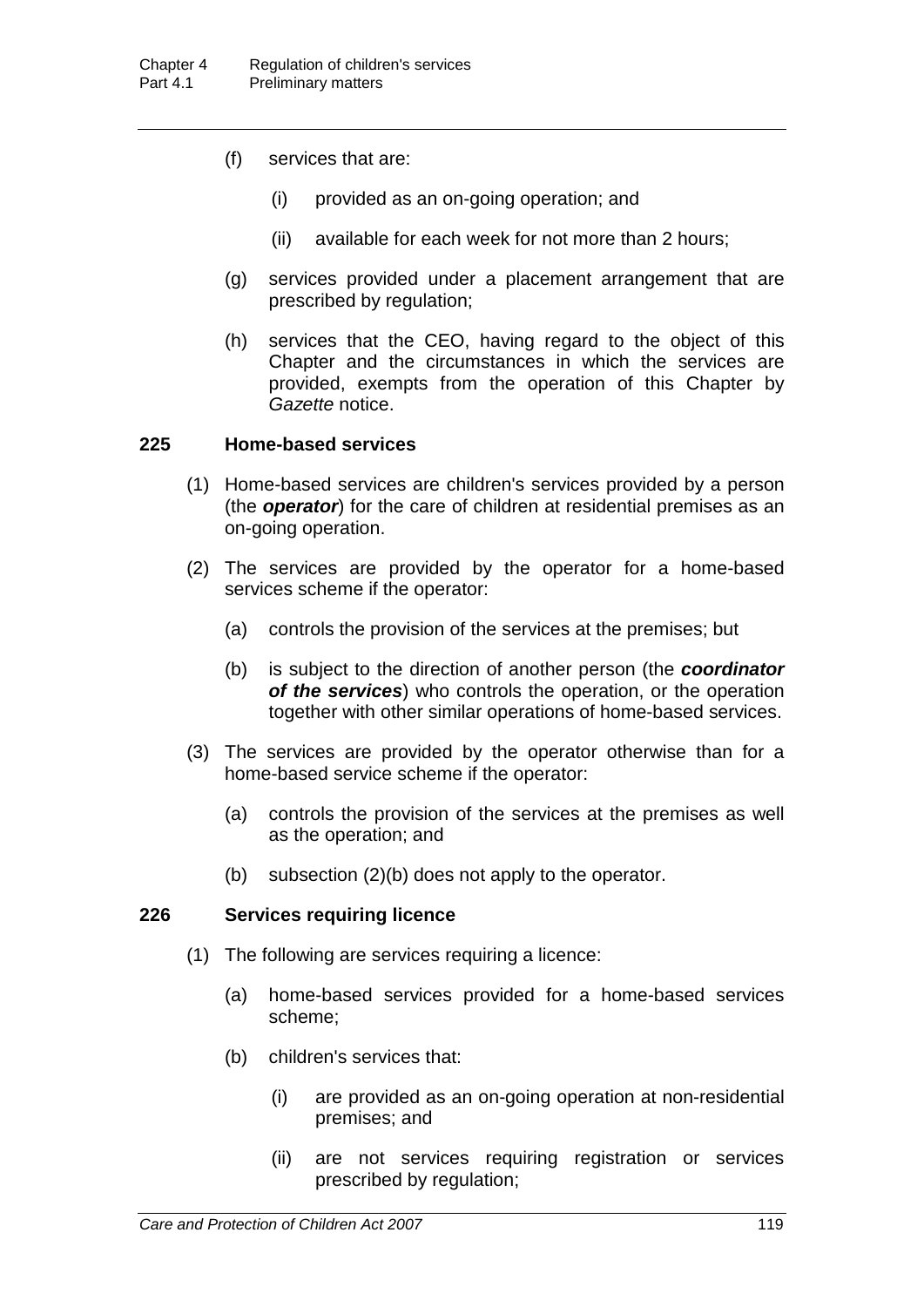(f) services that are:

(i) provided as an on-going operation; and

(ii) available for each week for not more than 2 hours;

(g) services provided under a placement arrangement that are prescribed by regulation;

(h) services that the CEO, having regard to the object of this Chapter and the circumstances in which the services are provided, exempts from the operation of this Chapter by *Gazette* notice.

### 225 Home-based services

(1) Home-based services are children's services provided by a person (the ***operator***) for the care of children at residential premises as an on-going operation.

(2) The services are provided by the operator for a home-based services scheme if the operator:

(a) controls the provision of the services at the premises; but

(b) is subject to the direction of another person (the ***coordinator of the services***) who controls the operation, or the operation together with other similar operations of home-based services.

(3) The services are provided by the operator otherwise than for a home-based service scheme if the operator:

(a) controls the provision of the services at the premises as well as the operation; and

(b) subsection (2)(b) does not apply to the operator.

### 226 Services requiring licence

(1) The following are services requiring a licence:

(a) home-based services provided for a home-based services scheme;

(b) children's services that:

(i) are provided as an on-going operation at non-residential premises; and

(ii) are not services requiring registration or services prescribed by regulation;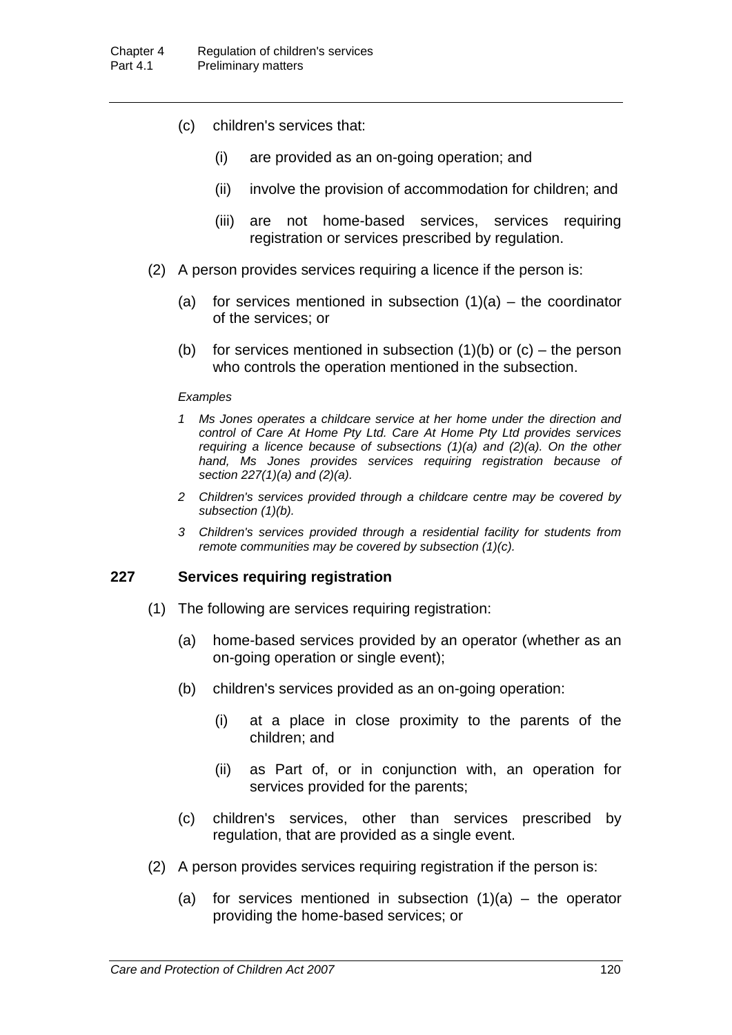(c) children's services that:

(i) are provided as an on-going operation; and

(ii) involve the provision of accommodation for children; and

(iii) are not home-based services, services requiring registration or services prescribed by regulation.

(2) A person provides services requiring a licence if the person is:

(a) for services mentioned in subsection (1)(a) – the coordinator of the services; or

(b) for services mentioned in subsection (1)(b) or (c) – the person who controls the operation mentioned in the subsection.

*Examples*

*1 Ms Jones operates a childcare service at her home under the direction and control of Care At Home Pty Ltd. Care At Home Pty Ltd provides services requiring a licence because of subsections (1)(a) and (2)(a). On the other hand, Ms Jones provides services requiring registration because of section 227(1)(a) and (2)(a).*

*2 Children's services provided through a childcare centre may be covered by subsection (1)(b).*

*3 Children's services provided through a residential facility for students from remote communities may be covered by subsection (1)(c).*

### 227 Services requiring registration

(1) The following are services requiring registration:

(a) home-based services provided by an operator (whether as an on-going operation or single event);

(b) children's services provided as an on-going operation:

(i) at a place in close proximity to the parents of the children; and

(ii) as Part of, or in conjunction with, an operation for services provided for the parents;

(c) children's services, other than services prescribed by regulation, that are provided as a single event.

(2) A person provides services requiring registration if the person is:

(a) for services mentioned in subsection (1)(a) – the operator providing the home-based services; or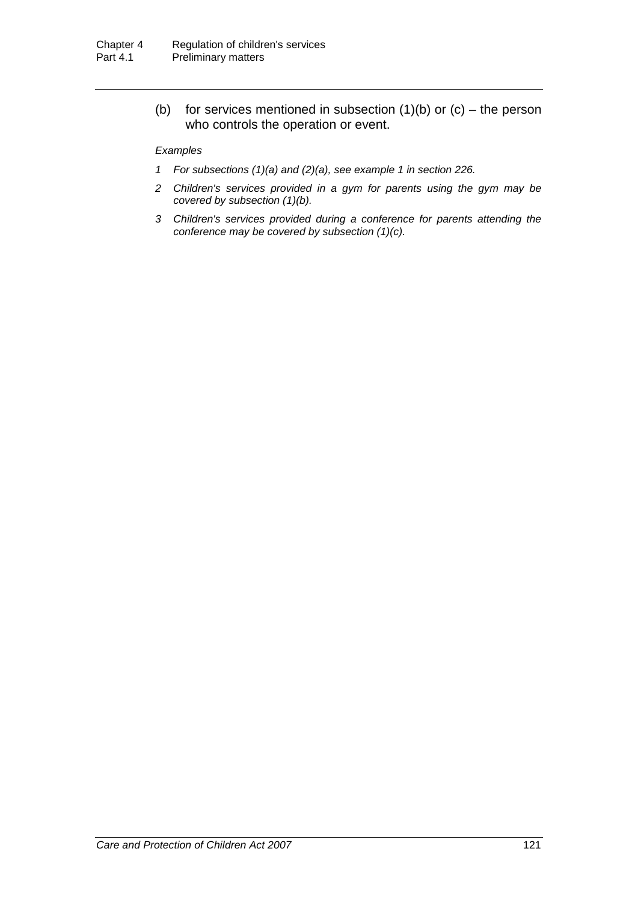(b) for services mentioned in subsection (1)(b) or (c) – the person who controls the operation or event.

*Examples*

*1 For subsections (1)(a) and (2)(a), see example 1 in section 226.*

*2 Children's services provided in a gym for parents using the gym may be covered by subsection (1)(b).*

*3 Children's services provided during a conference for parents attending the conference may be covered by subsection (1)(c).*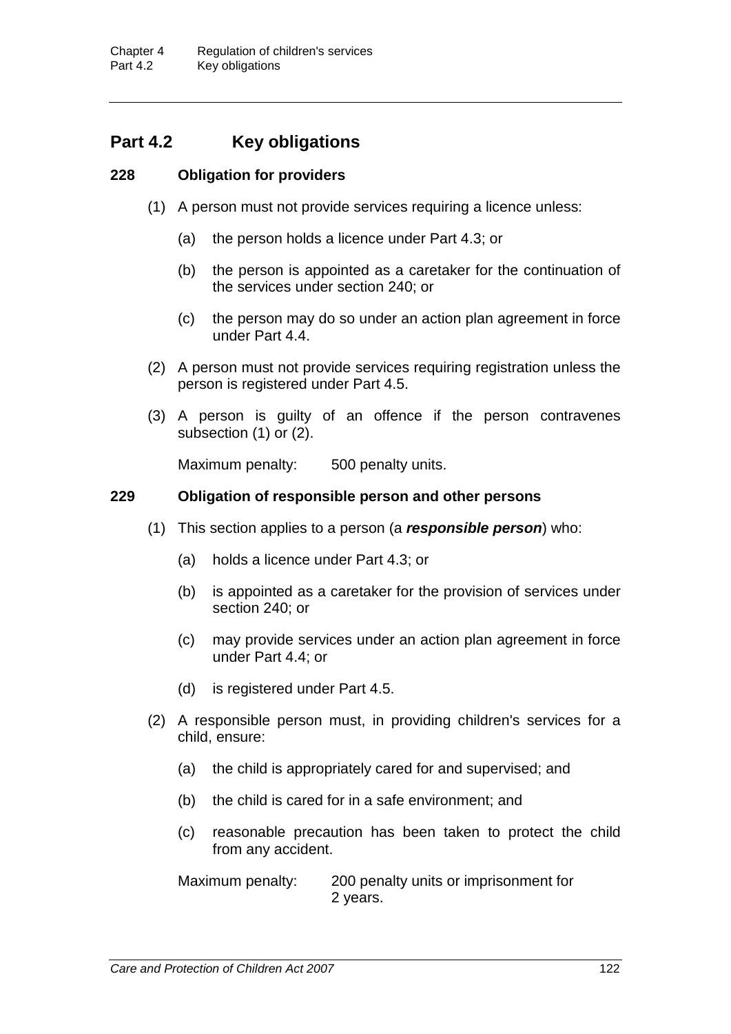## Part 4.2 Key obligations

### 228 Obligation for providers

(1) A person must not provide services requiring a licence unless:

(a) the person holds a licence under Part 4.3; or

(b) the person is appointed as a caretaker for the continuation of the services under section 240; or

(c) the person may do so under an action plan agreement in force under Part 4.4.

(2) A person must not provide services requiring registration unless the person is registered under Part 4.5.

(3) A person is guilty of an offence if the person contravenes subsection (1) or (2).

Maximum penalty: 500 penalty units.

### 229 Obligation of responsible person and other persons

(1) This section applies to a person (a ***responsible person***) who:

(a) holds a licence under Part 4.3; or

(b) is appointed as a caretaker for the provision of services under section 240; or

(c) may provide services under an action plan agreement in force under Part 4.4; or

(d) is registered under Part 4.5.

(2) A responsible person must, in providing children's services for a child, ensure:

(a) the child is appropriately cared for and supervised; and

(b) the child is cared for in a safe environment; and

(c) reasonable precaution has been taken to protect the child from any accident.

Maximum penalty: 200 penalty units or imprisonment for 2 years.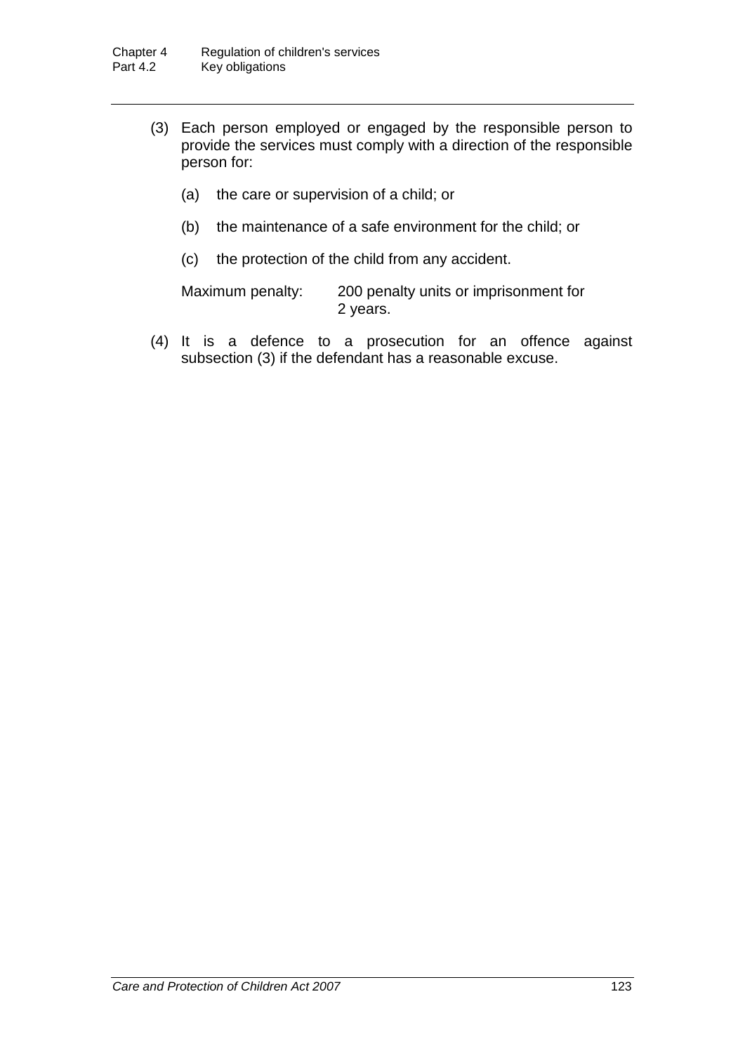(3) Each person employed or engaged by the responsible person to provide the services must comply with a direction of the responsible person for:

(a) the care or supervision of a child; or

(b) the maintenance of a safe environment for the child; or

(c) the protection of the child from any accident.

Maximum penalty: 200 penalty units or imprisonment for 2 years.

(4) It is a defence to a prosecution for an offence against subsection (3) if the defendant has a reasonable excuse.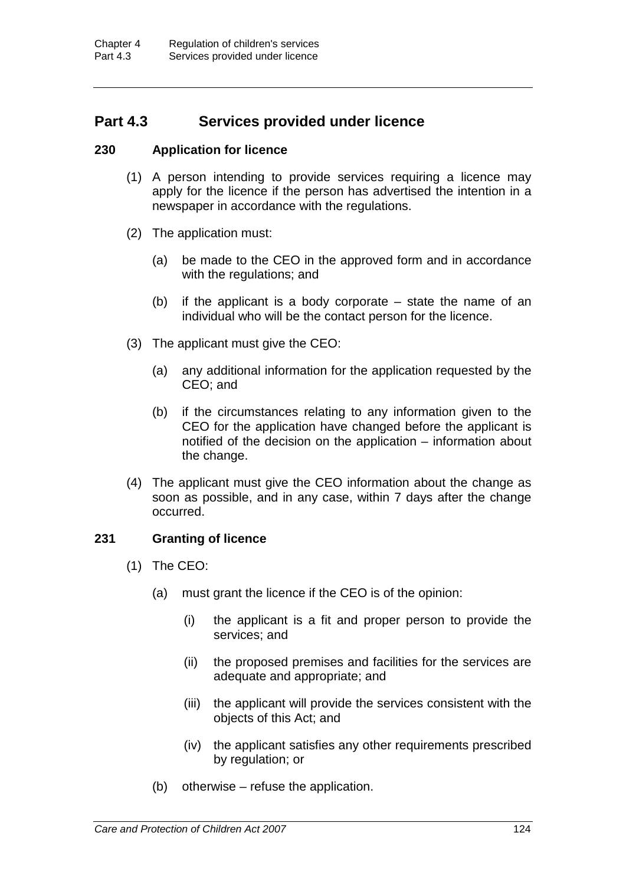## Part 4.3 Services provided under licence

### 230 Application for licence

(1) A person intending to provide services requiring a licence may apply for the licence if the person has advertised the intention in a newspaper in accordance with the regulations.

(2) The application must:

(a) be made to the CEO in the approved form and in accordance with the regulations; and

(b) if the applicant is a body corporate – state the name of an individual who will be the contact person for the licence.

(3) The applicant must give the CEO:

(a) any additional information for the application requested by the CEO; and

(b) if the circumstances relating to any information given to the CEO for the application have changed before the applicant is notified of the decision on the application – information about the change.

(4) The applicant must give the CEO information about the change as soon as possible, and in any case, within 7 days after the change occurred.

### 231 Granting of licence

(1) The CEO:

(a) must grant the licence if the CEO is of the opinion:

(i) the applicant is a fit and proper person to provide the services; and

(ii) the proposed premises and facilities for the services are adequate and appropriate; and

(iii) the applicant will provide the services consistent with the objects of this Act; and

(iv) the applicant satisfies any other requirements prescribed by regulation; or

(b) otherwise – refuse the application.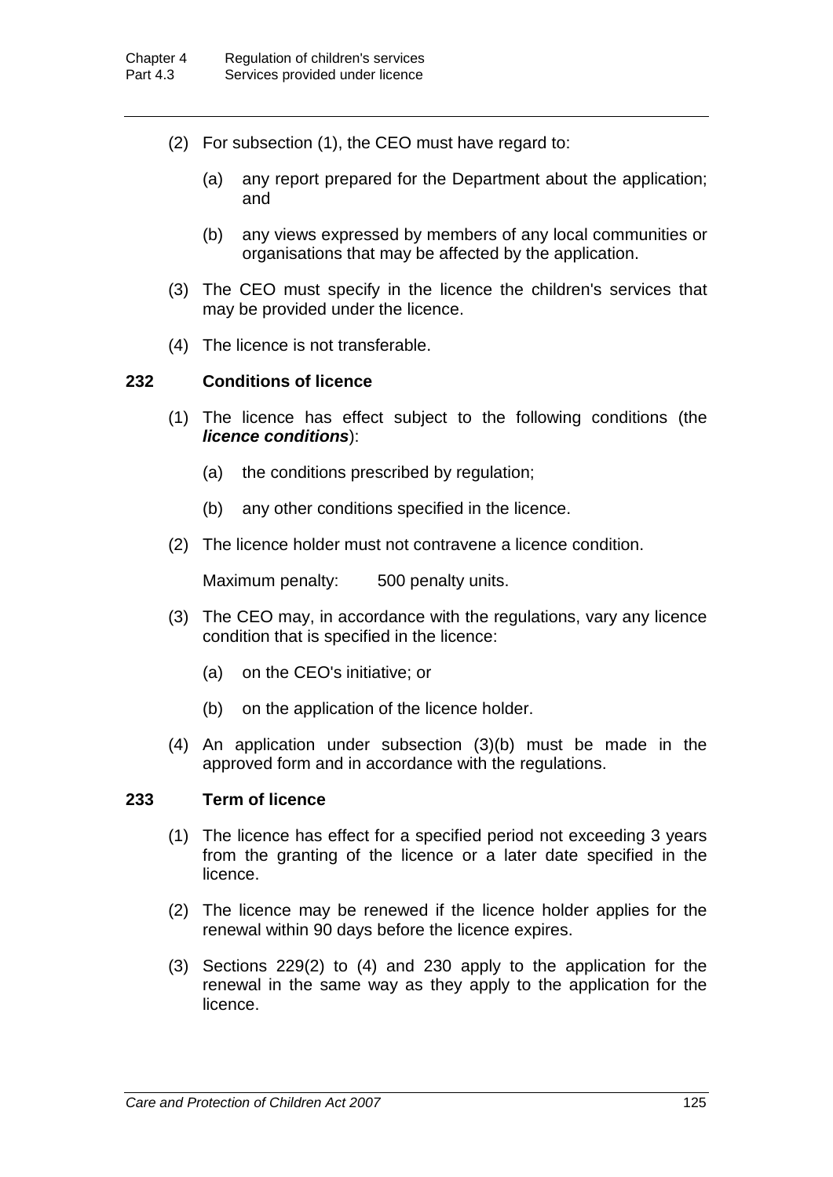(2) For subsection (1), the CEO must have regard to:

(a) any report prepared for the Department about the application; and

(b) any views expressed by members of any local communities or organisations that may be affected by the application.

(3) The CEO must specify in the licence the children's services that may be provided under the licence.

(4) The licence is not transferable.

### 232 Conditions of licence

(1) The licence has effect subject to the following conditions (the ***licence conditions***):

(a) the conditions prescribed by regulation;

(b) any other conditions specified in the licence.

(2) The licence holder must not contravene a licence condition.

Maximum penalty: 500 penalty units.

(3) The CEO may, in accordance with the regulations, vary any licence condition that is specified in the licence:

(a) on the CEO's initiative; or

(b) on the application of the licence holder.

(4) An application under subsection (3)(b) must be made in the approved form and in accordance with the regulations.

### 233 Term of licence

(1) The licence has effect for a specified period not exceeding 3 years from the granting of the licence or a later date specified in the licence.

(2) The licence may be renewed if the licence holder applies for the renewal within 90 days before the licence expires.

(3) Sections 229(2) to (4) and 230 apply to the application for the renewal in the same way as they apply to the application for the licence.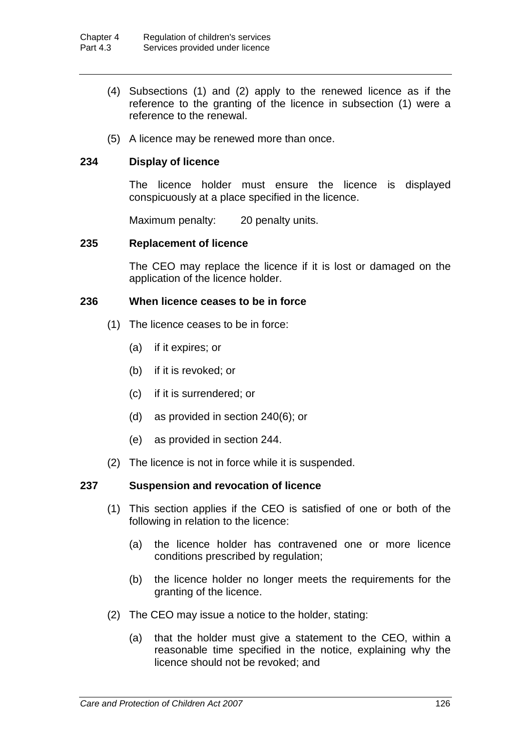(4) Subsections (1) and (2) apply to the renewed licence as if the reference to the granting of the licence in subsection (1) were a reference to the renewal.

(5) A licence may be renewed more than once.

### 234 Display of licence

The licence holder must ensure the licence is displayed conspicuously at a place specified in the licence.

Maximum penalty: 20 penalty units.

### 235 Replacement of licence

The CEO may replace the licence if it is lost or damaged on the application of the licence holder.

### 236 When licence ceases to be in force

(1) The licence ceases to be in force:

(a) if it expires; or

(b) if it is revoked; or

(c) if it is surrendered; or

(d) as provided in section 240(6); or

(e) as provided in section 244.

(2) The licence is not in force while it is suspended.

### 237 Suspension and revocation of licence

(1) This section applies if the CEO is satisfied of one or both of the following in relation to the licence:

(a) the licence holder has contravened one or more licence conditions prescribed by regulation;

(b) the licence holder no longer meets the requirements for the granting of the licence.

(2) The CEO may issue a notice to the holder, stating:

(a) that the holder must give a statement to the CEO, within a reasonable time specified in the notice, explaining why the licence should not be revoked; and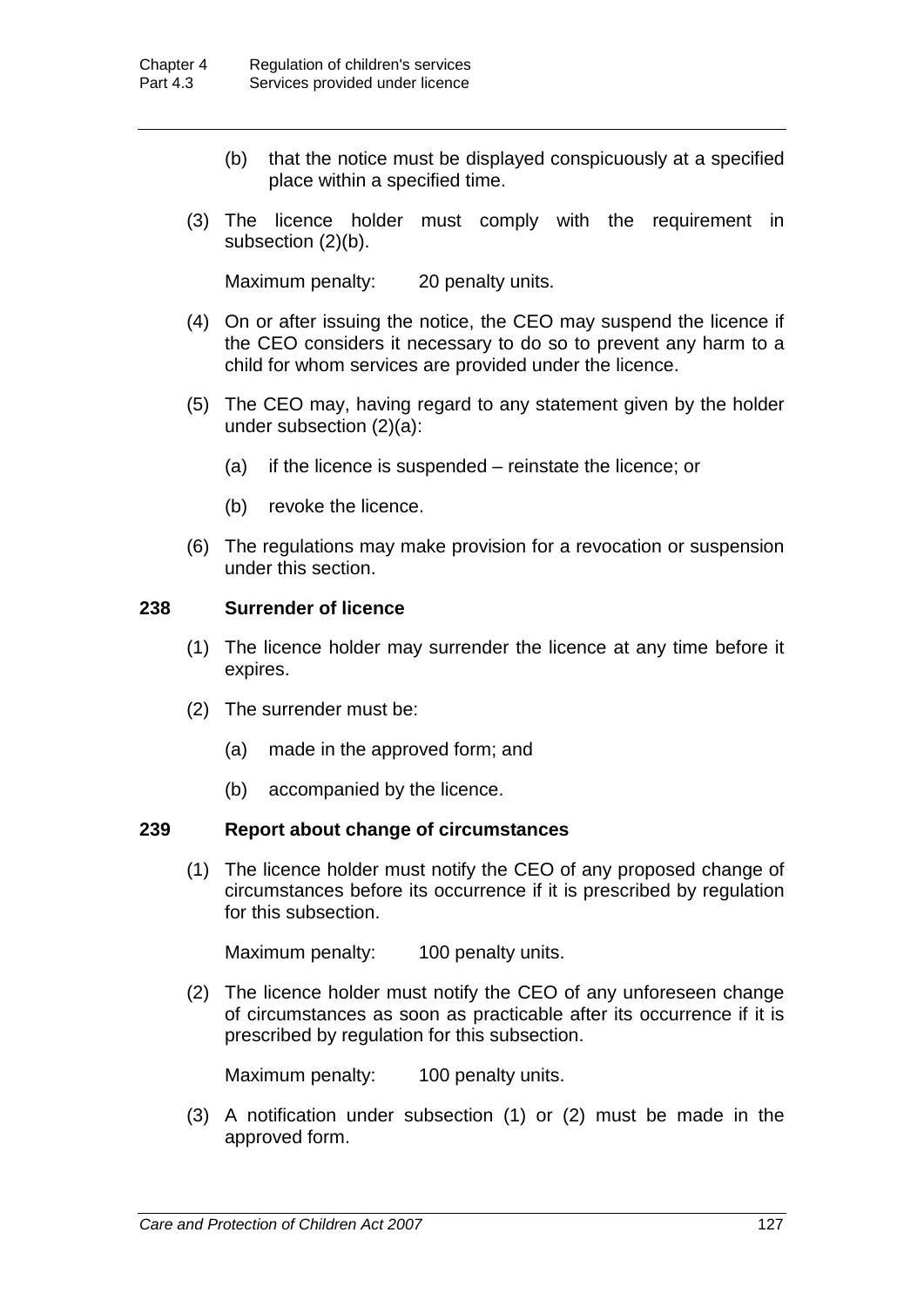(b) that the notice must be displayed conspicuously at a specified place within a specified time.

(3) The licence holder must comply with the requirement in subsection (2)(b).

Maximum penalty: 20 penalty units.

(4) On or after issuing the notice, the CEO may suspend the licence if the CEO considers it necessary to do so to prevent any harm to a child for whom services are provided under the licence.

(5) The CEO may, having regard to any statement given by the holder under subsection (2)(a):

(a) if the licence is suspended – reinstate the licence; or

(b) revoke the licence.

(6) The regulations may make provision for a revocation or suspension under this section.

### 238 Surrender of licence

(1) The licence holder may surrender the licence at any time before it expires.

(2) The surrender must be:

(a) made in the approved form; and

(b) accompanied by the licence.

### 239 Report about change of circumstances

(1) The licence holder must notify the CEO of any proposed change of circumstances before its occurrence if it is prescribed by regulation for this subsection.

Maximum penalty: 100 penalty units.

(2) The licence holder must notify the CEO of any unforeseen change of circumstances as soon as practicable after its occurrence if it is prescribed by regulation for this subsection.

Maximum penalty: 100 penalty units.

(3) A notification under subsection (1) or (2) must be made in the approved form.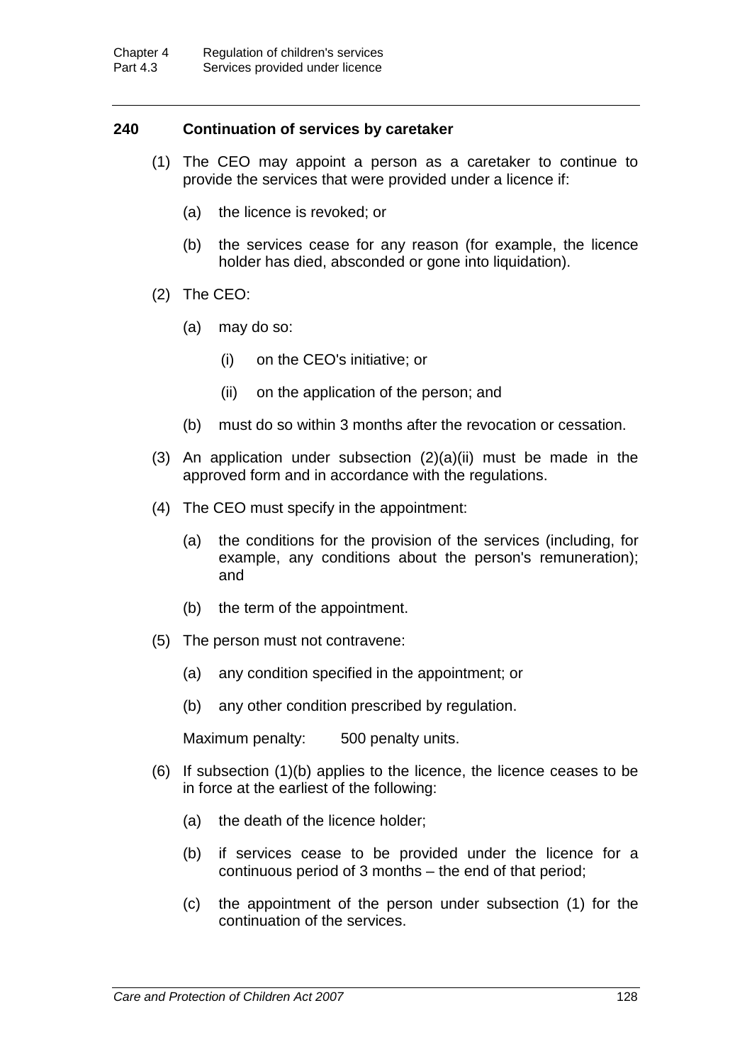### 240 Continuation of services by caretaker

(1) The CEO may appoint a person as a caretaker to continue to provide the services that were provided under a licence if:

(a) the licence is revoked; or

(b) the services cease for any reason (for example, the licence holder has died, absconded or gone into liquidation).

(2) The CEO:

(a) may do so:

(i) on the CEO's initiative; or

(ii) on the application of the person; and

(b) must do so within 3 months after the revocation or cessation.

(3) An application under subsection (2)(a)(ii) must be made in the approved form and in accordance with the regulations.

(4) The CEO must specify in the appointment:

(a) the conditions for the provision of the services (including, for example, any conditions about the person's remuneration); and

(b) the term of the appointment.

(5) The person must not contravene:

(a) any condition specified in the appointment; or

(b) any other condition prescribed by regulation.

Maximum penalty: 500 penalty units.

(6) If subsection (1)(b) applies to the licence, the licence ceases to be in force at the earliest of the following:

(a) the death of the licence holder;

(b) if services cease to be provided under the licence for a continuous period of 3 months – the end of that period;

(c) the appointment of the person under subsection (1) for the continuation of the services.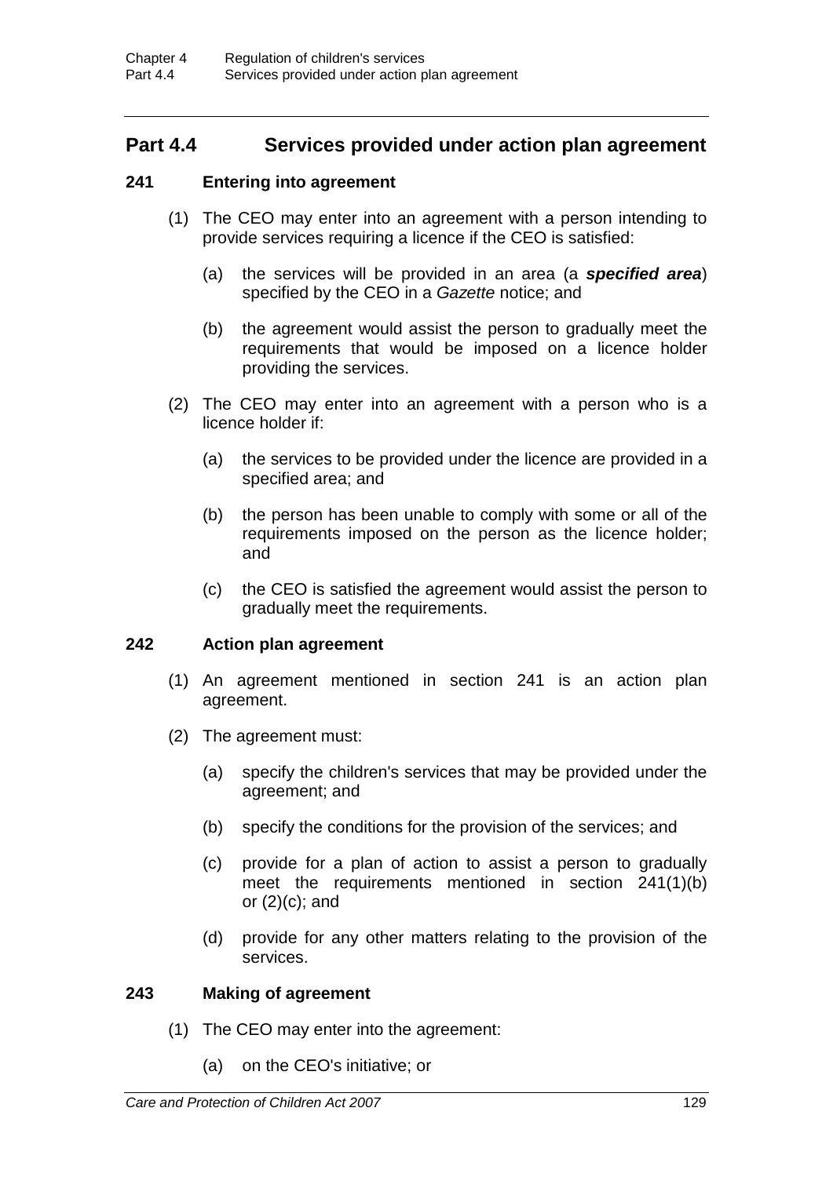## Part 4.4 Services provided under action plan agreement

### 241 Entering into agreement

(1) The CEO may enter into an agreement with a person intending to provide services requiring a licence if the CEO is satisfied:

(a) the services will be provided in an area (a ***specified area***) specified by the CEO in a *Gazette* notice; and

(b) the agreement would assist the person to gradually meet the requirements that would be imposed on a licence holder providing the services.

(2) The CEO may enter into an agreement with a person who is a licence holder if:

(a) the services to be provided under the licence are provided in a specified area; and

(b) the person has been unable to comply with some or all of the requirements imposed on the person as the licence holder; and

(c) the CEO is satisfied the agreement would assist the person to gradually meet the requirements.

### 242 Action plan agreement

(1) An agreement mentioned in section 241 is an action plan agreement.

(2) The agreement must:

(a) specify the children's services that may be provided under the agreement; and

(b) specify the conditions for the provision of the services; and

(c) provide for a plan of action to assist a person to gradually meet the requirements mentioned in section 241(1)(b) or (2)(c); and

(d) provide for any other matters relating to the provision of the services.

### 243 Making of agreement

(1) The CEO may enter into the agreement:

(a) on the CEO's initiative; or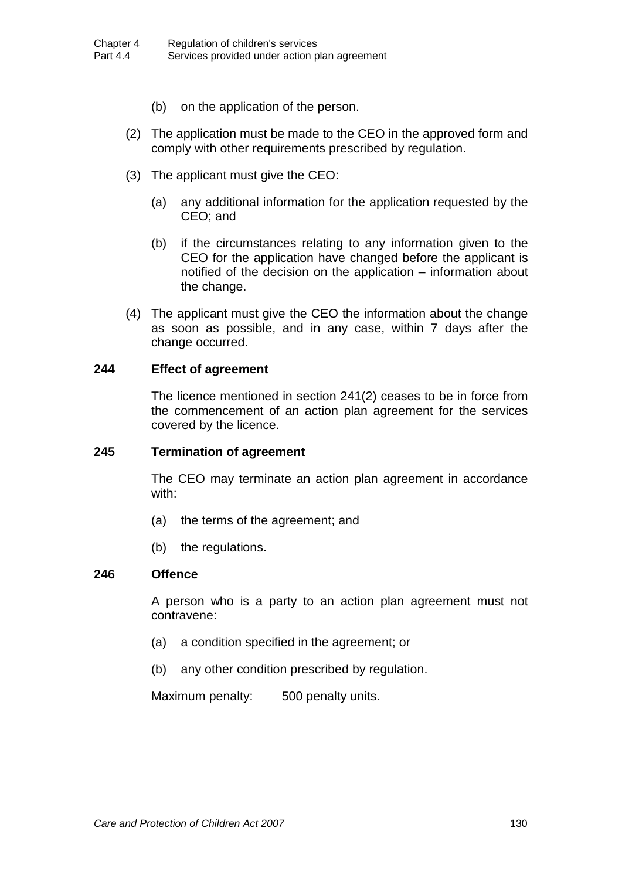(b) on the application of the person.

(2) The application must be made to the CEO in the approved form and comply with other requirements prescribed by regulation.

(3) The applicant must give the CEO:

(a) any additional information for the application requested by the CEO; and

(b) if the circumstances relating to any information given to the CEO for the application have changed before the applicant is notified of the decision on the application – information about the change.

(4) The applicant must give the CEO the information about the change as soon as possible, and in any case, within 7 days after the change occurred.

### 244 Effect of agreement

The licence mentioned in section 241(2) ceases to be in force from the commencement of an action plan agreement for the services covered by the licence.

### 245 Termination of agreement

The CEO may terminate an action plan agreement in accordance with:

(a) the terms of the agreement; and

(b) the regulations.

### 246 Offence

A person who is a party to an action plan agreement must not contravene:

(a) a condition specified in the agreement; or

(b) any other condition prescribed by regulation.

Maximum penalty: 500 penalty units.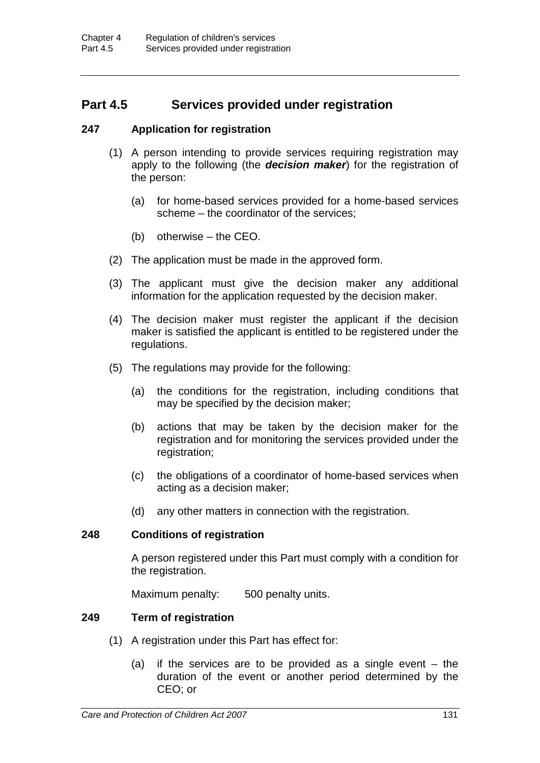## Part 4.5 Services provided under registration

### 247 Application for registration

(1) A person intending to provide services requiring registration may apply to the following (the ***decision maker***) for the registration of the person:

(a) for home-based services provided for a home-based services scheme – the coordinator of the services;

(b) otherwise – the CEO.

(2) The application must be made in the approved form.

(3) The applicant must give the decision maker any additional information for the application requested by the decision maker.

(4) The decision maker must register the applicant if the decision maker is satisfied the applicant is entitled to be registered under the regulations.

(5) The regulations may provide for the following:

(a) the conditions for the registration, including conditions that may be specified by the decision maker;

(b) actions that may be taken by the decision maker for the registration and for monitoring the services provided under the registration;

(c) the obligations of a coordinator of home-based services when acting as a decision maker;

(d) any other matters in connection with the registration.

### 248 Conditions of registration

A person registered under this Part must comply with a condition for the registration.

Maximum penalty: 500 penalty units.

### 249 Term of registration

(1) A registration under this Part has effect for:

(a) if the services are to be provided as a single event – the duration of the event or another period determined by the CEO; or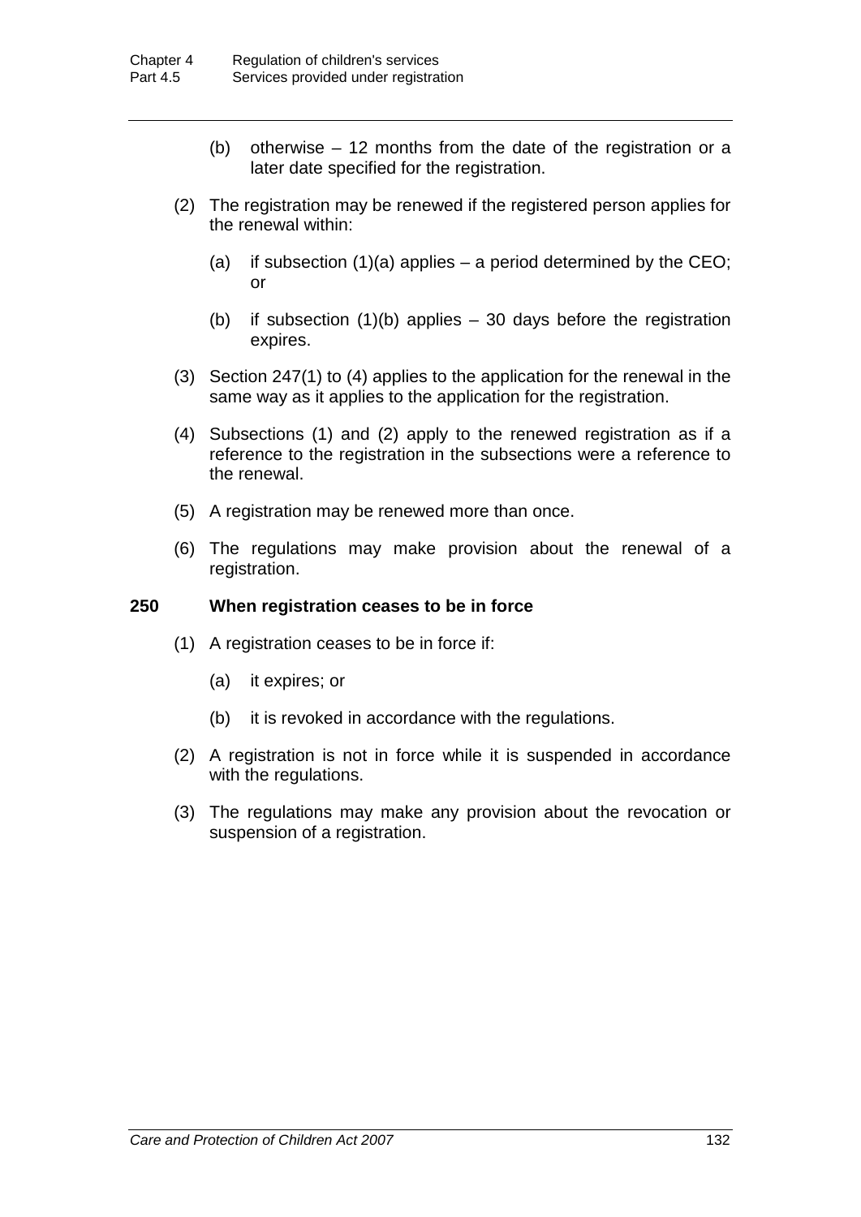(b) otherwise – 12 months from the date of the registration or a later date specified for the registration.

(2) The registration may be renewed if the registered person applies for the renewal within:

(a) if subsection (1)(a) applies – a period determined by the CEO; or

(b) if subsection (1)(b) applies – 30 days before the registration expires.

(3) Section 247(1) to (4) applies to the application for the renewal in the same way as it applies to the application for the registration.

(4) Subsections (1) and (2) apply to the renewed registration as if a reference to the registration in the subsections were a reference to the renewal.

(5) A registration may be renewed more than once.

(6) The regulations may make provision about the renewal of a registration.

### 250 When registration ceases to be in force

(1) A registration ceases to be in force if:

(a) it expires; or

(b) it is revoked in accordance with the regulations.

(2) A registration is not in force while it is suspended in accordance with the regulations.

(3) The regulations may make any provision about the revocation or suspension of a registration.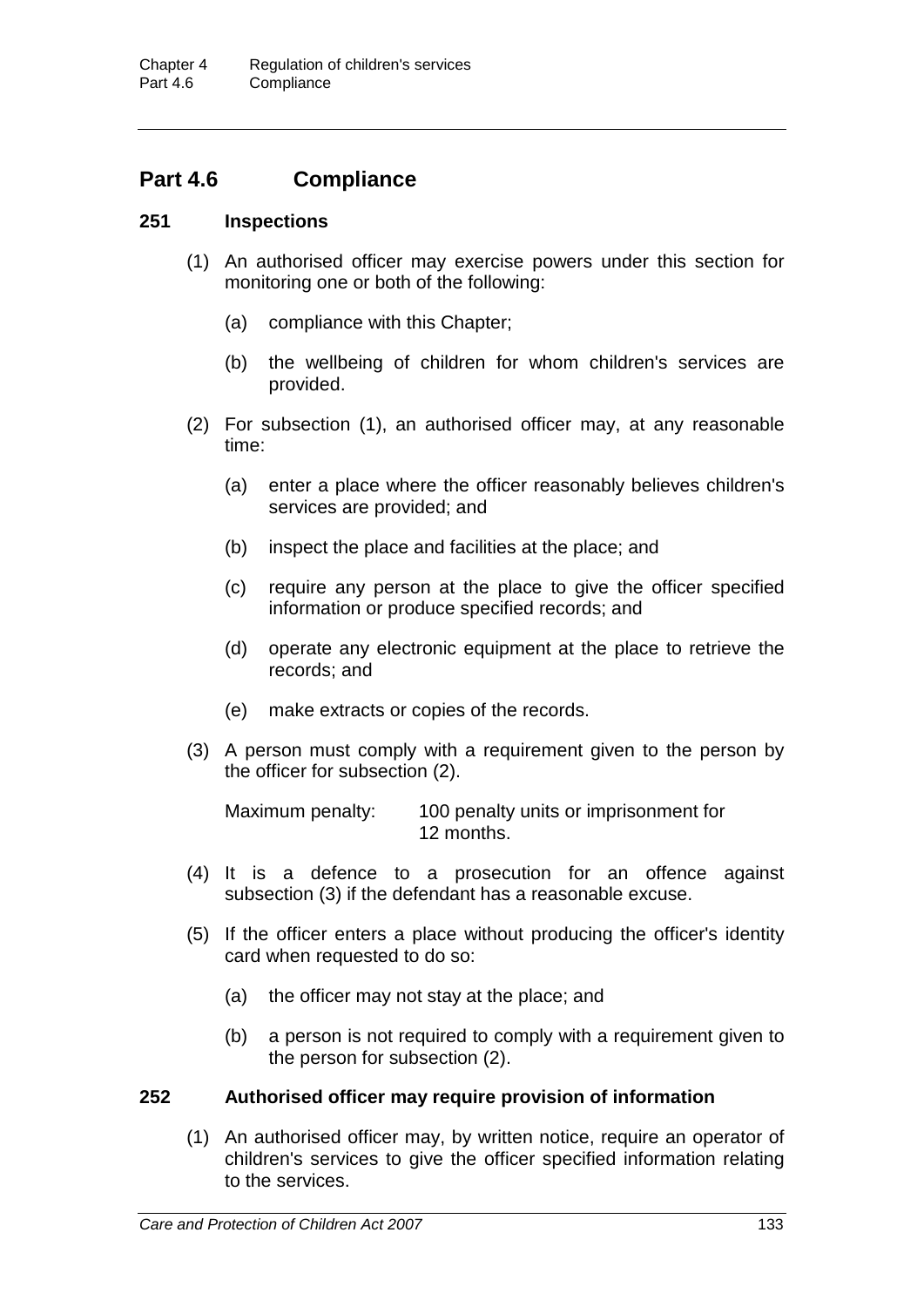## Part 4.6 Compliance

### 251 Inspections

(1) An authorised officer may exercise powers under this section for monitoring one or both of the following:

(a) compliance with this Chapter;

(b) the wellbeing of children for whom children's services are provided.

(2) For subsection (1), an authorised officer may, at any reasonable time:

(a) enter a place where the officer reasonably believes children's services are provided; and

(b) inspect the place and facilities at the place; and

(c) require any person at the place to give the officer specified information or produce specified records; and

(d) operate any electronic equipment at the place to retrieve the records; and

(e) make extracts or copies of the records.

(3) A person must comply with a requirement given to the person by the officer for subsection (2).

Maximum penalty: 100 penalty units or imprisonment for 12 months.

(4) It is a defence to a prosecution for an offence against subsection (3) if the defendant has a reasonable excuse.

(5) If the officer enters a place without producing the officer's identity card when requested to do so:

(a) the officer may not stay at the place; and

(b) a person is not required to comply with a requirement given to the person for subsection (2).

### 252 Authorised officer may require provision of information

(1) An authorised officer may, by written notice, require an operator of children's services to give the officer specified information relating to the services.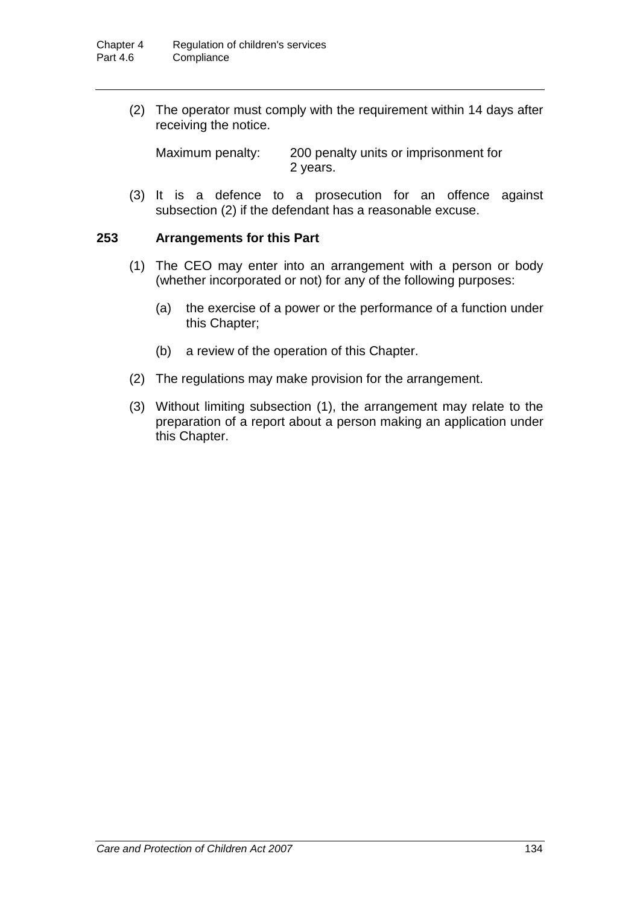(2) The operator must comply with the requirement within 14 days after receiving the notice.

Maximum penalty: 200 penalty units or imprisonment for 2 years.

(3) It is a defence to a prosecution for an offence against subsection (2) if the defendant has a reasonable excuse.

### 253 Arrangements for this Part

(1) The CEO may enter into an arrangement with a person or body (whether incorporated or not) for any of the following purposes:

(a) the exercise of a power or the performance of a function under this Chapter;

(b) a review of the operation of this Chapter.

(2) The regulations may make provision for the arrangement.

(3) Without limiting subsection (1), the arrangement may relate to the preparation of a report about a person making an application under this Chapter.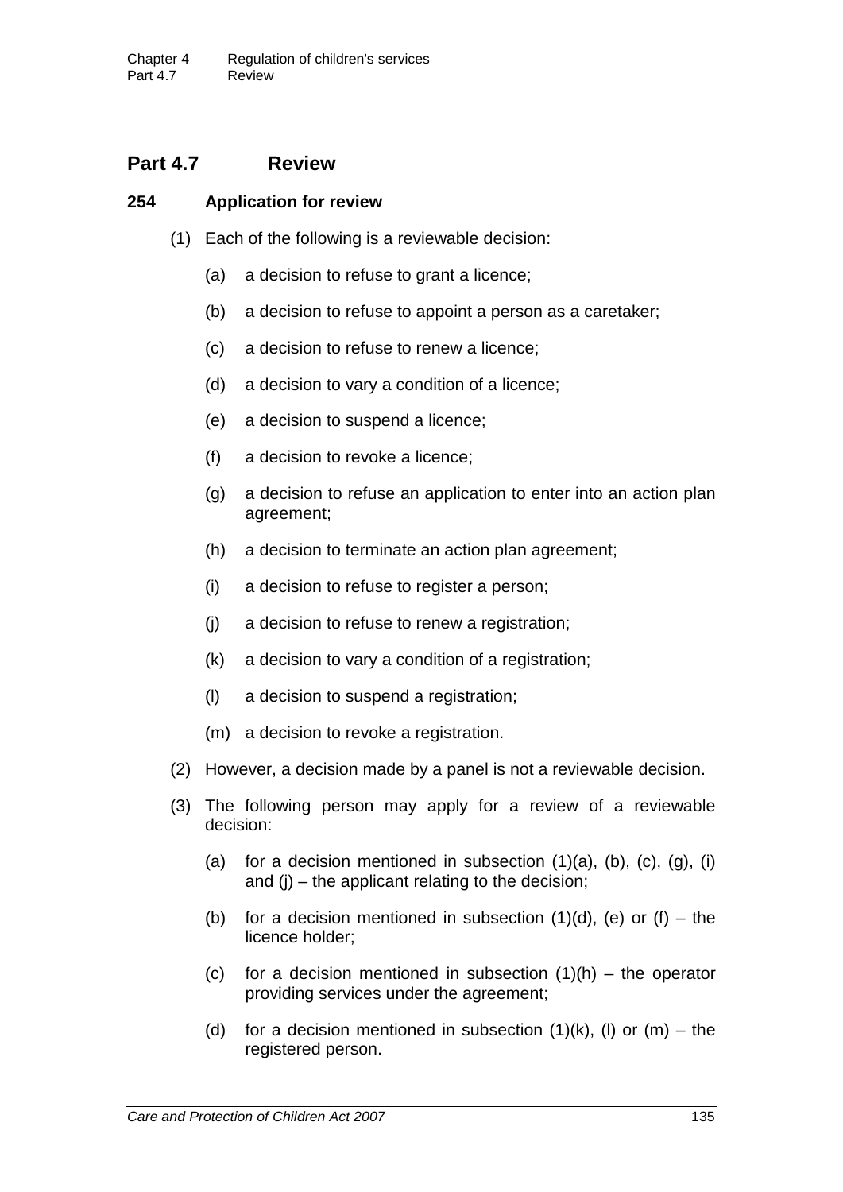## Part 4.7 Review

### 254 Application for review

(1) Each of the following is a reviewable decision:

(a) a decision to refuse to grant a licence;

(b) a decision to refuse to appoint a person as a caretaker;

(c) a decision to refuse to renew a licence;

(d) a decision to vary a condition of a licence;

(e) a decision to suspend a licence;

(f) a decision to revoke a licence;

(g) a decision to refuse an application to enter into an action plan agreement;

(h) a decision to terminate an action plan agreement;

(i) a decision to refuse to register a person;

(j) a decision to refuse to renew a registration;

(k) a decision to vary a condition of a registration;

(l) a decision to suspend a registration;

(m) a decision to revoke a registration.

(2) However, a decision made by a panel is not a reviewable decision.

(3) The following person may apply for a review of a reviewable decision:

(a) for a decision mentioned in subsection (1)(a), (b), (c), (g), (i) and (j) – the applicant relating to the decision;

(b) for a decision mentioned in subsection (1)(d), (e) or (f) – the licence holder;

(c) for a decision mentioned in subsection (1)(h) – the operator providing services under the agreement;

(d) for a decision mentioned in subsection (1)(k), (l) or (m) – the registered person.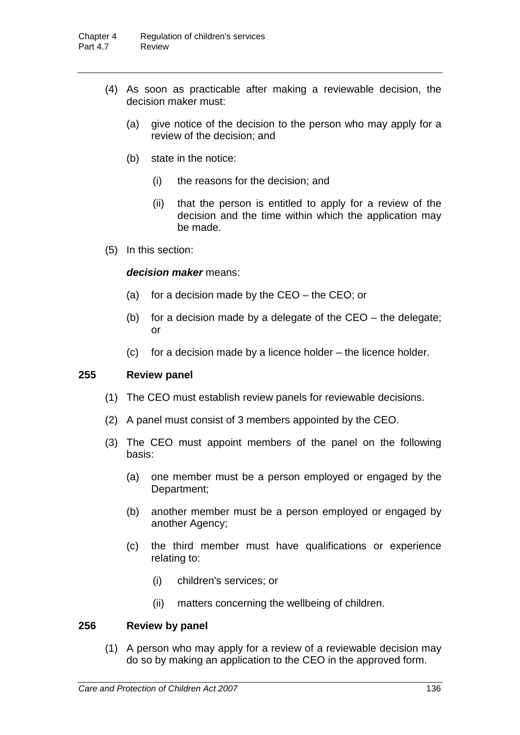(4) As soon as practicable after making a reviewable decision, the decision maker must:

(a) give notice of the decision to the person who may apply for a review of the decision; and

(b) state in the notice:

(i) the reasons for the decision; and

(ii) that the person is entitled to apply for a review of the decision and the time within which the application may be made.

(5) In this section:

***decision maker*** means:

(a) for a decision made by the CEO – the CEO; or

(b) for a decision made by a delegate of the CEO – the delegate; or

(c) for a decision made by a licence holder – the licence holder.

### 255 Review panel

(1) The CEO must establish review panels for reviewable decisions.

(2) A panel must consist of 3 members appointed by the CEO.

(3) The CEO must appoint members of the panel on the following basis:

(a) one member must be a person employed or engaged by the Department;

(b) another member must be a person employed or engaged by another Agency;

(c) the third member must have qualifications or experience relating to:

(i) children's services; or

(ii) matters concerning the wellbeing of children.

### 256 Review by panel

(1) A person who may apply for a review of a reviewable decision may do so by making an application to the CEO in the approved form.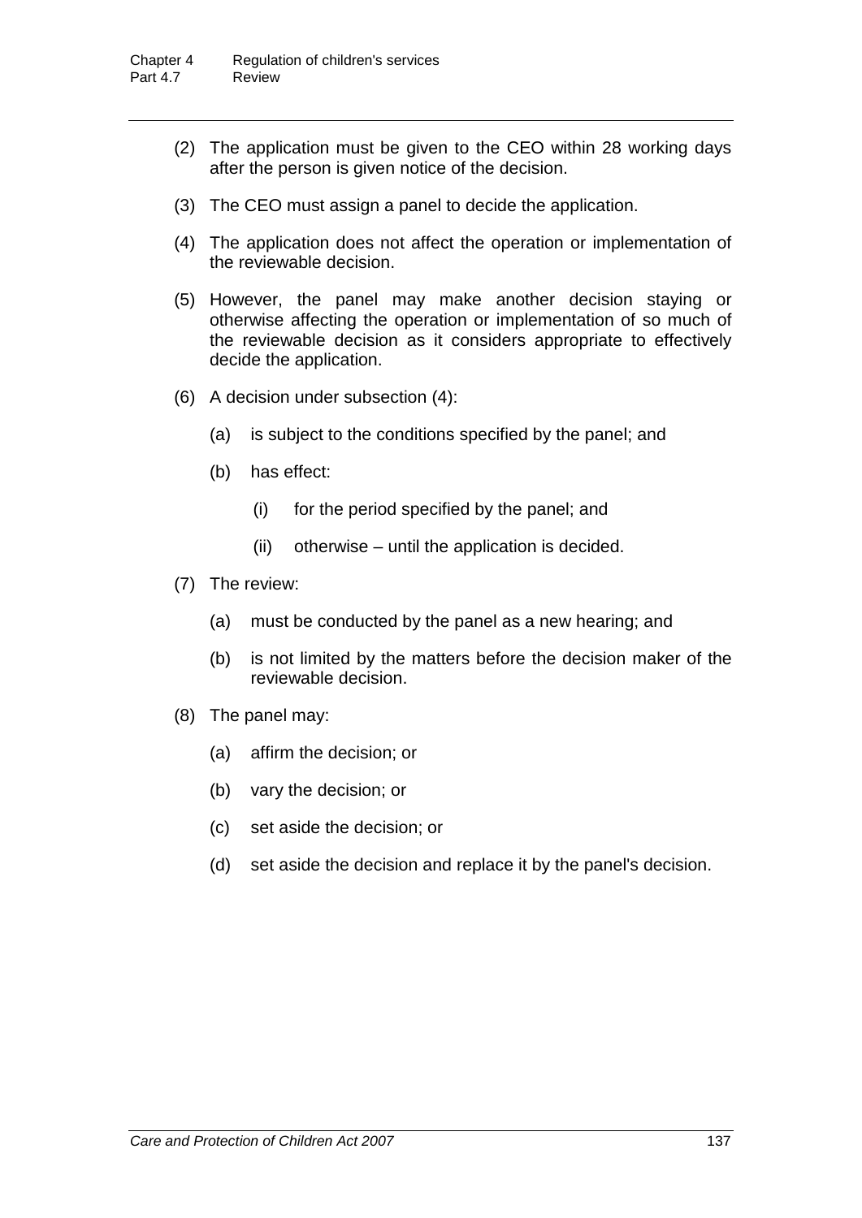(2) The application must be given to the CEO within 28 working days after the person is given notice of the decision.

(3) The CEO must assign a panel to decide the application.

(4) The application does not affect the operation or implementation of the reviewable decision.

(5) However, the panel may make another decision staying or otherwise affecting the operation or implementation of so much of the reviewable decision as it considers appropriate to effectively decide the application.

(6) A decision under subsection (4):

  (a) is subject to the conditions specified by the panel; and

  (b) has effect:

    (i) for the period specified by the panel; and

    (ii) otherwise – until the application is decided.

(7) The review:

  (a) must be conducted by the panel as a new hearing; and

  (b) is not limited by the matters before the decision maker of the reviewable decision.

(8) The panel may:

  (a) affirm the decision; or

  (b) vary the decision; or

  (c) set aside the decision; or

  (d) set aside the decision and replace it by the panel's decision.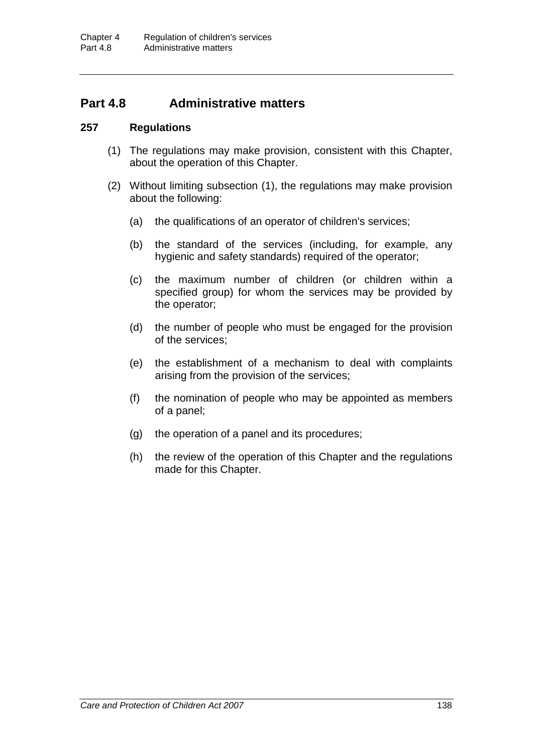## Part 4.8 Administrative matters

### 257 Regulations

(1) The regulations may make provision, consistent with this Chapter, about the operation of this Chapter.

(2) Without limiting subsection (1), the regulations may make provision about the following:

(a) the qualifications of an operator of children's services;

(b) the standard of the services (including, for example, any hygienic and safety standards) required of the operator;

(c) the maximum number of children (or children within a specified group) for whom the services may be provided by the operator;

(d) the number of people who must be engaged for the provision of the services;

(e) the establishment of a mechanism to deal with complaints arising from the provision of the services;

(f) the nomination of people who may be appointed as members of a panel;

(g) the operation of a panel and its procedures;

(h) the review of the operation of this Chapter and the regulations made for this Chapter.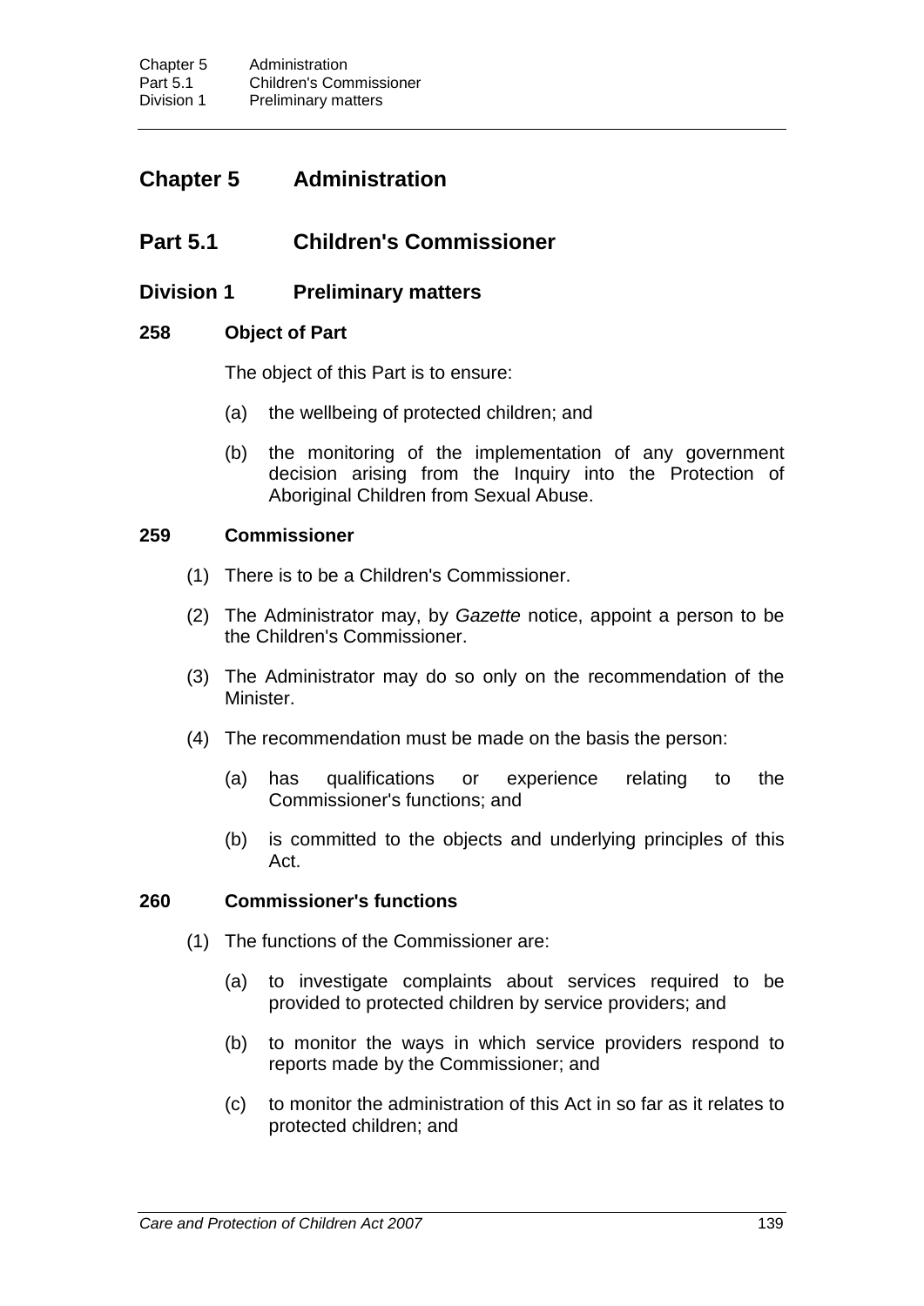# Chapter 5 Administration

## Part 5.1 Children's Commissioner

### Division 1 Preliminary matters

#### 258 Object of Part

The object of this Part is to ensure:

(a) the wellbeing of protected children; and

(b) the monitoring of the implementation of any government decision arising from the Inquiry into the Protection of Aboriginal Children from Sexual Abuse.

#### 259 Commissioner

(1) There is to be a Children's Commissioner.

(2) The Administrator may, by *Gazette* notice, appoint a person to be the Children's Commissioner.

(3) The Administrator may do so only on the recommendation of the Minister.

(4) The recommendation must be made on the basis the person:

(a) has qualifications or experience relating to the Commissioner's functions; and

(b) is committed to the objects and underlying principles of this Act.

#### 260 Commissioner's functions

(1) The functions of the Commissioner are:

(a) to investigate complaints about services required to be provided to protected children by service providers; and

(b) to monitor the ways in which service providers respond to reports made by the Commissioner; and

(c) to monitor the administration of this Act in so far as it relates to protected children; and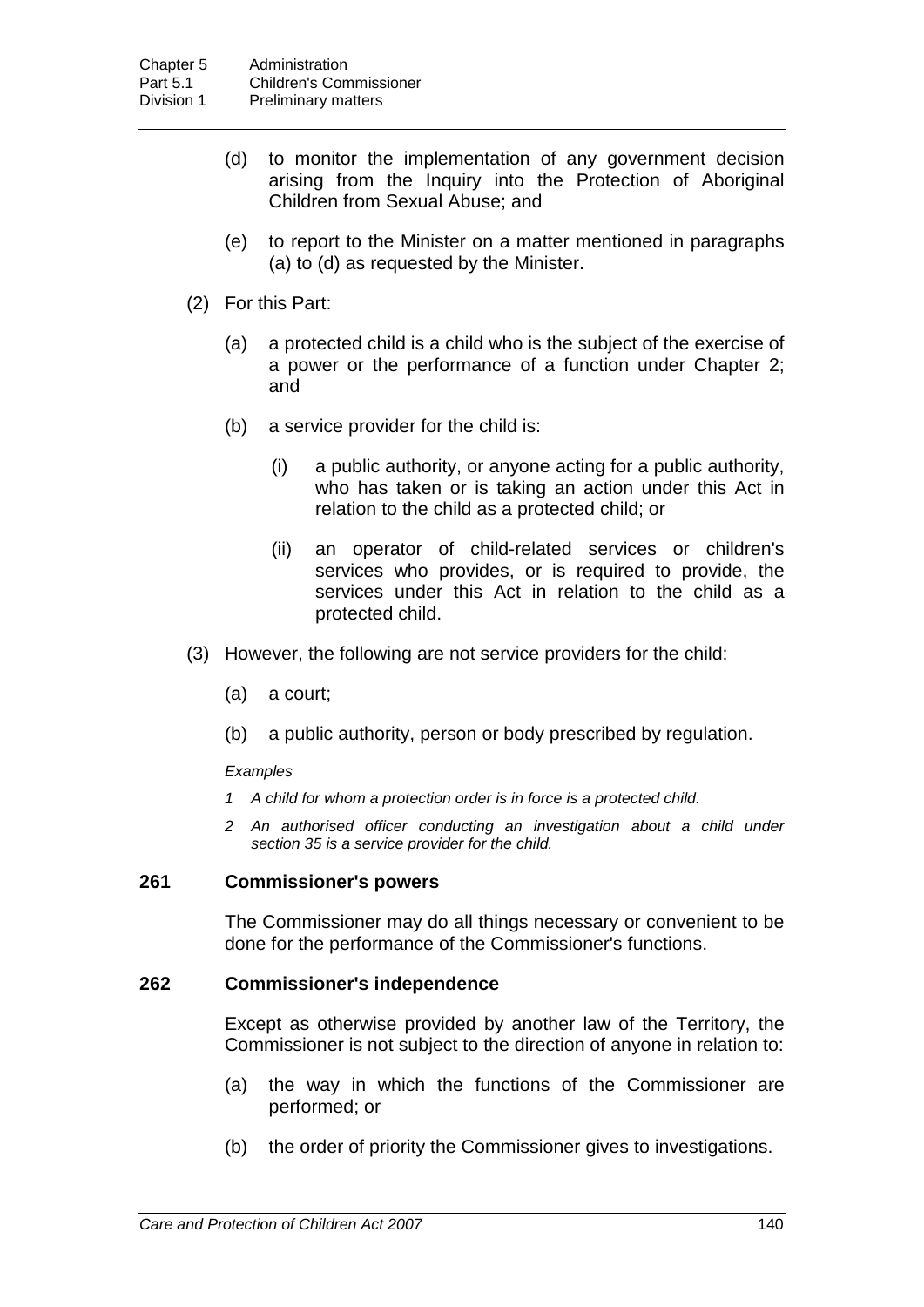(d) to monitor the implementation of any government decision arising from the Inquiry into the Protection of Aboriginal Children from Sexual Abuse; and

(e) to report to the Minister on a matter mentioned in paragraphs (a) to (d) as requested by the Minister.

(2) For this Part:

(a) a protected child is a child who is the subject of the exercise of a power or the performance of a function under Chapter 2; and

(b) a service provider for the child is:

(i) a public authority, or anyone acting for a public authority, who has taken or is taking an action under this Act in relation to the child as a protected child; or

(ii) an operator of child-related services or children's services who provides, or is required to provide, the services under this Act in relation to the child as a protected child.

(3) However, the following are not service providers for the child:

(a) a court;

(b) a public authority, person or body prescribed by regulation.

*Examples*

*1 A child for whom a protection order is in force is a protected child.*

*2 An authorised officer conducting an investigation about a child under section 35 is a service provider for the child.*

### 261 Commissioner's powers

The Commissioner may do all things necessary or convenient to be done for the performance of the Commissioner's functions.

### 262 Commissioner's independence

Except as otherwise provided by another law of the Territory, the Commissioner is not subject to the direction of anyone in relation to:

(a) the way in which the functions of the Commissioner are performed; or

(b) the order of priority the Commissioner gives to investigations.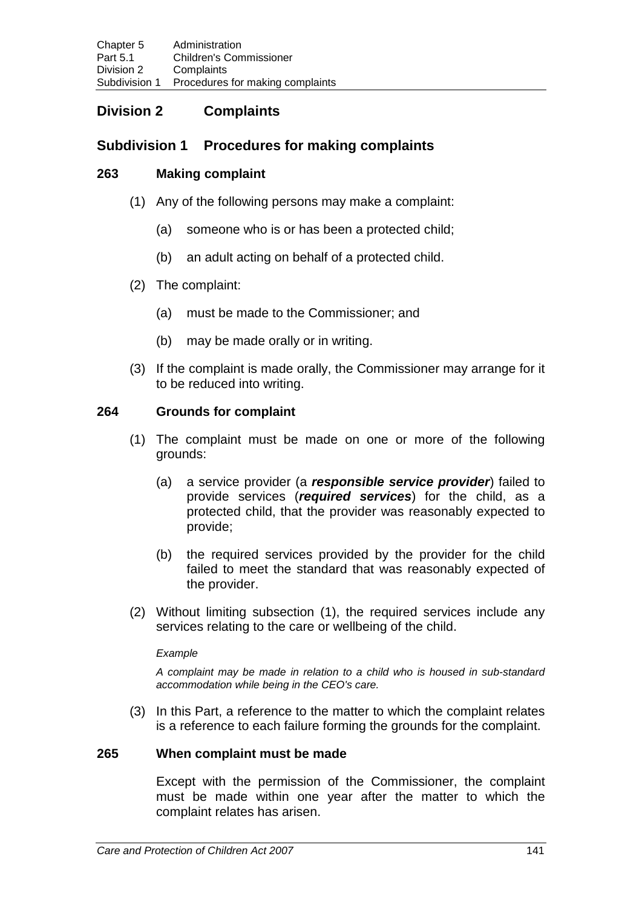## Division 2 Complaints

### Subdivision 1 Procedures for making complaints

#### 263 Making complaint

(1) Any of the following persons may make a complaint:

(a) someone who is or has been a protected child;

(b) an adult acting on behalf of a protected child.

(2) The complaint:

(a) must be made to the Commissioner; and

(b) may be made orally or in writing.

(3) If the complaint is made orally, the Commissioner may arrange for it to be reduced into writing.

#### 264 Grounds for complaint

(1) The complaint must be made on one or more of the following grounds:

(a) a service provider (a ***responsible service provider***) failed to provide services (***required services***) for the child, as a protected child, that the provider was reasonably expected to provide;

(b) the required services provided by the provider for the child failed to meet the standard that was reasonably expected of the provider.

(2) Without limiting subsection (1), the required services include any services relating to the care or wellbeing of the child.

*Example*

*A complaint may be made in relation to a child who is housed in sub-standard accommodation while being in the CEO's care.*

(3) In this Part, a reference to the matter to which the complaint relates is a reference to each failure forming the grounds for the complaint.

#### 265 When complaint must be made

Except with the permission of the Commissioner, the complaint must be made within one year after the matter to which the complaint relates has arisen.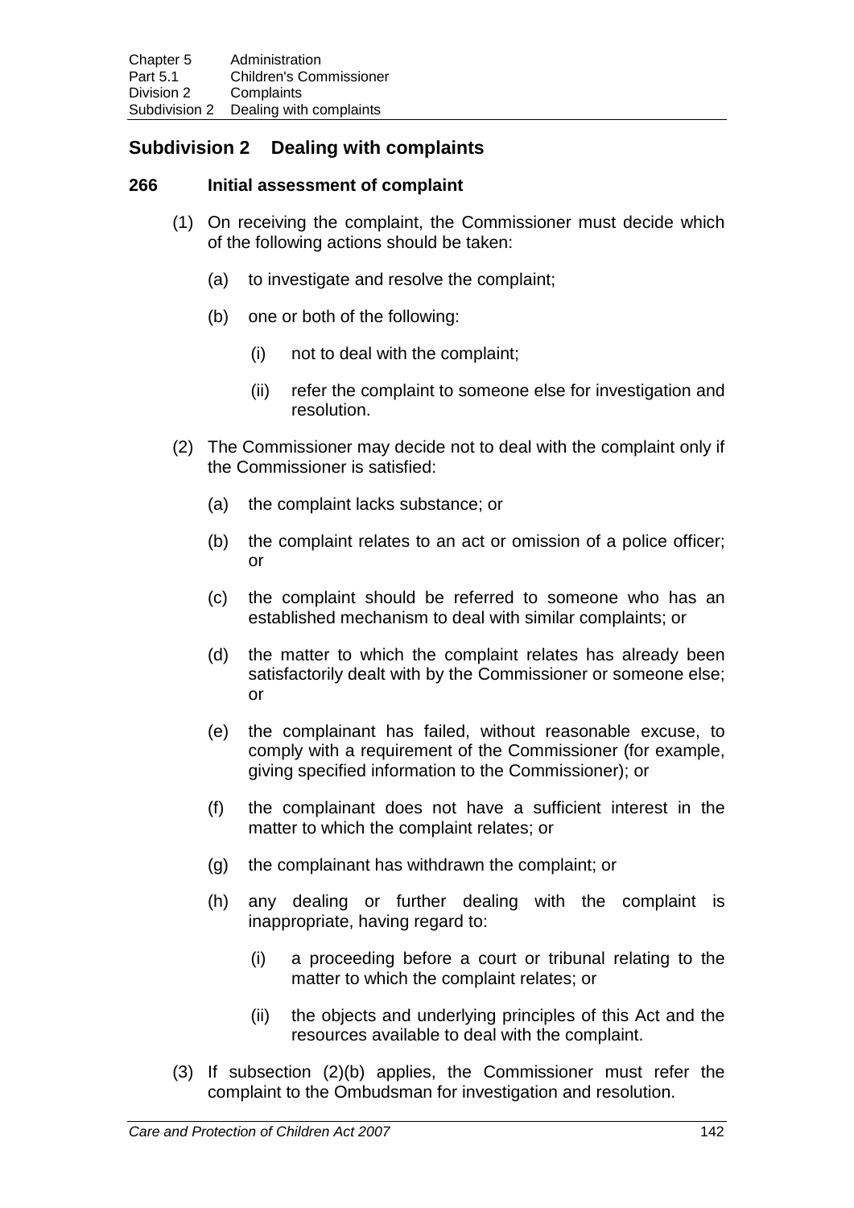## Subdivision 2 Dealing with complaints

### 266 Initial assessment of complaint

(1) On receiving the complaint, the Commissioner must decide which of the following actions should be taken:

(a) to investigate and resolve the complaint;

(b) one or both of the following:

(i) not to deal with the complaint;

(ii) refer the complaint to someone else for investigation and resolution.

(2) The Commissioner may decide not to deal with the complaint only if the Commissioner is satisfied:

(a) the complaint lacks substance; or

(b) the complaint relates to an act or omission of a police officer; or

(c) the complaint should be referred to someone who has an established mechanism to deal with similar complaints; or

(d) the matter to which the complaint relates has already been satisfactorily dealt with by the Commissioner or someone else; or

(e) the complainant has failed, without reasonable excuse, to comply with a requirement of the Commissioner (for example, giving specified information to the Commissioner); or

(f) the complainant does not have a sufficient interest in the matter to which the complaint relates; or

(g) the complainant has withdrawn the complaint; or

(h) any dealing or further dealing with the complaint is inappropriate, having regard to:

(i) a proceeding before a court or tribunal relating to the matter to which the complaint relates; or

(ii) the objects and underlying principles of this Act and the resources available to deal with the complaint.

(3) If subsection (2)(b) applies, the Commissioner must refer the complaint to the Ombudsman for investigation and resolution.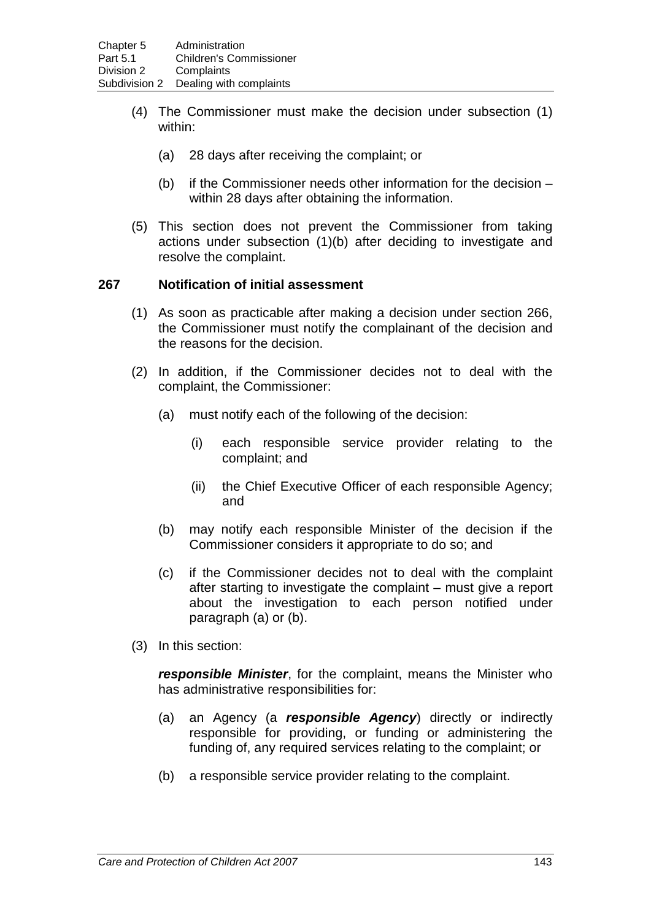(4) The Commissioner must make the decision under subsection (1) within:

(a) 28 days after receiving the complaint; or

(b) if the Commissioner needs other information for the decision – within 28 days after obtaining the information.

(5) This section does not prevent the Commissioner from taking actions under subsection (1)(b) after deciding to investigate and resolve the complaint.

### 267 Notification of initial assessment

(1) As soon as practicable after making a decision under section 266, the Commissioner must notify the complainant of the decision and the reasons for the decision.

(2) In addition, if the Commissioner decides not to deal with the complaint, the Commissioner:

(a) must notify each of the following of the decision:

(i) each responsible service provider relating to the complaint; and

(ii) the Chief Executive Officer of each responsible Agency; and

(b) may notify each responsible Minister of the decision if the Commissioner considers it appropriate to do so; and

(c) if the Commissioner decides not to deal with the complaint after starting to investigate the complaint – must give a report about the investigation to each person notified under paragraph (a) or (b).

(3) In this section:

***responsible Minister***, for the complaint, means the Minister who has administrative responsibilities for:

(a) an Agency (a ***responsible Agency***) directly or indirectly responsible for providing, or funding or administering the funding of, any required services relating to the complaint; or

(b) a responsible service provider relating to the complaint.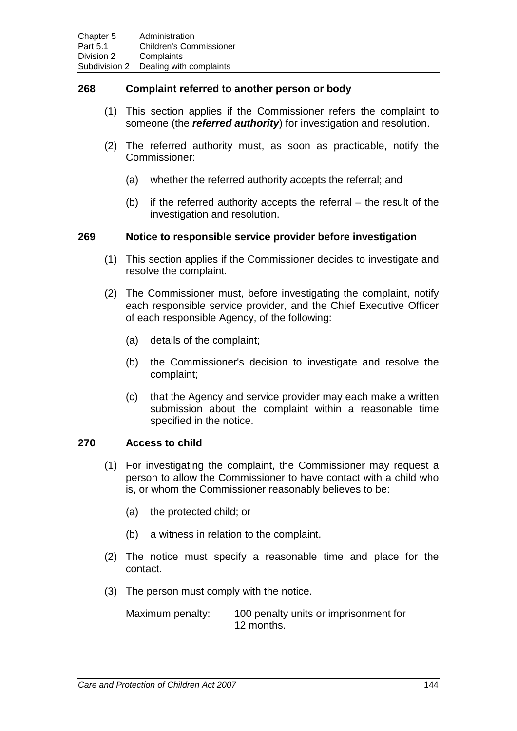### 268 Complaint referred to another person or body

(1) This section applies if the Commissioner refers the complaint to someone (the ***referred authority***) for investigation and resolution.

(2) The referred authority must, as soon as practicable, notify the Commissioner:

(a) whether the referred authority accepts the referral; and

(b) if the referred authority accepts the referral – the result of the investigation and resolution.

### 269 Notice to responsible service provider before investigation

(1) This section applies if the Commissioner decides to investigate and resolve the complaint.

(2) The Commissioner must, before investigating the complaint, notify each responsible service provider, and the Chief Executive Officer of each responsible Agency, of the following:

(a) details of the complaint;

(b) the Commissioner's decision to investigate and resolve the complaint;

(c) that the Agency and service provider may each make a written submission about the complaint within a reasonable time specified in the notice.

### 270 Access to child

(1) For investigating the complaint, the Commissioner may request a person to allow the Commissioner to have contact with a child who is, or whom the Commissioner reasonably believes to be:

(a) the protected child; or

(b) a witness in relation to the complaint.

(2) The notice must specify a reasonable time and place for the contact.

(3) The person must comply with the notice.

Maximum penalty: 100 penalty units or imprisonment for 12 months.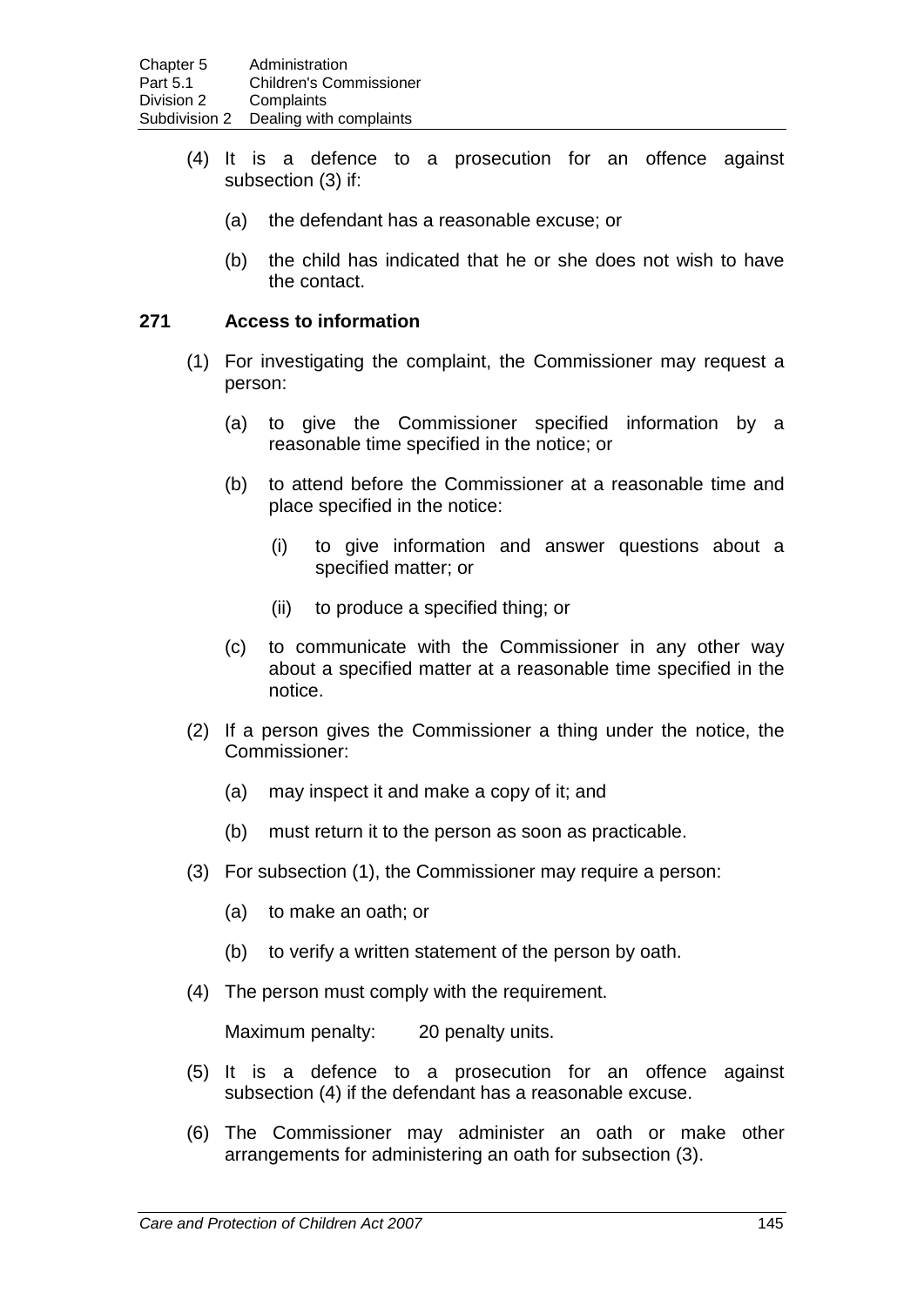(4) It is a defence to a prosecution for an offence against subsection (3) if:

(a) the defendant has a reasonable excuse; or

(b) the child has indicated that he or she does not wish to have the contact.

### 271 Access to information

(1) For investigating the complaint, the Commissioner may request a person:

(a) to give the Commissioner specified information by a reasonable time specified in the notice; or

(b) to attend before the Commissioner at a reasonable time and place specified in the notice:

(i) to give information and answer questions about a specified matter; or

(ii) to produce a specified thing; or

(c) to communicate with the Commissioner in any other way about a specified matter at a reasonable time specified in the notice.

(2) If a person gives the Commissioner a thing under the notice, the Commissioner:

(a) may inspect it and make a copy of it; and

(b) must return it to the person as soon as practicable.

(3) For subsection (1), the Commissioner may require a person:

(a) to make an oath; or

(b) to verify a written statement of the person by oath.

(4) The person must comply with the requirement.

Maximum penalty: 20 penalty units.

(5) It is a defence to a prosecution for an offence against subsection (4) if the defendant has a reasonable excuse.

(6) The Commissioner may administer an oath or make other arrangements for administering an oath for subsection (3).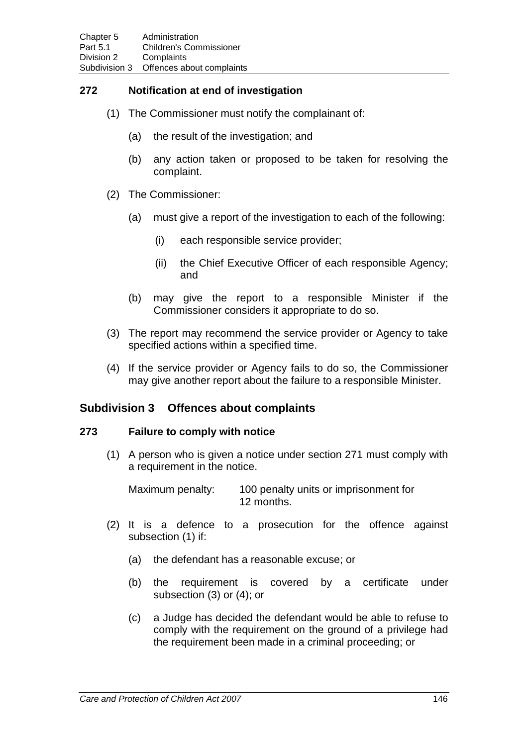### 272 Notification at end of investigation

(1) The Commissioner must notify the complainant of:

(a) the result of the investigation; and

(b) any action taken or proposed to be taken for resolving the complaint.

(2) The Commissioner:

(a) must give a report of the investigation to each of the following:

(i) each responsible service provider;

(ii) the Chief Executive Officer of each responsible Agency; and

(b) may give the report to a responsible Minister if the Commissioner considers it appropriate to do so.

(3) The report may recommend the service provider or Agency to take specified actions within a specified time.

(4) If the service provider or Agency fails to do so, the Commissioner may give another report about the failure to a responsible Minister.

## Subdivision 3 Offences about complaints

### 273 Failure to comply with notice

(1) A person who is given a notice under section 271 must comply with a requirement in the notice.

Maximum penalty: 100 penalty units or imprisonment for 12 months.

(2) It is a defence to a prosecution for the offence against subsection (1) if:

(a) the defendant has a reasonable excuse; or

(b) the requirement is covered by a certificate under subsection (3) or (4); or

(c) a Judge has decided the defendant would be able to refuse to comply with the requirement on the ground of a privilege had the requirement been made in a criminal proceeding; or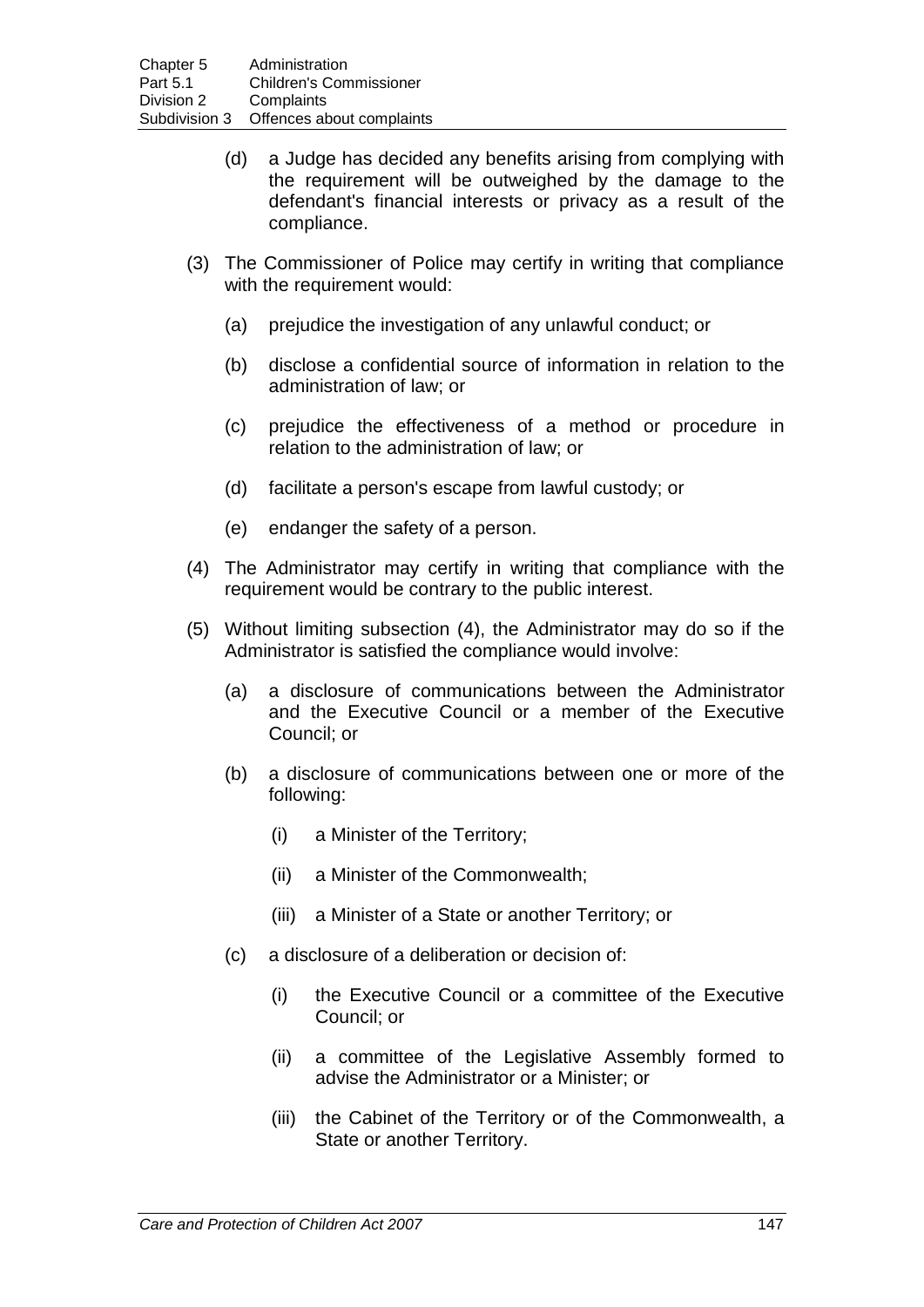(d) a Judge has decided any benefits arising from complying with the requirement will be outweighed by the damage to the defendant's financial interests or privacy as a result of the compliance.

(3) The Commissioner of Police may certify in writing that compliance with the requirement would:

(a) prejudice the investigation of any unlawful conduct; or

(b) disclose a confidential source of information in relation to the administration of law; or

(c) prejudice the effectiveness of a method or procedure in relation to the administration of law; or

(d) facilitate a person's escape from lawful custody; or

(e) endanger the safety of a person.

(4) The Administrator may certify in writing that compliance with the requirement would be contrary to the public interest.

(5) Without limiting subsection (4), the Administrator may do so if the Administrator is satisfied the compliance would involve:

(a) a disclosure of communications between the Administrator and the Executive Council or a member of the Executive Council; or

(b) a disclosure of communications between one or more of the following:

(i) a Minister of the Territory;

(ii) a Minister of the Commonwealth;

(iii) a Minister of a State or another Territory; or

(c) a disclosure of a deliberation or decision of:

(i) the Executive Council or a committee of the Executive Council; or

(ii) a committee of the Legislative Assembly formed to advise the Administrator or a Minister; or

(iii) the Cabinet of the Territory or of the Commonwealth, a State or another Territory.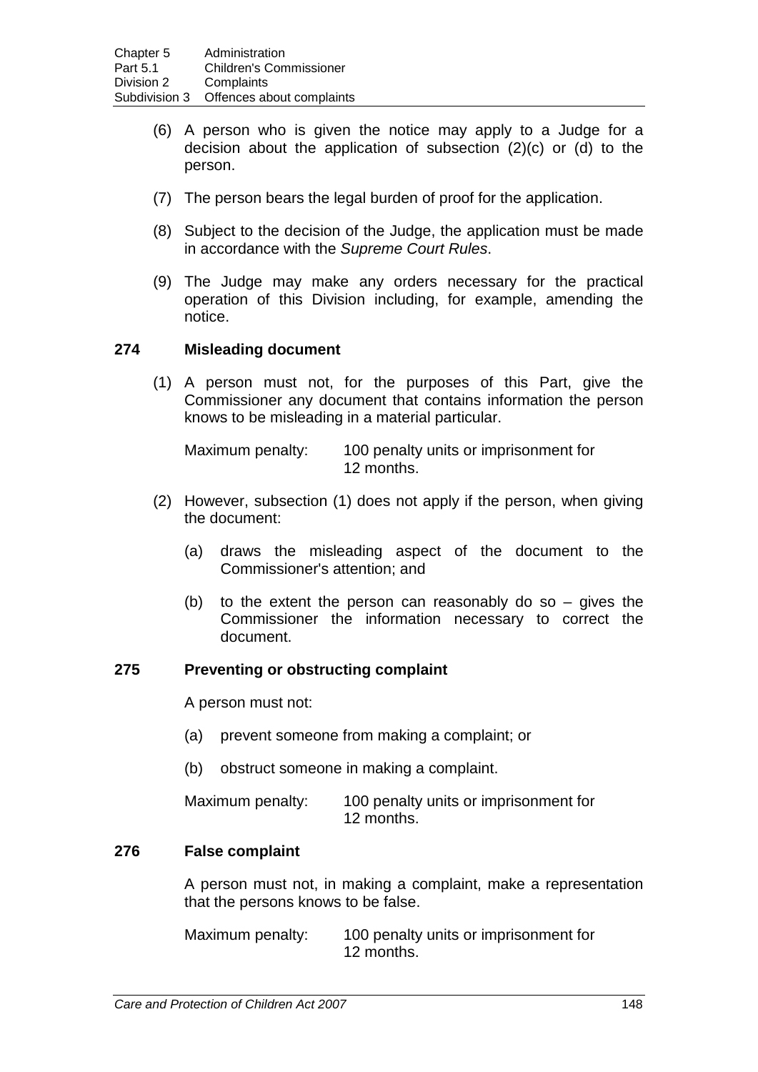(6) A person who is given the notice may apply to a Judge for a decision about the application of subsection (2)(c) or (d) to the person.

(7) The person bears the legal burden of proof for the application.

(8) Subject to the decision of the Judge, the application must be made in accordance with the *Supreme Court Rules*.

(9) The Judge may make any orders necessary for the practical operation of this Division including, for example, amending the notice.

### 274 Misleading document

(1) A person must not, for the purposes of this Part, give the Commissioner any document that contains information the person knows to be misleading in a material particular.

Maximum penalty: 100 penalty units or imprisonment for 12 months.

(2) However, subsection (1) does not apply if the person, when giving the document:

(a) draws the misleading aspect of the document to the Commissioner's attention; and

(b) to the extent the person can reasonably do so – gives the Commissioner the information necessary to correct the document.

### 275 Preventing or obstructing complaint

A person must not:

(a) prevent someone from making a complaint; or

(b) obstruct someone in making a complaint.

Maximum penalty: 100 penalty units or imprisonment for 12 months.

### 276 False complaint

A person must not, in making a complaint, make a representation that the persons knows to be false.

Maximum penalty: 100 penalty units or imprisonment for 12 months.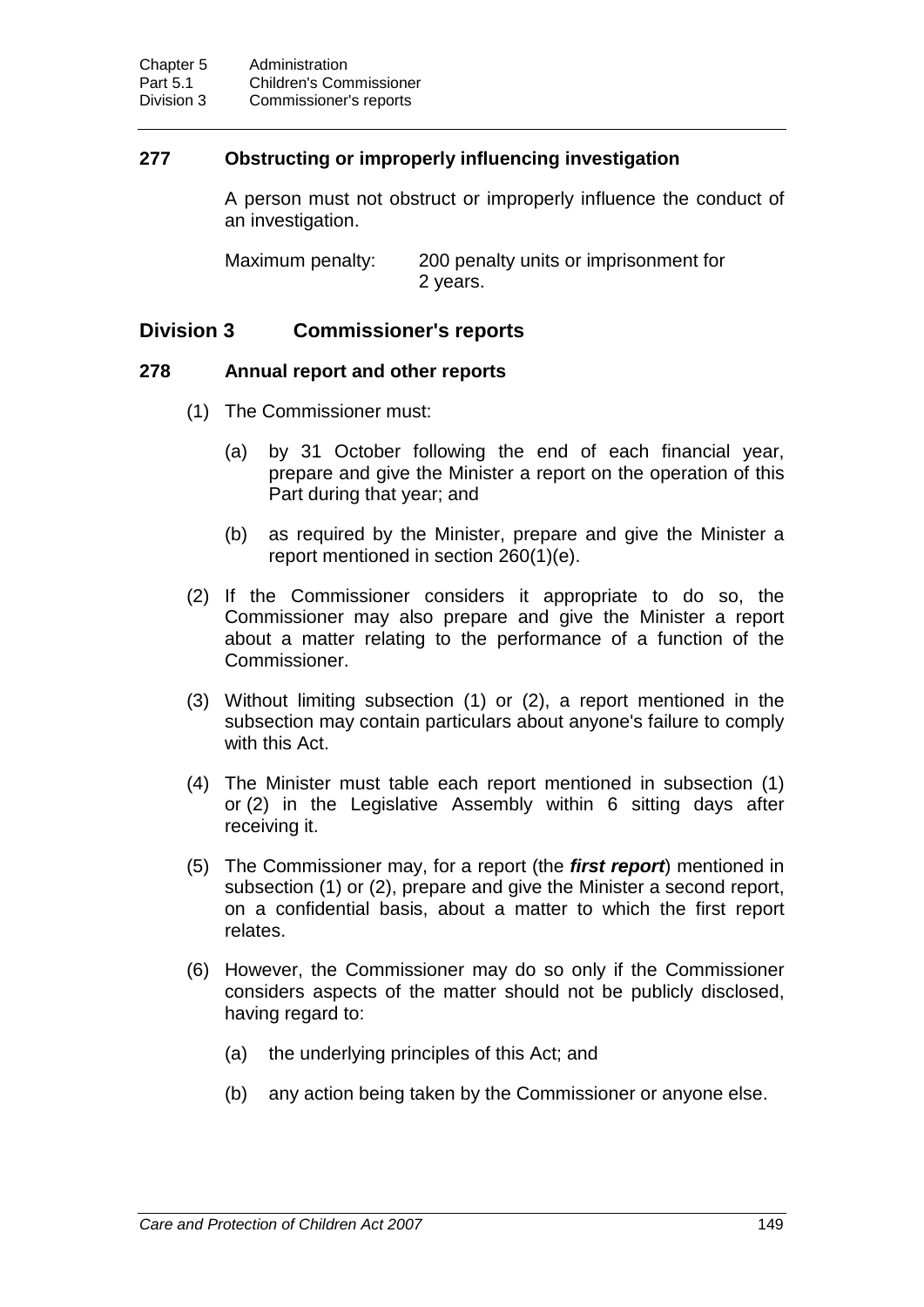### 277 Obstructing or improperly influencing investigation

A person must not obstruct or improperly influence the conduct of an investigation.

Maximum penalty: 200 penalty units or imprisonment for 2 years.

## Division 3 Commissioner's reports

### 278 Annual report and other reports

(1) The Commissioner must:

(a) by 31 October following the end of each financial year, prepare and give the Minister a report on the operation of this Part during that year; and

(b) as required by the Minister, prepare and give the Minister a report mentioned in section 260(1)(e).

(2) If the Commissioner considers it appropriate to do so, the Commissioner may also prepare and give the Minister a report about a matter relating to the performance of a function of the Commissioner.

(3) Without limiting subsection (1) or (2), a report mentioned in the subsection may contain particulars about anyone's failure to comply with this Act.

(4) The Minister must table each report mentioned in subsection (1) or (2) in the Legislative Assembly within 6 sitting days after receiving it.

(5) The Commissioner may, for a report (the ***first report***) mentioned in subsection (1) or (2), prepare and give the Minister a second report, on a confidential basis, about a matter to which the first report relates.

(6) However, the Commissioner may do so only if the Commissioner considers aspects of the matter should not be publicly disclosed, having regard to:

(a) the underlying principles of this Act; and

(b) any action being taken by the Commissioner or anyone else.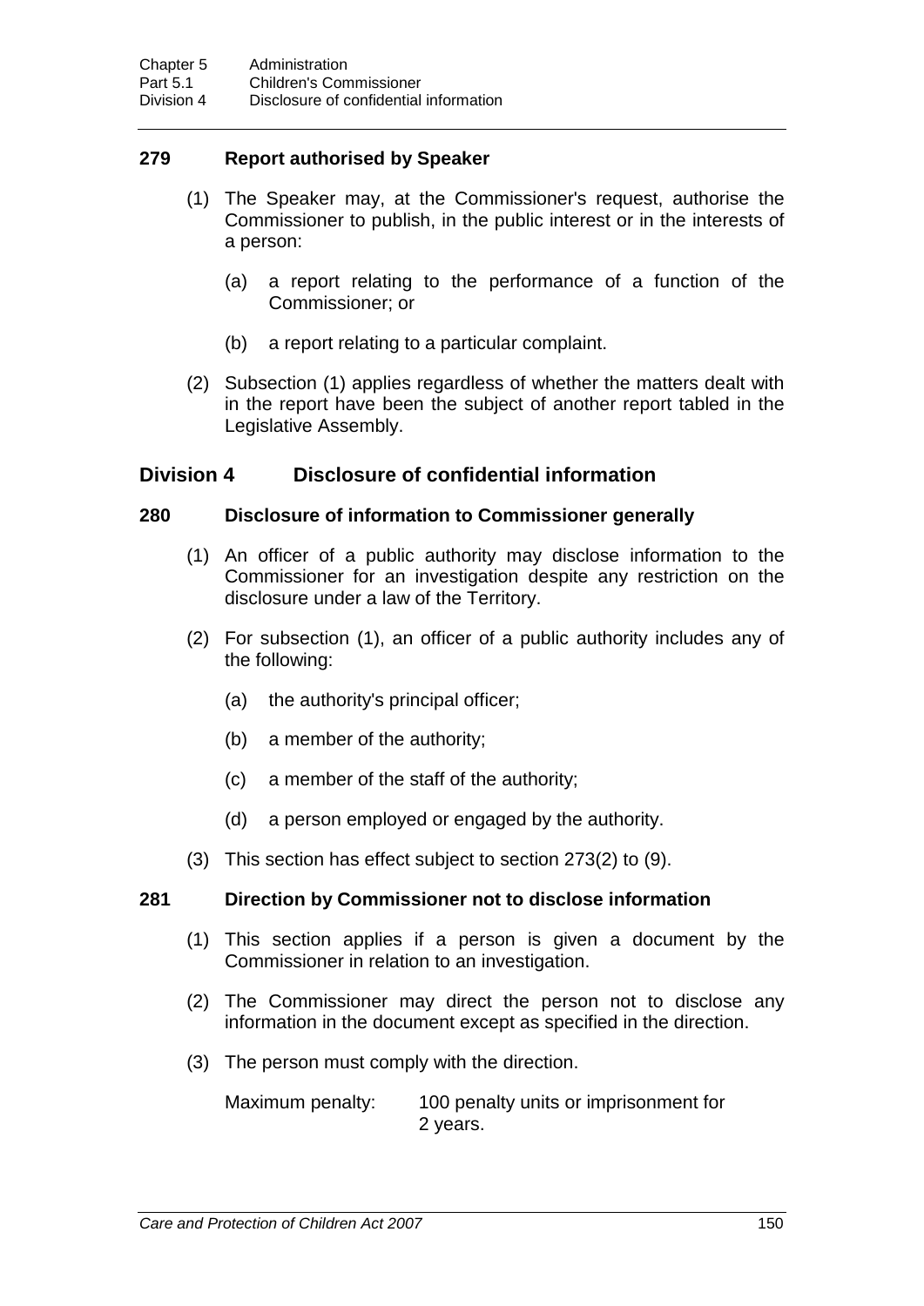### 279 Report authorised by Speaker

(1) The Speaker may, at the Commissioner's request, authorise the Commissioner to publish, in the public interest or in the interests of a person:

(a) a report relating to the performance of a function of the Commissioner; or

(b) a report relating to a particular complaint.

(2) Subsection (1) applies regardless of whether the matters dealt with in the report have been the subject of another report tabled in the Legislative Assembly.

## Division 4 Disclosure of confidential information

### 280 Disclosure of information to Commissioner generally

(1) An officer of a public authority may disclose information to the Commissioner for an investigation despite any restriction on the disclosure under a law of the Territory.

(2) For subsection (1), an officer of a public authority includes any of the following:

(a) the authority's principal officer;

(b) a member of the authority;

(c) a member of the staff of the authority;

(d) a person employed or engaged by the authority.

(3) This section has effect subject to section 273(2) to (9).

### 281 Direction by Commissioner not to disclose information

(1) This section applies if a person is given a document by the Commissioner in relation to an investigation.

(2) The Commissioner may direct the person not to disclose any information in the document except as specified in the direction.

(3) The person must comply with the direction.

Maximum penalty: 100 penalty units or imprisonment for 2 years.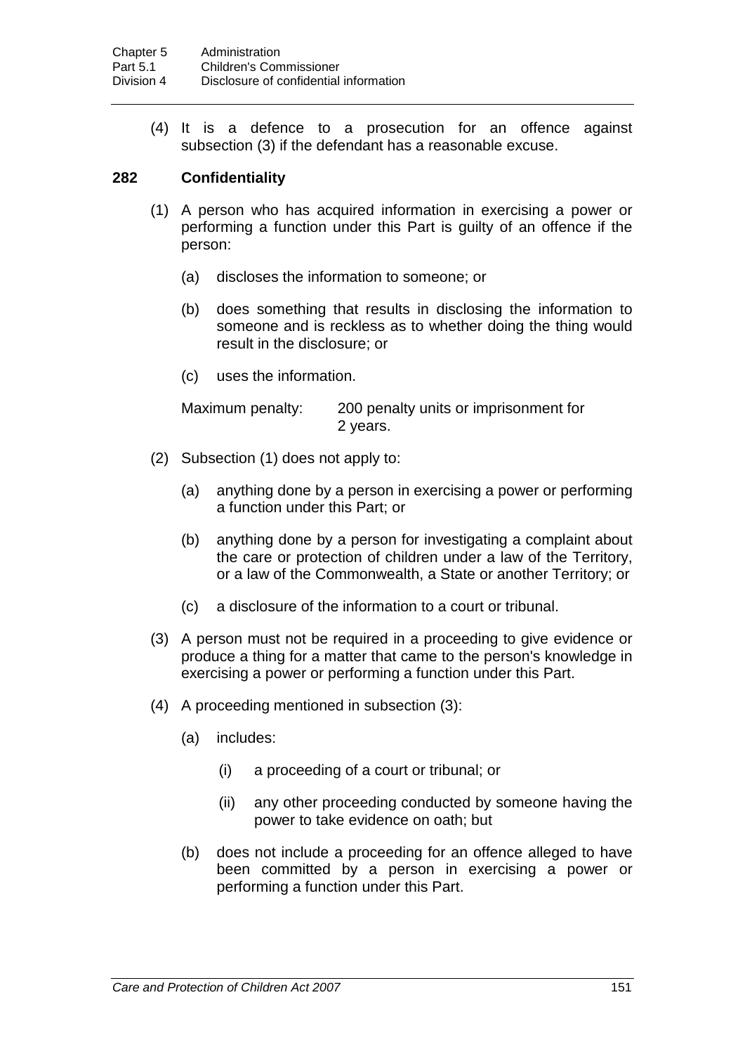(4) It is a defence to a prosecution for an offence against subsection (3) if the defendant has a reasonable excuse.

### 282 Confidentiality

(1) A person who has acquired information in exercising a power or performing a function under this Part is guilty of an offence if the person:

(a) discloses the information to someone; or

(b) does something that results in disclosing the information to someone and is reckless as to whether doing the thing would result in the disclosure; or

(c) uses the information.

Maximum penalty: 200 penalty units or imprisonment for 2 years.

(2) Subsection (1) does not apply to:

(a) anything done by a person in exercising a power or performing a function under this Part; or

(b) anything done by a person for investigating a complaint about the care or protection of children under a law of the Territory, or a law of the Commonwealth, a State or another Territory; or

(c) a disclosure of the information to a court or tribunal.

(3) A person must not be required in a proceeding to give evidence or produce a thing for a matter that came to the person's knowledge in exercising a power or performing a function under this Part.

(4) A proceeding mentioned in subsection (3):

(a) includes:

(i) a proceeding of a court or tribunal; or

(ii) any other proceeding conducted by someone having the power to take evidence on oath; but

(b) does not include a proceeding for an offence alleged to have been committed by a person in exercising a power or performing a function under this Part.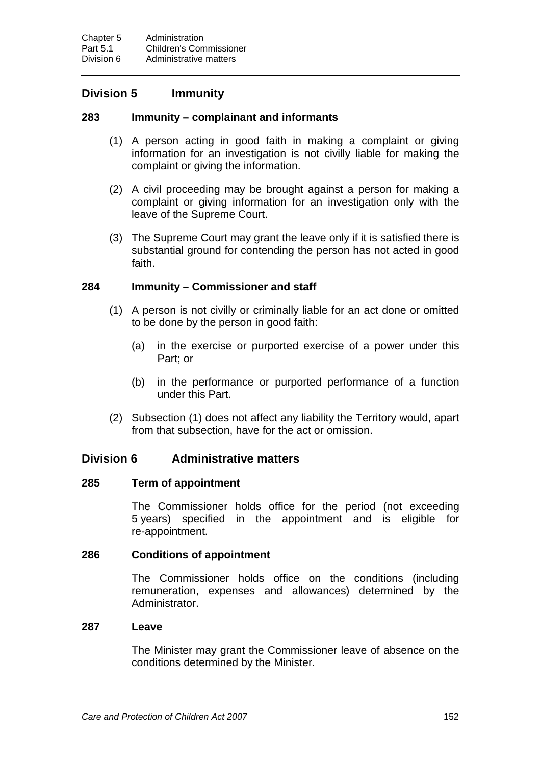## Division 5 Immunity

### 283 Immunity – complainant and informants

(1) A person acting in good faith in making a complaint or giving information for an investigation is not civilly liable for making the complaint or giving the information.

(2) A civil proceeding may be brought against a person for making a complaint or giving information for an investigation only with the leave of the Supreme Court.

(3) The Supreme Court may grant the leave only if it is satisfied there is substantial ground for contending the person has not acted in good faith.

### 284 Immunity – Commissioner and staff

(1) A person is not civilly or criminally liable for an act done or omitted to be done by the person in good faith:

(a) in the exercise or purported exercise of a power under this Part; or

(b) in the performance or purported performance of a function under this Part.

(2) Subsection (1) does not affect any liability the Territory would, apart from that subsection, have for the act or omission.

## Division 6 Administrative matters

### 285 Term of appointment

The Commissioner holds office for the period (not exceeding 5 years) specified in the appointment and is eligible for re-appointment.

### 286 Conditions of appointment

The Commissioner holds office on the conditions (including remuneration, expenses and allowances) determined by the Administrator.

### 287 Leave

The Minister may grant the Commissioner leave of absence on the conditions determined by the Minister.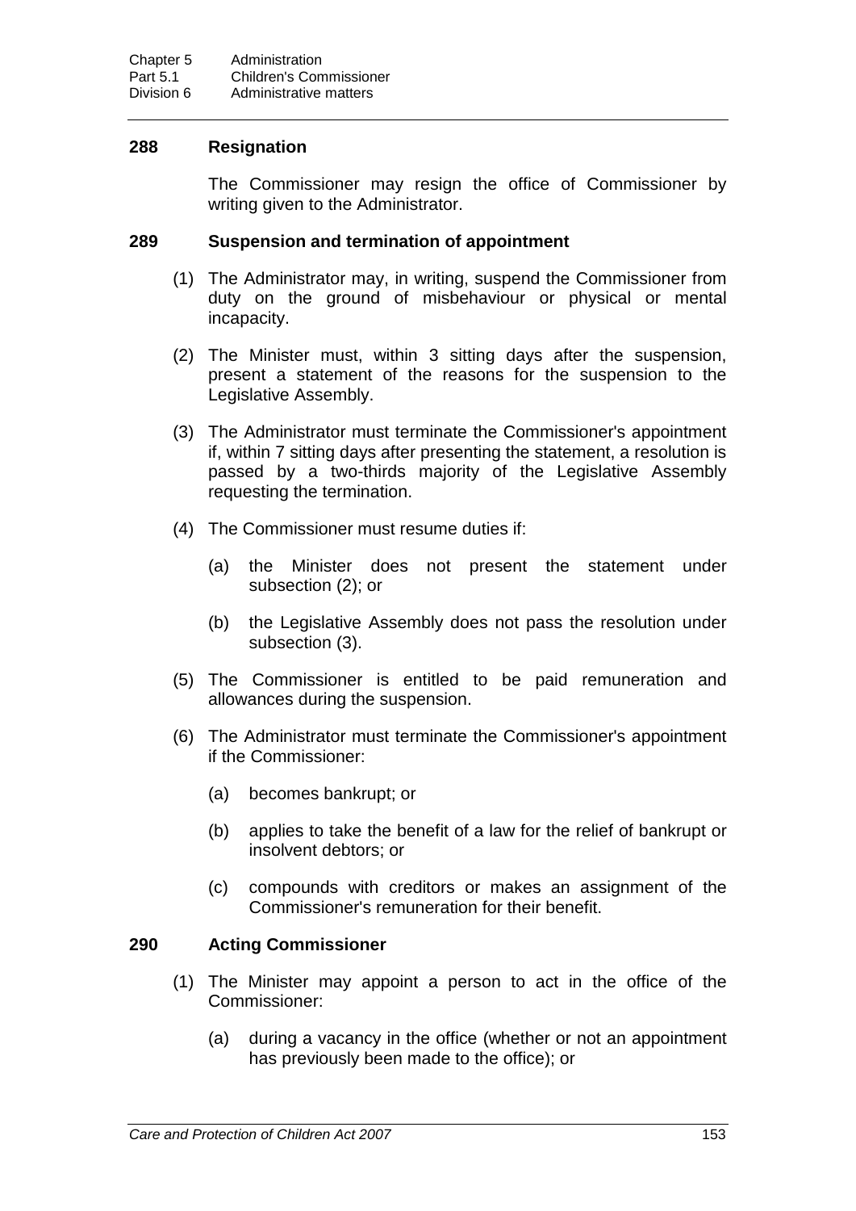### 288 Resignation

The Commissioner may resign the office of Commissioner by writing given to the Administrator.

### 289 Suspension and termination of appointment

(1) The Administrator may, in writing, suspend the Commissioner from duty on the ground of misbehaviour or physical or mental incapacity.

(2) The Minister must, within 3 sitting days after the suspension, present a statement of the reasons for the suspension to the Legislative Assembly.

(3) The Administrator must terminate the Commissioner's appointment if, within 7 sitting days after presenting the statement, a resolution is passed by a two-thirds majority of the Legislative Assembly requesting the termination.

(4) The Commissioner must resume duties if:

(a) the Minister does not present the statement under subsection (2); or

(b) the Legislative Assembly does not pass the resolution under subsection (3).

(5) The Commissioner is entitled to be paid remuneration and allowances during the suspension.

(6) The Administrator must terminate the Commissioner's appointment if the Commissioner:

(a) becomes bankrupt; or

(b) applies to take the benefit of a law for the relief of bankrupt or insolvent debtors; or

(c) compounds with creditors or makes an assignment of the Commissioner's remuneration for their benefit.

### 290 Acting Commissioner

(1) The Minister may appoint a person to act in the office of the Commissioner:

(a) during a vacancy in the office (whether or not an appointment has previously been made to the office); or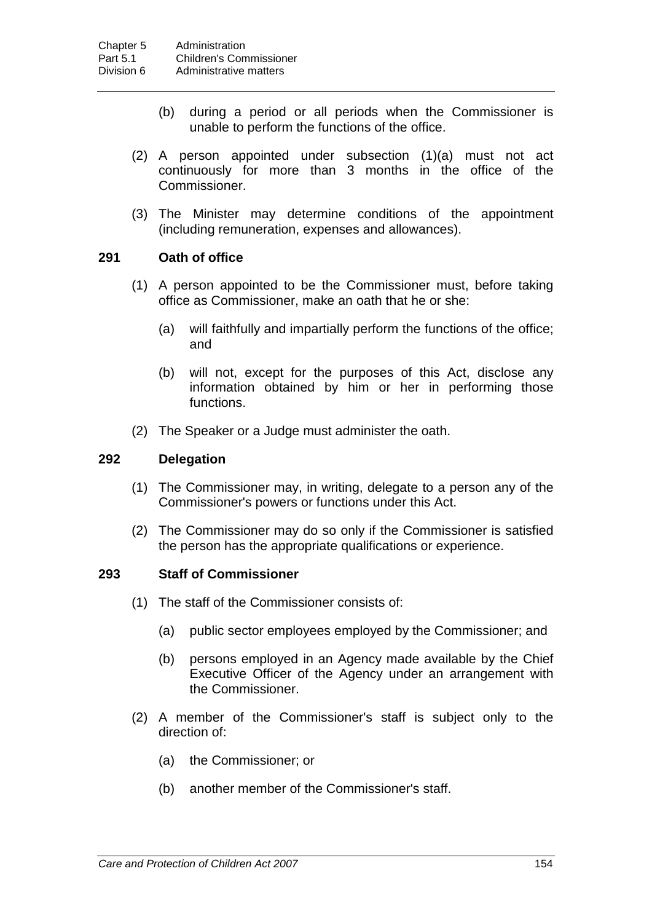(b) during a period or all periods when the Commissioner is unable to perform the functions of the office.

(2) A person appointed under subsection (1)(a) must not act continuously for more than 3 months in the office of the Commissioner.

(3) The Minister may determine conditions of the appointment (including remuneration, expenses and allowances).

### 291 Oath of office

(1) A person appointed to be the Commissioner must, before taking office as Commissioner, make an oath that he or she:

(a) will faithfully and impartially perform the functions of the office; and

(b) will not, except for the purposes of this Act, disclose any information obtained by him or her in performing those functions.

(2) The Speaker or a Judge must administer the oath.

### 292 Delegation

(1) The Commissioner may, in writing, delegate to a person any of the Commissioner's powers or functions under this Act.

(2) The Commissioner may do so only if the Commissioner is satisfied the person has the appropriate qualifications or experience.

### 293 Staff of Commissioner

(1) The staff of the Commissioner consists of:

(a) public sector employees employed by the Commissioner; and

(b) persons employed in an Agency made available by the Chief Executive Officer of the Agency under an arrangement with the Commissioner.

(2) A member of the Commissioner's staff is subject only to the direction of:

(a) the Commissioner; or

(b) another member of the Commissioner's staff.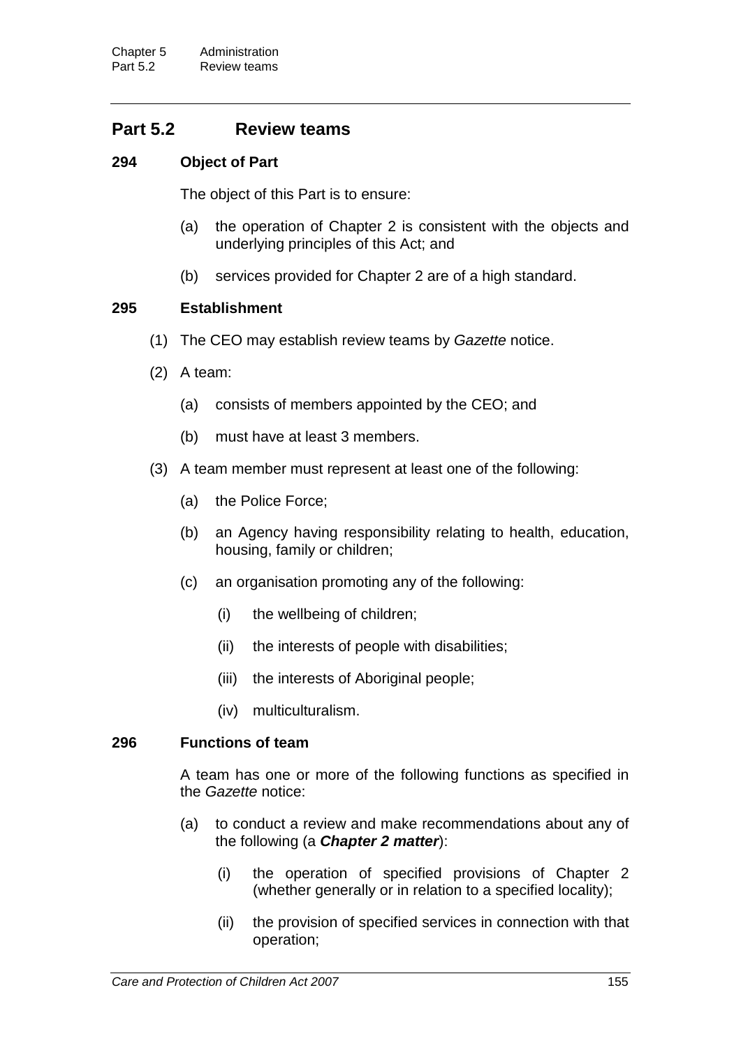## Part 5.2 Review teams

### 294 Object of Part

The object of this Part is to ensure:

- (a) the operation of Chapter 2 is consistent with the objects and underlying principles of this Act; and
- (b) services provided for Chapter 2 are of a high standard.

### 295 Establishment

(1) The CEO may establish review teams by *Gazette* notice.

(2) A team:

- (a) consists of members appointed by the CEO; and
- (b) must have at least 3 members.

(3) A team member must represent at least one of the following:

- (a) the Police Force;
- (b) an Agency having responsibility relating to health, education, housing, family or children;
- (c) an organisation promoting any of the following:
  - (i) the wellbeing of children;
  - (ii) the interests of people with disabilities;
  - (iii) the interests of Aboriginal people;
  - (iv) multiculturalism.

### 296 Functions of team

A team has one or more of the following functions as specified in the *Gazette* notice:

- (a) to conduct a review and make recommendations about any of the following (a ***Chapter 2 matter***):
  - (i) the operation of specified provisions of Chapter 2 (whether generally or in relation to a specified locality);
  - (ii) the provision of specified services in connection with that operation;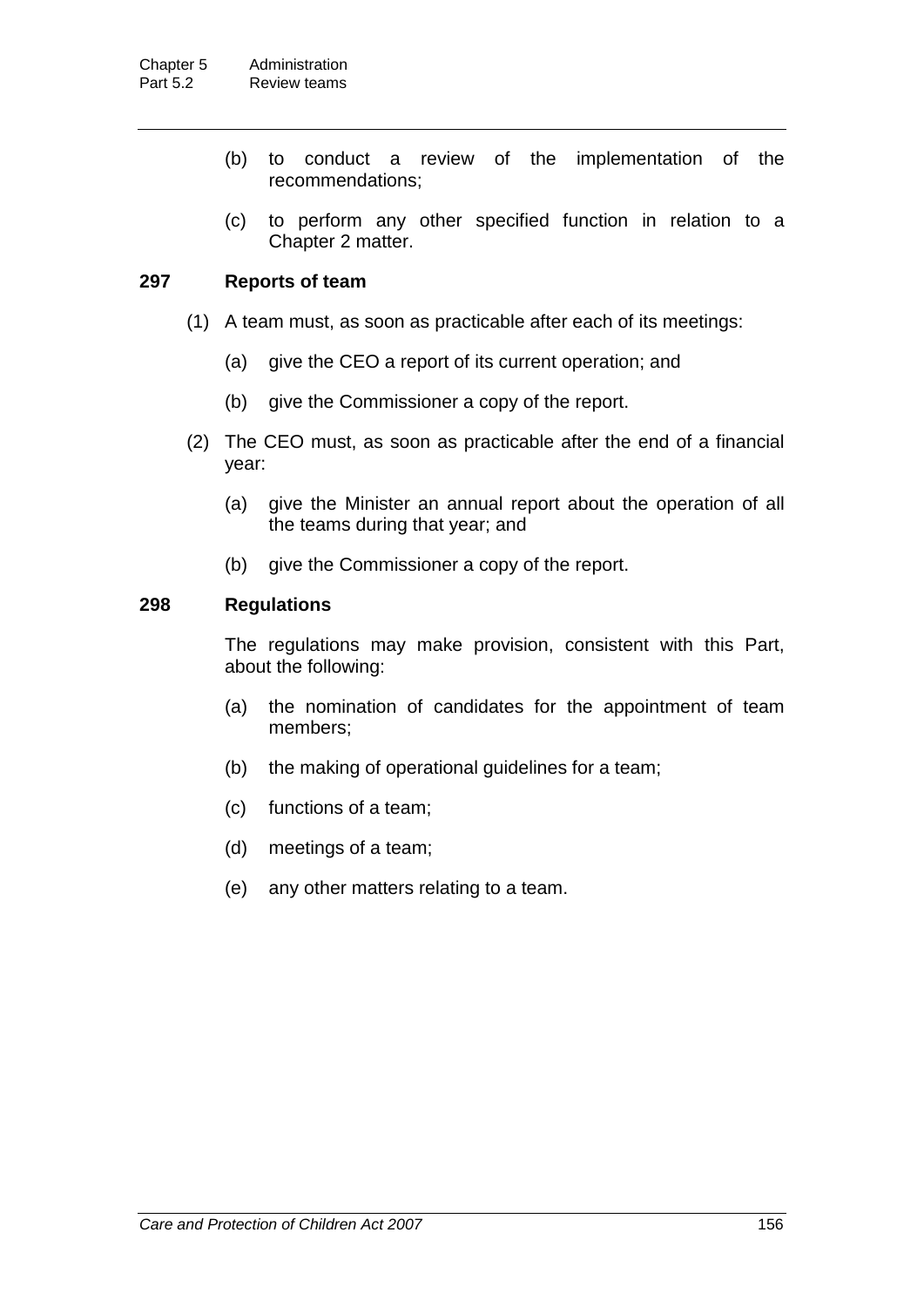(b) to conduct a review of the implementation of the recommendations;

(c) to perform any other specified function in relation to a Chapter 2 matter.

### 297 Reports of team

(1) A team must, as soon as practicable after each of its meetings:

(a) give the CEO a report of its current operation; and

(b) give the Commissioner a copy of the report.

(2) The CEO must, as soon as practicable after the end of a financial year:

(a) give the Minister an annual report about the operation of all the teams during that year; and

(b) give the Commissioner a copy of the report.

### 298 Regulations

The regulations may make provision, consistent with this Part, about the following:

(a) the nomination of candidates for the appointment of team members;

(b) the making of operational guidelines for a team;

(c) functions of a team;

(d) meetings of a team;

(e) any other matters relating to a team.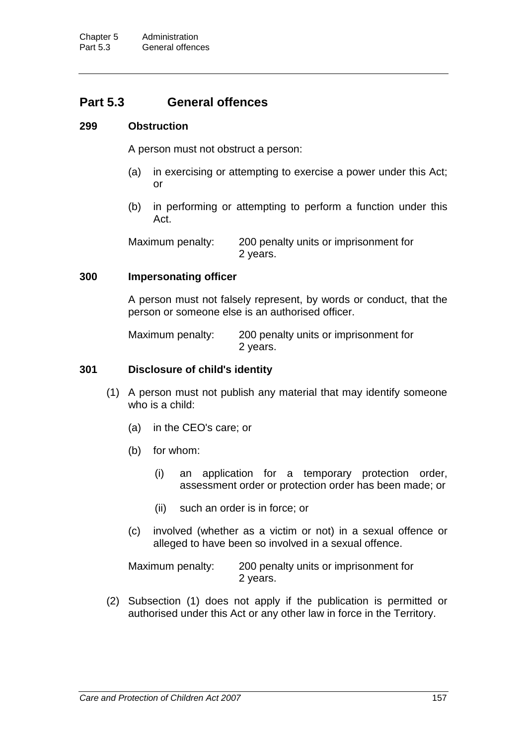## Part 5.3 General offences

### 299 Obstruction

A person must not obstruct a person:

(a) in exercising or attempting to exercise a power under this Act; or

(b) in performing or attempting to perform a function under this Act.

Maximum penalty: 200 penalty units or imprisonment for 2 years.

### 300 Impersonating officer

A person must not falsely represent, by words or conduct, that the person or someone else is an authorised officer.

Maximum penalty: 200 penalty units or imprisonment for 2 years.

### 301 Disclosure of child's identity

(1) A person must not publish any material that may identify someone who is a child:

(a) in the CEO's care; or

(b) for whom:

(i) an application for a temporary protection order, assessment order or protection order has been made; or

(ii) such an order is in force; or

(c) involved (whether as a victim or not) in a sexual offence or alleged to have been so involved in a sexual offence.

Maximum penalty: 200 penalty units or imprisonment for 2 years.

(2) Subsection (1) does not apply if the publication is permitted or authorised under this Act or any other law in force in the Territory.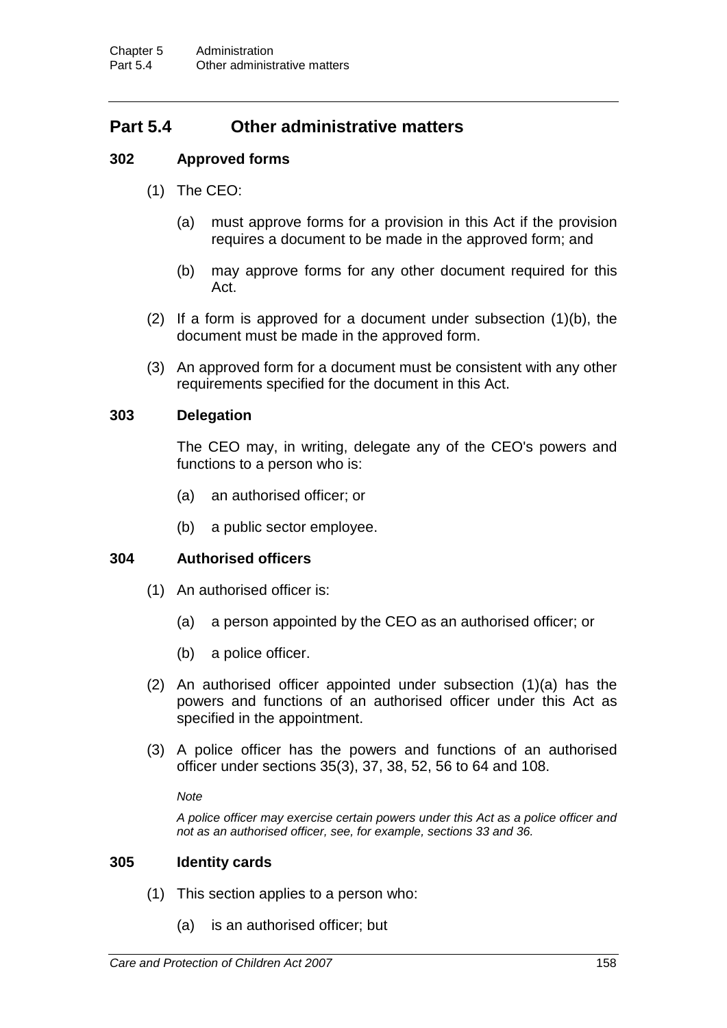## Part 5.4 Other administrative matters

### 302 Approved forms

(1) The CEO:

(a) must approve forms for a provision in this Act if the provision requires a document to be made in the approved form; and

(b) may approve forms for any other document required for this Act.

(2) If a form is approved for a document under subsection (1)(b), the document must be made in the approved form.

(3) An approved form for a document must be consistent with any other requirements specified for the document in this Act.

### 303 Delegation

The CEO may, in writing, delegate any of the CEO's powers and functions to a person who is:

(a) an authorised officer; or

(b) a public sector employee.

### 304 Authorised officers

(1) An authorised officer is:

(a) a person appointed by the CEO as an authorised officer; or

(b) a police officer.

(2) An authorised officer appointed under subsection (1)(a) has the powers and functions of an authorised officer under this Act as specified in the appointment.

(3) A police officer has the powers and functions of an authorised officer under sections 35(3), 37, 38, 52, 56 to 64 and 108.

*Note*

*A police officer may exercise certain powers under this Act as a police officer and not as an authorised officer, see, for example, sections 33 and 36.*

### 305 Identity cards

(1) This section applies to a person who:

(a) is an authorised officer; but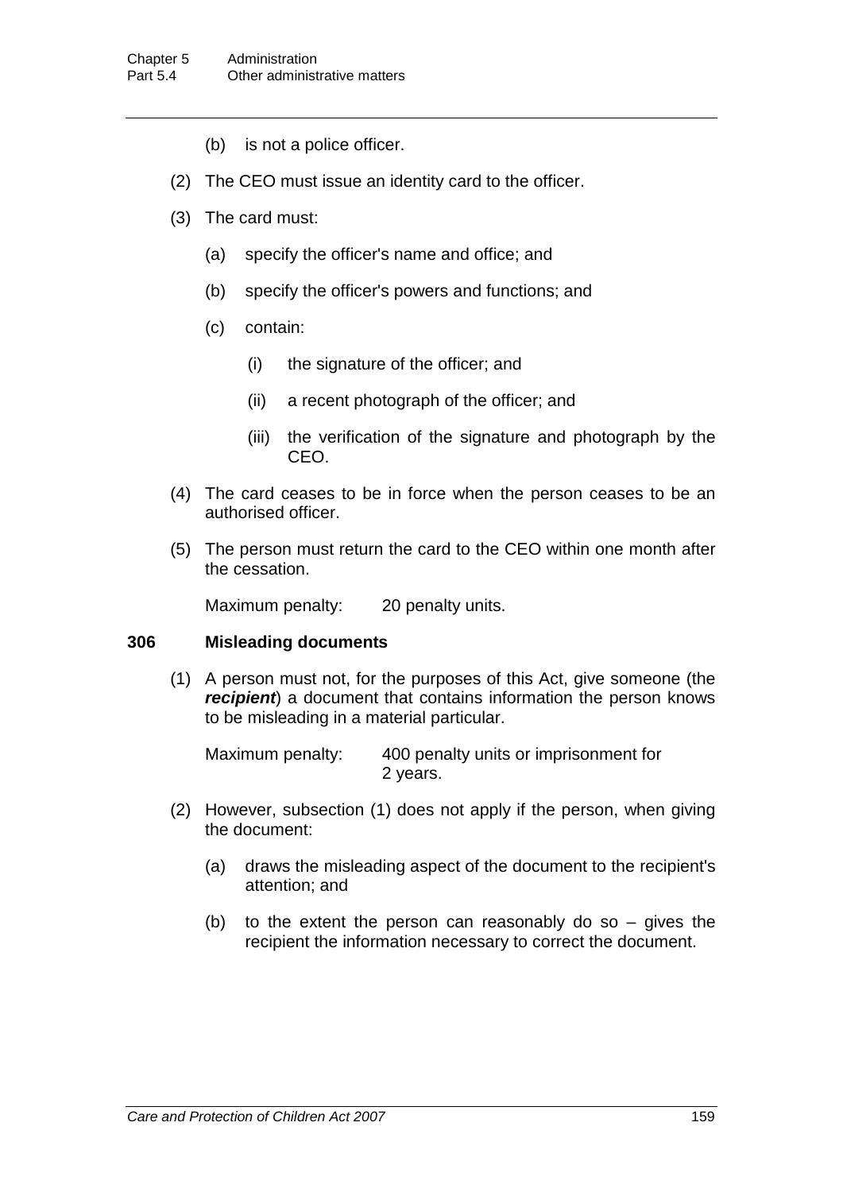(b) is not a police officer.

(2) The CEO must issue an identity card to the officer.

(3) The card must:

(a) specify the officer's name and office; and

(b) specify the officer's powers and functions; and

(c) contain:

(i) the signature of the officer; and

(ii) a recent photograph of the officer; and

(iii) the verification of the signature and photograph by the CEO.

(4) The card ceases to be in force when the person ceases to be an authorised officer.

(5) The person must return the card to the CEO within one month after the cessation.

Maximum penalty: 20 penalty units.

### 306 Misleading documents

(1) A person must not, for the purposes of this Act, give someone (the ***recipient***) a document that contains information the person knows to be misleading in a material particular.

Maximum penalty: 400 penalty units or imprisonment for 2 years.

(2) However, subsection (1) does not apply if the person, when giving the document:

(a) draws the misleading aspect of the document to the recipient's attention; and

(b) to the extent the person can reasonably do so – gives the recipient the information necessary to correct the document.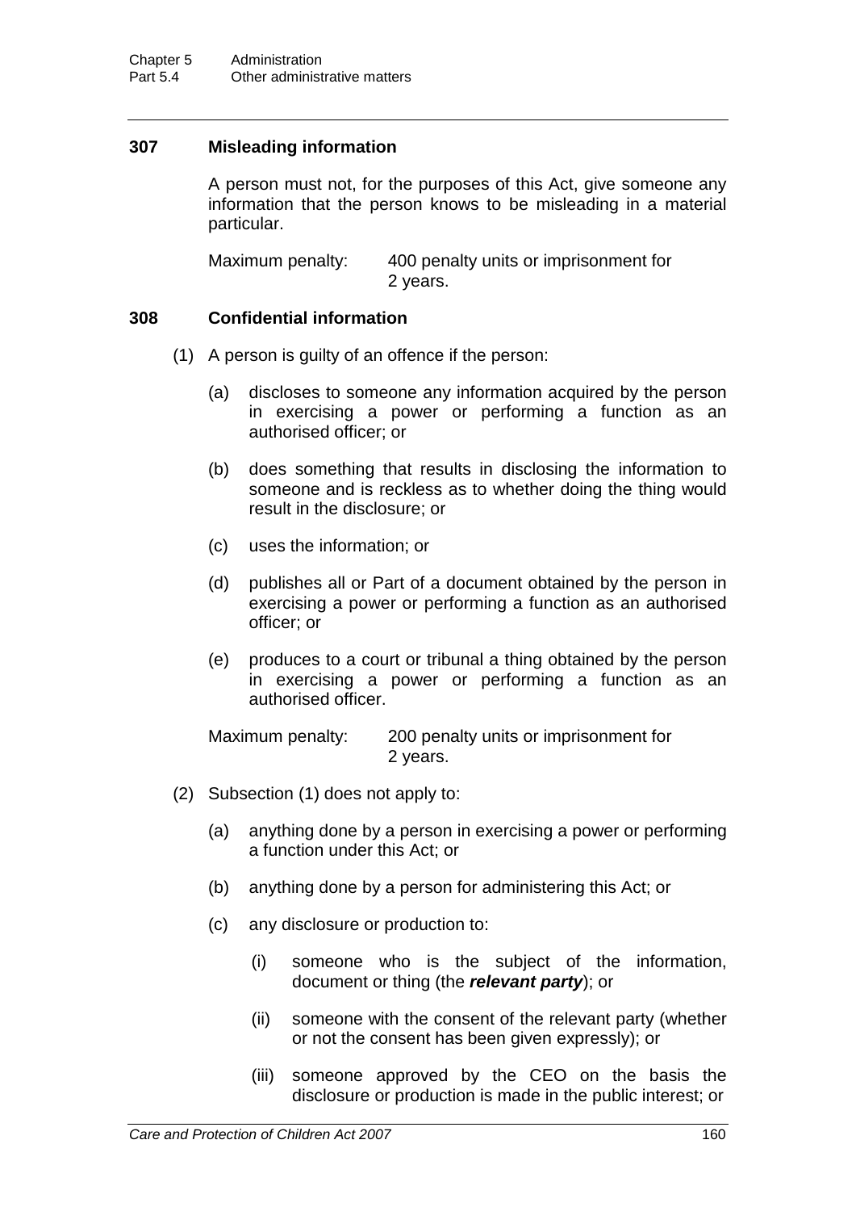### 307 Misleading information

A person must not, for the purposes of this Act, give someone any information that the person knows to be misleading in a material particular.

Maximum penalty: 400 penalty units or imprisonment for 2 years.

### 308 Confidential information

(1) A person is guilty of an offence if the person:

(a) discloses to someone any information acquired by the person in exercising a power or performing a function as an authorised officer; or

(b) does something that results in disclosing the information to someone and is reckless as to whether doing the thing would result in the disclosure; or

(c) uses the information; or

(d) publishes all or Part of a document obtained by the person in exercising a power or performing a function as an authorised officer; or

(e) produces to a court or tribunal a thing obtained by the person in exercising a power or performing a function as an authorised officer.

Maximum penalty: 200 penalty units or imprisonment for 2 years.

(2) Subsection (1) does not apply to:

(a) anything done by a person in exercising a power or performing a function under this Act; or

(b) anything done by a person for administering this Act; or

(c) any disclosure or production to:

(i) someone who is the subject of the information, document or thing (the ***relevant party***); or

(ii) someone with the consent of the relevant party (whether or not the consent has been given expressly); or

(iii) someone approved by the CEO on the basis the disclosure or production is made in the public interest; or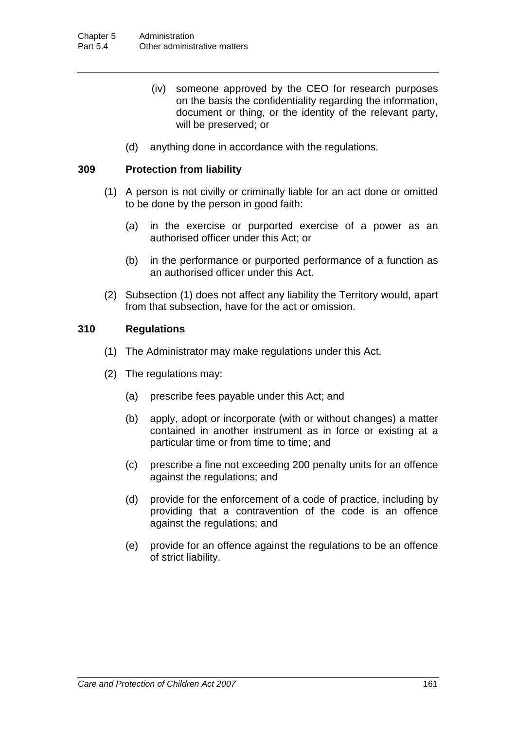(iv) someone approved by the CEO for research purposes on the basis the confidentiality regarding the information, document or thing, or the identity of the relevant party, will be preserved; or

(d) anything done in accordance with the regulations.

### 309 Protection from liability

(1) A person is not civilly or criminally liable for an act done or omitted to be done by the person in good faith:

(a) in the exercise or purported exercise of a power as an authorised officer under this Act; or

(b) in the performance or purported performance of a function as an authorised officer under this Act.

(2) Subsection (1) does not affect any liability the Territory would, apart from that subsection, have for the act or omission.

### 310 Regulations

(1) The Administrator may make regulations under this Act.

(2) The regulations may:

(a) prescribe fees payable under this Act; and

(b) apply, adopt or incorporate (with or without changes) a matter contained in another instrument as in force or existing at a particular time or from time to time; and

(c) prescribe a fine not exceeding 200 penalty units for an offence against the regulations; and

(d) provide for the enforcement of a code of practice, including by providing that a contravention of the code is an offence against the regulations; and

(e) provide for an offence against the regulations to be an offence of strict liability.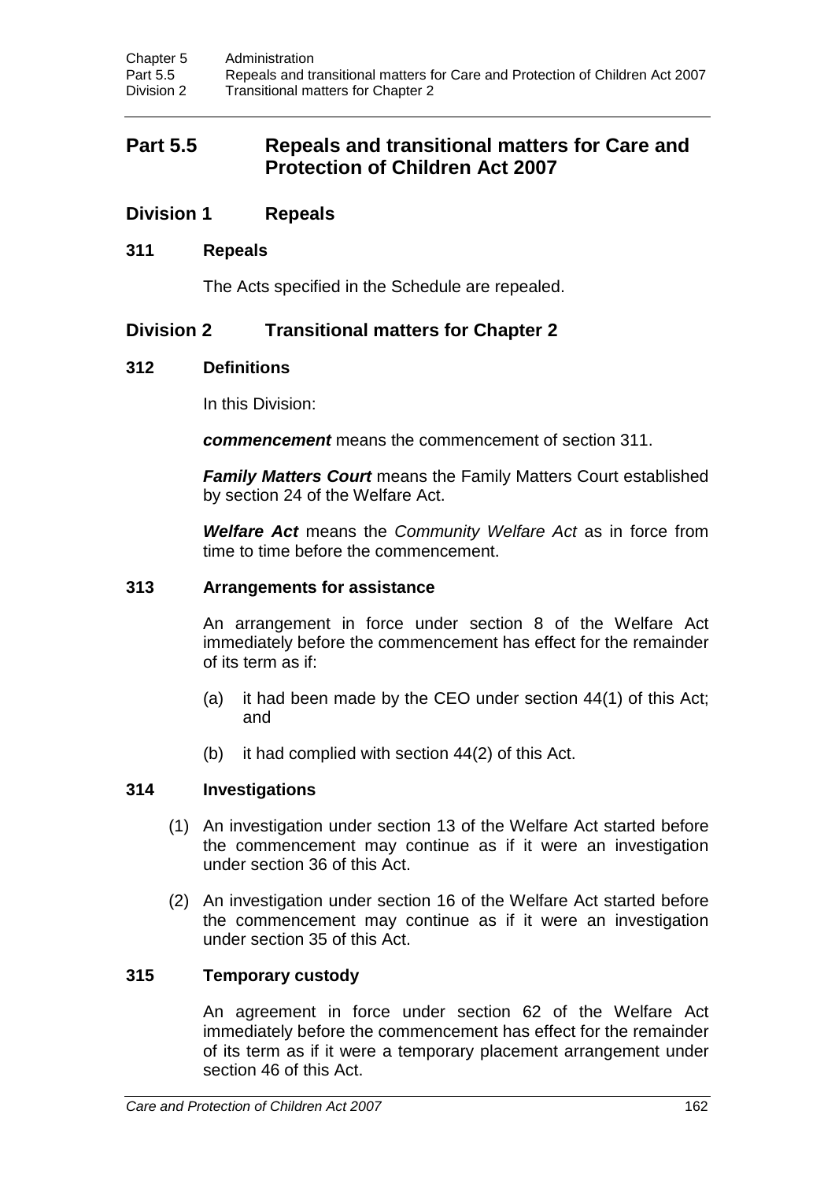## Part 5.5 Repeals and transitional matters for Care and Protection of Children Act 2007

### Division 1 Repeals

#### 311 Repeals

The Acts specified in the Schedule are repealed.

### Division 2 Transitional matters for Chapter 2

#### 312 Definitions

In this Division:

***commencement*** means the commencement of section 311.

***Family Matters Court*** means the Family Matters Court established by section 24 of the Welfare Act.

***Welfare Act*** means the *Community Welfare Act* as in force from time to time before the commencement.

#### 313 Arrangements for assistance

An arrangement in force under section 8 of the Welfare Act immediately before the commencement has effect for the remainder of its term as if:

(a) it had been made by the CEO under section 44(1) of this Act; and

(b) it had complied with section 44(2) of this Act.

#### 314 Investigations

(1) An investigation under section 13 of the Welfare Act started before the commencement may continue as if it were an investigation under section 36 of this Act.

(2) An investigation under section 16 of the Welfare Act started before the commencement may continue as if it were an investigation under section 35 of this Act.

#### 315 Temporary custody

An agreement in force under section 62 of the Welfare Act immediately before the commencement has effect for the remainder of its term as if it were a temporary placement arrangement under section 46 of this Act.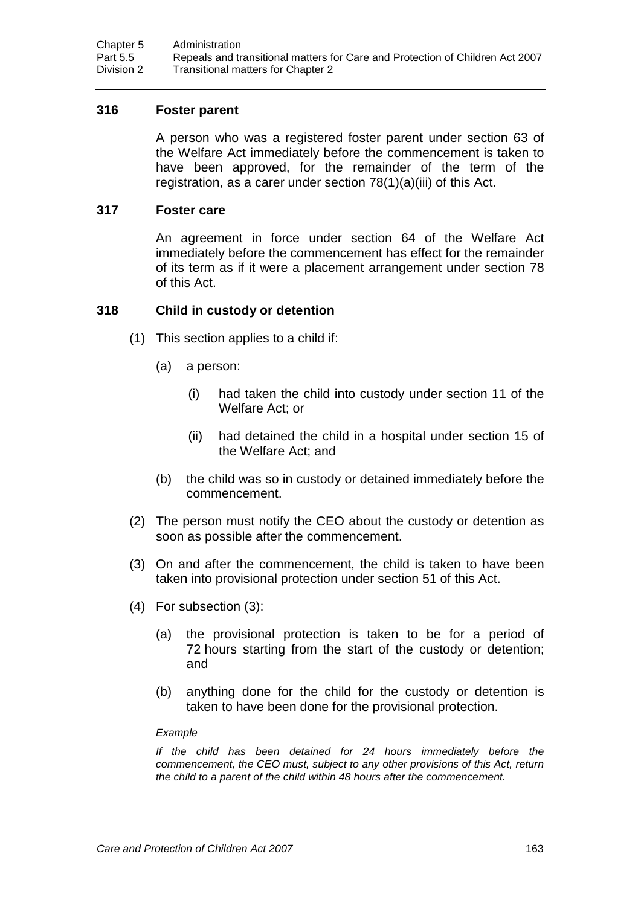### 316 Foster parent

A person who was a registered foster parent under section 63 of the Welfare Act immediately before the commencement is taken to have been approved, for the remainder of the term of the registration, as a carer under section 78(1)(a)(iii) of this Act.

### 317 Foster care

An agreement in force under section 64 of the Welfare Act immediately before the commencement has effect for the remainder of its term as if it were a placement arrangement under section 78 of this Act.

### 318 Child in custody or detention

(1) This section applies to a child if:

- (a) a person:
  - (i) had taken the child into custody under section 11 of the Welfare Act; or
  - (ii) had detained the child in a hospital under section 15 of the Welfare Act; and
- (b) the child was so in custody or detained immediately before the commencement.

(2) The person must notify the CEO about the custody or detention as soon as possible after the commencement.

(3) On and after the commencement, the child is taken to have been taken into provisional protection under section 51 of this Act.

(4) For subsection (3):

- (a) the provisional protection is taken to be for a period of 72 hours starting from the start of the custody or detention; and
- (b) anything done for the child for the custody or detention is taken to have been done for the provisional protection.

*Example*

*If the child has been detained for 24 hours immediately before the commencement, the CEO must, subject to any other provisions of this Act, return the child to a parent of the child within 48 hours after the commencement.*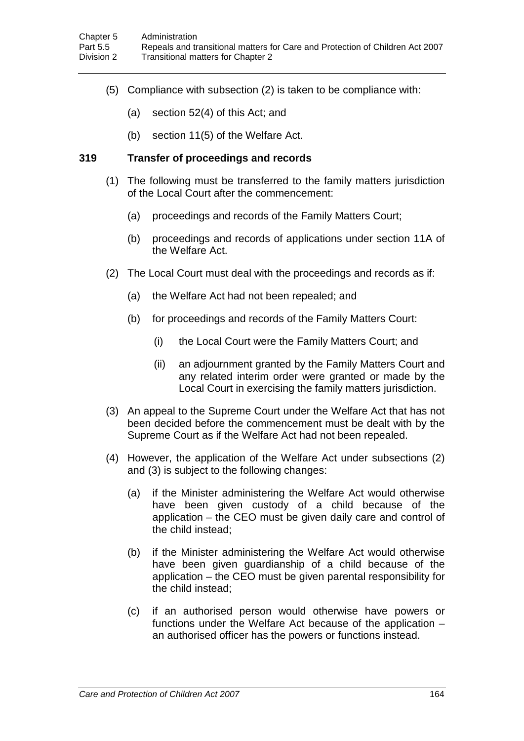(5) Compliance with subsection (2) is taken to be compliance with:

(a) section 52(4) of this Act; and

(b) section 11(5) of the Welfare Act.

### 319 Transfer of proceedings and records

(1) The following must be transferred to the family matters jurisdiction of the Local Court after the commencement:

(a) proceedings and records of the Family Matters Court;

(b) proceedings and records of applications under section 11A of the Welfare Act.

(2) The Local Court must deal with the proceedings and records as if:

(a) the Welfare Act had not been repealed; and

(b) for proceedings and records of the Family Matters Court:

(i) the Local Court were the Family Matters Court; and

(ii) an adjournment granted by the Family Matters Court and any related interim order were granted or made by the Local Court in exercising the family matters jurisdiction.

(3) An appeal to the Supreme Court under the Welfare Act that has not been decided before the commencement must be dealt with by the Supreme Court as if the Welfare Act had not been repealed.

(4) However, the application of the Welfare Act under subsections (2) and (3) is subject to the following changes:

(a) if the Minister administering the Welfare Act would otherwise have been given custody of a child because of the application – the CEO must be given daily care and control of the child instead;

(b) if the Minister administering the Welfare Act would otherwise have been given guardianship of a child because of the application – the CEO must be given parental responsibility for the child instead;

(c) if an authorised person would otherwise have powers or functions under the Welfare Act because of the application – an authorised officer has the powers or functions instead.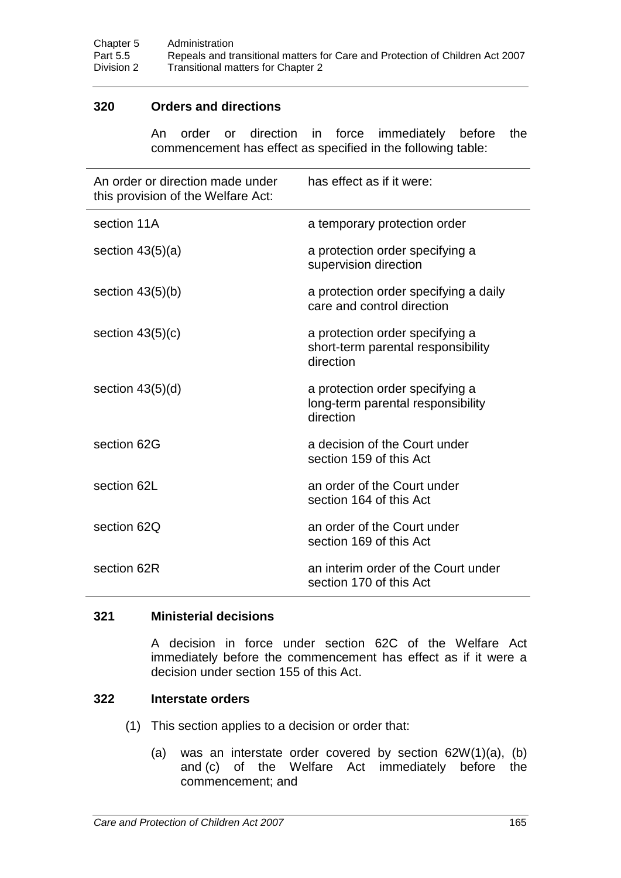### 320 Orders and directions

An order or direction in force immediately before the commencement has effect as specified in the following table:

| An order or direction made under this provision of the Welfare Act: | has effect as if it were: |
|---|---|
| section 11A | a temporary protection order |
| section 43(5)(a) | a protection order specifying a supervision direction |
| section 43(5)(b) | a protection order specifying a daily care and control direction |
| section 43(5)(c) | a protection order specifying a short-term parental responsibility direction |
| section 43(5)(d) | a protection order specifying a long-term parental responsibility direction |
| section 62G | a decision of the Court under section 159 of this Act |
| section 62L | an order of the Court under section 164 of this Act |
| section 62Q | an order of the Court under section 169 of this Act |
| section 62R | an interim order of the Court under section 170 of this Act |

### 321 Ministerial decisions

A decision in force under section 62C of the Welfare Act immediately before the commencement has effect as if it were a decision under section 155 of this Act.

### 322 Interstate orders

(1) This section applies to a decision or order that:

(a) was an interstate order covered by section 62W(1)(a), (b) and (c) of the Welfare Act immediately before the commencement; and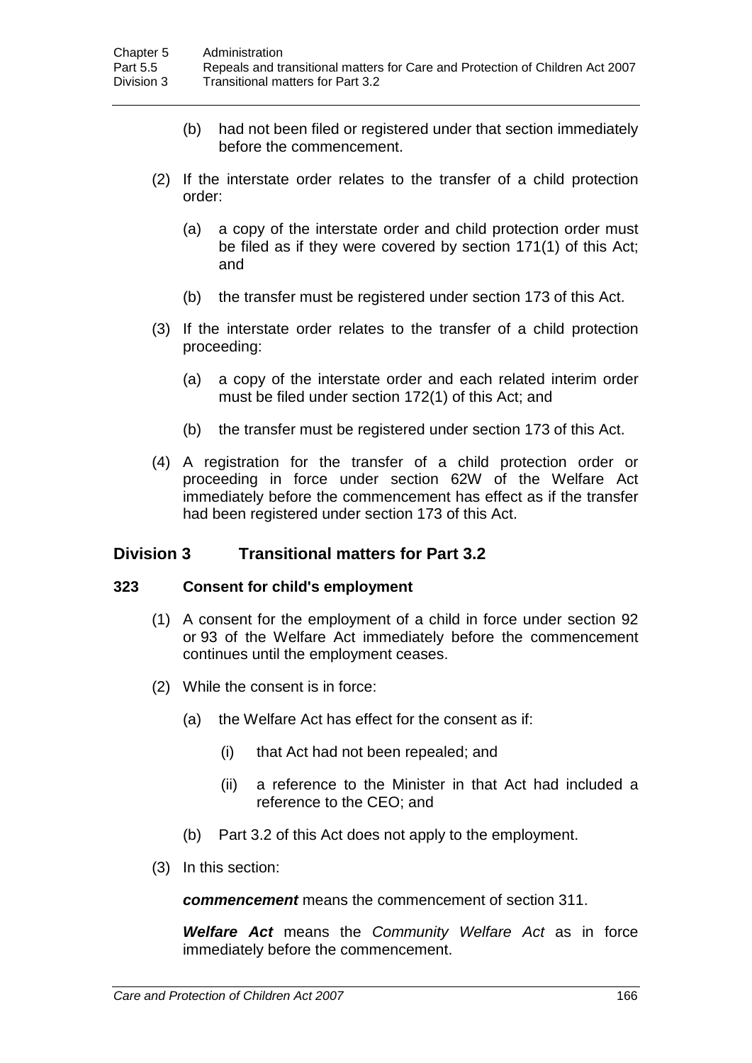(b) had not been filed or registered under that section immediately before the commencement.

(2) If the interstate order relates to the transfer of a child protection order:

(a) a copy of the interstate order and child protection order must be filed as if they were covered by section 171(1) of this Act; and

(b) the transfer must be registered under section 173 of this Act.

(3) If the interstate order relates to the transfer of a child protection proceeding:

(a) a copy of the interstate order and each related interim order must be filed under section 172(1) of this Act; and

(b) the transfer must be registered under section 173 of this Act.

(4) A registration for the transfer of a child protection order or proceeding in force under section 62W of the Welfare Act immediately before the commencement has effect as if the transfer had been registered under section 173 of this Act.

## Division 3 Transitional matters for Part 3.2

### 323 Consent for child's employment

(1) A consent for the employment of a child in force under section 92 or 93 of the Welfare Act immediately before the commencement continues until the employment ceases.

(2) While the consent is in force:

(a) the Welfare Act has effect for the consent as if:

(i) that Act had not been repealed; and

(ii) a reference to the Minister in that Act had included a reference to the CEO; and

(b) Part 3.2 of this Act does not apply to the employment.

(3) In this section:

***commencement*** means the commencement of section 311.

***Welfare Act*** means the *Community Welfare Act* as in force immediately before the commencement.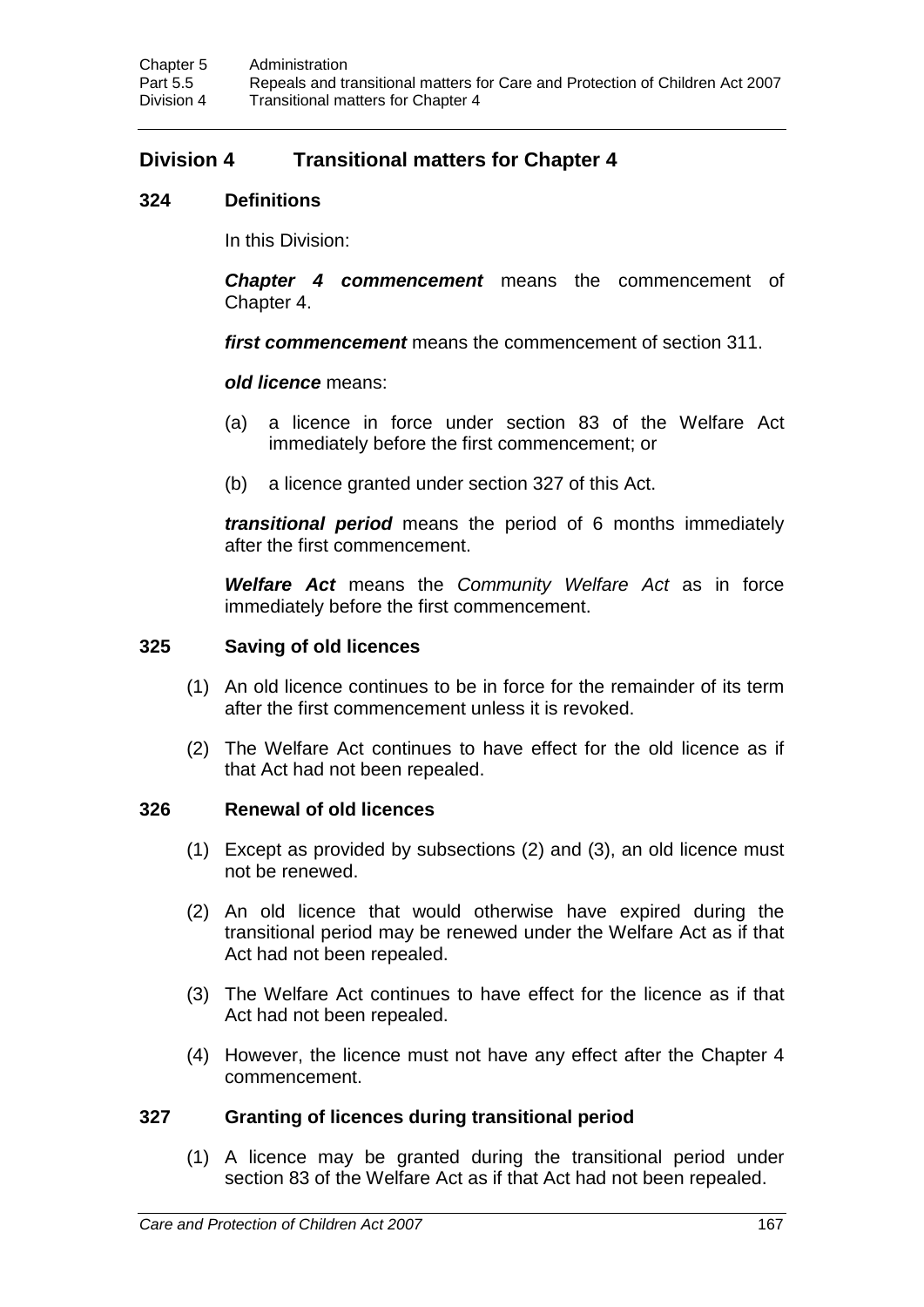## Division 4 Transitional matters for Chapter 4

### 324 Definitions

In this Division:

***Chapter 4 commencement*** means the commencement of Chapter 4.

***first commencement*** means the commencement of section 311.

***old licence*** means:

(a) a licence in force under section 83 of the Welfare Act immediately before the first commencement; or

(b) a licence granted under section 327 of this Act.

***transitional period*** means the period of 6 months immediately after the first commencement.

***Welfare Act*** means the *Community Welfare Act* as in force immediately before the first commencement.

### 325 Saving of old licences

(1) An old licence continues to be in force for the remainder of its term after the first commencement unless it is revoked.

(2) The Welfare Act continues to have effect for the old licence as if that Act had not been repealed.

### 326 Renewal of old licences

(1) Except as provided by subsections (2) and (3), an old licence must not be renewed.

(2) An old licence that would otherwise have expired during the transitional period may be renewed under the Welfare Act as if that Act had not been repealed.

(3) The Welfare Act continues to have effect for the licence as if that Act had not been repealed.

(4) However, the licence must not have any effect after the Chapter 4 commencement.

### 327 Granting of licences during transitional period

(1) A licence may be granted during the transitional period under section 83 of the Welfare Act as if that Act had not been repealed.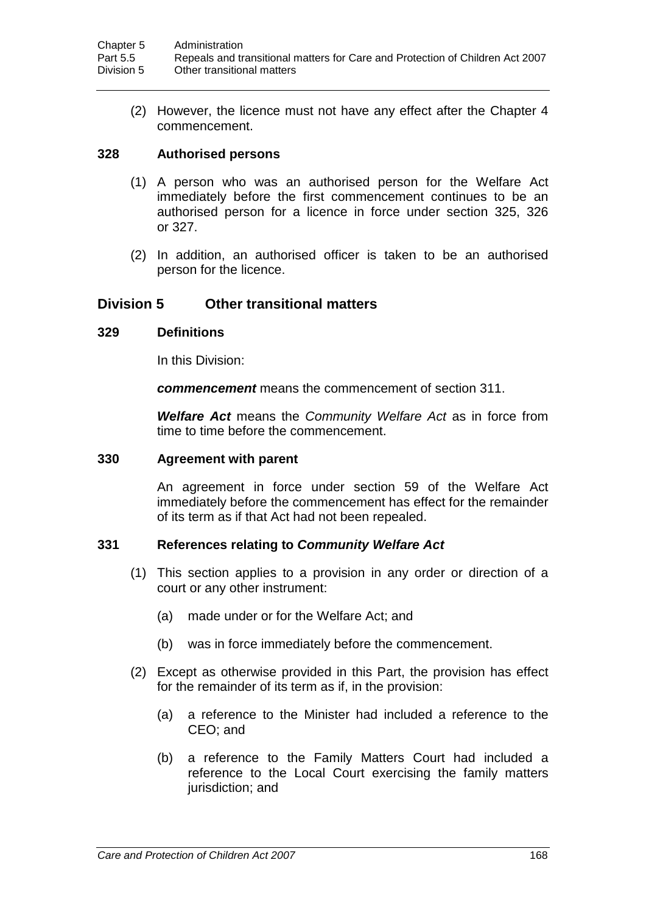(2) However, the licence must not have any effect after the Chapter 4 commencement.

### 328 Authorised persons

(1) A person who was an authorised person for the Welfare Act immediately before the first commencement continues to be an authorised person for a licence in force under section 325, 326 or 327.

(2) In addition, an authorised officer is taken to be an authorised person for the licence.

## Division 5 Other transitional matters

### 329 Definitions

In this Division:

***commencement*** means the commencement of section 311.

***Welfare Act*** means the *Community Welfare Act* as in force from time to time before the commencement.

### 330 Agreement with parent

An agreement in force under section 59 of the Welfare Act immediately before the commencement has effect for the remainder of its term as if that Act had not been repealed.

### 331 References relating to *Community Welfare Act*

(1) This section applies to a provision in any order or direction of a court or any other instrument:

(a) made under or for the Welfare Act; and

(b) was in force immediately before the commencement.

(2) Except as otherwise provided in this Part, the provision has effect for the remainder of its term as if, in the provision:

(a) a reference to the Minister had included a reference to the CEO; and

(b) a reference to the Family Matters Court had included a reference to the Local Court exercising the family matters jurisdiction; and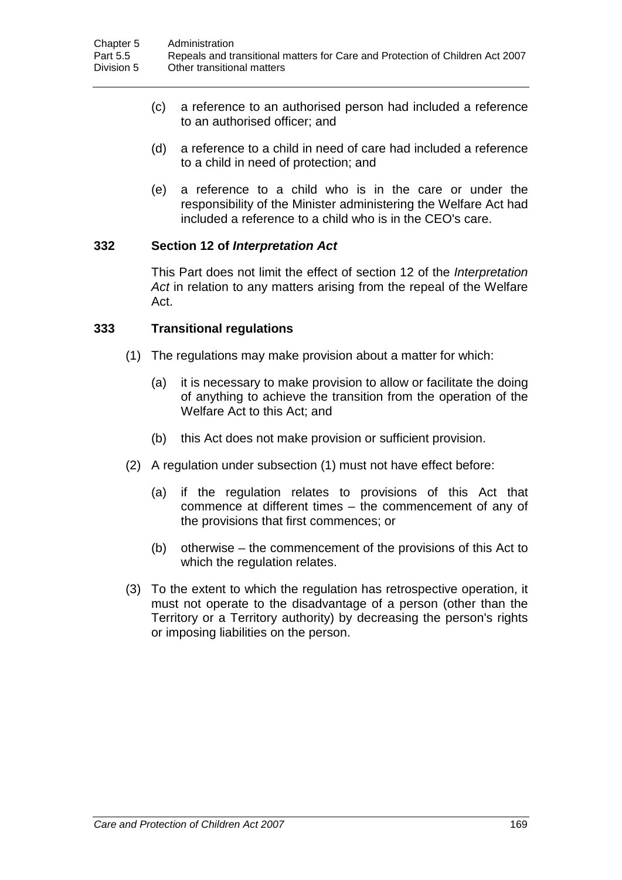(c) a reference to an authorised person had included a reference to an authorised officer; and

(d) a reference to a child in need of care had included a reference to a child in need of protection; and

(e) a reference to a child who is in the care or under the responsibility of the Minister administering the Welfare Act had included a reference to a child who is in the CEO's care.

### 332 Section 12 of *Interpretation Act*

This Part does not limit the effect of section 12 of the *Interpretation Act* in relation to any matters arising from the repeal of the Welfare Act.

### 333 Transitional regulations

(1) The regulations may make provision about a matter for which:

(a) it is necessary to make provision to allow or facilitate the doing of anything to achieve the transition from the operation of the Welfare Act to this Act; and

(b) this Act does not make provision or sufficient provision.

(2) A regulation under subsection (1) must not have effect before:

(a) if the regulation relates to provisions of this Act that commence at different times – the commencement of any of the provisions that first commences; or

(b) otherwise – the commencement of the provisions of this Act to which the regulation relates.

(3) To the extent to which the regulation has retrospective operation, it must not operate to the disadvantage of a person (other than the Territory or a Territory authority) by decreasing the person's rights or imposing liabilities on the person.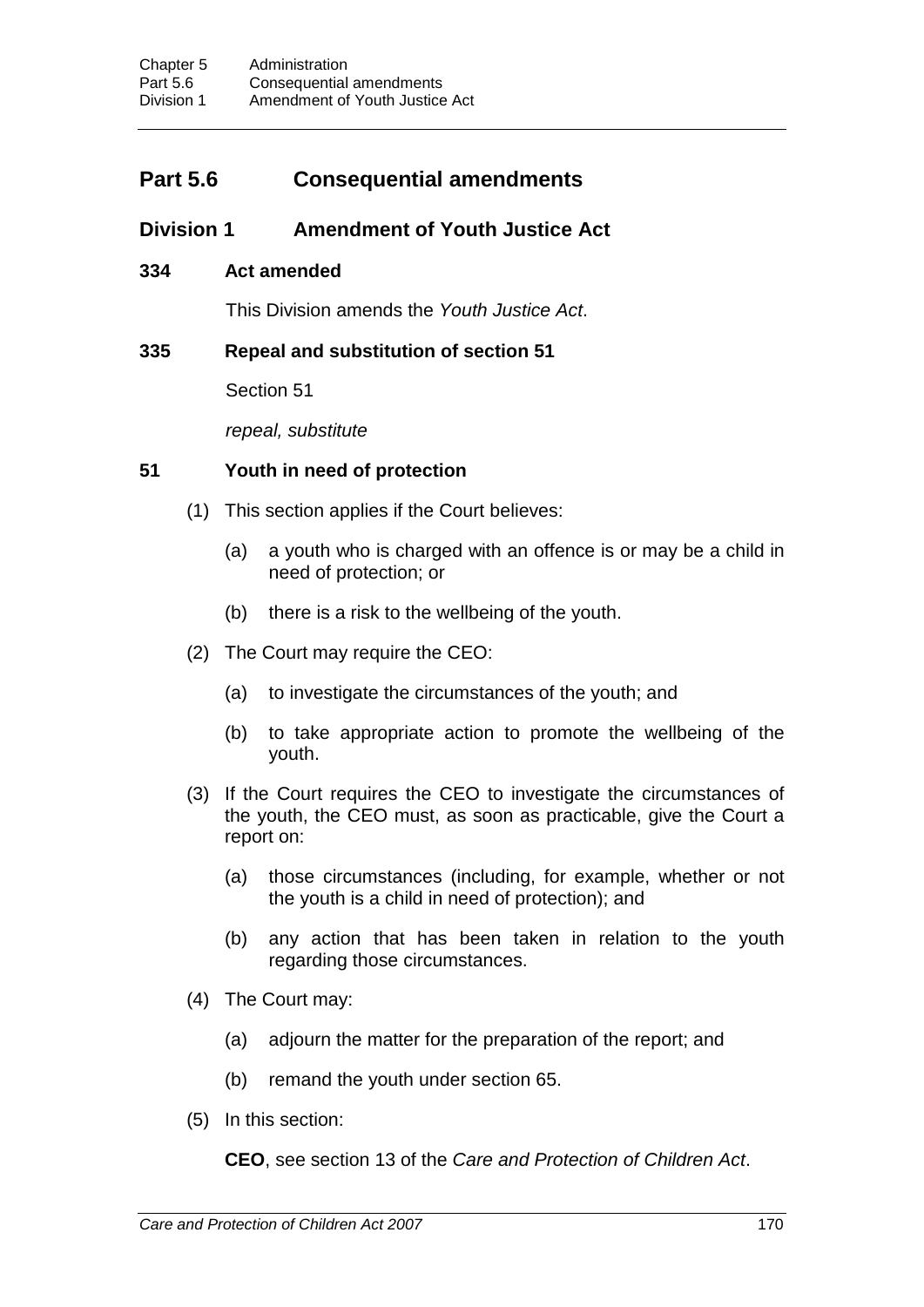## Part 5.6 Consequential amendments

### Division 1 Amendment of Youth Justice Act

**334 Act amended**

This Division amends the *Youth Justice Act*.

**335 Repeal and substitution of section 51**

Section 51

*repeal, substitute*

**51 Youth in need of protection**

(1) This section applies if the Court believes:

(a) a youth who is charged with an offence is or may be a child in need of protection; or

(b) there is a risk to the wellbeing of the youth.

(2) The Court may require the CEO:

(a) to investigate the circumstances of the youth; and

(b) to take appropriate action to promote the wellbeing of the youth.

(3) If the Court requires the CEO to investigate the circumstances of the youth, the CEO must, as soon as practicable, give the Court a report on:

(a) those circumstances (including, for example, whether or not the youth is a child in need of protection); and

(b) any action that has been taken in relation to the youth regarding those circumstances.

(4) The Court may:

(a) adjourn the matter for the preparation of the report; and

(b) remand the youth under section 65.

(5) In this section:

**CEO**, see section 13 of the *Care and Protection of Children Act*.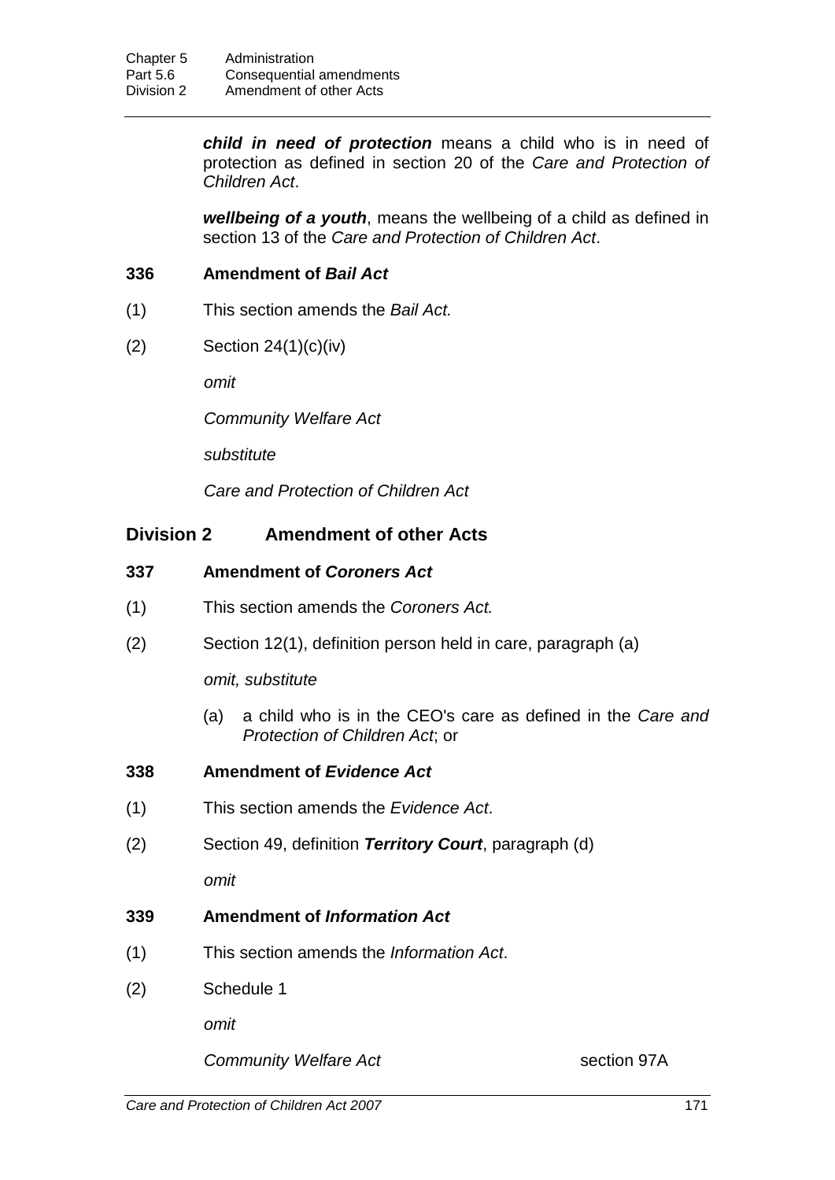***child in need of protection*** means a child who is in need of protection as defined in section 20 of the *Care and Protection of Children Act*.

***wellbeing of a youth***, means the wellbeing of a child as defined in section 13 of the *Care and Protection of Children Act*.

### 336 Amendment of *Bail Act*

(1) This section amends the *Bail Act.*

(2) Section 24(1)(c)(iv)

*omit*

*Community Welfare Act*

*substitute*

*Care and Protection of Children Act*

## Division 2 Amendment of other Acts

### 337 Amendment of *Coroners Act*

(1) This section amends the *Coroners Act.*

(2) Section 12(1), definition person held in care, paragraph (a)

*omit, substitute*

(a) a child who is in the CEO's care as defined in the *Care and Protection of Children Act*; or

### 338 Amendment of *Evidence Act*

(1) This section amends the *Evidence Act*.

(2) Section 49, definition ***Territory Court***, paragraph (d)

*omit*

### 339 Amendment of *Information Act*

(1) This section amends the *Information Act*.

(2) Schedule 1

*omit*

*Community Welfare Act* section 97A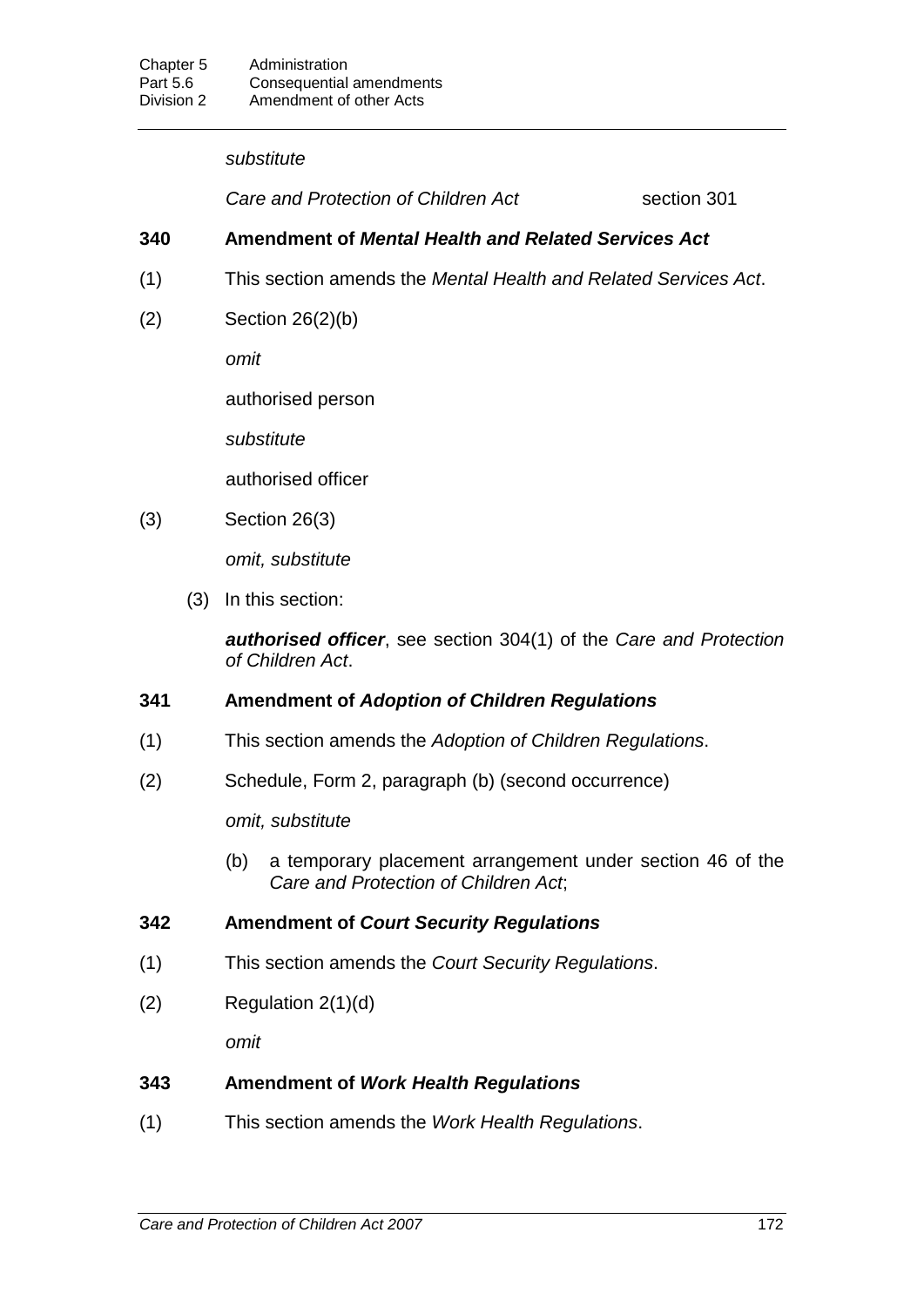*substitute*

*Care and Protection of Children Act* section 301

### 340 Amendment of *Mental Health and Related Services Act*

(1) This section amends the *Mental Health and Related Services Act*.

(2) Section 26(2)(b)

*omit*

authorised person

*substitute*

authorised officer

(3) Section 26(3)

*omit, substitute*

(3) In this section:

***authorised officer***, see section 304(1) of the *Care and Protection of Children Act*.

### 341 Amendment of *Adoption of Children Regulations*

(1) This section amends the *Adoption of Children Regulations*.

(2) Schedule, Form 2, paragraph (b) (second occurrence)

*omit, substitute*

(b) a temporary placement arrangement under section 46 of the *Care and Protection of Children Act*;

### 342 Amendment of *Court Security Regulations*

(1) This section amends the *Court Security Regulations*.

(2) Regulation 2(1)(d)

*omit*

### 343 Amendment of *Work Health Regulations*

(1) This section amends the *Work Health Regulations*.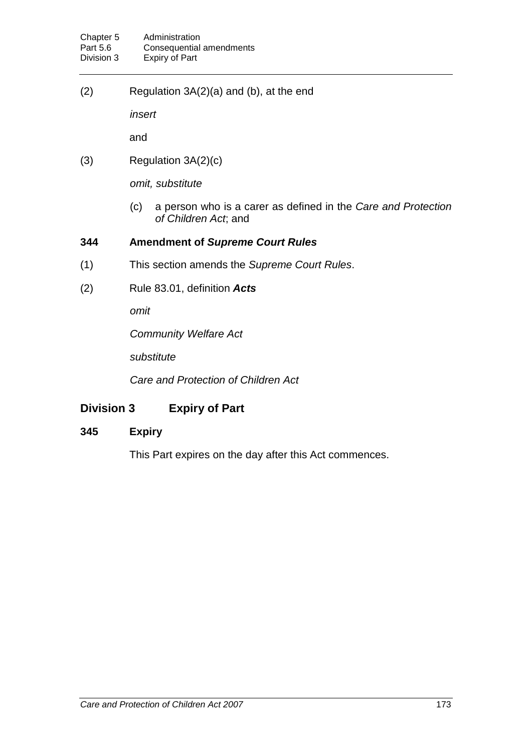(2) Regulation 3A(2)(a) and (b), at the end

*insert*

and

(3) Regulation 3A(2)(c)

*omit, substitute*

(c) a person who is a carer as defined in the *Care and Protection of Children Act*; and

### 344 Amendment of *Supreme Court Rules*

(1) This section amends the *Supreme Court Rules*.

(2) Rule 83.01, definition ***Acts***

*omit*

*Community Welfare Act*

*substitute*

*Care and Protection of Children Act*

## Division 3 Expiry of Part

### 345 Expiry

This Part expires on the day after this Act commences.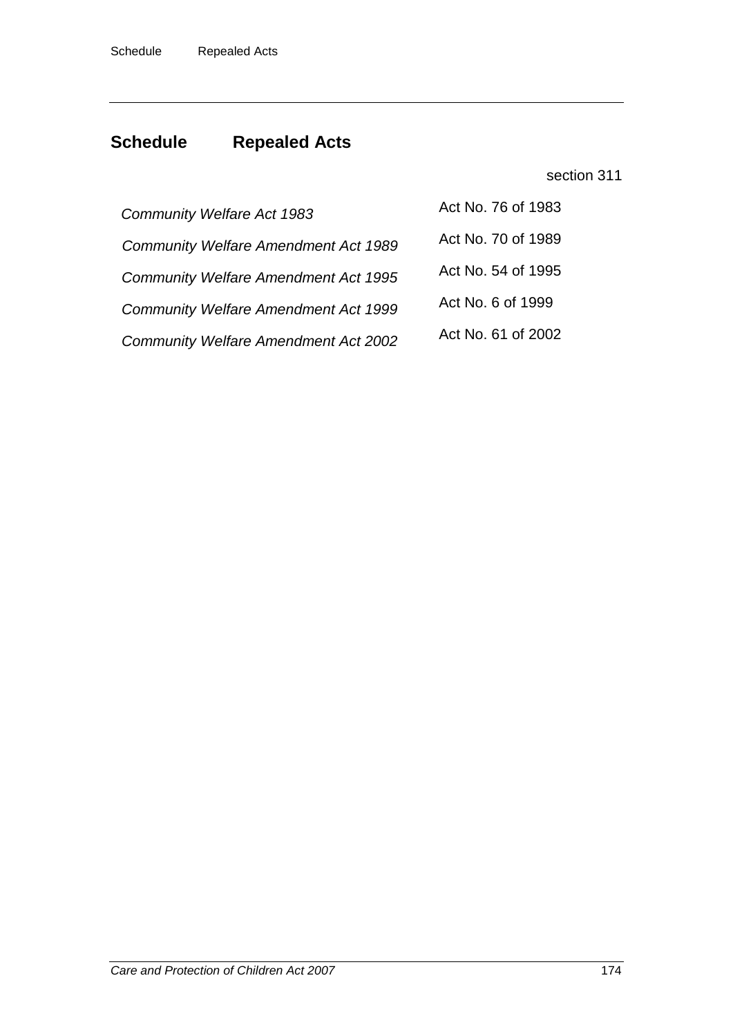## Schedule Repealed Acts

section 311

| | |
|---|---|
| *Community Welfare Act 1983* | Act No. 76 of 1983 |
| *Community Welfare Amendment Act 1989* | Act No. 70 of 1989 |
| *Community Welfare Amendment Act 1995* | Act No. 54 of 1995 |
| *Community Welfare Amendment Act 1999* | Act No. 6 of 1999 |
| *Community Welfare Amendment Act 2002* | Act No. 61 of 2002 |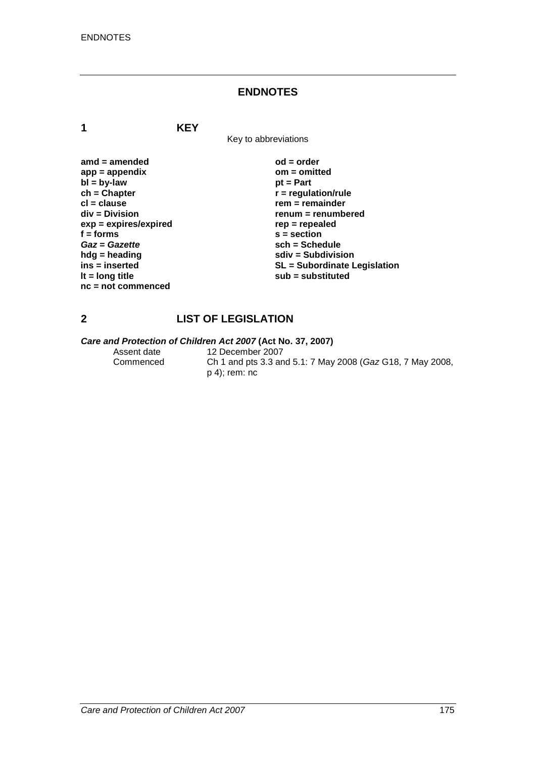# ENDNOTES

## 1 KEY

Key to abbreviations

**amd = amended**
**app = appendix**
**bl = by-law**
**ch = Chapter**
**cl = clause**
**div = Division**
**exp = expires/expired**
**f = forms**
***Gaz* = *Gazette***
**hdg = heading**
**ins = inserted**
**lt = long title**
**nc = not commenced**
**od = order**
**om = omitted**
**pt = Part**
**r = regulation/rule**
**rem = remainder**
**renum = renumbered**
**rep = repealed**
**s = section**
**sch = Schedule**
**sdiv = Subdivision**
**SL = Subordinate Legislation**
**sub = substituted**

## 2 LIST OF LEGISLATION

***Care and Protection of Children Act 2007* (Act No. 37, 2007)**

Assent date 12 December 2007
Commenced Ch 1 and pts 3.3 and 5.1: 7 May 2008 (*Gaz* G18, 7 May 2008, p 4); rem: nc